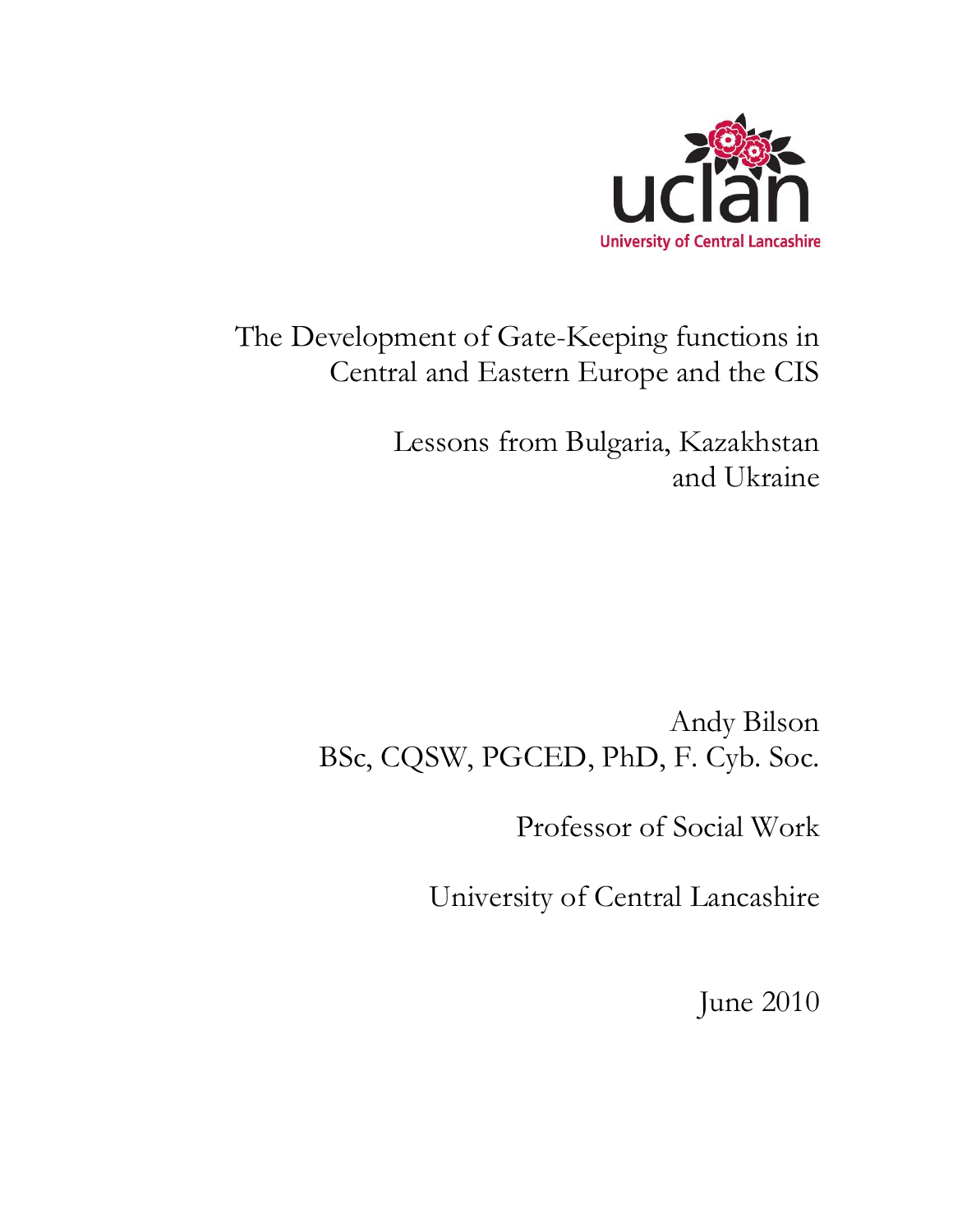uclan

University of Central Lancashire

# The Development of Gate-Keeping functions in Central and Eastern Europe and the CIS

## Lessons from Bulgaria, Kazakhstan and Ukraine

Andy Bilson
BSc, CQSW, PGCED, PhD, F. Cyb. Soc.

Professor of Social Work

University of Central Lancashire

June 2010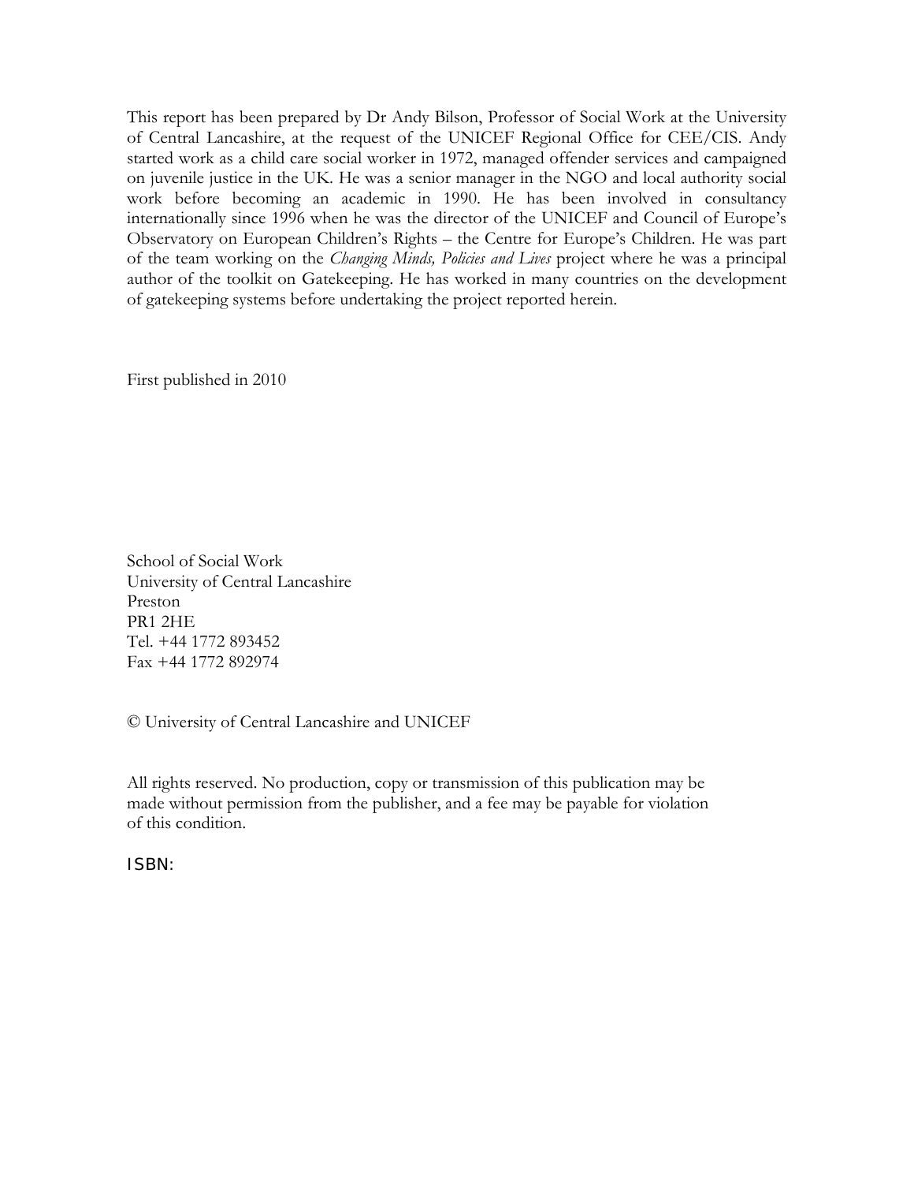This report has been prepared by Dr Andy Bilson, Professor of Social Work at the University of Central Lancashire, at the request of the UNICEF Regional Office for CEE/CIS. Andy started work as a child care social worker in 1972, managed offender services and campaigned on juvenile justice in the UK. He was a senior manager in the NGO and local authority social work before becoming an academic in 1990. He has been involved in consultancy internationally since 1996 when he was the director of the UNICEF and Council of Europe's Observatory on European Children's Rights – the Centre for Europe's Children. He was part of the team working on the *Changing Minds, Policies and Lives* project where he was a principal author of the toolkit on Gatekeeping. He has worked in many countries on the development of gatekeeping systems before undertaking the project reported herein.

First published in 2010

School of Social Work
University of Central Lancashire
Preston
PR1 2HE
Tel. +44 1772 893452
Fax +44 1772 892974

© University of Central Lancashire and UNICEF

All rights reserved. No production, copy or transmission of this publication may be made without permission from the publisher, and a fee may be payable for violation of this condition.

ISBN: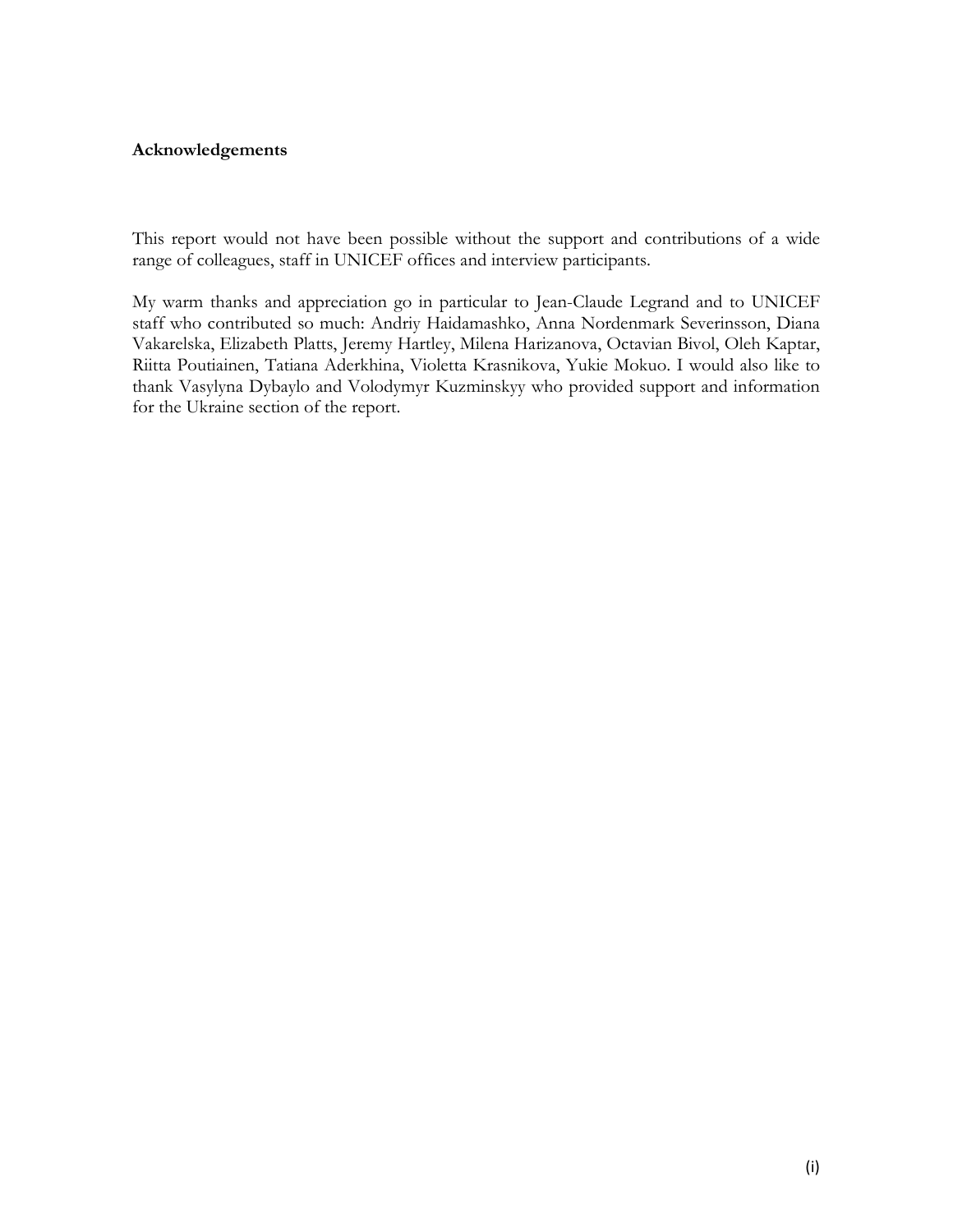**Acknowledgements**

This report would not have been possible without the support and contributions of a wide range of colleagues, staff in UNICEF offices and interview participants.

My warm thanks and appreciation go in particular to Jean-Claude Legrand and to UNICEF staff who contributed so much: Andriy Haidamashko, Anna Nordenmark Severinsson, Diana Vakarelska, Elizabeth Platts, Jeremy Hartley, Milena Harizanova, Octavian Bivol, Oleh Kaptar, Riitta Poutiainen, Tatiana Aderkhina, Violetta Krasnikova, Yukie Mokuo. I would also like to thank Vasylyna Dybaylo and Volodymyr Kuzminskyy who provided support and information for the Ukraine section of the report.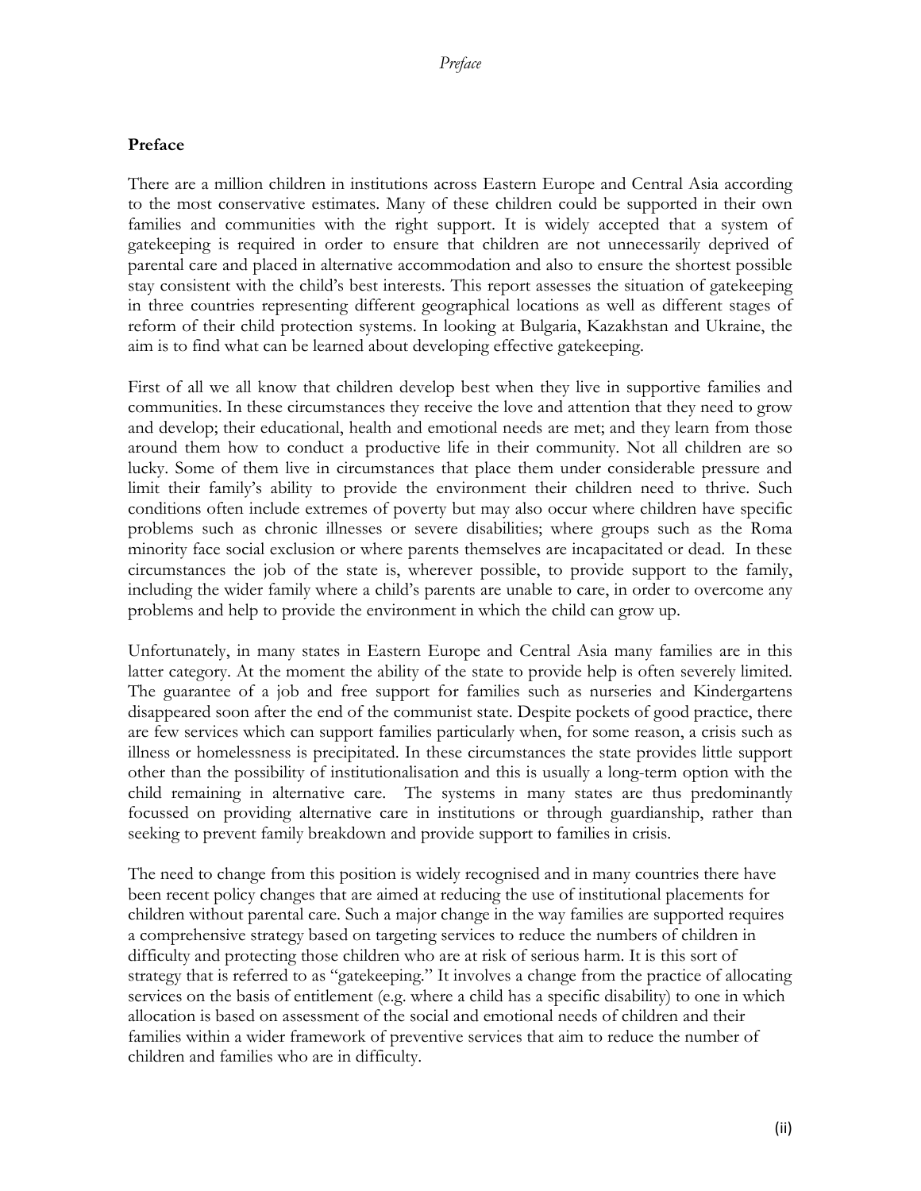## Preface

There are a million children in institutions across Eastern Europe and Central Asia according to the most conservative estimates. Many of these children could be supported in their own families and communities with the right support. It is widely accepted that a system of gatekeeping is required in order to ensure that children are not unnecessarily deprived of parental care and placed in alternative accommodation and also to ensure the shortest possible stay consistent with the child's best interests. This report assesses the situation of gatekeeping in three countries representing different geographical locations as well as different stages of reform of their child protection systems. In looking at Bulgaria, Kazakhstan and Ukraine, the aim is to find what can be learned about developing effective gatekeeping.

First of all we all know that children develop best when they live in supportive families and communities. In these circumstances they receive the love and attention that they need to grow and develop; their educational, health and emotional needs are met; and they learn from those around them how to conduct a productive life in their community. Not all children are so lucky. Some of them live in circumstances that place them under considerable pressure and limit their family's ability to provide the environment their children need to thrive. Such conditions often include extremes of poverty but may also occur where children have specific problems such as chronic illnesses or severe disabilities; where groups such as the Roma minority face social exclusion or where parents themselves are incapacitated or dead. In these circumstances the job of the state is, wherever possible, to provide support to the family, including the wider family where a child's parents are unable to care, in order to overcome any problems and help to provide the environment in which the child can grow up.

Unfortunately, in many states in Eastern Europe and Central Asia many families are in this latter category. At the moment the ability of the state to provide help is often severely limited. The guarantee of a job and free support for families such as nurseries and Kindergartens disappeared soon after the end of the communist state. Despite pockets of good practice, there are few services which can support families particularly when, for some reason, a crisis such as illness or homelessness is precipitated. In these circumstances the state provides little support other than the possibility of institutionalisation and this is usually a long-term option with the child remaining in alternative care. The systems in many states are thus predominantly focussed on providing alternative care in institutions or through guardianship, rather than seeking to prevent family breakdown and provide support to families in crisis.

The need to change from this position is widely recognised and in many countries there have been recent policy changes that are aimed at reducing the use of institutional placements for children without parental care. Such a major change in the way families are supported requires a comprehensive strategy based on targeting services to reduce the numbers of children in difficulty and protecting those children who are at risk of serious harm. It is this sort of strategy that is referred to as "gatekeeping." It involves a change from the practice of allocating services on the basis of entitlement (e.g. where a child has a specific disability) to one in which allocation is based on assessment of the social and emotional needs of children and their families within a wider framework of preventive services that aim to reduce the number of children and families who are in difficulty.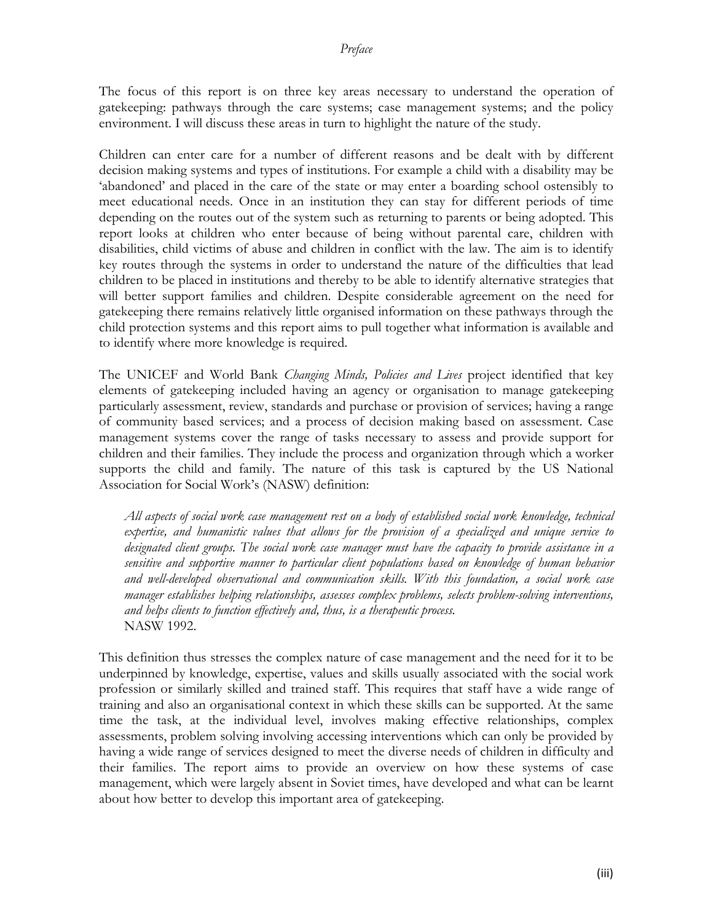*Preface*

The focus of this report is on three key areas necessary to understand the operation of gatekeeping: pathways through the care systems; case management systems; and the policy environment. I will discuss these areas in turn to highlight the nature of the study.

Children can enter care for a number of different reasons and be dealt with by different decision making systems and types of institutions. For example a child with a disability may be 'abandoned' and placed in the care of the state or may enter a boarding school ostensibly to meet educational needs. Once in an institution they can stay for different periods of time depending on the routes out of the system such as returning to parents or being adopted. This report looks at children who enter because of being without parental care, children with disabilities, child victims of abuse and children in conflict with the law. The aim is to identify key routes through the systems in order to understand the nature of the difficulties that lead children to be placed in institutions and thereby to be able to identify alternative strategies that will better support families and children. Despite considerable agreement on the need for gatekeeping there remains relatively little organised information on these pathways through the child protection systems and this report aims to pull together what information is available and to identify where more knowledge is required.

The UNICEF and World Bank *Changing Minds, Policies and Lives* project identified that key elements of gatekeeping included having an agency or organisation to manage gatekeeping particularly assessment, review, standards and purchase or provision of services; having a range of community based services; and a process of decision making based on assessment. Case management systems cover the range of tasks necessary to assess and provide support for children and their families. They include the process and organization through which a worker supports the child and family. The nature of this task is captured by the US National Association for Social Work's (NASW) definition:

> *All aspects of social work case management rest on a body of established social work knowledge, technical expertise, and humanistic values that allows for the provision of a specialized and unique service to designated client groups. The social work case manager must have the capacity to provide assistance in a sensitive and supportive manner to particular client populations based on knowledge of human behavior and well-developed observational and communication skills. With this foundation, a social work case manager establishes helping relationships, assesses complex problems, selects problem-solving interventions, and helps clients to function effectively and, thus, is a therapeutic process.*
> NASW 1992.

This definition thus stresses the complex nature of case management and the need for it to be underpinned by knowledge, expertise, values and skills usually associated with the social work profession or similarly skilled and trained staff. This requires that staff have a wide range of training and also an organisational context in which these skills can be supported. At the same time the task, at the individual level, involves making effective relationships, complex assessments, problem solving involving accessing interventions which can only be provided by having a wide range of services designed to meet the diverse needs of children in difficulty and their families. The report aims to provide an overview on how these systems of case management, which were largely absent in Soviet times, have developed and what can be learnt about how better to develop this important area of gatekeeping.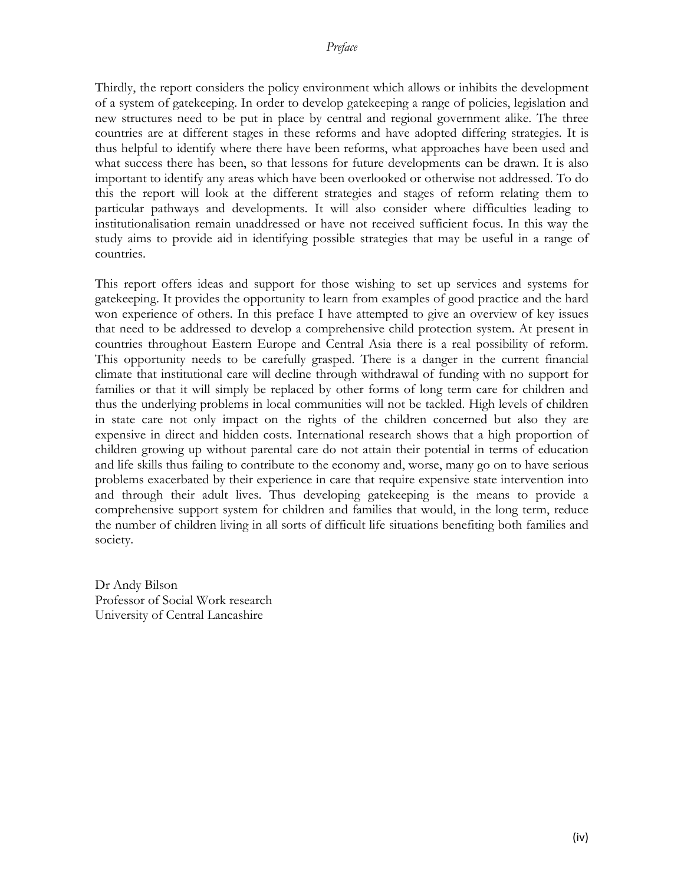Thirdly, the report considers the policy environment which allows or inhibits the development of a system of gatekeeping. In order to develop gatekeeping a range of policies, legislation and new structures need to be put in place by central and regional government alike. The three countries are at different stages in these reforms and have adopted differing strategies. It is thus helpful to identify where there have been reforms, what approaches have been used and what success there has been, so that lessons for future developments can be drawn. It is also important to identify any areas which have been overlooked or otherwise not addressed. To do this the report will look at the different strategies and stages of reform relating them to particular pathways and developments. It will also consider where difficulties leading to institutionalisation remain unaddressed or have not received sufficient focus. In this way the study aims to provide aid in identifying possible strategies that may be useful in a range of countries.

This report offers ideas and support for those wishing to set up services and systems for gatekeeping. It provides the opportunity to learn from examples of good practice and the hard won experience of others. In this preface I have attempted to give an overview of key issues that need to be addressed to develop a comprehensive child protection system. At present in countries throughout Eastern Europe and Central Asia there is a real possibility of reform. This opportunity needs to be carefully grasped. There is a danger in the current financial climate that institutional care will decline through withdrawal of funding with no support for families or that it will simply be replaced by other forms of long term care for children and thus the underlying problems in local communities will not be tackled. High levels of children in state care not only impact on the rights of the children concerned but also they are expensive in direct and hidden costs. International research shows that a high proportion of children growing up without parental care do not attain their potential in terms of education and life skills thus failing to contribute to the economy and, worse, many go on to have serious problems exacerbated by their experience in care that require expensive state intervention into and through their adult lives. Thus developing gatekeeping is the means to provide a comprehensive support system for children and families that would, in the long term, reduce the number of children living in all sorts of difficult life situations benefiting both families and society.

Dr Andy Bilson
Professor of Social Work research
University of Central Lancashire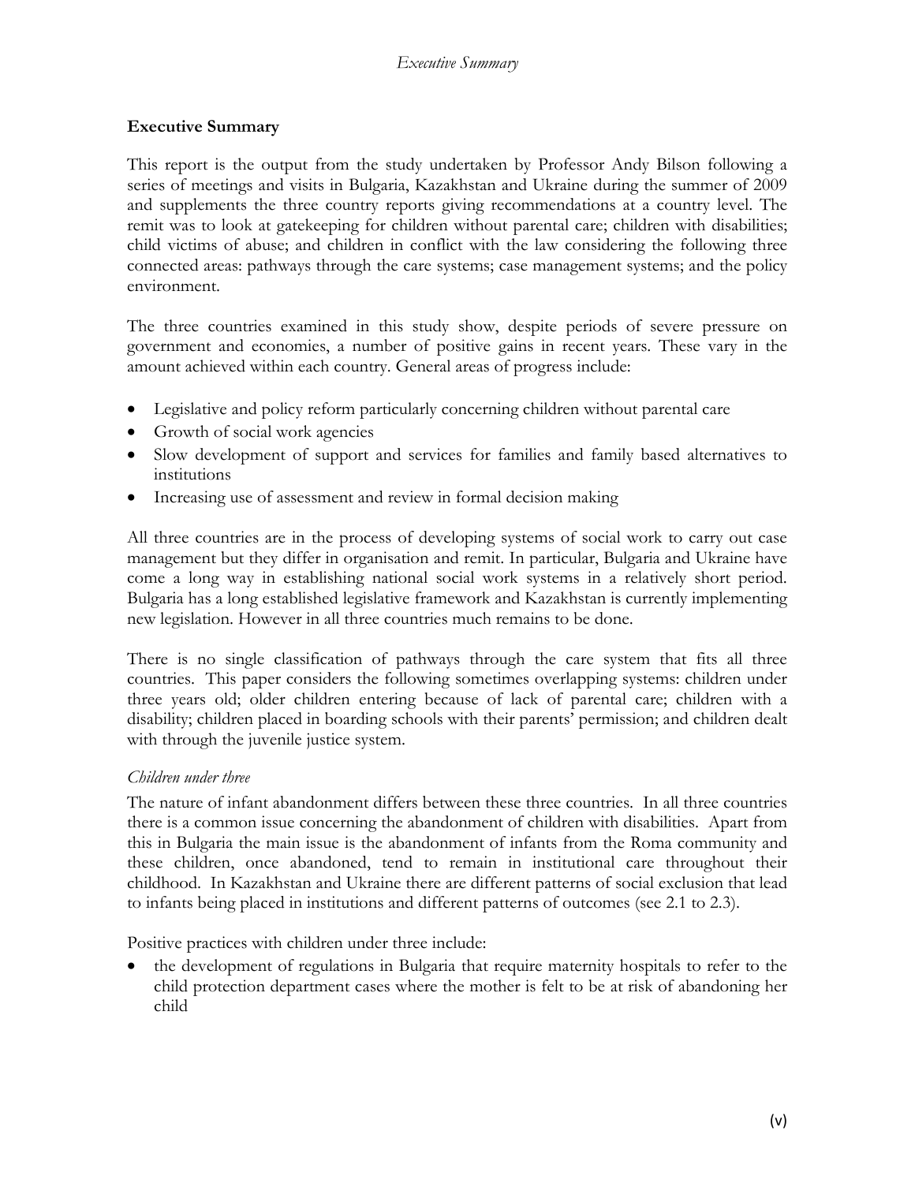## Executive Summary

This report is the output from the study undertaken by Professor Andy Bilson following a series of meetings and visits in Bulgaria, Kazakhstan and Ukraine during the summer of 2009 and supplements the three country reports giving recommendations at a country level. The remit was to look at gatekeeping for children without parental care; children with disabilities; child victims of abuse; and children in conflict with the law considering the following three connected areas: pathways through the care systems; case management systems; and the policy environment.

The three countries examined in this study show, despite periods of severe pressure on government and economies, a number of positive gains in recent years. These vary in the amount achieved within each country. General areas of progress include:

- Legislative and policy reform particularly concerning children without parental care
- Growth of social work agencies
- Slow development of support and services for families and family based alternatives to institutions
- Increasing use of assessment and review in formal decision making

All three countries are in the process of developing systems of social work to carry out case management but they differ in organisation and remit. In particular, Bulgaria and Ukraine have come a long way in establishing national social work systems in a relatively short period. Bulgaria has a long established legislative framework and Kazakhstan is currently implementing new legislation. However in all three countries much remains to be done.

There is no single classification of pathways through the care system that fits all three countries. This paper considers the following sometimes overlapping systems: children under three years old; older children entering because of lack of parental care; children with a disability; children placed in boarding schools with their parents' permission; and children dealt with through the juvenile justice system.

*Children under three*

The nature of infant abandonment differs between these three countries. In all three countries there is a common issue concerning the abandonment of children with disabilities. Apart from this in Bulgaria the main issue is the abandonment of infants from the Roma community and these children, once abandoned, tend to remain in institutional care throughout their childhood. In Kazakhstan and Ukraine there are different patterns of social exclusion that lead to infants being placed in institutions and different patterns of outcomes (see 2.1 to 2.3).

Positive practices with children under three include:

- the development of regulations in Bulgaria that require maternity hospitals to refer to the child protection department cases where the mother is felt to be at risk of abandoning her child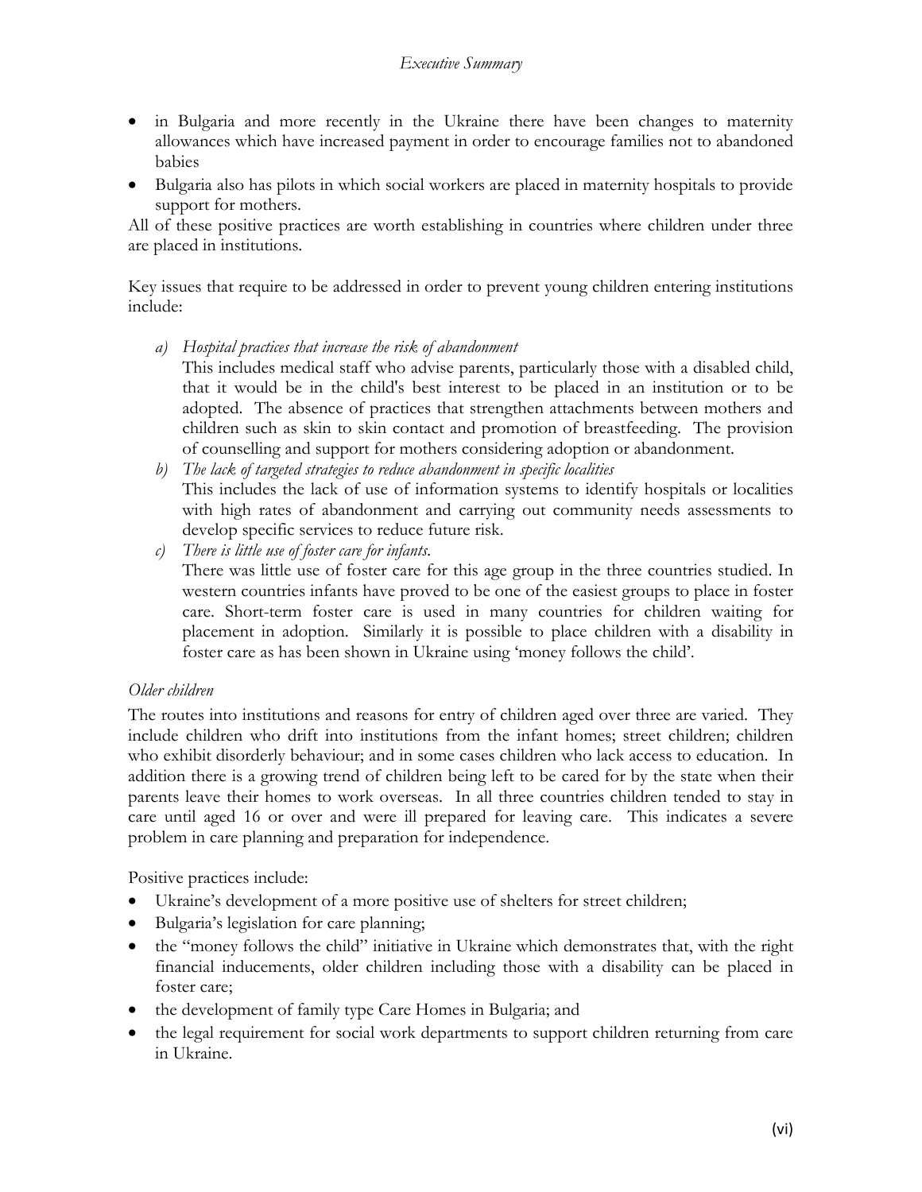- in Bulgaria and more recently in the Ukraine there have been changes to maternity allowances which have increased payment in order to encourage families not to abandoned babies
- Bulgaria also has pilots in which social workers are placed in maternity hospitals to provide support for mothers.

All of these positive practices are worth establishing in countries where children under three are placed in institutions.

Key issues that require to be addressed in order to prevent young children entering institutions include:

a) *Hospital practices that increase the risk of abandonment*
   This includes medical staff who advise parents, particularly those with a disabled child, that it would be in the child's best interest to be placed in an institution or to be adopted. The absence of practices that strengthen attachments between mothers and children such as skin to skin contact and promotion of breastfeeding. The provision of counselling and support for mothers considering adoption or abandonment.
b) *The lack of targeted strategies to reduce abandonment in specific localities*
   This includes the lack of use of information systems to identify hospitals or localities with high rates of abandonment and carrying out community needs assessments to develop specific services to reduce future risk.
c) *There is little use of foster care for infants.*
   There was little use of foster care for this age group in the three countries studied. In western countries infants have proved to be one of the easiest groups to place in foster care. Short-term foster care is used in many countries for children waiting for placement in adoption. Similarly it is possible to place children with a disability in foster care as has been shown in Ukraine using 'money follows the child'.

*Older children*

The routes into institutions and reasons for entry of children aged over three are varied. They include children who drift into institutions from the infant homes; street children; children who exhibit disorderly behaviour; and in some cases children who lack access to education. In addition there is a growing trend of children being left to be cared for by the state when their parents leave their homes to work overseas. In all three countries children tended to stay in care until aged 16 or over and were ill prepared for leaving care. This indicates a severe problem in care planning and preparation for independence.

Positive practices include:

- Ukraine's development of a more positive use of shelters for street children;
- Bulgaria's legislation for care planning;
- the "money follows the child" initiative in Ukraine which demonstrates that, with the right financial inducements, older children including those with a disability can be placed in foster care;
- the development of family type Care Homes in Bulgaria; and
- the legal requirement for social work departments to support children returning from care in Ukraine.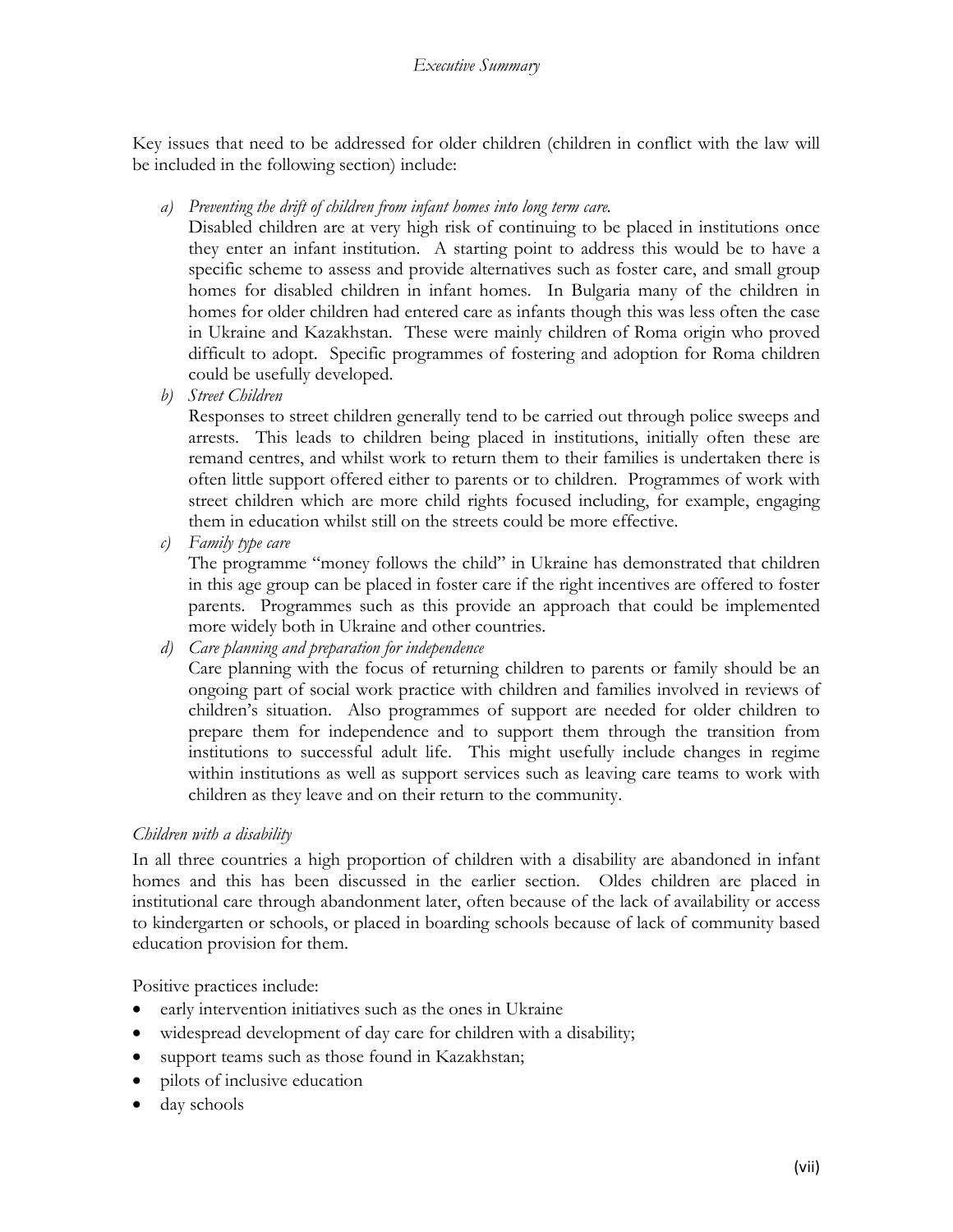Key issues that need to be addressed for older children (children in conflict with the law will be included in the following section) include:

a) *Preventing the drift of children from infant homes into long term care.*
   Disabled children are at very high risk of continuing to be placed in institutions once they enter an infant institution. A starting point to address this would be to have a specific scheme to assess and provide alternatives such as foster care, and small group homes for disabled children in infant homes. In Bulgaria many of the children in homes for older children had entered care as infants though this was less often the case in Ukraine and Kazakhstan. These were mainly children of Roma origin who proved difficult to adopt. Specific programmes of fostering and adoption for Roma children could be usefully developed.

b) *Street Children*
   Responses to street children generally tend to be carried out through police sweeps and arrests. This leads to children being placed in institutions, initially often these are remand centres, and whilst work to return them to their families is undertaken there is often little support offered either to parents or to children. Programmes of work with street children which are more child rights focused including, for example, engaging them in education whilst still on the streets could be more effective.

c) *Family type care*
   The programme "money follows the child" in Ukraine has demonstrated that children in this age group can be placed in foster care if the right incentives are offered to foster parents. Programmes such as this provide an approach that could be implemented more widely both in Ukraine and other countries.

d) *Care planning and preparation for independence*
   Care planning with the focus of returning children to parents or family should be an ongoing part of social work practice with children and families involved in reviews of children's situation. Also programmes of support are needed for older children to prepare them for independence and to support them through the transition from institutions to successful adult life. This might usefully include changes in regime within institutions as well as support services such as leaving care teams to work with children as they leave and on their return to the community.

*Children with a disability*

In all three countries a high proportion of children with a disability are abandoned in infant homes and this has been discussed in the earlier section. Oldes children are placed in institutional care through abandonment later, often because of the lack of availability or access to kindergarten or schools, or placed in boarding schools because of lack of community based education provision for them.

Positive practices include:

- early intervention initiatives such as the ones in Ukraine
- widespread development of day care for children with a disability;
- support teams such as those found in Kazakhstan;
- pilots of inclusive education
- day schools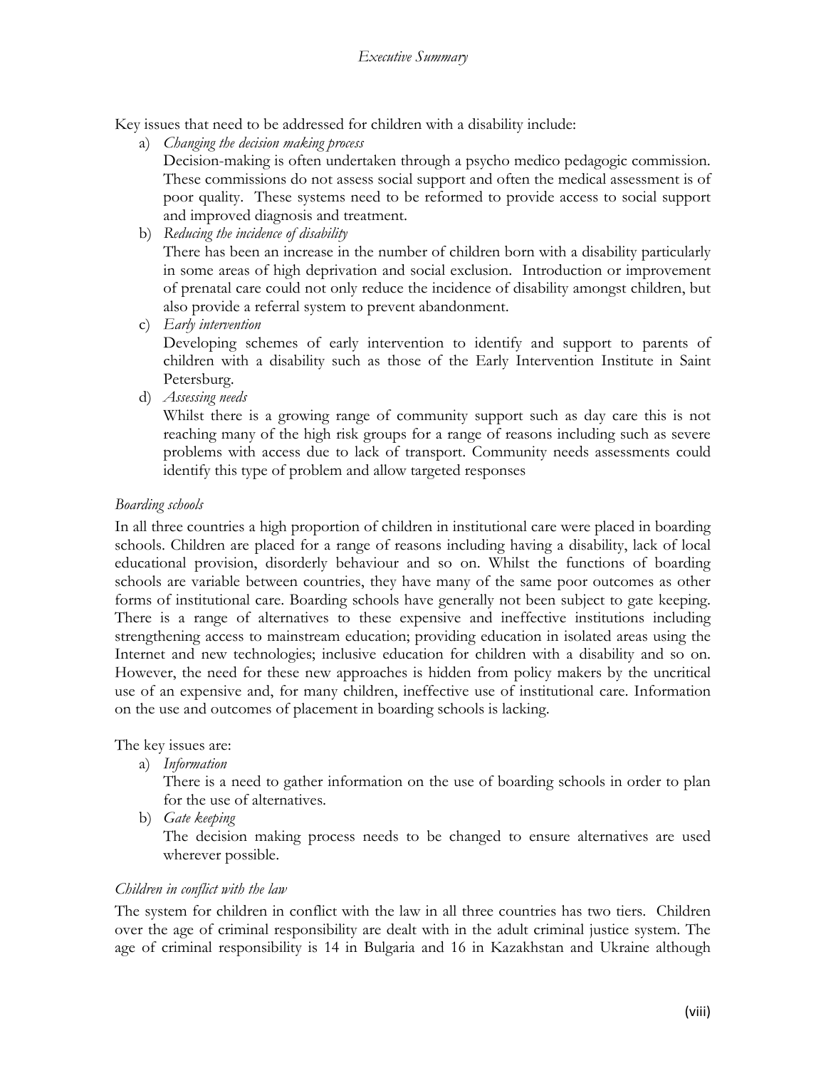Key issues that need to be addressed for children with a disability include:

a) *Changing the decision making process*
   Decision-making is often undertaken through a psycho medico pedagogic commission. These commissions do not assess social support and often the medical assessment is of poor quality. These systems need to be reformed to provide access to social support and improved diagnosis and treatment.
b) *Reducing the incidence of disability*
   There has been an increase in the number of children born with a disability particularly in some areas of high deprivation and social exclusion. Introduction or improvement of prenatal care could not only reduce the incidence of disability amongst children, but also provide a referral system to prevent abandonment.
c) *Early intervention*
   Developing schemes of early intervention to identify and support to parents of children with a disability such as those of the Early Intervention Institute in Saint Petersburg.
d) *Assessing needs*
   Whilst there is a growing range of community support such as day care this is not reaching many of the high risk groups for a range of reasons including such as severe problems with access due to lack of transport. Community needs assessments could identify this type of problem and allow targeted responses

*Boarding schools*

In all three countries a high proportion of children in institutional care were placed in boarding schools. Children are placed for a range of reasons including having a disability, lack of local educational provision, disorderly behaviour and so on. Whilst the functions of boarding schools are variable between countries, they have many of the same poor outcomes as other forms of institutional care. Boarding schools have generally not been subject to gate keeping. There is a range of alternatives to these expensive and ineffective institutions including strengthening access to mainstream education; providing education in isolated areas using the Internet and new technologies; inclusive education for children with a disability and so on. However, the need for these new approaches is hidden from policy makers by the uncritical use of an expensive and, for many children, ineffective use of institutional care. Information on the use and outcomes of placement in boarding schools is lacking.

The key issues are:

a) *Information*
   There is a need to gather information on the use of boarding schools in order to plan for the use of alternatives.
b) *Gate keeping*
   The decision making process needs to be changed to ensure alternatives are used wherever possible.

*Children in conflict with the law*

The system for children in conflict with the law in all three countries has two tiers. Children over the age of criminal responsibility are dealt with in the adult criminal justice system. The age of criminal responsibility is 14 in Bulgaria and 16 in Kazakhstan and Ukraine although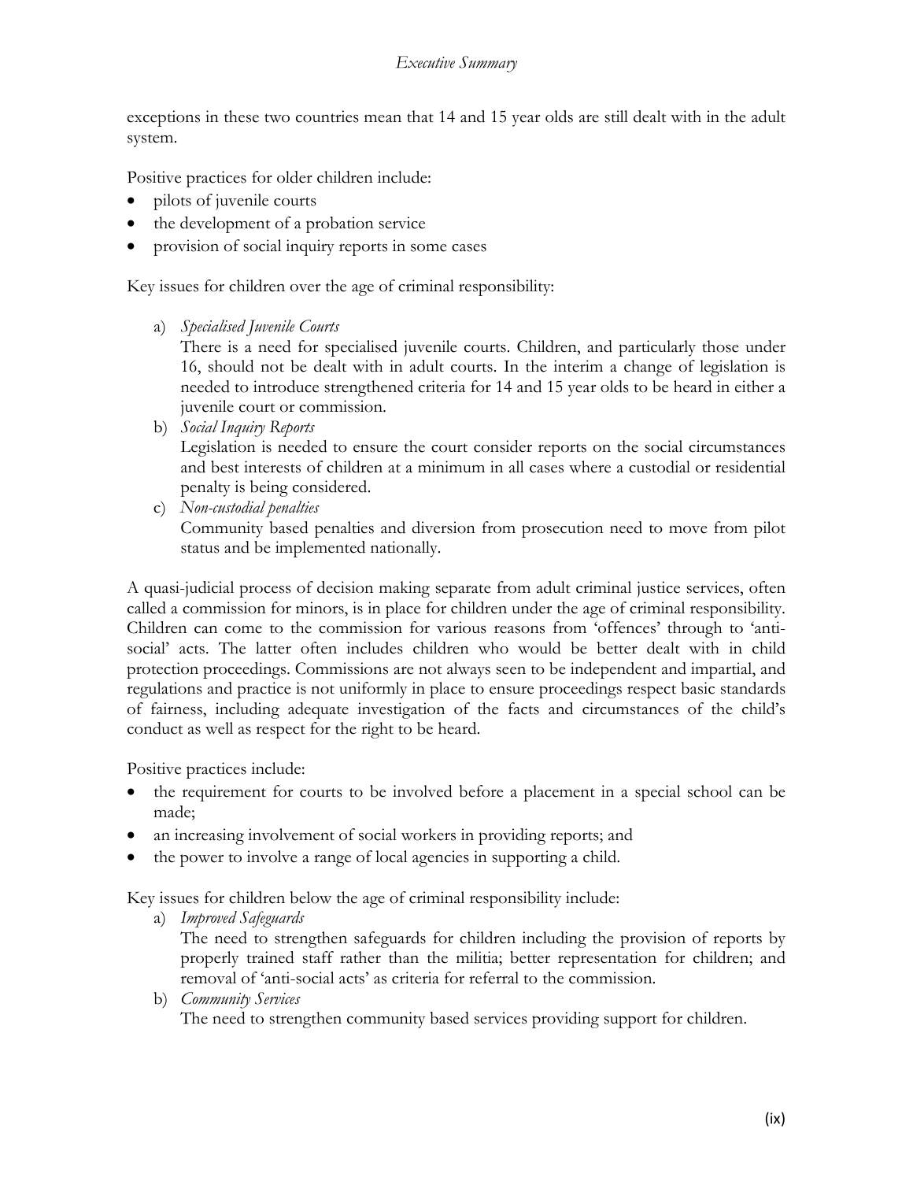exceptions in these two countries mean that 14 and 15 year olds are still dealt with in the adult system.

Positive practices for older children include:

- pilots of juvenile courts
- the development of a probation service
- provision of social inquiry reports in some cases

Key issues for children over the age of criminal responsibility:

a) *Specialised Juvenile Courts*
   There is a need for specialised juvenile courts. Children, and particularly those under 16, should not be dealt with in adult courts. In the interim a change of legislation is needed to introduce strengthened criteria for 14 and 15 year olds to be heard in either a juvenile court or commission.
b) *Social Inquiry Reports*
   Legislation is needed to ensure the court consider reports on the social circumstances and best interests of children at a minimum in all cases where a custodial or residential penalty is being considered.
c) *Non-custodial penalties*
   Community based penalties and diversion from prosecution need to move from pilot status and be implemented nationally.

A quasi-judicial process of decision making separate from adult criminal justice services, often called a commission for minors, is in place for children under the age of criminal responsibility. Children can come to the commission for various reasons from 'offences' through to 'anti-social' acts. The latter often includes children who would be better dealt with in child protection proceedings. Commissions are not always seen to be independent and impartial, and regulations and practice is not uniformly in place to ensure proceedings respect basic standards of fairness, including adequate investigation of the facts and circumstances of the child's conduct as well as respect for the right to be heard.

Positive practices include:

- the requirement for courts to be involved before a placement in a special school can be made;
- an increasing involvement of social workers in providing reports; and
- the power to involve a range of local agencies in supporting a child.

Key issues for children below the age of criminal responsibility include:

a) *Improved Safeguards*
   The need to strengthen safeguards for children including the provision of reports by properly trained staff rather than the militia; better representation for children; and removal of 'anti-social acts' as criteria for referral to the commission.
b) *Community Services*
   The need to strengthen community based services providing support for children.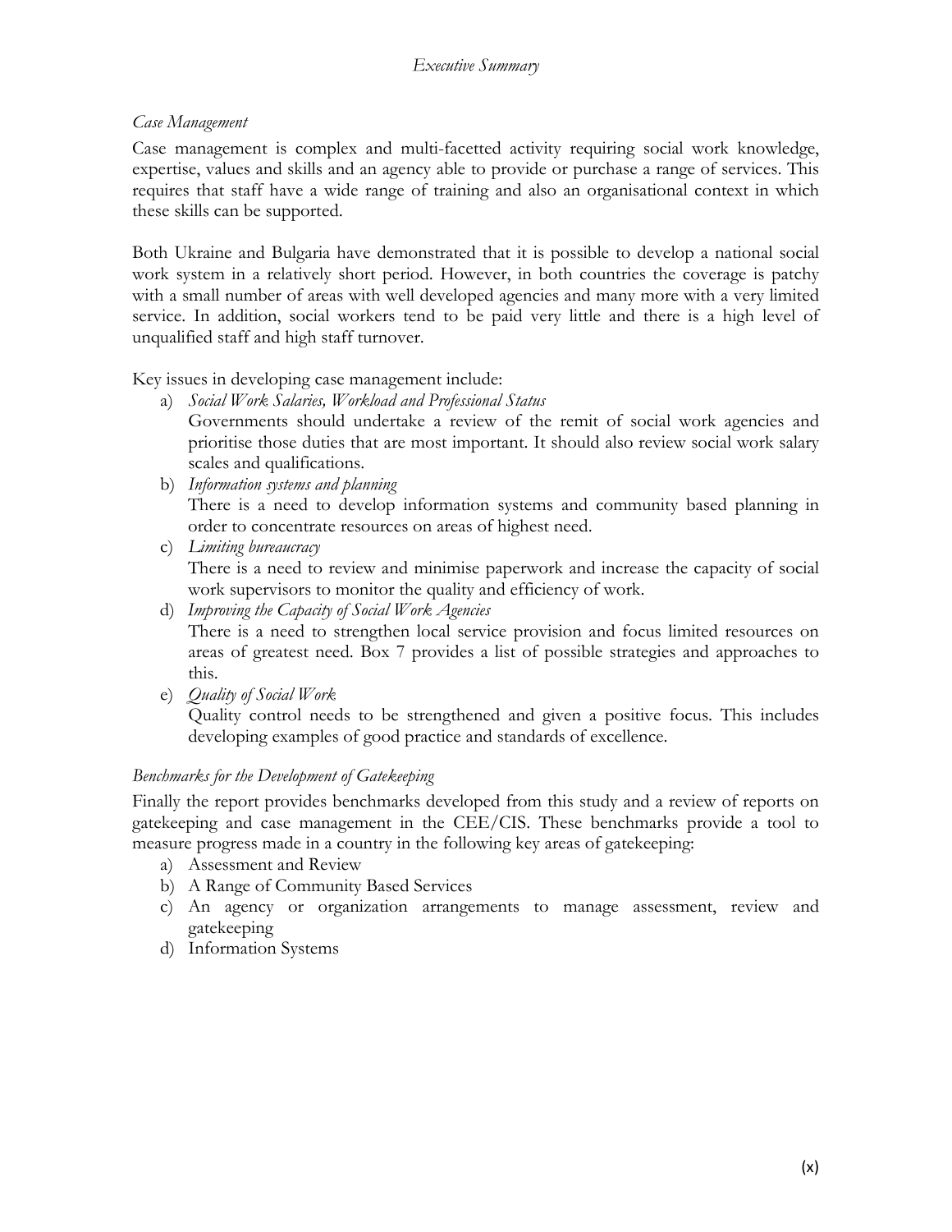*Case Management*

Case management is complex and multi-facetted activity requiring social work knowledge, expertise, values and skills and an agency able to provide or purchase a range of services. This requires that staff have a wide range of training and also an organisational context in which these skills can be supported.

Both Ukraine and Bulgaria have demonstrated that it is possible to develop a national social work system in a relatively short period. However, in both countries the coverage is patchy with a small number of areas with well developed agencies and many more with a very limited service. In addition, social workers tend to be paid very little and there is a high level of unqualified staff and high staff turnover.

Key issues in developing case management include:

a) *Social Work Salaries, Workload and Professional Status*
   Governments should undertake a review of the remit of social work agencies and prioritise those duties that are most important. It should also review social work salary scales and qualifications.
b) *Information systems and planning*
   There is a need to develop information systems and community based planning in order to concentrate resources on areas of highest need.
c) *Limiting bureaucracy*
   There is a need to review and minimise paperwork and increase the capacity of social work supervisors to monitor the quality and efficiency of work.
d) *Improving the Capacity of Social Work Agencies*
   There is a need to strengthen local service provision and focus limited resources on areas of greatest need. Box 7 provides a list of possible strategies and approaches to this.
e) *Quality of Social Work*
   Quality control needs to be strengthened and given a positive focus. This includes developing examples of good practice and standards of excellence.

*Benchmarks for the Development of Gatekeeping*

Finally the report provides benchmarks developed from this study and a review of reports on gatekeeping and case management in the CEE/CIS. These benchmarks provide a tool to measure progress made in a country in the following key areas of gatekeeping:

a) Assessment and Review
b) A Range of Community Based Services
c) An agency or organization arrangements to manage assessment, review and gatekeeping
d) Information Systems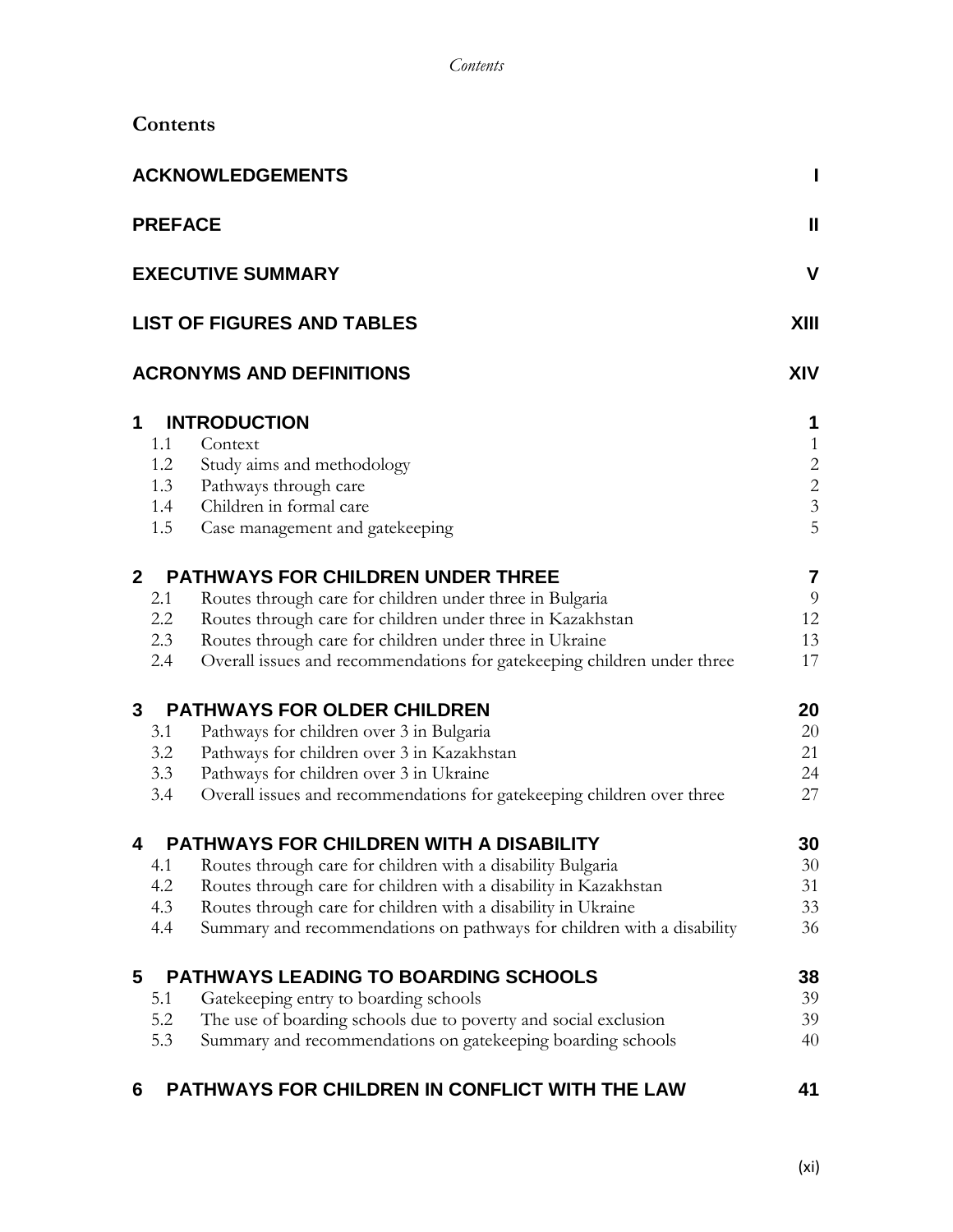# Contents

| | |
|---|---|
| **ACKNOWLEDGEMENTS** | **I** |
| **PREFACE** | **II** |
| **EXECUTIVE SUMMARY** | **V** |
| **LIST OF FIGURES AND TABLES** | **XIII** |
| **ACRONYMS AND DEFINITIONS** | **XIV** |
| **1 INTRODUCTION** | **1** |
| 1.1 Context | 1 |
| 1.2 Study aims and methodology | 2 |
| 1.3 Pathways through care | 2 |
| 1.4 Children in formal care | 3 |
| 1.5 Case management and gatekeeping | 5 |
| **2 PATHWAYS FOR CHILDREN UNDER THREE** | **7** |
| 2.1 Routes through care for children under three in Bulgaria | 9 |
| 2.2 Routes through care for children under three in Kazakhstan | 12 |
| 2.3 Routes through care for children under three in Ukraine | 13 |
| 2.4 Overall issues and recommendations for gatekeeping children under three | 17 |
| **3 PATHWAYS FOR OLDER CHILDREN** | **20** |
| 3.1 Pathways for children over 3 in Bulgaria | 20 |
| 3.2 Pathways for children over 3 in Kazakhstan | 21 |
| 3.3 Pathways for children over 3 in Ukraine | 24 |
| 3.4 Overall issues and recommendations for gatekeeping children over three | 27 |
| **4 PATHWAYS FOR CHILDREN WITH A DISABILITY** | **30** |
| 4.1 Routes through care for children with a disability Bulgaria | 30 |
| 4.2 Routes through care for children with a disability in Kazakhstan | 31 |
| 4.3 Routes through care for children with a disability in Ukraine | 33 |
| 4.4 Summary and recommendations on pathways for children with a disability | 36 |
| **5 PATHWAYS LEADING TO BOARDING SCHOOLS** | **38** |
| 5.1 Gatekeeping entry to boarding schools | 39 |
| 5.2 The use of boarding schools due to poverty and social exclusion | 39 |
| 5.3 Summary and recommendations on gatekeeping boarding schools | 40 |
| **6 PATHWAYS FOR CHILDREN IN CONFLICT WITH THE LAW** | **41** |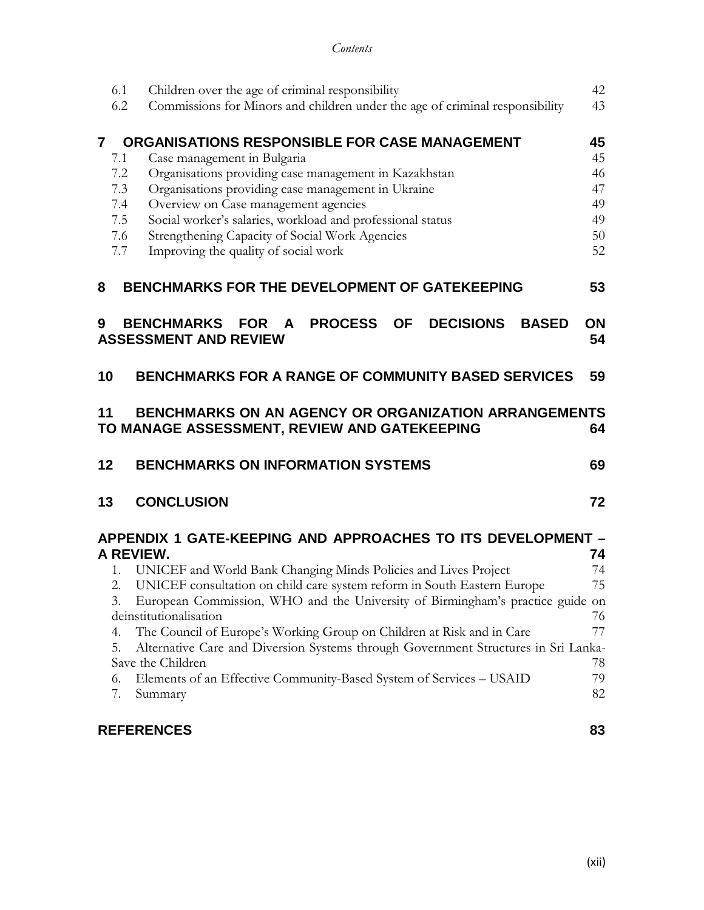*Contents*

| | | |
|---|---|---|
| 6.1 | Children over the age of criminal responsibility | 42 |
| 6.2 | Commissions for Minors and children under the age of criminal responsibility | 43 |
| **7** | **ORGANISATIONS RESPONSIBLE FOR CASE MANAGEMENT** | **45** |
| 7.1 | Case management in Bulgaria | 45 |
| 7.2 | Organisations providing case management in Kazakhstan | 46 |
| 7.3 | Organisations providing case management in Ukraine | 47 |
| 7.4 | Overview on Case management agencies | 49 |
| 7.5 | Social worker's salaries, workload and professional status | 49 |
| 7.6 | Strengthening Capacity of Social Work Agencies | 50 |
| 7.7 | Improving the quality of social work | 52 |
| **8** | **BENCHMARKS FOR THE DEVELOPMENT OF GATEKEEPING** | **53** |
| **9** | **BENCHMARKS FOR A PROCESS OF DECISIONS BASED ON ASSESSMENT AND REVIEW** | **54** |
| **10** | **BENCHMARKS FOR A RANGE OF COMMUNITY BASED SERVICES** | **59** |
| **11** | **BENCHMARKS ON AN AGENCY OR ORGANIZATION ARRANGEMENTS TO MANAGE ASSESSMENT, REVIEW AND GATEKEEPING** | **64** |
| **12** | **BENCHMARKS ON INFORMATION SYSTEMS** | **69** |
| **13** | **CONCLUSION** | **72** |

**APPENDIX 1 GATE-KEEPING AND APPROACHES TO ITS DEVELOPMENT – A REVIEW.** **74**

1. UNICEF and World Bank Changing Minds Policies and Lives Project 74
2. UNICEF consultation on child care system reform in South Eastern Europe 75
3. European Commission, WHO and the University of Birmingham's practice guide on deinstitutionalisation 76
4. The Council of Europe's Working Group on Children at Risk and in Care 77
5. Alternative Care and Diversion Systems through Government Structures in Sri Lanka-Save the Children 78
6. Elements of an Effective Community-Based System of Services – USAID 79
7. Summary 82

**REFERENCES** **83**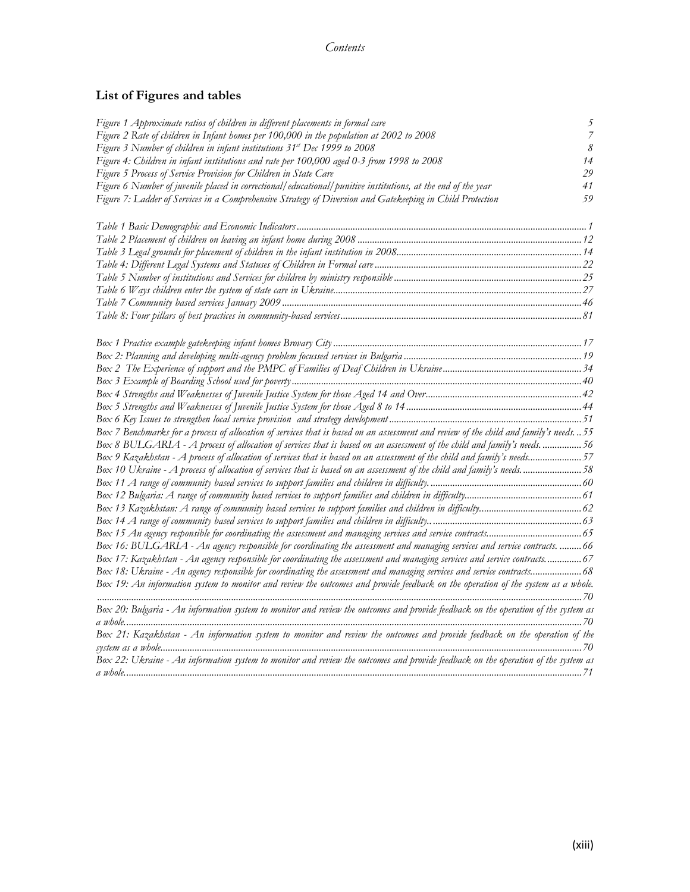## List of Figures and tables

*Figure 1 Approximate ratios of children in different placements in formal care* 5
*Figure 2 Rate of children in Infant homes per 100,000 in the population at 2002 to 2008* 7
*Figure 3 Number of children in infant institutions 31st Dec 1999 to 2008* 8
*Figure 4: Children in infant institutions and rate per 100,000 aged 0-3 from 1998 to 2008* 14
*Figure 5 Process of Service Provision for Children in State Care* 29
*Figure 6 Number of juvenile placed in correctional/educational/punitive institutions, at the end of the year* 41
*Figure 7: Ladder of Services in a Comprehensive Strategy of Diversion and Gatekeeping in Child Protection* 59

*Table 1 Basic Demographic and Economic Indicators* ....................1
*Table 2 Placement of children on leaving an infant home during 2008* ....................12
*Table 3 Legal grounds for placement of children in the infant institution in 2008* ....................14
*Table 4: Different Legal Systems and Statuses of Children in Formal care* ....................22
*Table 5 Number of institutions and Services for children by ministry responsible* ....................25
*Table 6 Ways children enter the system of state care in Ukraine* ....................27
*Table 7 Community based services January 2009* ....................46
*Table 8: Four pillars of best practices in community-based services* ....................81

*Box 1 Practice example gatekeeping infant homes Brovary City* ....................17
*Box 2: Planning and developing multi-agency problem focussed services in Bulgaria* ....................19
*Box 2 The Experience of support and the PMPC of Families of Deaf Children in Ukraine* ....................34
*Box 3 Example of Boarding School used for poverty* ....................40
*Box 4 Strengths and Weaknesses of Juvenile Justice System for those Aged 14 and Over* ....................42
*Box 5 Strengths and Weaknesses of Juvenile Justice System for those Aged 8 to 14* ....................44
*Box 6 Key Issues to strengthen local service provision and strategy development* ....................51
*Box 7 Benchmarks for a process of allocation of services that is based on an assessment and review of the child and family's needs.* ....................55
*Box 8 BULGARIA - A process of allocation of services that is based on an assessment of the child and family's needs.* ....................56
*Box 9 Kazakhstan - A process of allocation of services that is based on an assessment of the child and family's needs* ....................57
*Box 10 Ukraine - A process of allocation of services that is based on an assessment of the child and family's needs.* ....................58
*Box 11 A range of community based services to support families and children in difficulty.* ....................60
*Box 12 Bulgaria: A range of community based services to support families and children in difficulty* ....................61
*Box 13 Kazakhstan: A range of community based services to support families and children in difficulty* ....................62
*Box 14 A range of community based services to support families and children in difficulty.* ....................63
*Box 15 An agency responsible for coordinating the assessment and managing services and service contracts.* ....................65
*Box 16: BULGARIA - An agency responsible for coordinating the assessment and managing services and service contracts.* ....................66
*Box 17: Kazakhstan - An agency responsible for coordinating the assessment and managing services and service contracts.* ....................67
*Box 18: Ukraine - An agency responsible for coordinating the assessment and managing services and service contracts.* ....................68
*Box 19: An information system to monitor and review the outcomes and provide feedback on the operation of the system as a whole.* ....................70
*Box 20: Bulgaria - An information system to monitor and review the outcomes and provide feedback on the operation of the system as a whole.* ....................70
*Box 21: Kazakhstan - An information system to monitor and review the outcomes and provide feedback on the operation of the system as a whole* ....................70
*Box 22: Ukraine - An information system to monitor and review the outcomes and provide feedback on the operation of the system as a whole.* ....................71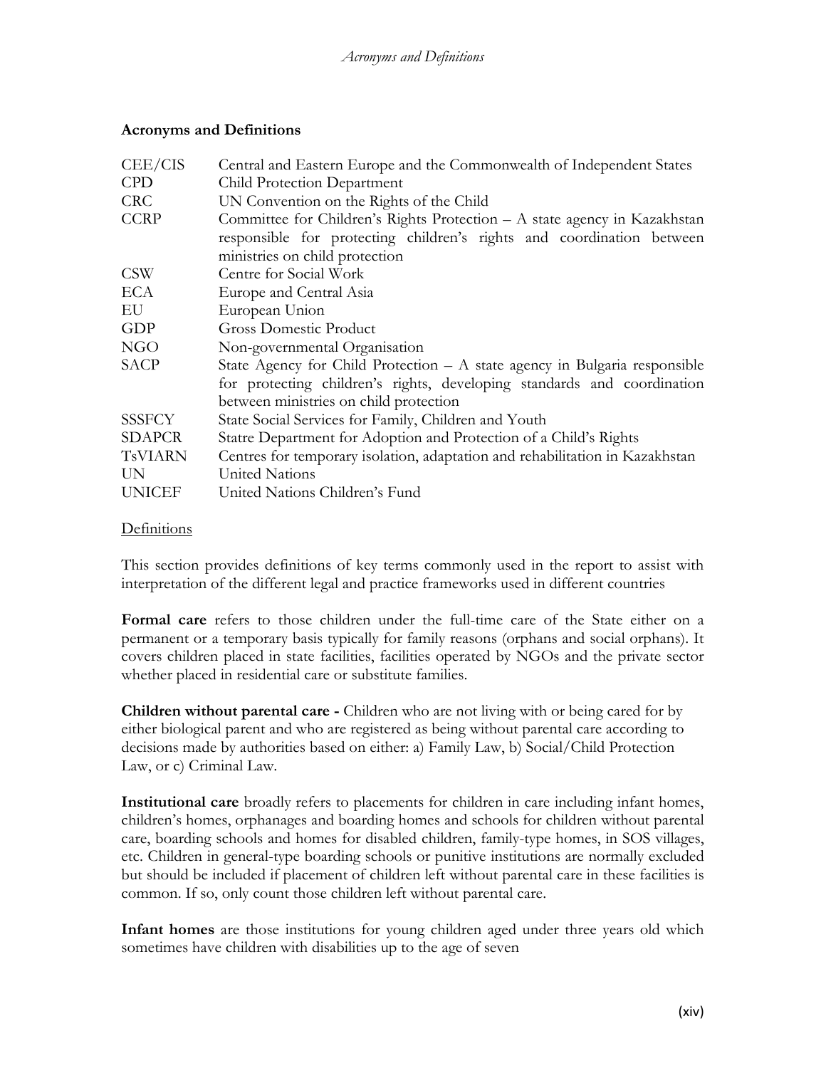## Acronyms and Definitions

| | |
|---|---|
| CEE/CIS | Central and Eastern Europe and the Commonwealth of Independent States |
| CPD | Child Protection Department |
| CRC | UN Convention on the Rights of the Child |
| CCRP | Committee for Children's Rights Protection – A state agency in Kazakhstan responsible for protecting children's rights and coordination between ministries on child protection |
| CSW | Centre for Social Work |
| ECA | Europe and Central Asia |
| EU | European Union |
| GDP | Gross Domestic Product |
| NGO | Non-governmental Organisation |
| SACP | State Agency for Child Protection – A state agency in Bulgaria responsible for protecting children's rights, developing standards and coordination between ministries on child protection |
| SSSFCY | State Social Services for Family, Children and Youth |
| SDAPCR | Statre Department for Adoption and Protection of a Child's Rights |
| TsVIARN | Centres for temporary isolation, adaptation and rehabilitation in Kazakhstan |
| UN | United Nations |
| UNICEF | United Nations Children's Fund |

### Definitions

This section provides definitions of key terms commonly used in the report to assist with interpretation of the different legal and practice frameworks used in different countries

**Formal care** refers to those children under the full-time care of the State either on a permanent or a temporary basis typically for family reasons (orphans and social orphans). It covers children placed in state facilities, facilities operated by NGOs and the private sector whether placed in residential care or substitute families.

**Children without parental care -** Children who are not living with or being cared for by either biological parent and who are registered as being without parental care according to decisions made by authorities based on either: a) Family Law, b) Social/Child Protection Law, or c) Criminal Law.

**Institutional care** broadly refers to placements for children in care including infant homes, children's homes, orphanages and boarding homes and schools for children without parental care, boarding schools and homes for disabled children, family-type homes, in SOS villages, etc. Children in general-type boarding schools or punitive institutions are normally excluded but should be included if placement of children left without parental care in these facilities is common. If so, only count those children left without parental care.

**Infant homes** are those institutions for young children aged under three years old which sometimes have children with disabilities up to the age of seven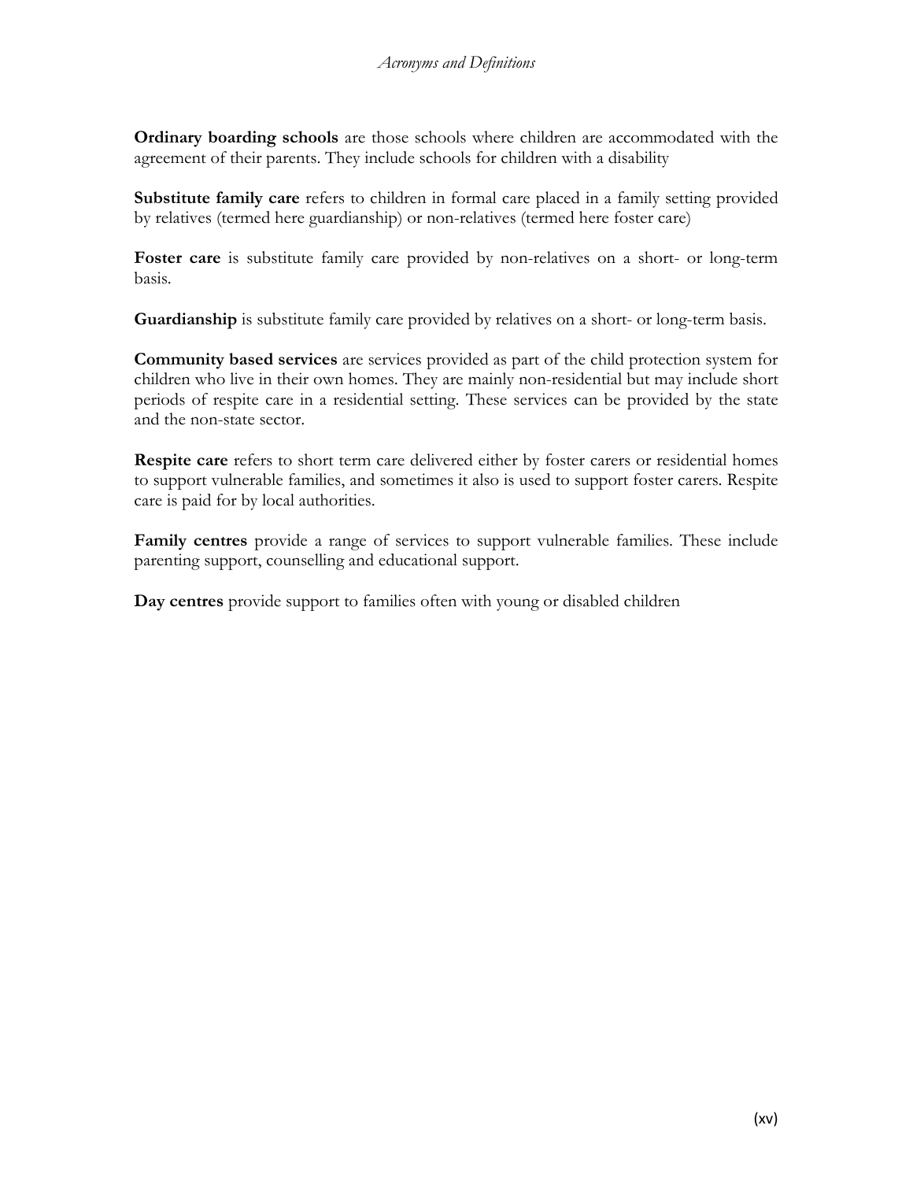**Ordinary boarding schools** are those schools where children are accommodated with the agreement of their parents. They include schools for children with a disability

**Substitute family care** refers to children in formal care placed in a family setting provided by relatives (termed here guardianship) or non-relatives (termed here foster care)

**Foster care** is substitute family care provided by non-relatives on a short- or long-term basis.

**Guardianship** is substitute family care provided by relatives on a short- or long-term basis.

**Community based services** are services provided as part of the child protection system for children who live in their own homes. They are mainly non-residential but may include short periods of respite care in a residential setting. These services can be provided by the state and the non-state sector.

**Respite care** refers to short term care delivered either by foster carers or residential homes to support vulnerable families, and sometimes it also is used to support foster carers. Respite care is paid for by local authorities.

**Family centres** provide a range of services to support vulnerable families. These include parenting support, counselling and educational support.

**Day centres** provide support to families often with young or disabled children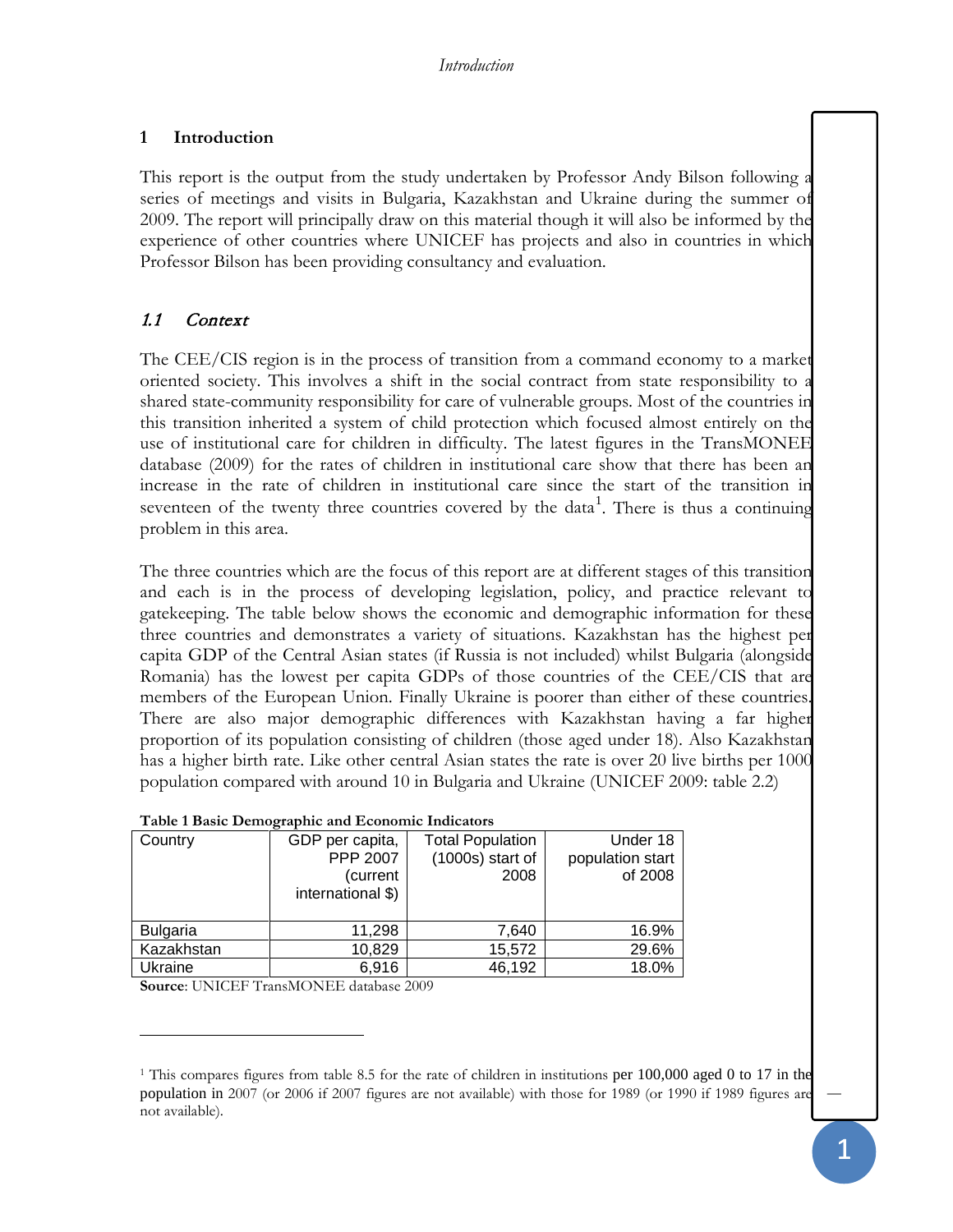# 1 Introduction

This report is the output from the study undertaken by Professor Andy Bilson following a series of meetings and visits in Bulgaria, Kazakhstan and Ukraine during the summer of 2009. The report will principally draw on this material though it will also be informed by the experience of other countries where UNICEF has projects and also in countries in which Professor Bilson has been providing consultancy and evaluation.

## *1.1 Context*

The CEE/CIS region is in the process of transition from a command economy to a market oriented society. This involves a shift in the social contract from state responsibility to a shared state-community responsibility for care of vulnerable groups. Most of the countries in this transition inherited a system of child protection which focused almost entirely on the use of institutional care for children in difficulty. The latest figures in the TransMONEE database (2009) for the rates of children in institutional care show that there has been an increase in the rate of children in institutional care since the start of the transition in seventeen of the twenty three countries covered by the data[1]. There is thus a continuing problem in this area.

The three countries which are the focus of this report are at different stages of this transition and each is in the process of developing legislation, policy, and practice relevant to gatekeeping. The table below shows the economic and demographic information for these three countries and demonstrates a variety of situations. Kazakhstan has the highest per capita GDP of the Central Asian states (if Russia is not included) whilst Bulgaria (alongside Romania) has the lowest per capita GDPs of those countries of the CEE/CIS that are members of the European Union. Finally Ukraine is poorer than either of these countries. There are also major demographic differences with Kazakhstan having a far higher proportion of its population consisting of children (those aged under 18). Also Kazakhstan has a higher birth rate. Like other central Asian states the rate is over 20 live births per 1000 population compared with around 10 in Bulgaria and Ukraine (UNICEF 2009: table 2.2)

**Table 1 Basic Demographic and Economic Indicators**

| Country | GDP per capita, PPP 2007 (current international $) | Total Population (1000s) start of 2008 | Under 18 population start of 2008 |
|---|---|---|---|
| Bulgaria | 11,298 | 7,640 | 16.9% |
| Kazakhstan | 10,829 | 15,572 | 29.6% |
| Ukraine | 6,916 | 46,192 | 18.0% |

**Source**: UNICEF TransMONEE database 2009

[1] This compares figures from table 8.5 for the rate of children in institutions per 100,000 aged 0 to 17 in the population in 2007 (or 2006 if 2007 figures are not available) with those for 1989 (or 1990 if 1989 figures are not available).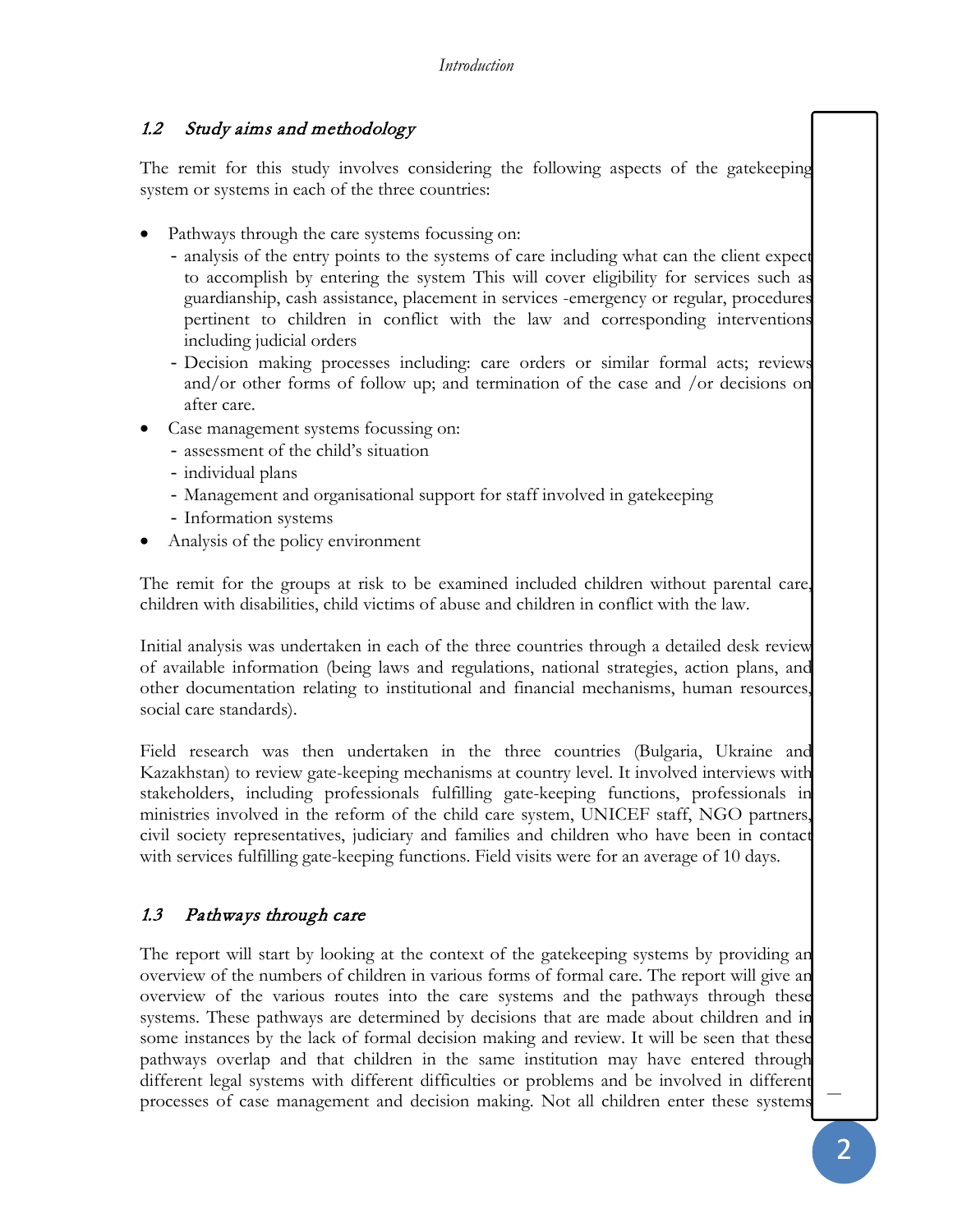## 1.2 *Study aims and methodology*

The remit for this study involves considering the following aspects of the gatekeeping system or systems in each of the three countries:

- Pathways through the care systems focussing on:
  - analysis of the entry points to the systems of care including what can the client expect to accomplish by entering the system This will cover eligibility for services such as guardianship, cash assistance, placement in services -emergency or regular, procedures pertinent to children in conflict with the law and corresponding interventions including judicial orders
  - Decision making processes including: care orders or similar formal acts; reviews and/or other forms of follow up; and termination of the case and /or decisions on after care.
- Case management systems focussing on:
  - assessment of the child's situation
  - individual plans
  - Management and organisational support for staff involved in gatekeeping
  - Information systems
- Analysis of the policy environment

The remit for the groups at risk to be examined included children without parental care, children with disabilities, child victims of abuse and children in conflict with the law.

Initial analysis was undertaken in each of the three countries through a detailed desk review of available information (being laws and regulations, national strategies, action plans, and other documentation relating to institutional and financial mechanisms, human resources, social care standards).

Field research was then undertaken in the three countries (Bulgaria, Ukraine and Kazakhstan) to review gate-keeping mechanisms at country level. It involved interviews with stakeholders, including professionals fulfilling gate-keeping functions, professionals in ministries involved in the reform of the child care system, UNICEF staff, NGO partners, civil society representatives, judiciary and families and children who have been in contact with services fulfilling gate-keeping functions. Field visits were for an average of 10 days.

## 1.3 *Pathways through care*

The report will start by looking at the context of the gatekeeping systems by providing an overview of the numbers of children in various forms of formal care. The report will give an overview of the various routes into the care systems and the pathways through these systems. These pathways are determined by decisions that are made about children and in some instances by the lack of formal decision making and review. It will be seen that these pathways overlap and that children in the same institution may have entered through different legal systems with different difficulties or problems and be involved in different processes of case management and decision making. Not all children enter these systems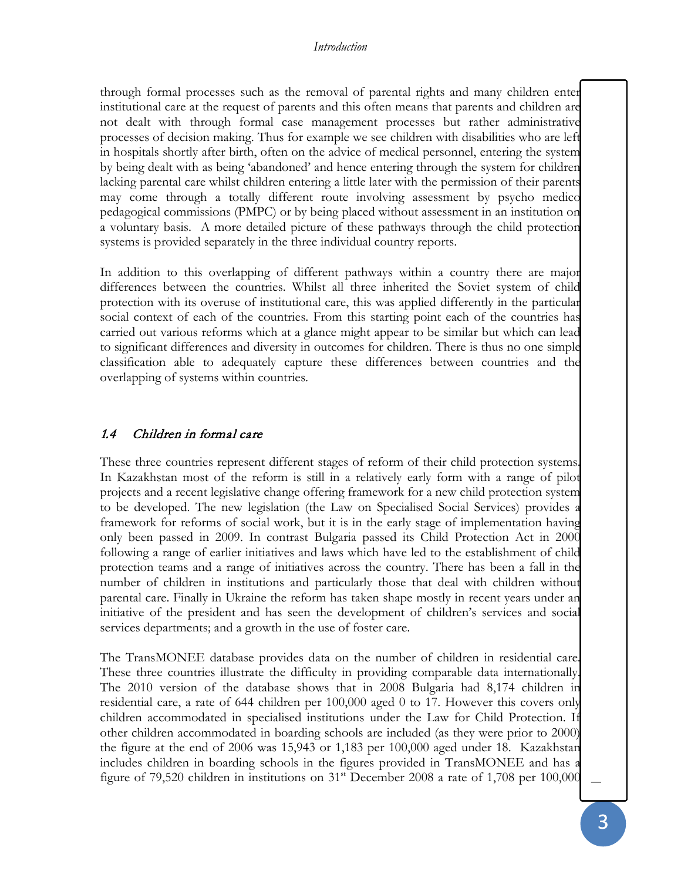through formal processes such as the removal of parental rights and many children enter institutional care at the request of parents and this often means that parents and children are not dealt with through formal case management processes but rather administrative processes of decision making. Thus for example we see children with disabilities who are left in hospitals shortly after birth, often on the advice of medical personnel, entering the system by being dealt with as being 'abandoned' and hence entering through the system for children lacking parental care whilst children entering a little later with the permission of their parents may come through a totally different route involving assessment by psycho medico pedagogical commissions (PMPC) or by being placed without assessment in an institution on a voluntary basis. A more detailed picture of these pathways through the child protection systems is provided separately in the three individual country reports.

In addition to this overlapping of different pathways within a country there are major differences between the countries. Whilst all three inherited the Soviet system of child protection with its overuse of institutional care, this was applied differently in the particular social context of each of the countries. From this starting point each of the countries has carried out various reforms which at a glance might appear to be similar but which can lead to significant differences and diversity in outcomes for children. There is thus no one simple classification able to adequately capture these differences between countries and the overlapping of systems within countries.

## 1.4 *Children in formal care*

These three countries represent different stages of reform of their child protection systems. In Kazakhstan most of the reform is still in a relatively early form with a range of pilot projects and a recent legislative change offering framework for a new child protection system to be developed. The new legislation (the Law on Specialised Social Services) provides a framework for reforms of social work, but it is in the early stage of implementation having only been passed in 2009. In contrast Bulgaria passed its Child Protection Act in 2000 following a range of earlier initiatives and laws which have led to the establishment of child protection teams and a range of initiatives across the country. There has been a fall in the number of children in institutions and particularly those that deal with children without parental care. Finally in Ukraine the reform has taken shape mostly in recent years under an initiative of the president and has seen the development of children's services and social services departments; and a growth in the use of foster care.

The TransMONEE database provides data on the number of children in residential care. These three countries illustrate the difficulty in providing comparable data internationally. The 2010 version of the database shows that in 2008 Bulgaria had 8,174 children in residential care, a rate of 644 children per 100,000 aged 0 to 17. However this covers only children accommodated in specialised institutions under the Law for Child Protection. If other children accommodated in boarding schools are included (as they were prior to 2000) the figure at the end of 2006 was 15,943 or 1,183 per 100,000 aged under 18. Kazakhstan includes children in boarding schools in the figures provided in TransMONEE and has a figure of 79,520 children in institutions on 31st December 2008 a rate of 1,708 per 100,000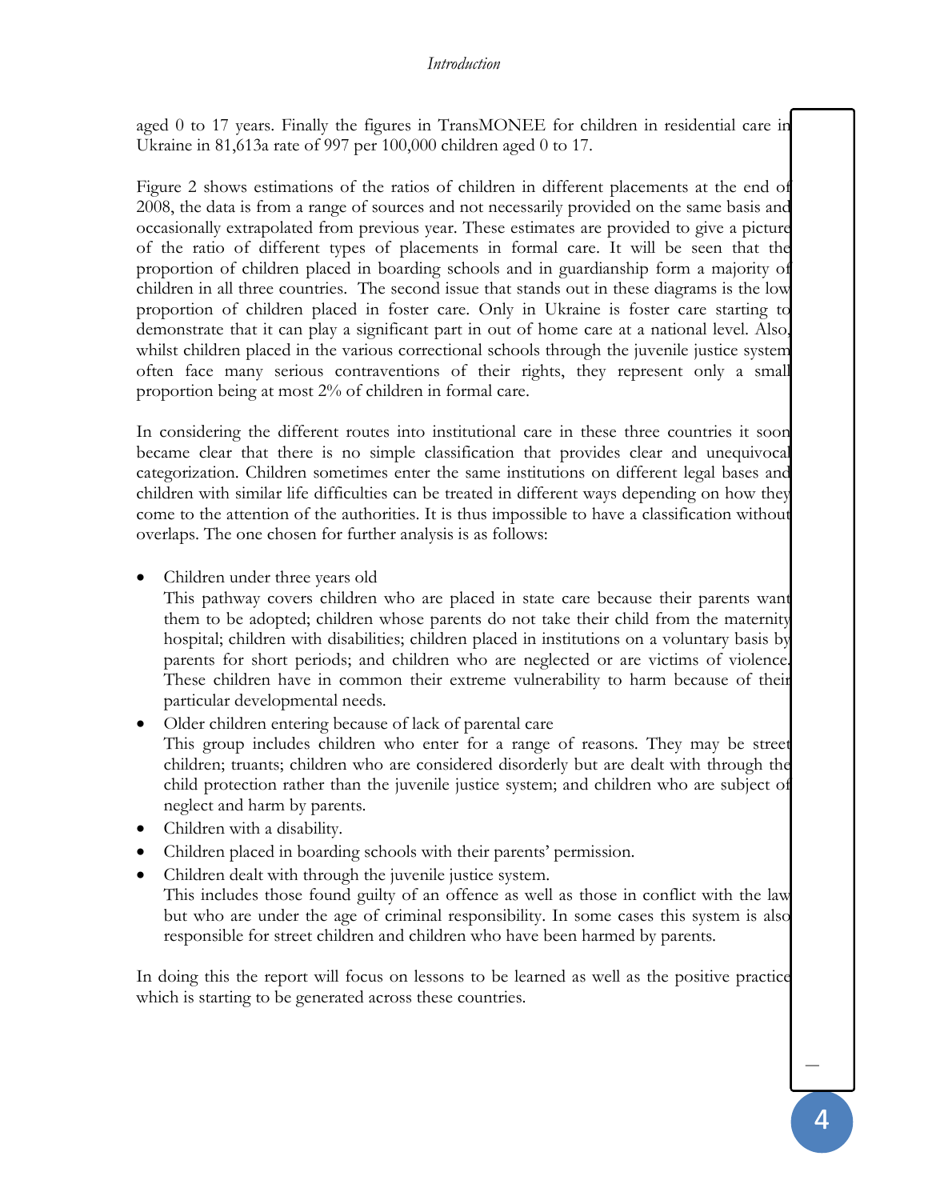aged 0 to 17 years. Finally the figures in TransMONEE for children in residential care in Ukraine in 81,613a rate of 997 per 100,000 children aged 0 to 17.

Figure 2 shows estimations of the ratios of children in different placements at the end of 2008, the data is from a range of sources and not necessarily provided on the same basis and occasionally extrapolated from previous year. These estimates are provided to give a picture of the ratio of different types of placements in formal care. It will be seen that the proportion of children placed in boarding schools and in guardianship form a majority of children in all three countries. The second issue that stands out in these diagrams is the low proportion of children placed in foster care. Only in Ukraine is foster care starting to demonstrate that it can play a significant part in out of home care at a national level. Also, whilst children placed in the various correctional schools through the juvenile justice system often face many serious contraventions of their rights, they represent only a small proportion being at most 2% of children in formal care.

In considering the different routes into institutional care in these three countries it soon became clear that there is no simple classification that provides clear and unequivocal categorization. Children sometimes enter the same institutions on different legal bases and children with similar life difficulties can be treated in different ways depending on how they come to the attention of the authorities. It is thus impossible to have a classification without overlaps. The one chosen for further analysis is as follows:

- Children under three years old
  This pathway covers children who are placed in state care because their parents want them to be adopted; children whose parents do not take their child from the maternity hospital; children with disabilities; children placed in institutions on a voluntary basis by parents for short periods; and children who are neglected or are victims of violence. These children have in common their extreme vulnerability to harm because of their particular developmental needs.
- Older children entering because of lack of parental care
  This group includes children who enter for a range of reasons. They may be street children; truants; children who are considered disorderly but are dealt with through the child protection rather than the juvenile justice system; and children who are subject of neglect and harm by parents.
- Children with a disability.
- Children placed in boarding schools with their parents' permission.
- Children dealt with through the juvenile justice system.
  This includes those found guilty of an offence as well as those in conflict with the law but who are under the age of criminal responsibility. In some cases this system is also responsible for street children and children who have been harmed by parents.

In doing this the report will focus on lessons to be learned as well as the positive practice which is starting to be generated across these countries.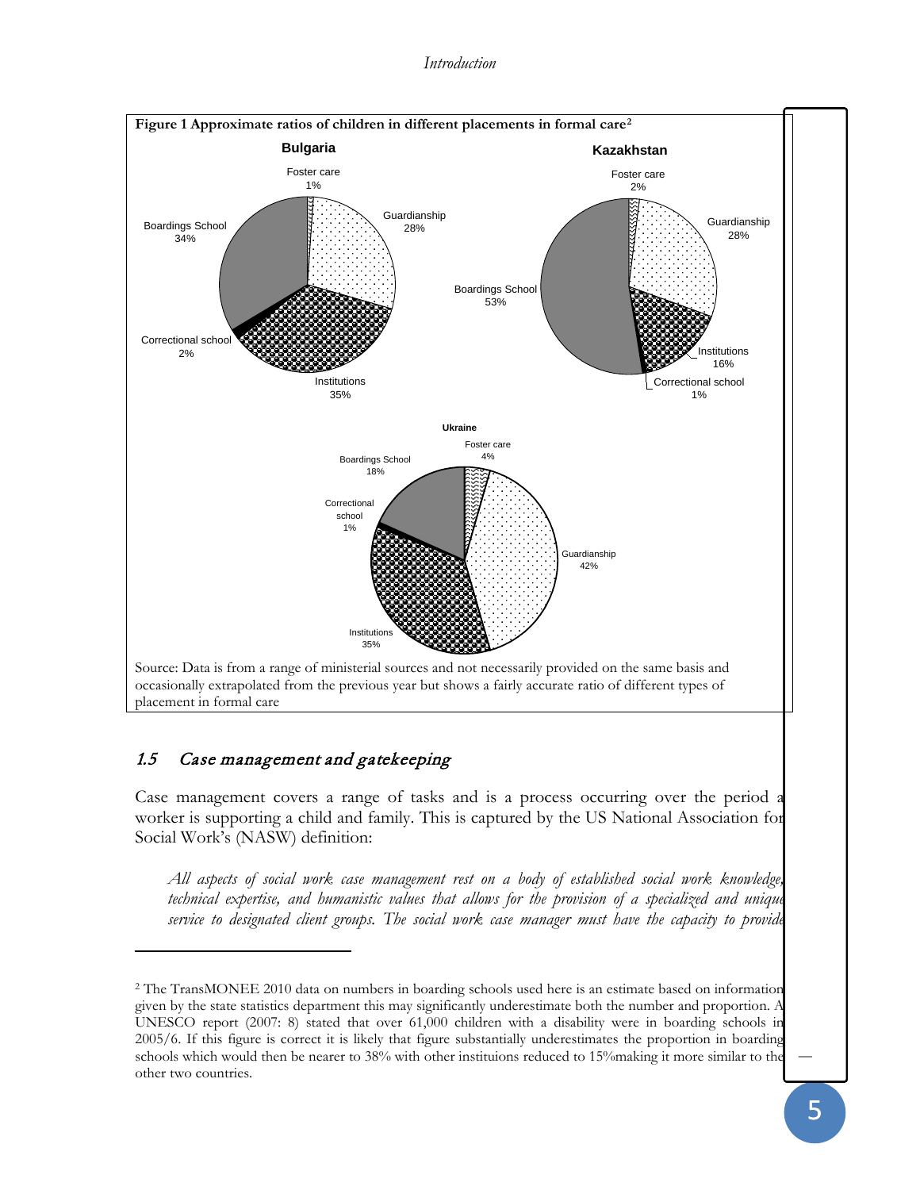**Figure 1 Approximate ratios of children in different placements in formal care**[2]

**Bulgaria**

Foster care 1%
Guardianship 28%
Boardings School 34%
Correctional school 2%
Institutions 35%

**Kazakhstan**

Foster care 2%
Guardianship 28%
Boardings School 53%
Institutions 16%
Correctional school 1%

**Ukraine**

Foster care 4%
Boardings School 18%
Correctional school 1%
Guardianship 42%
Institutions 35%

Source: Data is from a range of ministerial sources and not necessarily provided on the same basis and occasionally extrapolated from the previous year but shows a fairly accurate ratio of different types of placement in formal care

## *1.5 Case management and gatekeeping*

Case management covers a range of tasks and is a process occurring over the period a worker is supporting a child and family. This is captured by the US National Association for Social Work's (NASW) definition:

> *All aspects of social work case management rest on a body of established social work knowledge, technical expertise, and humanistic values that allows for the provision of a specialized and unique service to designated client groups. The social work case manager must have the capacity to provide*

---

[2] The TransMONEE 2010 data on numbers in boarding schools used here is an estimate based on information given by the state statistics department this may significantly underestimate both the number and proportion. A UNESCO report (2007: 8) stated that over 61,000 children with a disability were in boarding schools in 2005/6. If this figure is correct it is likely that figure substantially underestimates the proportion in boarding schools which would then be nearer to 38% with other instituions reduced to 15%making it more similar to the other two countries.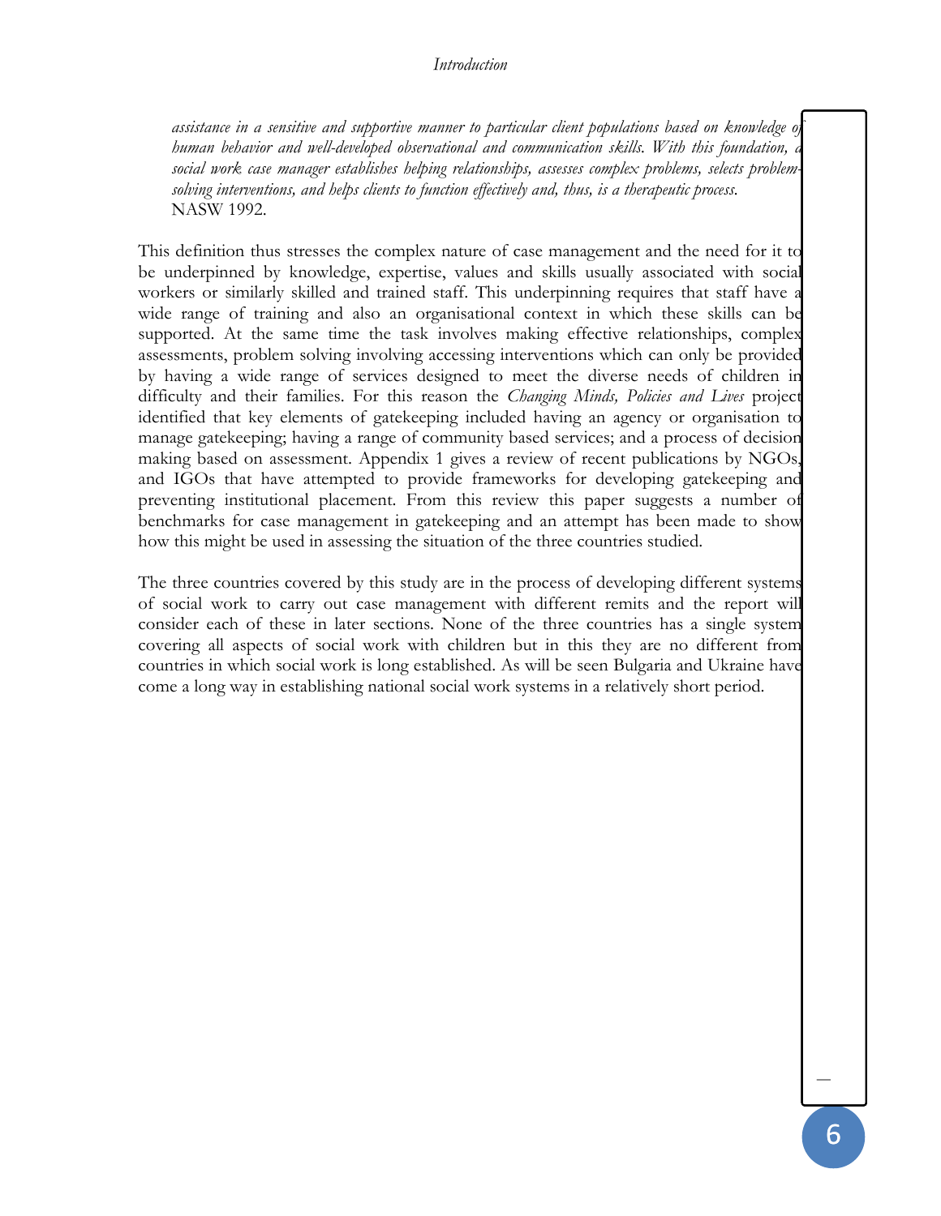*assistance in a sensitive and supportive manner to particular client populations based on knowledge of human behavior and well-developed observational and communication skills. With this foundation, a social work case manager establishes helping relationships, assesses complex problems, selects problem-solving interventions, and helps clients to function effectively and, thus, is a therapeutic process.*
NASW 1992.

This definition thus stresses the complex nature of case management and the need for it to be underpinned by knowledge, expertise, values and skills usually associated with social workers or similarly skilled and trained staff. This underpinning requires that staff have a wide range of training and also an organisational context in which these skills can be supported. At the same time the task involves making effective relationships, complex assessments, problem solving involving accessing interventions which can only be provided by having a wide range of services designed to meet the diverse needs of children in difficulty and their families. For this reason the *Changing Minds, Policies and Lives* project identified that key elements of gatekeeping included having an agency or organisation to manage gatekeeping; having a range of community based services; and a process of decision making based on assessment. Appendix 1 gives a review of recent publications by NGOs, and IGOs that have attempted to provide frameworks for developing gatekeeping and preventing institutional placement. From this review this paper suggests a number of benchmarks for case management in gatekeeping and an attempt has been made to show how this might be used in assessing the situation of the three countries studied.

The three countries covered by this study are in the process of developing different systems of social work to carry out case management with different remits and the report will consider each of these in later sections. None of the three countries has a single system covering all aspects of social work with children but in this they are no different from countries in which social work is long established. As will be seen Bulgaria and Ukraine have come a long way in establishing national social work systems in a relatively short period.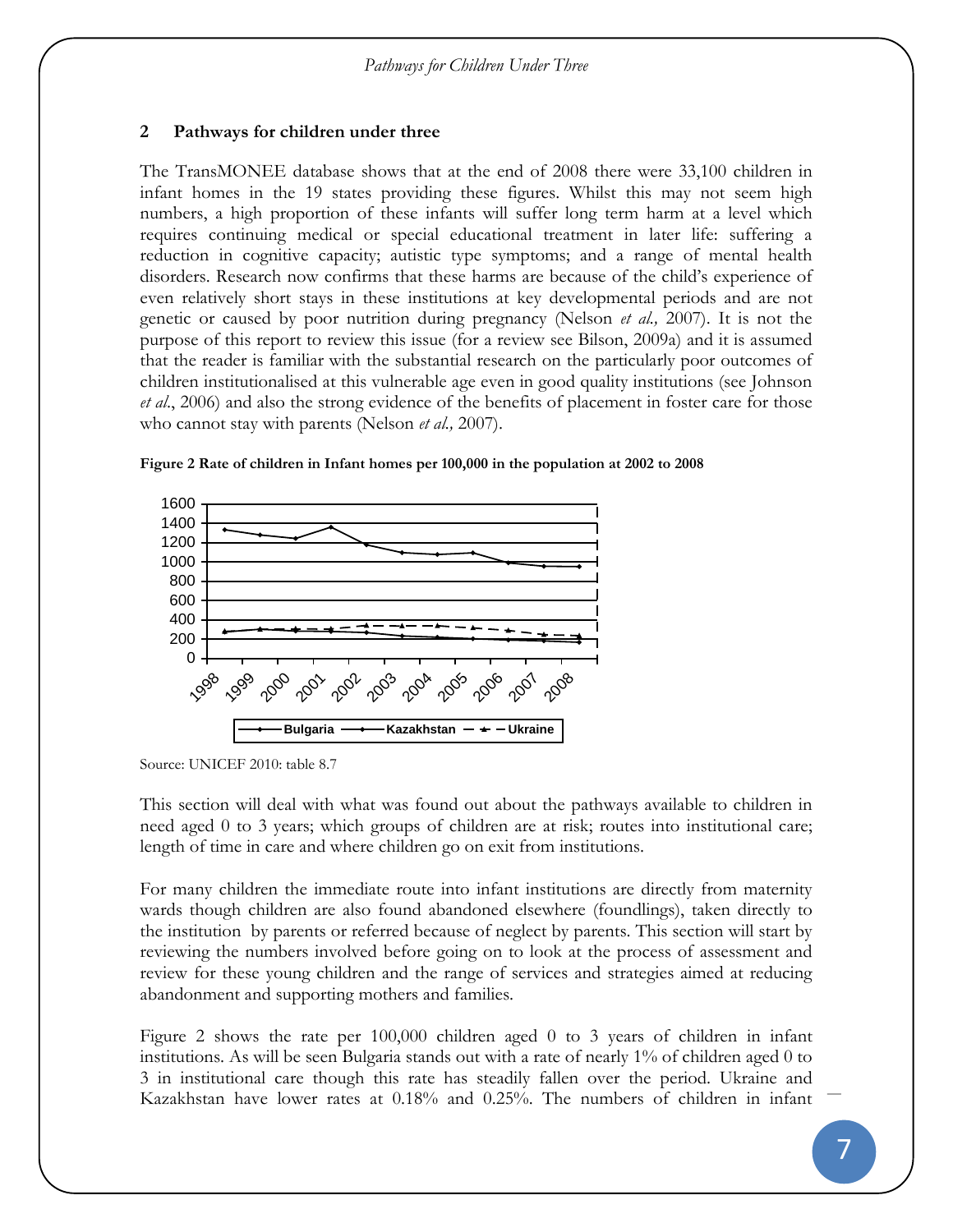## 2 Pathways for children under three

The TransMONEE database shows that at the end of 2008 there were 33,100 children in infant homes in the 19 states providing these figures. Whilst this may not seem high numbers, a high proportion of these infants will suffer long term harm at a level which requires continuing medical or special educational treatment in later life: suffering a reduction in cognitive capacity; autistic type symptoms; and a range of mental health disorders. Research now confirms that these harms are because of the child's experience of even relatively short stays in these institutions at key developmental periods and are not genetic or caused by poor nutrition during pregnancy (Nelson *et al.,* 2007). It is not the purpose of this report to review this issue (for a review see Bilson, 2009a) and it is assumed that the reader is familiar with the substantial research on the particularly poor outcomes of children institutionalised at this vulnerable age even in good quality institutions (see Johnson *et al*., 2006) and also the strong evidence of the benefits of placement in foster care for those who cannot stay with parents (Nelson *et al.,* 2007).

**Figure 2 Rate of children in Infant homes per 100,000 in the population at 2002 to 2008**

Source: UNICEF 2010: table 8.7

This section will deal with what was found out about the pathways available to children in need aged 0 to 3 years; which groups of children are at risk; routes into institutional care; length of time in care and where children go on exit from institutions.

For many children the immediate route into infant institutions are directly from maternity wards though children are also found abandoned elsewhere (foundlings), taken directly to the institution by parents or referred because of neglect by parents. This section will start by reviewing the numbers involved before going on to look at the process of assessment and review for these young children and the range of services and strategies aimed at reducing abandonment and supporting mothers and families.

Figure 2 shows the rate per 100,000 children aged 0 to 3 years of children in infant institutions. As will be seen Bulgaria stands out with a rate of nearly 1% of children aged 0 to 3 in institutional care though this rate has steadily fallen over the period. Ukraine and Kazakhstan have lower rates at 0.18% and 0.25%. The numbers of children in infant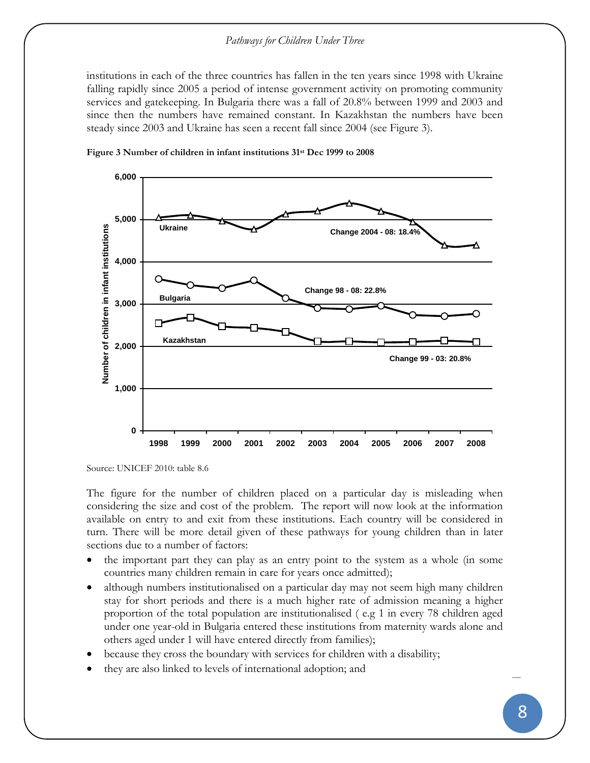institutions in each of the three countries has fallen in the ten years since 1998 with Ukraine falling rapidly since 2005 a period of intense government activity on promoting community services and gatekeeping. In Bulgaria there was a fall of 20.8% between 1999 and 2003 and since then the numbers have remained constant. In Kazakhstan the numbers have been steady since 2003 and Ukraine has seen a recent fall since 2004 (see Figure 3).

**Figure 3 Number of children in infant institutions 31st Dec 1999 to 2008**

Source: UNICEF 2010: table 8.6

The figure for the number of children placed on a particular day is misleading when considering the size and cost of the problem. The report will now look at the information available on entry to and exit from these institutions. Each country will be considered in turn. There will be more detail given of these pathways for young children than in later sections due to a number of factors:

- the important part they can play as an entry point to the system as a whole (in some countries many children remain in care for years once admitted);
- although numbers institutionalised on a particular day may not seem high many children stay for short periods and there is a much higher rate of admission meaning a higher proportion of the total population are institutionalised ( e.g 1 in every 78 children aged under one year-old in Bulgaria entered these institutions from maternity wards alone and others aged under 1 will have entered directly from families);
- because they cross the boundary with services for children with a disability;
- they are also linked to levels of international adoption; and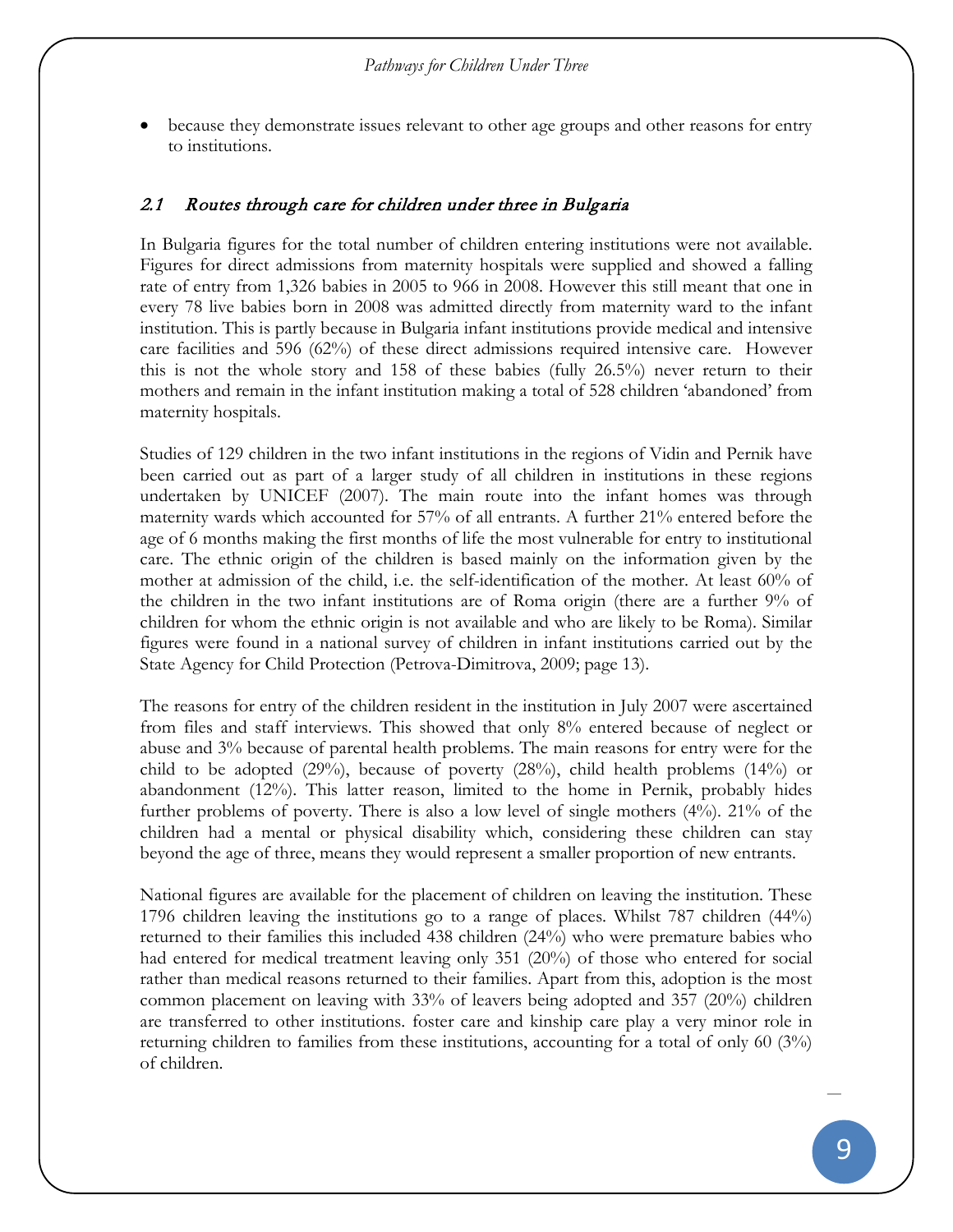- because they demonstrate issues relevant to other age groups and other reasons for entry to institutions.

## *2.1 Routes through care for children under three in Bulgaria*

In Bulgaria figures for the total number of children entering institutions were not available. Figures for direct admissions from maternity hospitals were supplied and showed a falling rate of entry from 1,326 babies in 2005 to 966 in 2008. However this still meant that one in every 78 live babies born in 2008 was admitted directly from maternity ward to the infant institution. This is partly because in Bulgaria infant institutions provide medical and intensive care facilities and 596 (62%) of these direct admissions required intensive care. However this is not the whole story and 158 of these babies (fully 26.5%) never return to their mothers and remain in the infant institution making a total of 528 children 'abandoned' from maternity hospitals.

Studies of 129 children in the two infant institutions in the regions of Vidin and Pernik have been carried out as part of a larger study of all children in institutions in these regions undertaken by UNICEF (2007). The main route into the infant homes was through maternity wards which accounted for 57% of all entrants. A further 21% entered before the age of 6 months making the first months of life the most vulnerable for entry to institutional care. The ethnic origin of the children is based mainly on the information given by the mother at admission of the child, i.e. the self-identification of the mother. At least 60% of the children in the two infant institutions are of Roma origin (there are a further 9% of children for whom the ethnic origin is not available and who are likely to be Roma). Similar figures were found in a national survey of children in infant institutions carried out by the State Agency for Child Protection (Petrova-Dimitrova, 2009; page 13).

The reasons for entry of the children resident in the institution in July 2007 were ascertained from files and staff interviews. This showed that only 8% entered because of neglect or abuse and 3% because of parental health problems. The main reasons for entry were for the child to be adopted (29%), because of poverty (28%), child health problems (14%) or abandonment (12%). This latter reason, limited to the home in Pernik, probably hides further problems of poverty. There is also a low level of single mothers (4%). 21% of the children had a mental or physical disability which, considering these children can stay beyond the age of three, means they would represent a smaller proportion of new entrants.

National figures are available for the placement of children on leaving the institution. These 1796 children leaving the institutions go to a range of places. Whilst 787 children (44%) returned to their families this included 438 children (24%) who were premature babies who had entered for medical treatment leaving only 351 (20%) of those who entered for social rather than medical reasons returned to their families. Apart from this, adoption is the most common placement on leaving with 33% of leavers being adopted and 357 (20%) children are transferred to other institutions. foster care and kinship care play a very minor role in returning children to families from these institutions, accounting for a total of only 60 (3%) of children.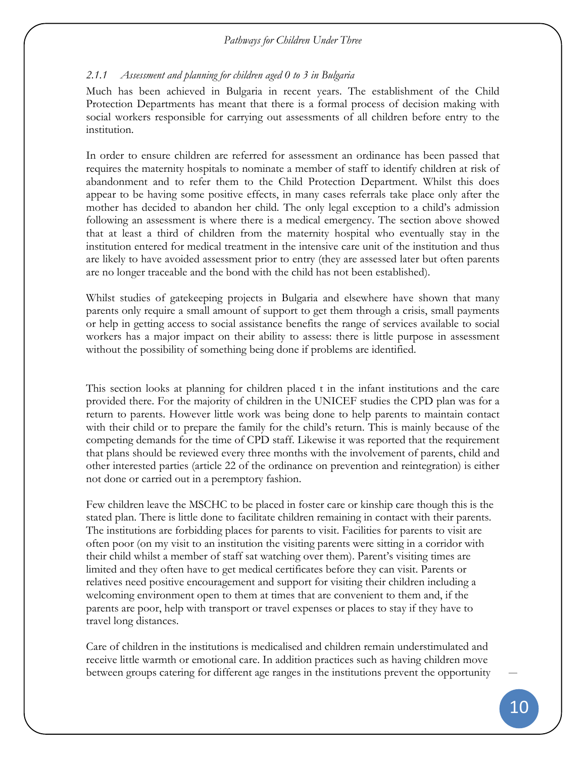### *2.1.1 Assessment and planning for children aged 0 to 3 in Bulgaria*

Much has been achieved in Bulgaria in recent years. The establishment of the Child Protection Departments has meant that there is a formal process of decision making with social workers responsible for carrying out assessments of all children before entry to the institution.

In order to ensure children are referred for assessment an ordinance has been passed that requires the maternity hospitals to nominate a member of staff to identify children at risk of abandonment and to refer them to the Child Protection Department. Whilst this does appear to be having some positive effects, in many cases referrals take place only after the mother has decided to abandon her child. The only legal exception to a child's admission following an assessment is where there is a medical emergency. The section above showed that at least a third of children from the maternity hospital who eventually stay in the institution entered for medical treatment in the intensive care unit of the institution and thus are likely to have avoided assessment prior to entry (they are assessed later but often parents are no longer traceable and the bond with the child has not been established).

Whilst studies of gatekeeping projects in Bulgaria and elsewhere have shown that many parents only require a small amount of support to get them through a crisis, small payments or help in getting access to social assistance benefits the range of services available to social workers has a major impact on their ability to assess: there is little purpose in assessment without the possibility of something being done if problems are identified.

This section looks at planning for children placed t in the infant institutions and the care provided there. For the majority of children in the UNICEF studies the CPD plan was for a return to parents. However little work was being done to help parents to maintain contact with their child or to prepare the family for the child's return. This is mainly because of the competing demands for the time of CPD staff. Likewise it was reported that the requirement that plans should be reviewed every three months with the involvement of parents, child and other interested parties (article 22 of the ordinance on prevention and reintegration) is either not done or carried out in a peremptory fashion.

Few children leave the MSCHC to be placed in foster care or kinship care though this is the stated plan. There is little done to facilitate children remaining in contact with their parents. The institutions are forbidding places for parents to visit. Facilities for parents to visit are often poor (on my visit to an institution the visiting parents were sitting in a corridor with their child whilst a member of staff sat watching over them). Parent's visiting times are limited and they often have to get medical certificates before they can visit. Parents or relatives need positive encouragement and support for visiting their children including a welcoming environment open to them at times that are convenient to them and, if the parents are poor, help with transport or travel expenses or places to stay if they have to travel long distances.

Care of children in the institutions is medicalised and children remain understimulated and receive little warmth or emotional care. In addition practices such as having children move between groups catering for different age ranges in the institutions prevent the opportunity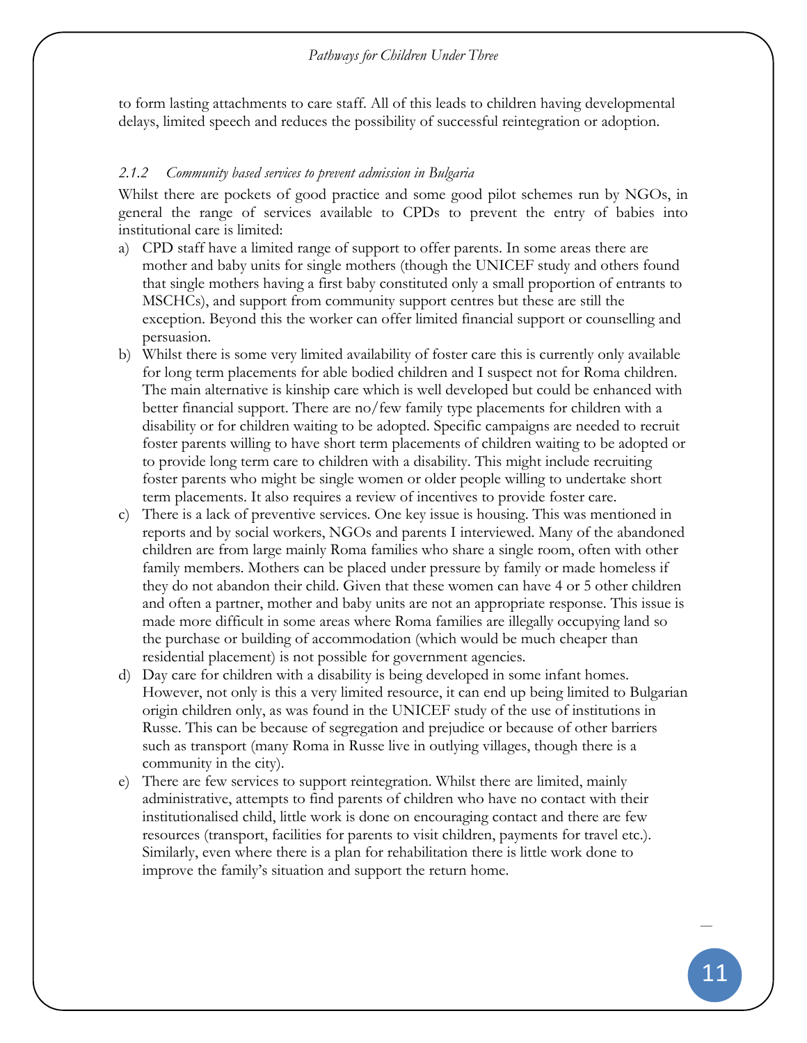to form lasting attachments to care staff. All of this leads to children having developmental delays, limited speech and reduces the possibility of successful reintegration or adoption.

### *2.1.2 Community based services to prevent admission in Bulgaria*

Whilst there are pockets of good practice and some good pilot schemes run by NGOs, in general the range of services available to CPDs to prevent the entry of babies into institutional care is limited:

a) CPD staff have a limited range of support to offer parents. In some areas there are mother and baby units for single mothers (though the UNICEF study and others found that single mothers having a first baby constituted only a small proportion of entrants to MSCHCs), and support from community support centres but these are still the exception. Beyond this the worker can offer limited financial support or counselling and persuasion.

b) Whilst there is some very limited availability of foster care this is currently only available for long term placements for able bodied children and I suspect not for Roma children. The main alternative is kinship care which is well developed but could be enhanced with better financial support. There are no/few family type placements for children with a disability or for children waiting to be adopted. Specific campaigns are needed to recruit foster parents willing to have short term placements of children waiting to be adopted or to provide long term care to children with a disability. This might include recruiting foster parents who might be single women or older people willing to undertake short term placements. It also requires a review of incentives to provide foster care.

c) There is a lack of preventive services. One key issue is housing. This was mentioned in reports and by social workers, NGOs and parents I interviewed. Many of the abandoned children are from large mainly Roma families who share a single room, often with other family members. Mothers can be placed under pressure by family or made homeless if they do not abandon their child. Given that these women can have 4 or 5 other children and often a partner, mother and baby units are not an appropriate response. This issue is made more difficult in some areas where Roma families are illegally occupying land so the purchase or building of accommodation (which would be much cheaper than residential placement) is not possible for government agencies.

d) Day care for children with a disability is being developed in some infant homes. However, not only is this a very limited resource, it can end up being limited to Bulgarian origin children only, as was found in the UNICEF study of the use of institutions in Russe. This can be because of segregation and prejudice or because of other barriers such as transport (many Roma in Russe live in outlying villages, though there is a community in the city).

e) There are few services to support reintegration. Whilst there are limited, mainly administrative, attempts to find parents of children who have no contact with their institutionalised child, little work is done on encouraging contact and there are few resources (transport, facilities for parents to visit children, payments for travel etc.). Similarly, even where there is a plan for rehabilitation there is little work done to improve the family's situation and support the return home.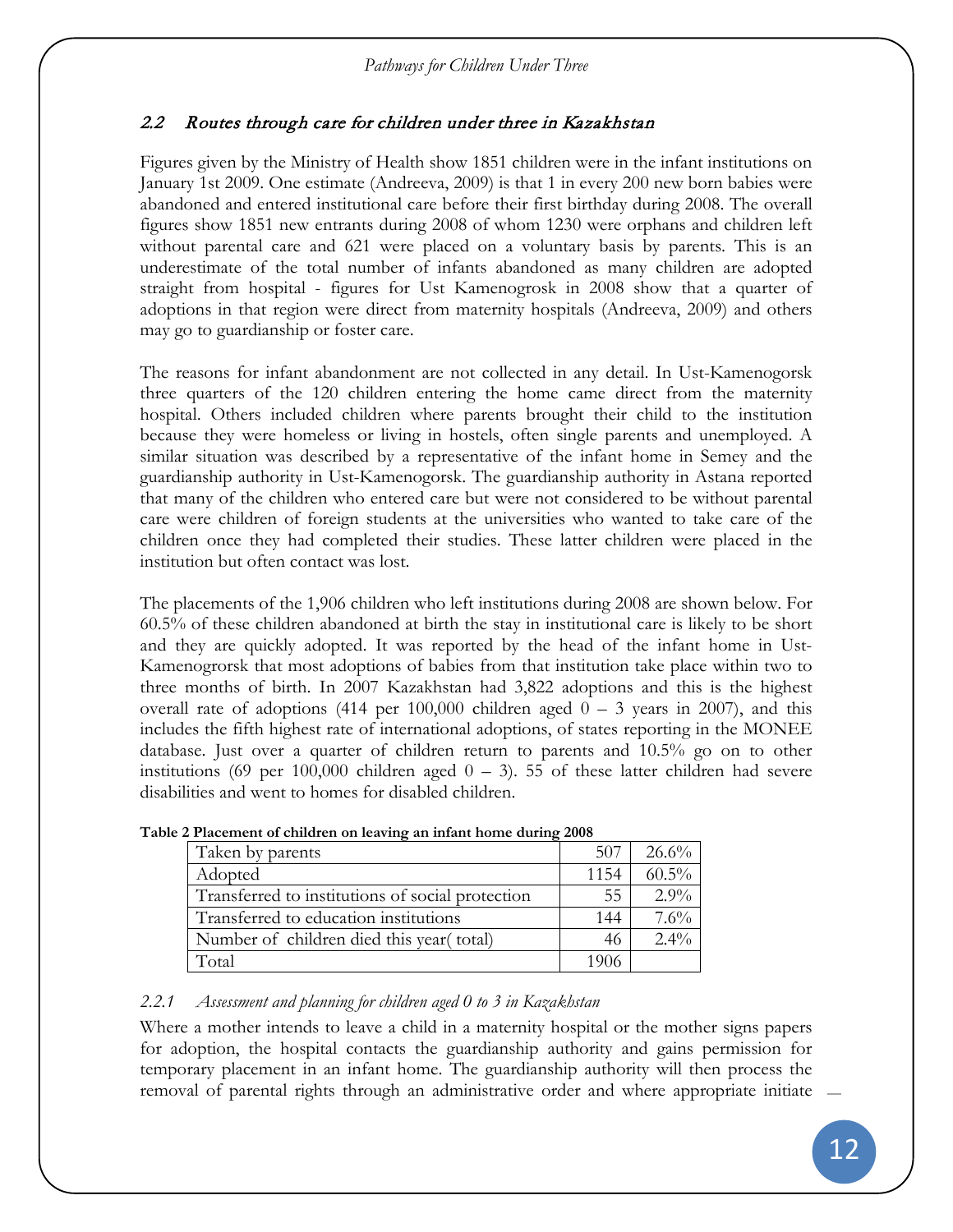## 2.2 Routes through care for children under three in Kazakhstan

Figures given by the Ministry of Health show 1851 children were in the infant institutions on January 1st 2009. One estimate (Andreeva, 2009) is that 1 in every 200 new born babies were abandoned and entered institutional care before their first birthday during 2008. The overall figures show 1851 new entrants during 2008 of whom 1230 were orphans and children left without parental care and 621 were placed on a voluntary basis by parents. This is an underestimate of the total number of infants abandoned as many children are adopted straight from hospital - figures for Ust Kamenogrosk in 2008 show that a quarter of adoptions in that region were direct from maternity hospitals (Andreeva, 2009) and others may go to guardianship or foster care.

The reasons for infant abandonment are not collected in any detail. In Ust-Kamenogorsk three quarters of the 120 children entering the home came direct from the maternity hospital. Others included children where parents brought their child to the institution because they were homeless or living in hostels, often single parents and unemployed. A similar situation was described by a representative of the infant home in Semey and the guardianship authority in Ust-Kamenogorsk. The guardianship authority in Astana reported that many of the children who entered care but were not considered to be without parental care were children of foreign students at the universities who wanted to take care of the children once they had completed their studies. These latter children were placed in the institution but often contact was lost.

The placements of the 1,906 children who left institutions during 2008 are shown below. For 60.5% of these children abandoned at birth the stay in institutional care is likely to be short and they are quickly adopted. It was reported by the head of the infant home in Ust-Kamenogrorsk that most adoptions of babies from that institution take place within two to three months of birth. In 2007 Kazakhstan had 3,822 adoptions and this is the highest overall rate of adoptions (414 per 100,000 children aged 0 – 3 years in 2007), and this includes the fifth highest rate of international adoptions, of states reporting in the MONEE database. Just over a quarter of children return to parents and 10.5% go on to other institutions (69 per 100,000 children aged 0 – 3). 55 of these latter children had severe disabilities and went to homes for disabled children.

**Table 2 Placement of children on leaving an infant home during 2008**

| | | |
|---|---|---|
| Taken by parents | 507 | 26.6% |
| Adopted | 1154 | 60.5% |
| Transferred to institutions of social protection | 55 | 2.9% |
| Transferred to education institutions | 144 | 7.6% |
| Number of children died this year( total) | 46 | 2.4% |
| Total | 1906 | |

### *2.2.1 Assessment and planning for children aged 0 to 3 in Kazakhstan*

Where a mother intends to leave a child in a maternity hospital or the mother signs papers for adoption, the hospital contacts the guardianship authority and gains permission for temporary placement in an infant home. The guardianship authority will then process the removal of parental rights through an administrative order and where appropriate initiate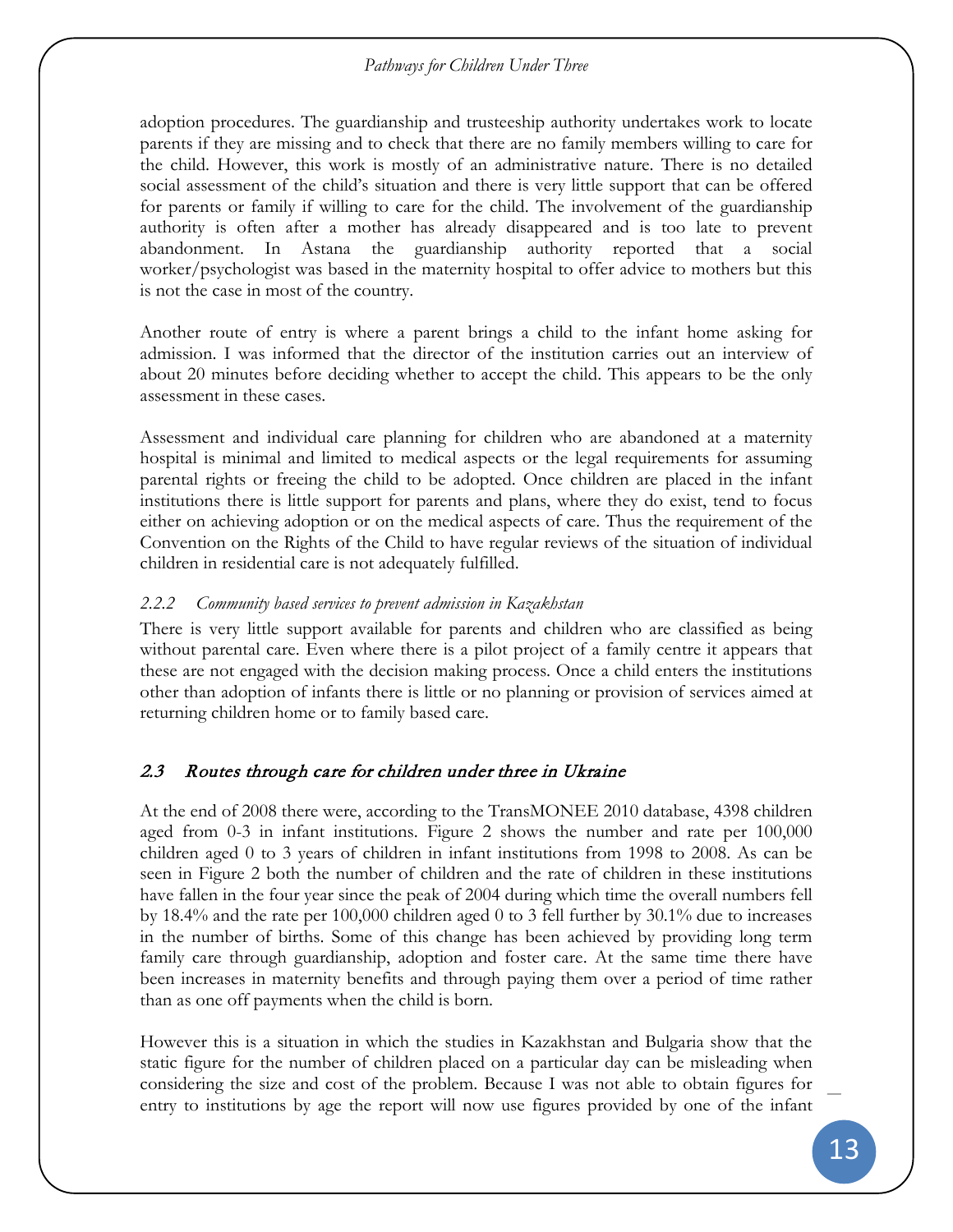adoption procedures. The guardianship and trusteeship authority undertakes work to locate parents if they are missing and to check that there are no family members willing to care for the child. However, this work is mostly of an administrative nature. There is no detailed social assessment of the child's situation and there is very little support that can be offered for parents or family if willing to care for the child. The involvement of the guardianship authority is often after a mother has already disappeared and is too late to prevent abandonment. In Astana the guardianship authority reported that a social worker/psychologist was based in the maternity hospital to offer advice to mothers but this is not the case in most of the country.

Another route of entry is where a parent brings a child to the infant home asking for admission. I was informed that the director of the institution carries out an interview of about 20 minutes before deciding whether to accept the child. This appears to be the only assessment in these cases.

Assessment and individual care planning for children who are abandoned at a maternity hospital is minimal and limited to medical aspects or the legal requirements for assuming parental rights or freeing the child to be adopted. Once children are placed in the infant institutions there is little support for parents and plans, where they do exist, tend to focus either on achieving adoption or on the medical aspects of care. Thus the requirement of the Convention on the Rights of the Child to have regular reviews of the situation of individual children in residential care is not adequately fulfilled.

### *2.2.2 Community based services to prevent admission in Kazakhstan*

There is very little support available for parents and children who are classified as being without parental care. Even where there is a pilot project of a family centre it appears that these are not engaged with the decision making process. Once a child enters the institutions other than adoption of infants there is little or no planning or provision of services aimed at returning children home or to family based care.

## *2.3 Routes through care for children under three in Ukraine*

At the end of 2008 there were, according to the TransMONEE 2010 database, 4398 children aged from 0-3 in infant institutions. Figure 2 shows the number and rate per 100,000 children aged 0 to 3 years of children in infant institutions from 1998 to 2008. As can be seen in Figure 2 both the number of children and the rate of children in these institutions have fallen in the four year since the peak of 2004 during which time the overall numbers fell by 18.4% and the rate per 100,000 children aged 0 to 3 fell further by 30.1% due to increases in the number of births. Some of this change has been achieved by providing long term family care through guardianship, adoption and foster care. At the same time there have been increases in maternity benefits and through paying them over a period of time rather than as one off payments when the child is born.

However this is a situation in which the studies in Kazakhstan and Bulgaria show that the static figure for the number of children placed on a particular day can be misleading when considering the size and cost of the problem. Because I was not able to obtain figures for entry to institutions by age the report will now use figures provided by one of the infant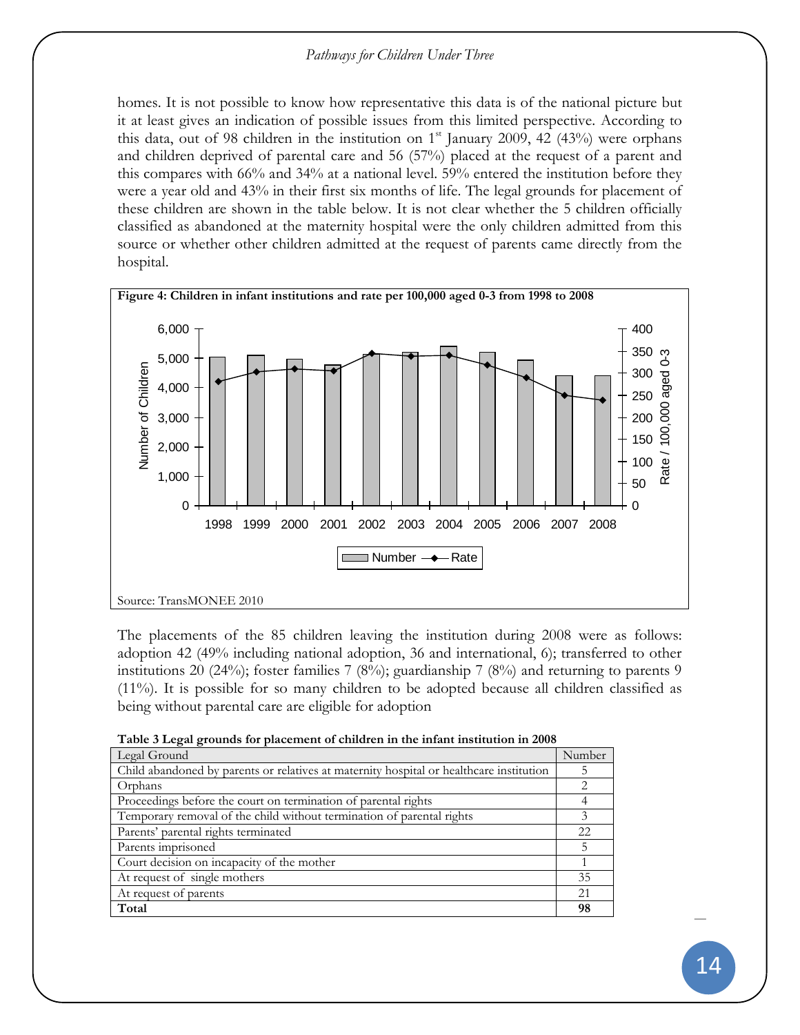homes. It is not possible to know how representative this data is of the national picture but it at least gives an indication of possible issues from this limited perspective. According to this data, out of 98 children in the institution on 1st January 2009, 42 (43%) were orphans and children deprived of parental care and 56 (57%) placed at the request of a parent and this compares with 66% and 34% at a national level. 59% entered the institution before they were a year old and 43% in their first six months of life. The legal grounds for placement of these children are shown in the table below. It is not clear whether the 5 children officially classified as abandoned at the maternity hospital were the only children admitted from this source or whether other children admitted at the request of parents came directly from the hospital.

**Figure 4: Children in infant institutions and rate per 100,000 aged 0-3 from 1998 to 2008**

Source: TransMONEE 2010

The placements of the 85 children leaving the institution during 2008 were as follows: adoption 42 (49% including national adoption, 36 and international, 6); transferred to other institutions 20 (24%); foster families 7 (8%); guardianship 7 (8%) and returning to parents 9 (11%). It is possible for so many children to be adopted because all children classified as being without parental care are eligible for adoption

**Table 3 Legal grounds for placement of children in the infant institution in 2008**

| Legal Ground | Number |
|---|---|
| Child abandoned by parents or relatives at maternity hospital or healthcare institution | 5 |
| Orphans | 2 |
| Proceedings before the court on termination of parental rights | 4 |
| Temporary removal of the child without termination of parental rights | 3 |
| Parents' parental rights terminated | 22 |
| Parents imprisoned | 5 |
| Court decision on incapacity of the mother | 1 |
| At request of single mothers | 35 |
| At request of parents | 21 |
| **Total** | **98** |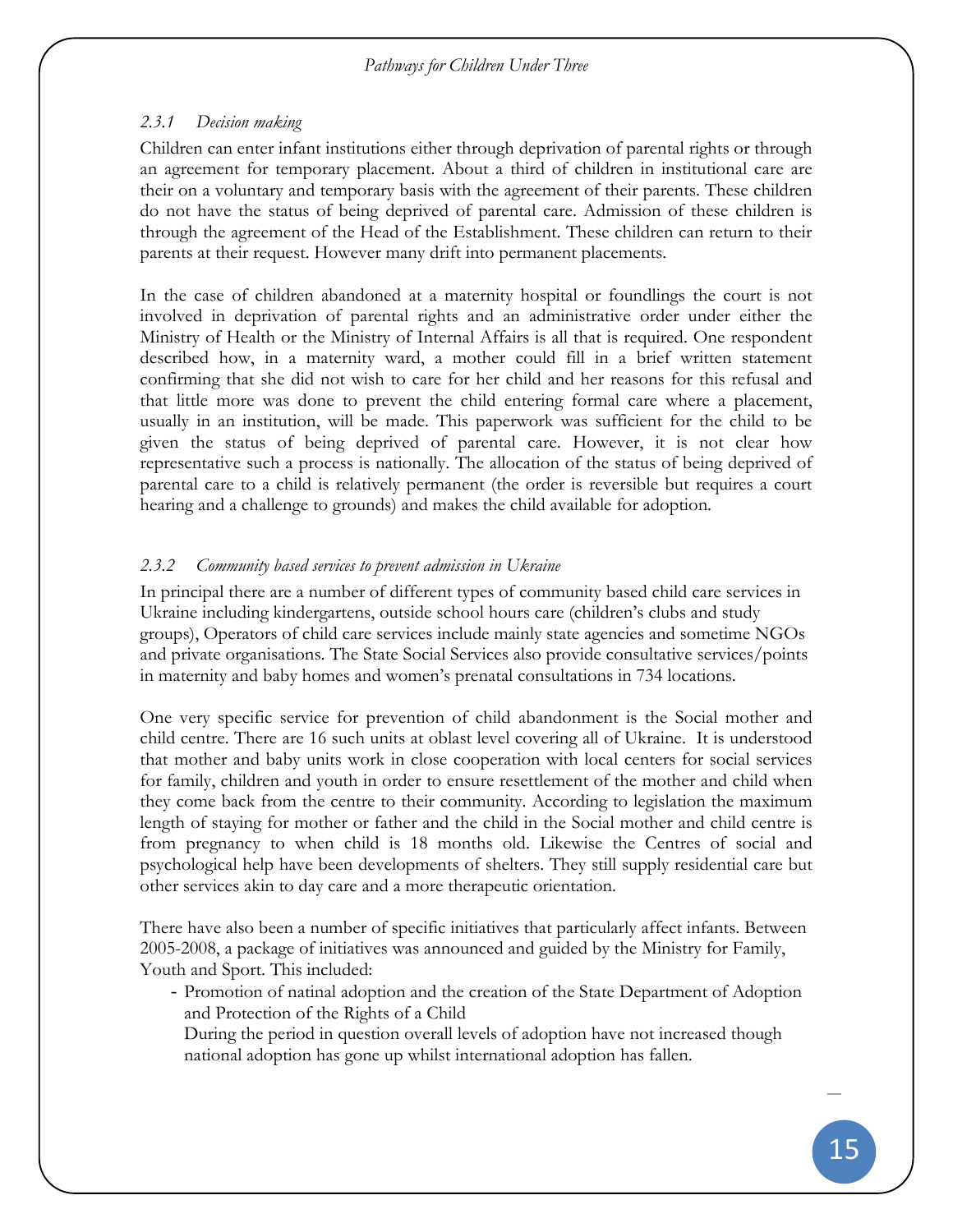### *2.3.1 Decision making*

Children can enter infant institutions either through deprivation of parental rights or through an agreement for temporary placement. About a third of children in institutional care are their on a voluntary and temporary basis with the agreement of their parents. These children do not have the status of being deprived of parental care. Admission of these children is through the agreement of the Head of the Establishment. These children can return to their parents at their request. However many drift into permanent placements.

In the case of children abandoned at a maternity hospital or foundlings the court is not involved in deprivation of parental rights and an administrative order under either the Ministry of Health or the Ministry of Internal Affairs is all that is required. One respondent described how, in a maternity ward, a mother could fill in a brief written statement confirming that she did not wish to care for her child and her reasons for this refusal and that little more was done to prevent the child entering formal care where a placement, usually in an institution, will be made. This paperwork was sufficient for the child to be given the status of being deprived of parental care. However, it is not clear how representative such a process is nationally. The allocation of the status of being deprived of parental care to a child is relatively permanent (the order is reversible but requires a court hearing and a challenge to grounds) and makes the child available for adoption.

### *2.3.2 Community based services to prevent admission in Ukraine*

In principal there are a number of different types of community based child care services in Ukraine including kindergartens, outside school hours care (children's clubs and study groups), Operators of child care services include mainly state agencies and sometime NGOs and private organisations. The State Social Services also provide consultative services/points in maternity and baby homes and women's prenatal consultations in 734 locations.

One very specific service for prevention of child abandonment is the Social mother and child centre. There are 16 such units at oblast level covering all of Ukraine. It is understood that mother and baby units work in close cooperation with local centers for social services for family, children and youth in order to ensure resettlement of the mother and child when they come back from the centre to their community. According to legislation the maximum length of staying for mother or father and the child in the Social mother and child centre is from pregnancy to when child is 18 months old. Likewise the Centres of social and psychological help have been developments of shelters. They still supply residential care but other services akin to day care and a more therapeutic orientation.

There have also been a number of specific initiatives that particularly affect infants. Between 2005-2008, a package of initiatives was announced and guided by the Ministry for Family, Youth and Sport. This included:

- Promotion of natinal adoption and the creation of the State Department of Adoption and Protection of the Rights of a Child

  During the period in question overall levels of adoption have not increased though national adoption has gone up whilst international adoption has fallen.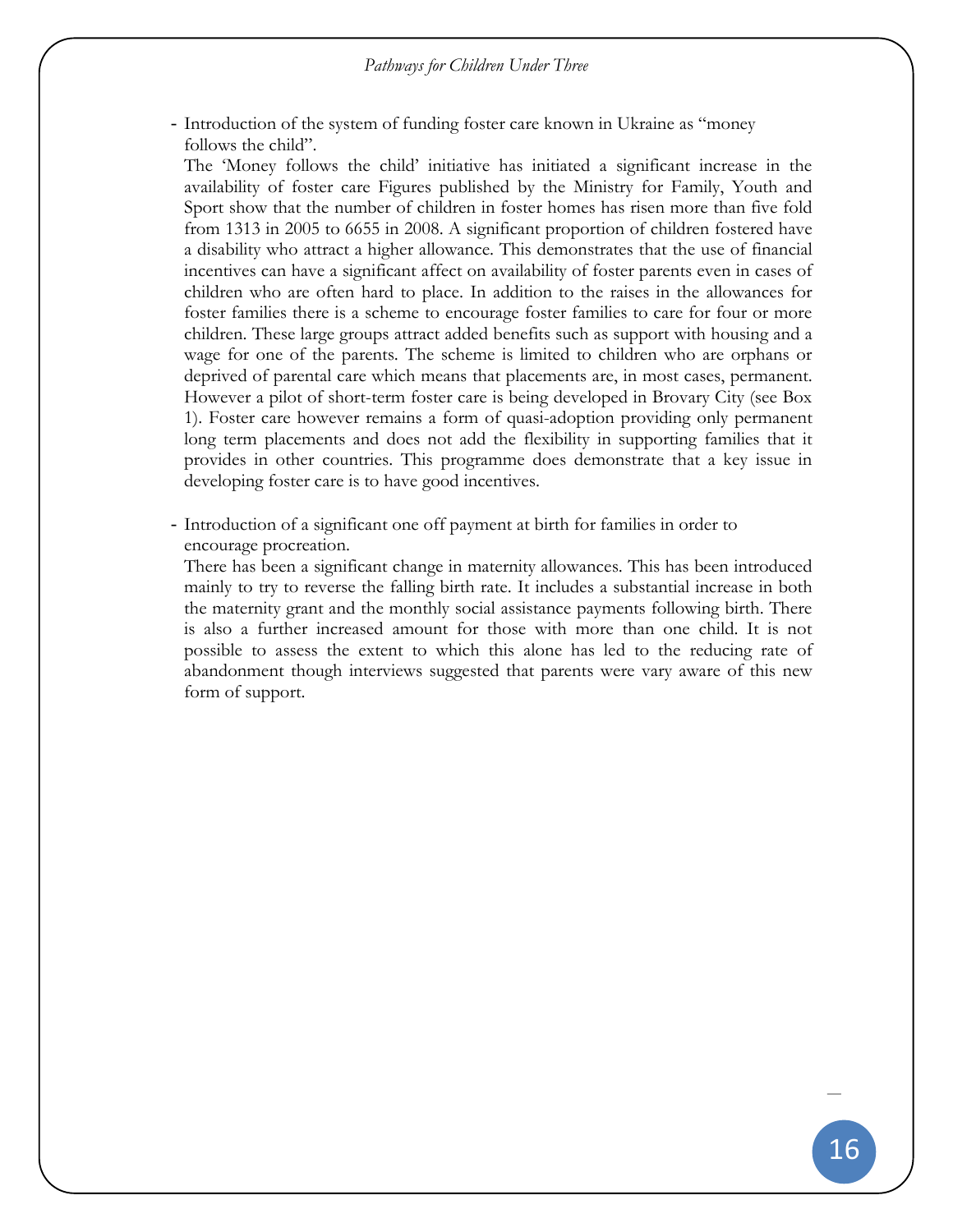- Introduction of the system of funding foster care known in Ukraine as "money follows the child".

  The 'Money follows the child' initiative has initiated a significant increase in the availability of foster care Figures published by the Ministry for Family, Youth and Sport show that the number of children in foster homes has risen more than five fold from 1313 in 2005 to 6655 in 2008. A significant proportion of children fostered have a disability who attract a higher allowance. This demonstrates that the use of financial incentives can have a significant affect on availability of foster parents even in cases of children who are often hard to place. In addition to the raises in the allowances for foster families there is a scheme to encourage foster families to care for four or more children. These large groups attract added benefits such as support with housing and a wage for one of the parents. The scheme is limited to children who are orphans or deprived of parental care which means that placements are, in most cases, permanent. However a pilot of short-term foster care is being developed in Brovary City (see Box 1). Foster care however remains a form of quasi-adoption providing only permanent long term placements and does not add the flexibility in supporting families that it provides in other countries. This programme does demonstrate that a key issue in developing foster care is to have good incentives.

- Introduction of a significant one off payment at birth for families in order to encourage procreation.

  There has been a significant change in maternity allowances. This has been introduced mainly to try to reverse the falling birth rate. It includes a substantial increase in both the maternity grant and the monthly social assistance payments following birth. There is also a further increased amount for those with more than one child. It is not possible to assess the extent to which this alone has led to the reducing rate of abandonment though interviews suggested that parents were vary aware of this new form of support.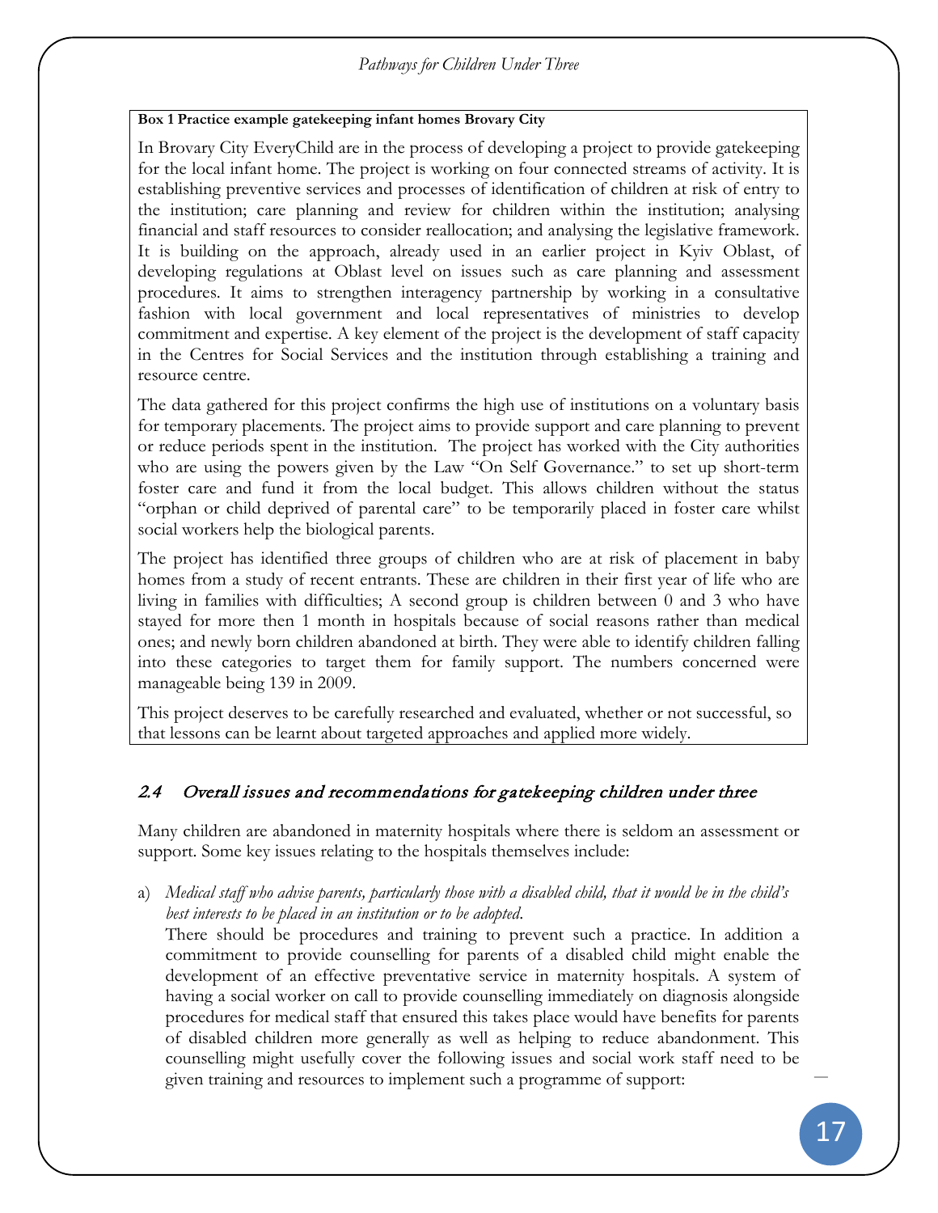**Box 1 Practice example gatekeeping infant homes Brovary City**

In Brovary City EveryChild are in the process of developing a project to provide gatekeeping for the local infant home. The project is working on four connected streams of activity. It is establishing preventive services and processes of identification of children at risk of entry to the institution; care planning and review for children within the institution; analysing financial and staff resources to consider reallocation; and analysing the legislative framework. It is building on the approach, already used in an earlier project in Kyiv Oblast, of developing regulations at Oblast level on issues such as care planning and assessment procedures. It aims to strengthen interagency partnership by working in a consultative fashion with local government and local representatives of ministries to develop commitment and expertise. A key element of the project is the development of staff capacity in the Centres for Social Services and the institution through establishing a training and resource centre.

The data gathered for this project confirms the high use of institutions on a voluntary basis for temporary placements. The project aims to provide support and care planning to prevent or reduce periods spent in the institution. The project has worked with the City authorities who are using the powers given by the Law "On Self Governance." to set up short-term foster care and fund it from the local budget. This allows children without the status "orphan or child deprived of parental care" to be temporarily placed in foster care whilst social workers help the biological parents.

The project has identified three groups of children who are at risk of placement in baby homes from a study of recent entrants. These are children in their first year of life who are living in families with difficulties; A second group is children between 0 and 3 who have stayed for more then 1 month in hospitals because of social reasons rather than medical ones; and newly born children abandoned at birth. They were able to identify children falling into these categories to target them for family support. The numbers concerned were manageable being 139 in 2009.

This project deserves to be carefully researched and evaluated, whether or not successful, so that lessons can be learnt about targeted approaches and applied more widely.

## 2.4 Overall issues and recommendations for gatekeeping children under three

Many children are abandoned in maternity hospitals where there is seldom an assessment or support. Some key issues relating to the hospitals themselves include:

a) *Medical staff who advise parents, particularly those with a disabled child, that it would be in the child's best interests to be placed in an institution or to be adopted.*
   There should be procedures and training to prevent such a practice. In addition a commitment to provide counselling for parents of a disabled child might enable the development of an effective preventative service in maternity hospitals. A system of having a social worker on call to provide counselling immediately on diagnosis alongside procedures for medical staff that ensured this takes place would have benefits for parents of disabled children more generally as well as helping to reduce abandonment. This counselling might usefully cover the following issues and social work staff need to be given training and resources to implement such a programme of support: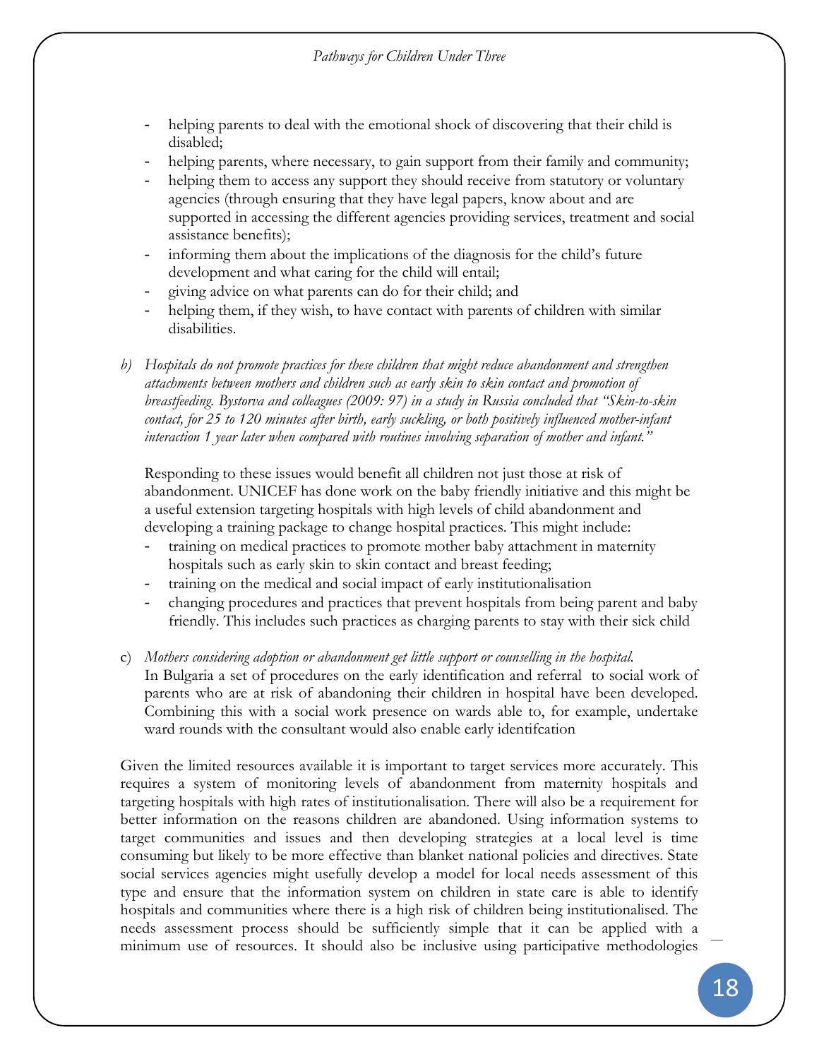- helping parents to deal with the emotional shock of discovering that their child is disabled;
- helping parents, where necessary, to gain support from their family and community;
- helping them to access any support they should receive from statutory or voluntary agencies (through ensuring that they have legal papers, know about and are supported in accessing the different agencies providing services, treatment and social assistance benefits);
- informing them about the implications of the diagnosis for the child's future development and what caring for the child will entail;
- giving advice on what parents can do for their child; and
- helping them, if they wish, to have contact with parents of children with similar disabilities.

b) *Hospitals do not promote practices for these children that might reduce abandonment and strengthen attachments between mothers and children such as early skin to skin contact and promotion of breastfeeding. Bystorva and colleagues (2009: 97) in a study in Russia concluded that "Skin-to-skin contact, for 25 to 120 minutes after birth, early suckling, or both positively influenced mother-infant interaction 1 year later when compared with routines involving separation of mother and infant."*

   Responding to these issues would benefit all children not just those at risk of abandonment. UNICEF has done work on the baby friendly initiative and this might be a useful extension targeting hospitals with high levels of child abandonment and developing a training package to change hospital practices. This might include:
   - training on medical practices to promote mother baby attachment in maternity hospitals such as early skin to skin contact and breast feeding;
   - training on the medical and social impact of early institutionalisation
   - changing procedures and practices that prevent hospitals from being parent and baby friendly. This includes such practices as charging parents to stay with their sick child

c) *Mothers considering adoption or abandonment get little support or counselling in the hospital.*
   In Bulgaria a set of procedures on the early identification and referral to social work of parents who are at risk of abandoning their children in hospital have been developed. Combining this with a social work presence on wards able to, for example, undertake ward rounds with the consultant would also enable early identifcation

Given the limited resources available it is important to target services more accurately. This requires a system of monitoring levels of abandonment from maternity hospitals and targeting hospitals with high rates of institutionalisation. There will also be a requirement for better information on the reasons children are abandoned. Using information systems to target communities and issues and then developing strategies at a local level is time consuming but likely to be more effective than blanket national policies and directives. State social services agencies might usefully develop a model for local needs assessment of this type and ensure that the information system on children in state care is able to identify hospitals and communities where there is a high risk of children being institutionalised. The needs assessment process should be sufficiently simple that it can be applied with a minimum use of resources. It should also be inclusive using participative methodologies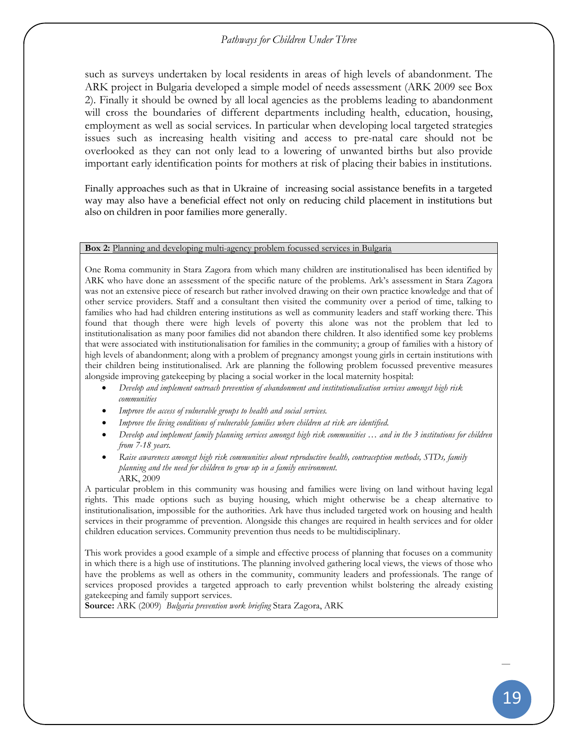such as surveys undertaken by local residents in areas of high levels of abandonment. The ARK project in Bulgaria developed a simple model of needs assessment (ARK 2009 see Box 2). Finally it should be owned by all local agencies as the problems leading to abandonment will cross the boundaries of different departments including health, education, housing, employment as well as social services. In particular when developing local targeted strategies issues such as increasing health visiting and access to pre-natal care should not be overlooked as they can not only lead to a lowering of unwanted births but also provide important early identification points for mothers at risk of placing their babies in institutions.

Finally approaches such as that in Ukraine of increasing social assistance benefits in a targeted way may also have a beneficial effect not only on reducing child placement in institutions but also on children in poor families more generally.

**Box 2:** Planning and developing multi-agency problem focussed services in Bulgaria

One Roma community in Stara Zagora from which many children are institutionalised has been identified by ARK who have done an assessment of the specific nature of the problems. Ark's assessment in Stara Zagora was not an extensive piece of research but rather involved drawing on their own practice knowledge and that of other service providers. Staff and a consultant then visited the community over a period of time, talking to families who had had children entering institutions as well as community leaders and staff working there. This found that though there were high levels of poverty this alone was not the problem that led to institutionalisation as many poor families did not abandon there children. It also identified some key problems that were associated with institutionalisation for families in the community; a group of families with a history of high levels of abandonment; along with a problem of pregnancy amongst young girls in certain institutions with their children being institutionalised. Ark are planning the following problem focussed preventive measures alongside improving gatekeeping by placing a social worker in the local maternity hospital:

- *Develop and implement outreach prevention of abandonment and institutionalisation services amongst high risk communities*
- *Improve the access of vulnerable groups to health and social services.*
- *Improve the living conditions of vulnerable families where children at risk are identified.*
- *Develop and implement family planning services amongst high risk communities … and in the 3 institutions for children from 7-18 years.*
- *Raise awareness amongst high risk communities about reproductive health, contraception methods, STDs, family planning and the need for children to grow up in a family environment.*

ARK, 2009

A particular problem in this community was housing and families were living on land without having legal rights. This made options such as buying housing, which might otherwise be a cheap alternative to institutionalisation, impossible for the authorities. Ark have thus included targeted work on housing and health services in their programme of prevention. Alongside this changes are required in health services and for older children education services. Community prevention thus needs to be multidisciplinary.

This work provides a good example of a simple and effective process of planning that focuses on a community in which there is a high use of institutions. The planning involved gathering local views, the views of those who have the problems as well as others in the community, community leaders and professionals. The range of services proposed provides a targeted approach to early prevention whilst bolstering the already existing gatekeeping and family support services.

**Source:** ARK (2009) *Bulgaria prevention work briefing* Stara Zagora, ARK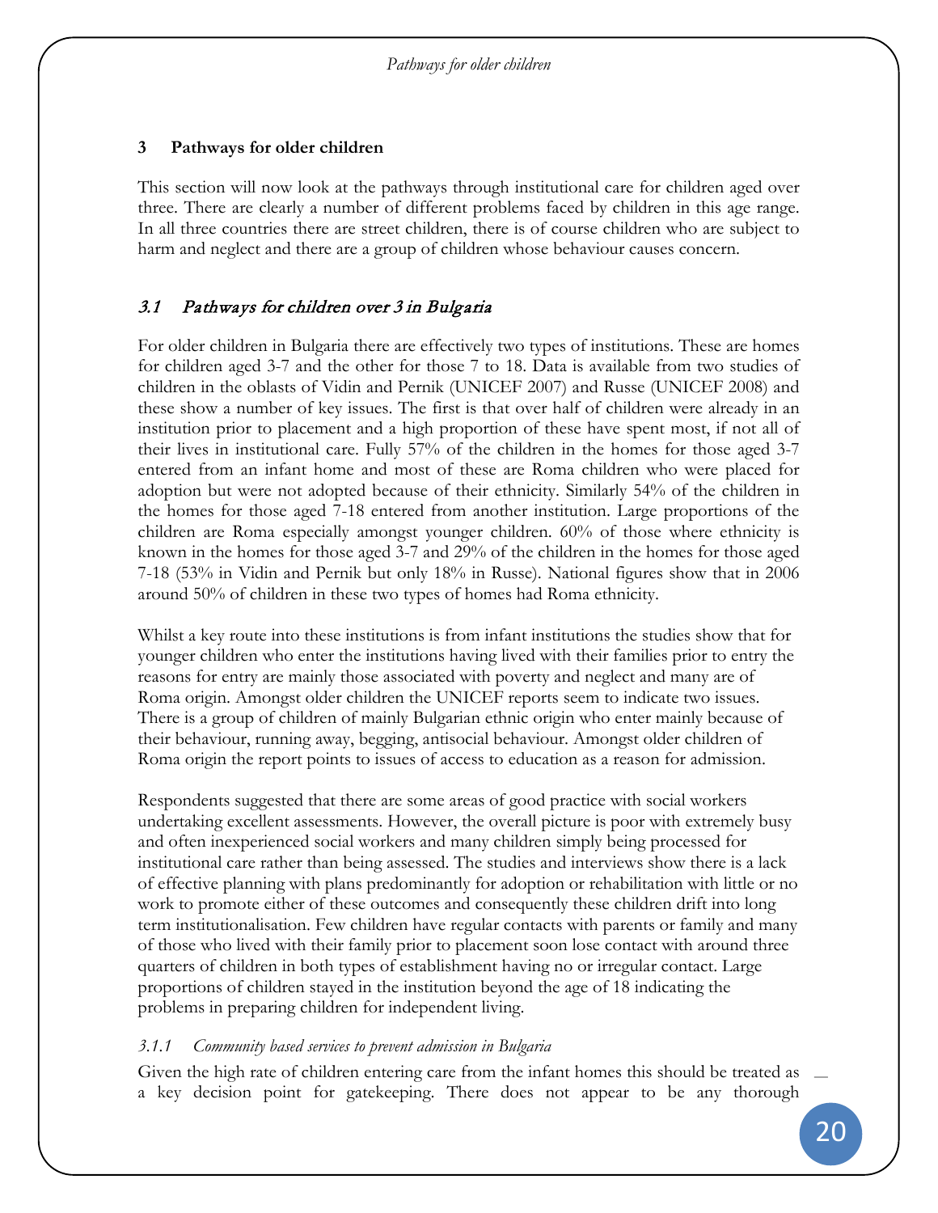# 3 Pathways for older children

This section will now look at the pathways through institutional care for children aged over three. There are clearly a number of different problems faced by children in this age range. In all three countries there are street children, there is of course children who are subject to harm and neglect and there are a group of children whose behaviour causes concern.

## *3.1 Pathways for children over 3 in Bulgaria*

For older children in Bulgaria there are effectively two types of institutions. These are homes for children aged 3-7 and the other for those 7 to 18. Data is available from two studies of children in the oblasts of Vidin and Pernik (UNICEF 2007) and Russe (UNICEF 2008) and these show a number of key issues. The first is that over half of children were already in an institution prior to placement and a high proportion of these have spent most, if not all of their lives in institutional care. Fully 57% of the children in the homes for those aged 3-7 entered from an infant home and most of these are Roma children who were placed for adoption but were not adopted because of their ethnicity. Similarly 54% of the children in the homes for those aged 7-18 entered from another institution. Large proportions of the children are Roma especially amongst younger children. 60% of those where ethnicity is known in the homes for those aged 3-7 and 29% of the children in the homes for those aged 7-18 (53% in Vidin and Pernik but only 18% in Russe). National figures show that in 2006 around 50% of children in these two types of homes had Roma ethnicity.

Whilst a key route into these institutions is from infant institutions the studies show that for younger children who enter the institutions having lived with their families prior to entry the reasons for entry are mainly those associated with poverty and neglect and many are of Roma origin. Amongst older children the UNICEF reports seem to indicate two issues. There is a group of children of mainly Bulgarian ethnic origin who enter mainly because of their behaviour, running away, begging, antisocial behaviour. Amongst older children of Roma origin the report points to issues of access to education as a reason for admission.

Respondents suggested that there are some areas of good practice with social workers undertaking excellent assessments. However, the overall picture is poor with extremely busy and often inexperienced social workers and many children simply being processed for institutional care rather than being assessed. The studies and interviews show there is a lack of effective planning with plans predominantly for adoption or rehabilitation with little or no work to promote either of these outcomes and consequently these children drift into long term institutionalisation. Few children have regular contacts with parents or family and many of those who lived with their family prior to placement soon lose contact with around three quarters of children in both types of establishment having no or irregular contact. Large proportions of children stayed in the institution beyond the age of 18 indicating the problems in preparing children for independent living.

### *3.1.1 Community based services to prevent admission in Bulgaria*

Given the high rate of children entering care from the infant homes this should be treated as a key decision point for gatekeeping. There does not appear to be any thorough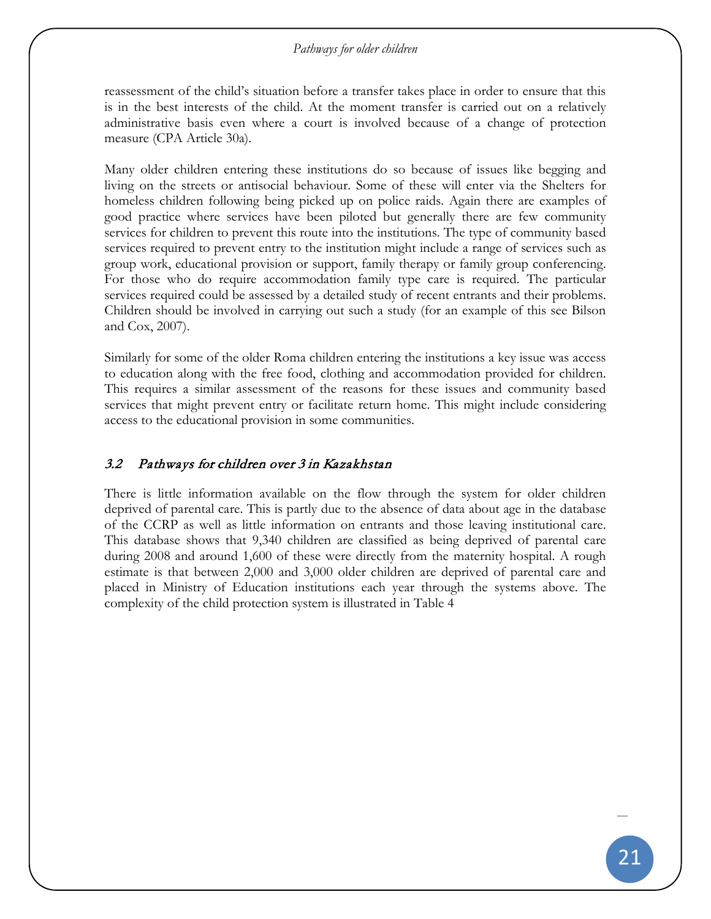reassessment of the child's situation before a transfer takes place in order to ensure that this is in the best interests of the child. At the moment transfer is carried out on a relatively administrative basis even where a court is involved because of a change of protection measure (CPA Article 30a).

Many older children entering these institutions do so because of issues like begging and living on the streets or antisocial behaviour. Some of these will enter via the Shelters for homeless children following being picked up on police raids. Again there are examples of good practice where services have been piloted but generally there are few community services for children to prevent this route into the institutions. The type of community based services required to prevent entry to the institution might include a range of services such as group work, educational provision or support, family therapy or family group conferencing. For those who do require accommodation family type care is required. The particular services required could be assessed by a detailed study of recent entrants and their problems. Children should be involved in carrying out such a study (for an example of this see Bilson and Cox, 2007).

Similarly for some of the older Roma children entering the institutions a key issue was access to education along with the free food, clothing and accommodation provided for children. This requires a similar assessment of the reasons for these issues and community based services that might prevent entry or facilitate return home. This might include considering access to the educational provision in some communities.

### *3.2 Pathways for children over 3 in Kazakhstan*

There is little information available on the flow through the system for older children deprived of parental care. This is partly due to the absence of data about age in the database of the CCRP as well as little information on entrants and those leaving institutional care. This database shows that 9,340 children are classified as being deprived of parental care during 2008 and around 1,600 of these were directly from the maternity hospital. A rough estimate is that between 2,000 and 3,000 older children are deprived of parental care and placed in Ministry of Education institutions each year through the systems above. The complexity of the child protection system is illustrated in Table 4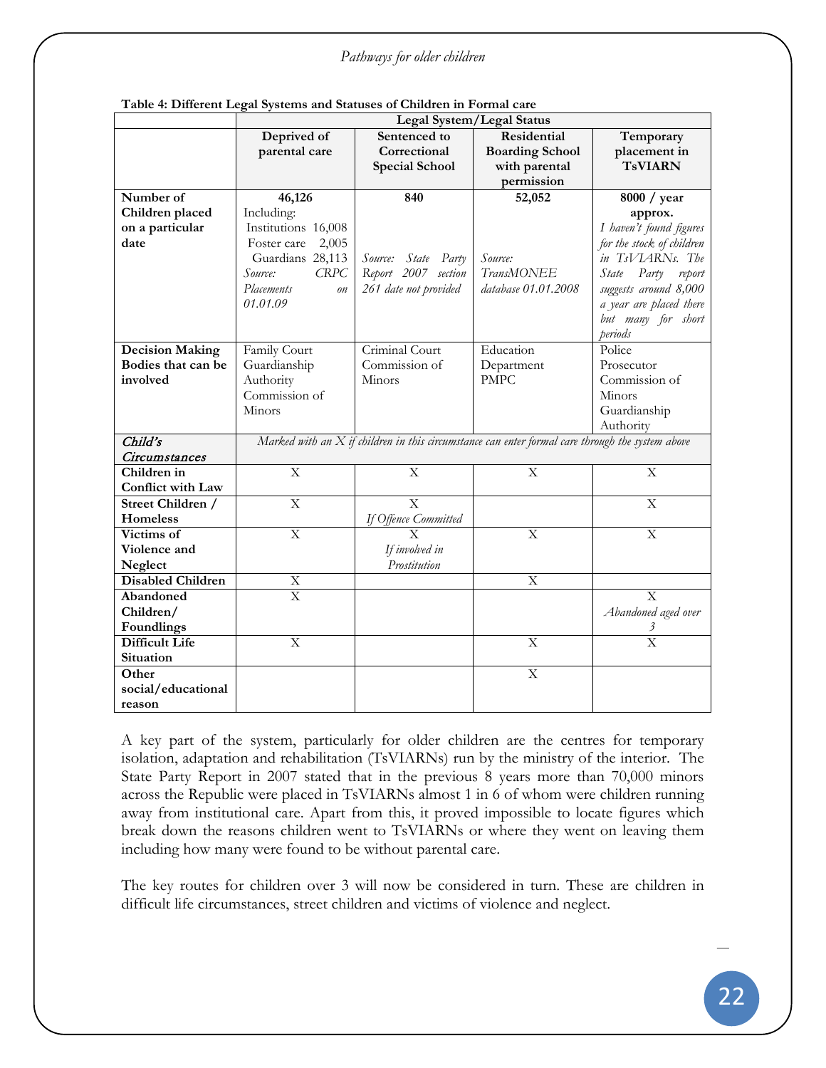**Table 4: Different Legal Systems and Statuses of Children in Formal care**

| | Legal System/Legal Status | | | |
|---|---|---|---|---|
| | **Deprived of parental care** | **Sentenced to Correctional Special School** | **Residential Boarding School with parental permission** | **Temporary placement in TsVIARN** |
| **Number of Children placed on a particular date** | **46,126** Including: Institutions 16,008 Foster care 2,005 Guardians 28,113 *Source: CRPC Placements on 01.01.09* | **840** *Source: State Party Report 2007 section 261 date not provided* | **52,052** *Source: TransMONEE database 01.01.2008* | **8000 / year approx.** *I haven't found figures for the stock of children in TsVIARNs. The State Party report suggests around 8,000 a year are placed there but many for short periods* |
| **Decision Making Bodies that can be involved** | Family Court Guardianship Authority Commission of Minors | Criminal Court Commission of Minors | Education Department PMPC | Police Prosecutor Commission of Minors Guardianship Authority |
| ***Child's Circumstances*** | *Marked with an X if children in this circumstance can enter formal care through the system above* | | | |
| **Children in Conflict with Law** | X | X | X | X |
| **Street Children / Homeless** | X | X *If Offence Committed* | | X |
| **Victims of Violence and Neglect** | X | X *If involved in Prostitution* | X | X |
| **Disabled Children** | X | | X | |
| **Abandoned Children/ Foundlings** | X | | | X *Abandoned aged over 3* |
| **Difficult Life Situation** | X | | X | X |
| **Other social/educational reason** | | | X | |

A key part of the system, particularly for older children are the centres for temporary isolation, adaptation and rehabilitation (TsVIARNs) run by the ministry of the interior. The State Party Report in 2007 stated that in the previous 8 years more than 70,000 minors across the Republic were placed in TsVIARNs almost 1 in 6 of whom were children running away from institutional care. Apart from this, it proved impossible to locate figures which break down the reasons children went to TsVIARNs or where they went on leaving them including how many were found to be without parental care.

The key routes for children over 3 will now be considered in turn. These are children in difficult life circumstances, street children and victims of violence and neglect.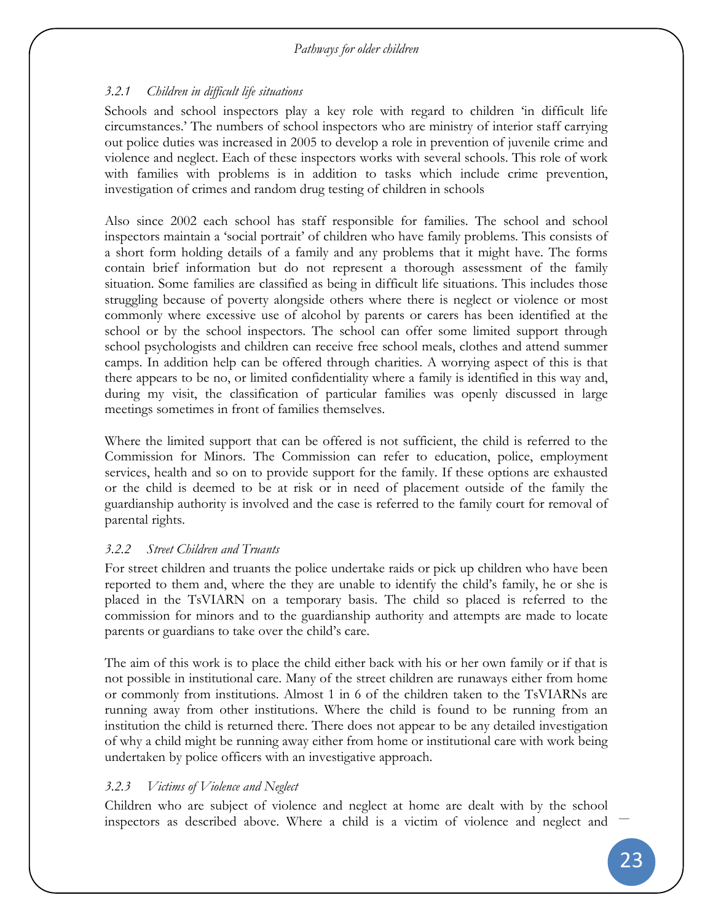### *3.2.1 Children in difficult life situations*

Schools and school inspectors play a key role with regard to children 'in difficult life circumstances.' The numbers of school inspectors who are ministry of interior staff carrying out police duties was increased in 2005 to develop a role in prevention of juvenile crime and violence and neglect. Each of these inspectors works with several schools. This role of work with families with problems is in addition to tasks which include crime prevention, investigation of crimes and random drug testing of children in schools

Also since 2002 each school has staff responsible for families. The school and school inspectors maintain a 'social portrait' of children who have family problems. This consists of a short form holding details of a family and any problems that it might have. The forms contain brief information but do not represent a thorough assessment of the family situation. Some families are classified as being in difficult life situations. This includes those struggling because of poverty alongside others where there is neglect or violence or most commonly where excessive use of alcohol by parents or carers has been identified at the school or by the school inspectors. The school can offer some limited support through school psychologists and children can receive free school meals, clothes and attend summer camps. In addition help can be offered through charities. A worrying aspect of this is that there appears to be no, or limited confidentiality where a family is identified in this way and, during my visit, the classification of particular families was openly discussed in large meetings sometimes in front of families themselves.

Where the limited support that can be offered is not sufficient, the child is referred to the Commission for Minors. The Commission can refer to education, police, employment services, health and so on to provide support for the family. If these options are exhausted or the child is deemed to be at risk or in need of placement outside of the family the guardianship authority is involved and the case is referred to the family court for removal of parental rights.

### *3.2.2 Street Children and Truants*

For street children and truants the police undertake raids or pick up children who have been reported to them and, where the they are unable to identify the child's family, he or she is placed in the TsVIARN on a temporary basis. The child so placed is referred to the commission for minors and to the guardianship authority and attempts are made to locate parents or guardians to take over the child's care.

The aim of this work is to place the child either back with his or her own family or if that is not possible in institutional care. Many of the street children are runaways either from home or commonly from institutions. Almost 1 in 6 of the children taken to the TsVIARNs are running away from other institutions. Where the child is found to be running from an institution the child is returned there. There does not appear to be any detailed investigation of why a child might be running away either from home or institutional care with work being undertaken by police officers with an investigative approach.

### *3.2.3 Victims of Violence and Neglect*

Children who are subject of violence and neglect at home are dealt with by the school inspectors as described above. Where a child is a victim of violence and neglect and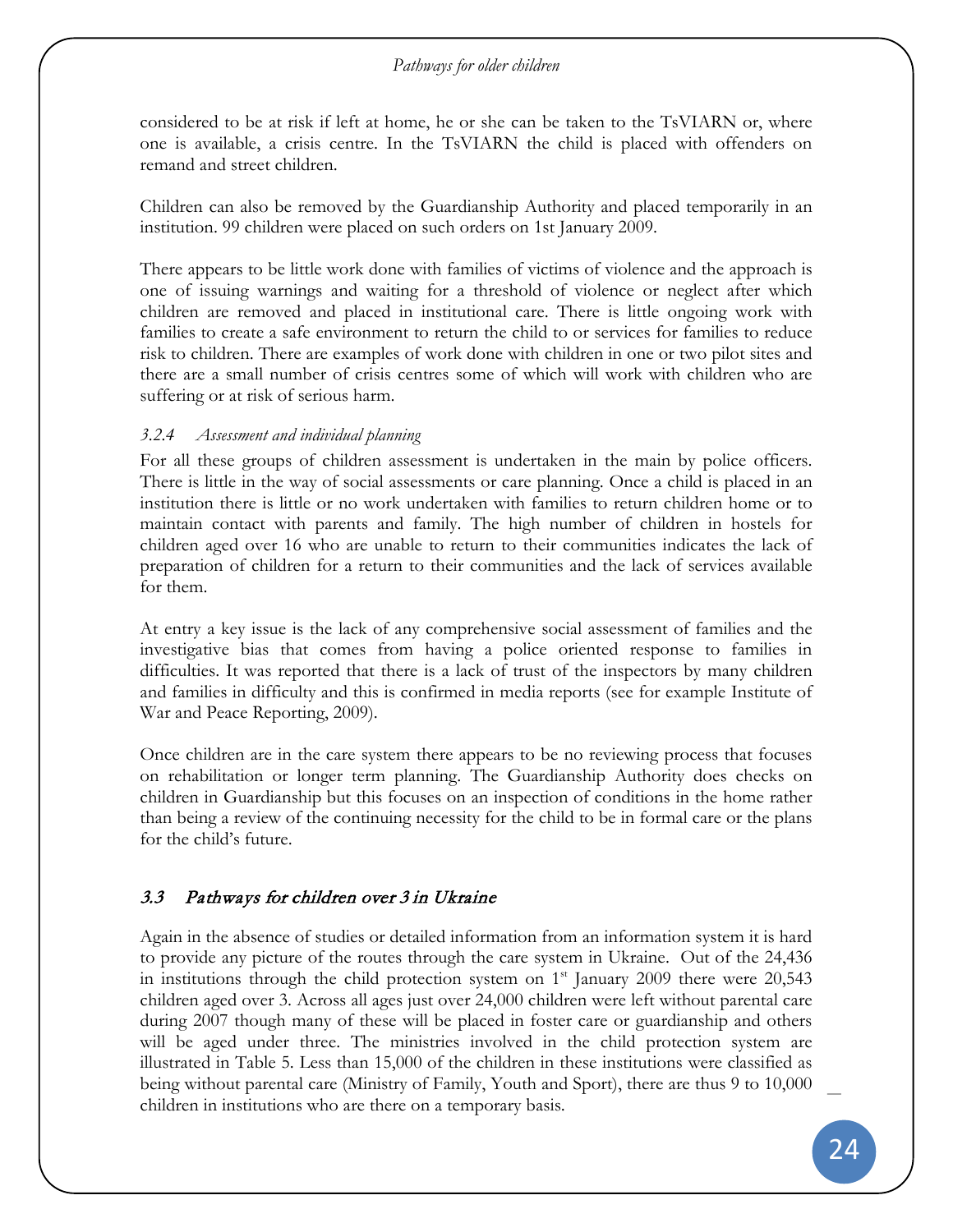considered to be at risk if left at home, he or she can be taken to the TsVIARN or, where one is available, a crisis centre. In the TsVIARN the child is placed with offenders on remand and street children.

Children can also be removed by the Guardianship Authority and placed temporarily in an institution. 99 children were placed on such orders on 1st January 2009.

There appears to be little work done with families of victims of violence and the approach is one of issuing warnings and waiting for a threshold of violence or neglect after which children are removed and placed in institutional care. There is little ongoing work with families to create a safe environment to return the child to or services for families to reduce risk to children. There are examples of work done with children in one or two pilot sites and there are a small number of crisis centres some of which will work with children who are suffering or at risk of serious harm.

#### *3.2.4 Assessment and individual planning*

For all these groups of children assessment is undertaken in the main by police officers. There is little in the way of social assessments or care planning. Once a child is placed in an institution there is little or no work undertaken with families to return children home or to maintain contact with parents and family. The high number of children in hostels for children aged over 16 who are unable to return to their communities indicates the lack of preparation of children for a return to their communities and the lack of services available for them.

At entry a key issue is the lack of any comprehensive social assessment of families and the investigative bias that comes from having a police oriented response to families in difficulties. It was reported that there is a lack of trust of the inspectors by many children and families in difficulty and this is confirmed in media reports (see for example Institute of War and Peace Reporting, 2009).

Once children are in the care system there appears to be no reviewing process that focuses on rehabilitation or longer term planning. The Guardianship Authority does checks on children in Guardianship but this focuses on an inspection of conditions in the home rather than being a review of the continuing necessity for the child to be in formal care or the plans for the child's future.

### *3.3 Pathways for children over 3 in Ukraine*

Again in the absence of studies or detailed information from an information system it is hard to provide any picture of the routes through the care system in Ukraine. Out of the 24,436 in institutions through the child protection system on 1st January 2009 there were 20,543 children aged over 3. Across all ages just over 24,000 children were left without parental care during 2007 though many of these will be placed in foster care or guardianship and others will be aged under three. The ministries involved in the child protection system are illustrated in Table 5. Less than 15,000 of the children in these institutions were classified as being without parental care (Ministry of Family, Youth and Sport), there are thus 9 to 10,000 children in institutions who are there on a temporary basis.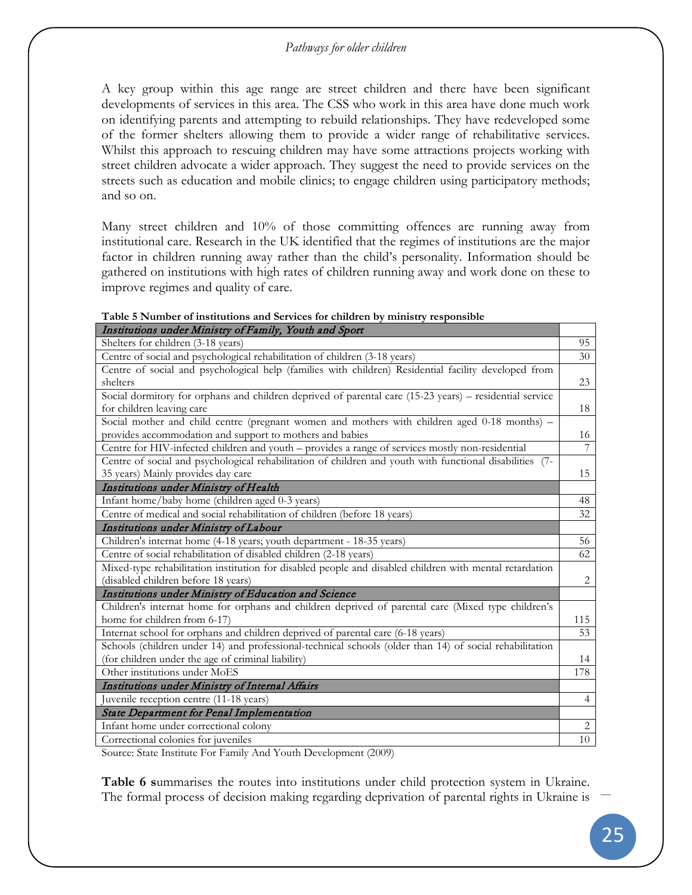A key group within this age range are street children and there have been significant developments of services in this area. The CSS who work in this area have done much work on identifying parents and attempting to rebuild relationships. They have redeveloped some of the former shelters allowing them to provide a wider range of rehabilitative services. Whilst this approach to rescuing children may have some attractions projects working with street children advocate a wider approach. They suggest the need to provide services on the streets such as education and mobile clinics; to engage children using participatory methods; and so on.

Many street children and 10% of those committing offences are running away from institutional care. Research in the UK identified that the regimes of institutions are the major factor in children running away rather than the child's personality. Information should be gathered on institutions with high rates of children running away and work done on these to improve regimes and quality of care.

**Table 5 Number of institutions and Services for children by ministry responsible**

| *Institutions under Ministry of Family, Youth and Sport* | |
|---|---|
| Shelters for children (3-18 years) | 95 |
| Centre of social and psychological rehabilitation of children (3-18 years) | 30 |
| Centre of social and psychological help (families with children) Residential facility developed from shelters | 23 |
| Social dormitory for orphans and children deprived of parental care (15-23 years) – residential service for children leaving care | 18 |
| Social mother and child centre (pregnant women and mothers with children aged 0-18 months) – provides accommodation and support to mothers and babies | 16 |
| Centre for HIV-infected children and youth – provides a range of services mostly non-residential | 7 |
| Centre of social and psychological rehabilitation of children and youth with functional disabilities (7-35 years) Mainly provides day care | 15 |
| *Institutions under Ministry of Health* | |
| Infant home/baby home (children aged 0-3 years) | 48 |
| Centre of medical and social rehabilitation of children (before 18 years) | 32 |
| *Institutions under Ministry of Labour* | |
| Children's internat home (4-18 years; youth department - 18-35 years) | 56 |
| Centre of social rehabilitation of disabled children (2-18 years) | 62 |
| Mixed-type rehabilitation institution for disabled people and disabled children with mental retardation (disabled children before 18 years) | 2 |
| *Institutions under Ministry of Education and Science* | |
| Children's internat home for orphans and children deprived of parental care (Mixed type children's home for children from 6-17) | 115 |
| Internat school for orphans and children deprived of parental care (6-18 years) | 53 |
| Schools (children under 14) and professional-technical schools (older than 14) of social rehabilitation (for children under the age of criminal liability) | 14 |
| Other institutions under MoES | 178 |
| *Institutions under Ministry of Internal Affairs* | |
| Juvenile reception centre (11-18 years) | 4 |
| *State Department for Penal Implementation* | |
| Infant home under correctional colony | 2 |
| Correctional colonies for juveniles | 10 |

Source: State Institute For Family And Youth Development (2009)

**Table 6 s**ummarises the routes into institutions under child protection system in Ukraine. The formal process of decision making regarding deprivation of parental rights in Ukraine is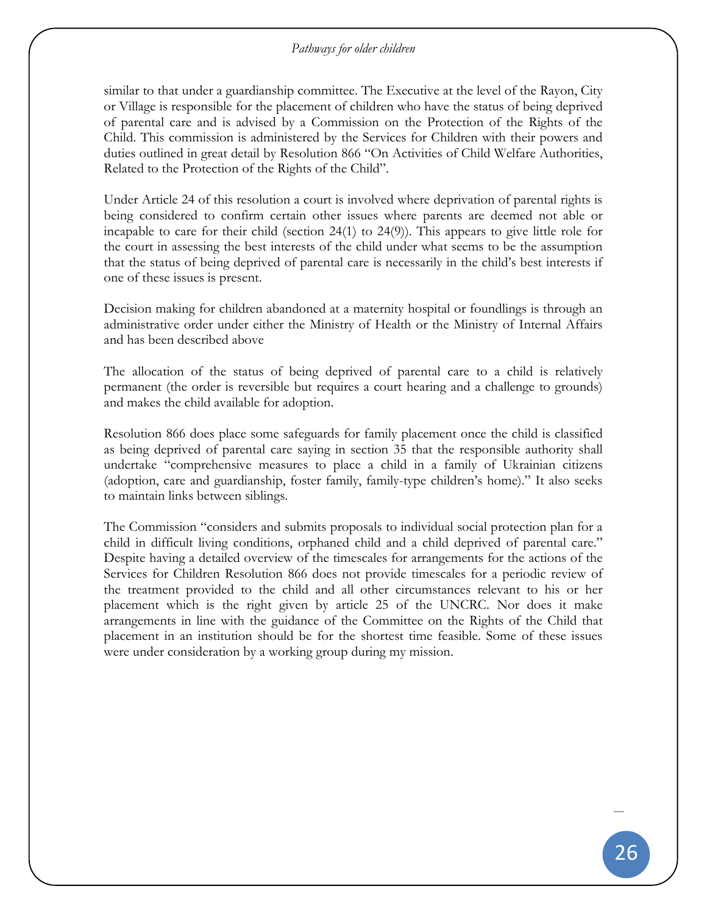similar to that under a guardianship committee. The Executive at the level of the Rayon, City or Village is responsible for the placement of children who have the status of being deprived of parental care and is advised by a Commission on the Protection of the Rights of the Child. This commission is administered by the Services for Children with their powers and duties outlined in great detail by Resolution 866 "On Activities of Child Welfare Authorities, Related to the Protection of the Rights of the Child".

Under Article 24 of this resolution a court is involved where deprivation of parental rights is being considered to confirm certain other issues where parents are deemed not able or incapable to care for their child (section 24(1) to 24(9)). This appears to give little role for the court in assessing the best interests of the child under what seems to be the assumption that the status of being deprived of parental care is necessarily in the child's best interests if one of these issues is present.

Decision making for children abandoned at a maternity hospital or foundlings is through an administrative order under either the Ministry of Health or the Ministry of Internal Affairs and has been described above

The allocation of the status of being deprived of parental care to a child is relatively permanent (the order is reversible but requires a court hearing and a challenge to grounds) and makes the child available for adoption.

Resolution 866 does place some safeguards for family placement once the child is classified as being deprived of parental care saying in section 35 that the responsible authority shall undertake "comprehensive measures to place a child in a family of Ukrainian citizens (adoption, care and guardianship, foster family, family-type children's home)." It also seeks to maintain links between siblings.

The Commission "considers and submits proposals to individual social protection plan for a child in difficult living conditions, orphaned child and a child deprived of parental care." Despite having a detailed overview of the timescales for arrangements for the actions of the Services for Children Resolution 866 does not provide timescales for a periodic review of the treatment provided to the child and all other circumstances relevant to his or her placement which is the right given by article 25 of the UNCRC. Nor does it make arrangements in line with the guidance of the Committee on the Rights of the Child that placement in an institution should be for the shortest time feasible. Some of these issues were under consideration by a working group during my mission.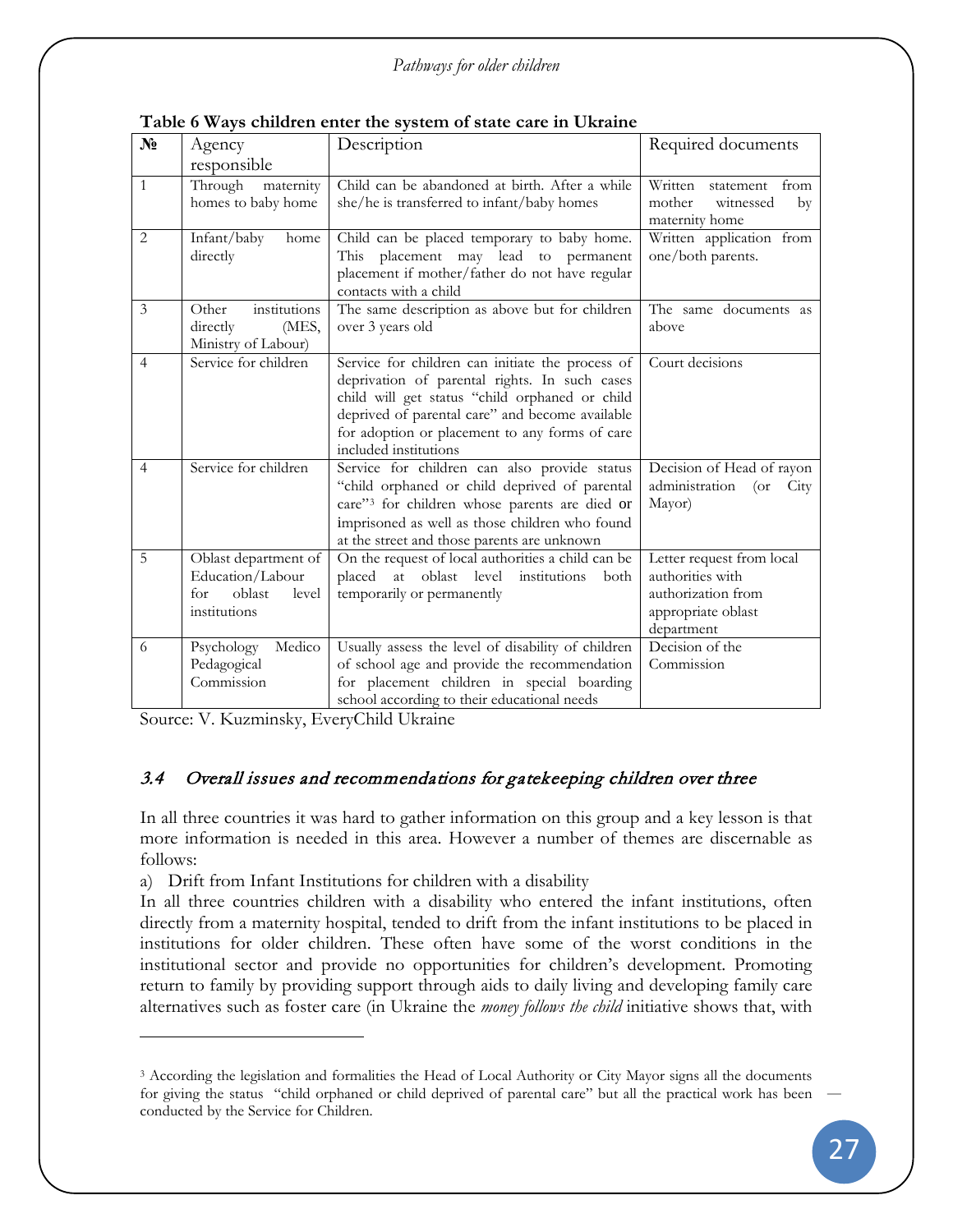**Table 6 Ways children enter the system of state care in Ukraine**

| № | Agency responsible | Description | Required documents |
|---|---|---|---|
| 1 | Through maternity homes to baby home | Child can be abandoned at birth. After a while she/he is transferred to infant/baby homes | Written statement from mother witnessed by maternity home |
| 2 | Infant/baby home directly | Child can be placed temporary to baby home. This placement may lead to permanent placement if mother/father do not have regular contacts with a child | Written application from one/both parents. |
| 3 | Other institutions directly (MES, Ministry of Labour) | The same description as above but for children over 3 years old | The same documents as above |
| 4 | Service for children | Service for children can initiate the process of deprivation of parental rights. In such cases child will get status "child orphaned or child deprived of parental care" and become available for adoption or placement to any forms of care included institutions | Court decisions |
| 4 | Service for children | Service for children can also provide status "child orphaned or child deprived of parental care"[3] for children whose parents are died or imprisoned as well as those children who found at the street and those parents are unknown | Decision of Head of rayon administration (or City Mayor) |
| 5 | Oblast department of Education/Labour for oblast level institutions | On the request of local authorities a child can be placed at oblast level institutions both temporarily or permanently | Letter request from local authorities with authorization from appropriate oblast department |
| 6 | Psychology Medico Pedagogical Commission | Usually assess the level of disability of children of school age and provide the recommendation for placement children in special boarding school according to their educational needs | Decision of the Commission |

Source: V. Kuzminsky, EveryChild Ukraine

## 3.4 *Overall issues and recommendations for gatekeeping children over three*

In all three countries it was hard to gather information on this group and a key lesson is that more information is needed in this area. However a number of themes are discernable as follows:

a) Drift from Infant Institutions for children with a disability

In all three countries children with a disability who entered the infant institutions, often directly from a maternity hospital, tended to drift from the infant institutions to be placed in institutions for older children. These often have some of the worst conditions in the institutional sector and provide no opportunities for children's development. Promoting return to family by providing support through aids to daily living and developing family care alternatives such as foster care (in Ukraine the *money follows the child* initiative shows that, with

[3] According the legislation and formalities the Head of Local Authority or City Mayor signs all the documents for giving the status "child orphaned or child deprived of parental care" but all the practical work has been conducted by the Service for Children.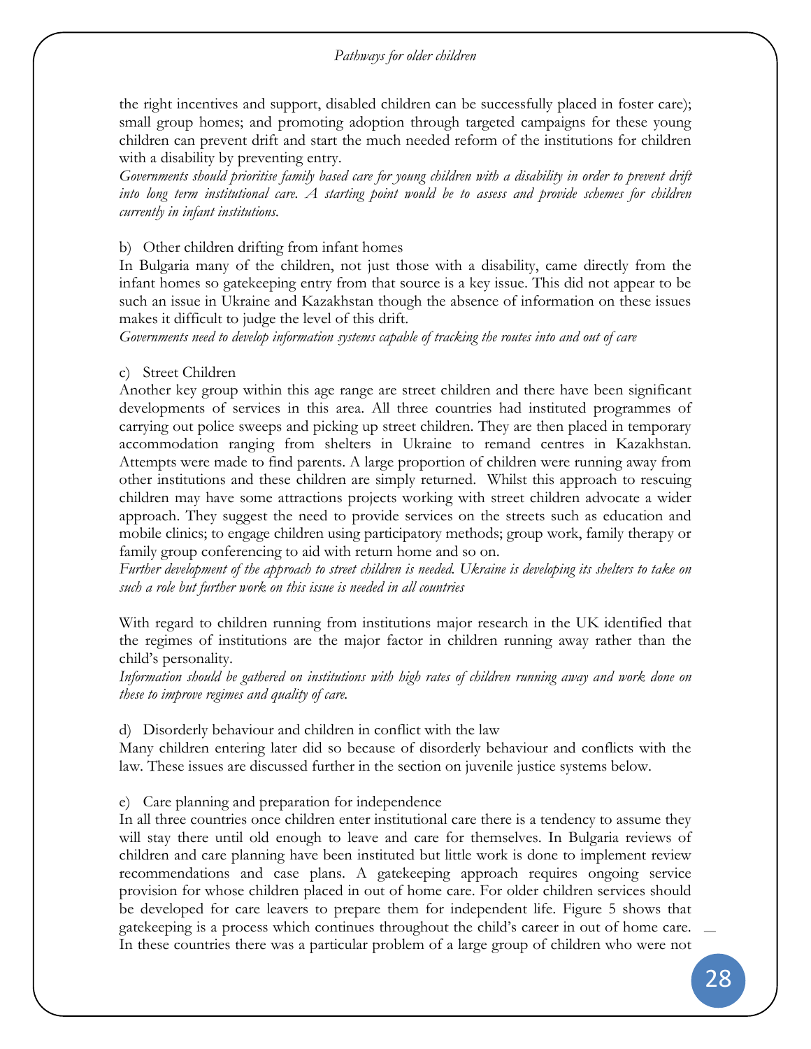the right incentives and support, disabled children can be successfully placed in foster care); small group homes; and promoting adoption through targeted campaigns for these young children can prevent drift and start the much needed reform of the institutions for children with a disability by preventing entry.

*Governments should prioritise family based care for young children with a disability in order to prevent drift into long term institutional care. A starting point would be to assess and provide schemes for children currently in infant institutions.*

b) Other children drifting from infant homes

In Bulgaria many of the children, not just those with a disability, came directly from the infant homes so gatekeeping entry from that source is a key issue. This did not appear to be such an issue in Ukraine and Kazakhstan though the absence of information on these issues makes it difficult to judge the level of this drift.

*Governments need to develop information systems capable of tracking the routes into and out of care*

c) Street Children

Another key group within this age range are street children and there have been significant developments of services in this area. All three countries had instituted programmes of carrying out police sweeps and picking up street children. They are then placed in temporary accommodation ranging from shelters in Ukraine to remand centres in Kazakhstan. Attempts were made to find parents. A large proportion of children were running away from other institutions and these children are simply returned. Whilst this approach to rescuing children may have some attractions projects working with street children advocate a wider approach. They suggest the need to provide services on the streets such as education and mobile clinics; to engage children using participatory methods; group work, family therapy or family group conferencing to aid with return home and so on.

*Further development of the approach to street children is needed. Ukraine is developing its shelters to take on such a role but further work on this issue is needed in all countries*

With regard to children running from institutions major research in the UK identified that the regimes of institutions are the major factor in children running away rather than the child's personality.

*Information should be gathered on institutions with high rates of children running away and work done on these to improve regimes and quality of care.*

d) Disorderly behaviour and children in conflict with the law

Many children entering later did so because of disorderly behaviour and conflicts with the law. These issues are discussed further in the section on juvenile justice systems below.

e) Care planning and preparation for independence

In all three countries once children enter institutional care there is a tendency to assume they will stay there until old enough to leave and care for themselves. In Bulgaria reviews of children and care planning have been instituted but little work is done to implement review recommendations and case plans. A gatekeeping approach requires ongoing service provision for whose children placed in out of home care. For older children services should be developed for care leavers to prepare them for independent life. Figure 5 shows that gatekeeping is a process which continues throughout the child's career in out of home care. In these countries there was a particular problem of a large group of children who were not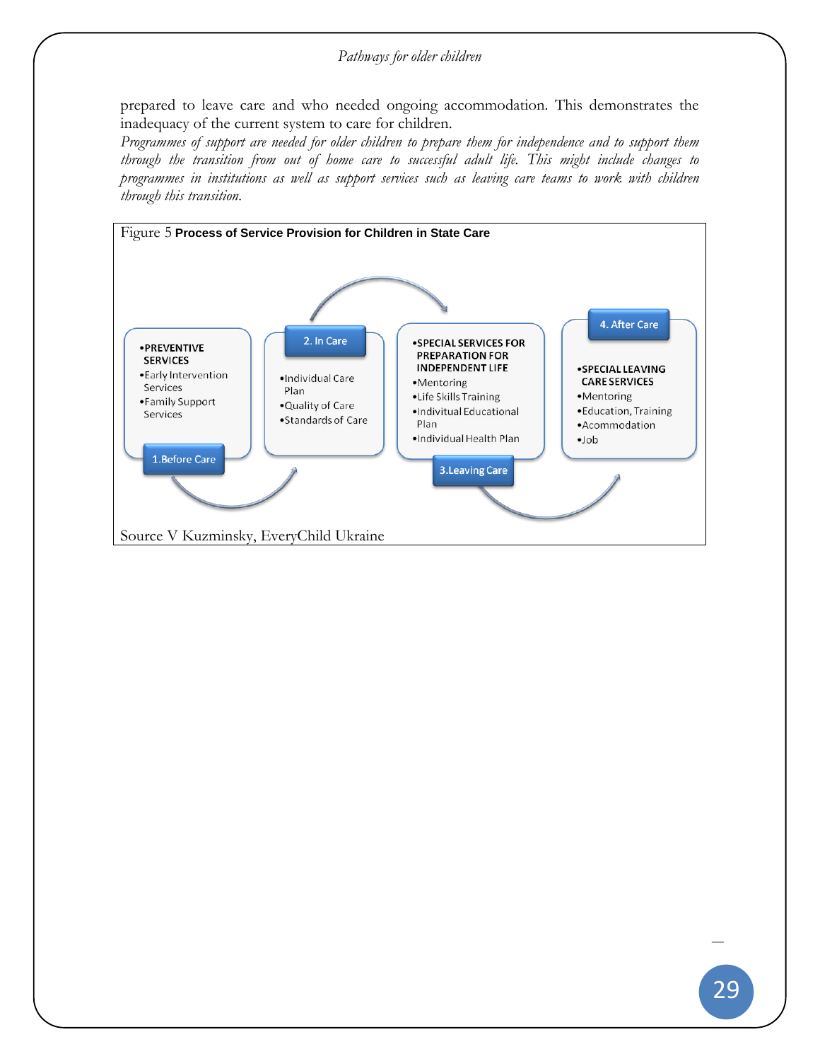prepared to leave care and who needed ongoing accommodation. This demonstrates the inadequacy of the current system to care for children.

*Programmes of support are needed for older children to prepare them for independence and to support them through the transition from out of home care to successful adult life. This might include changes to programmes in institutions as well as support services such as leaving care teams to work with children through this transition.*

Figure 5 **Process of Service Provision for Children in State Care**

**1.Before Care**
- **PREVENTIVE SERVICES**
- Early Intervention Services
- Family Support Services

**2. In Care**
- Individual Care Plan
- Quality of Care
- Standards of Care

**3.Leaving Care**
- **SPECIAL SERVICES FOR PREPARATION FOR INDEPENDENT LIFE**
- Mentoring
- Life Skills Training
- Inditivual Educational Plan
- Individual Health Plan

**4. After Care**
- **SPECIAL LEAVING CARE SERVICES**
- Mentoring
- Education, Training
- Acommodation
- Job

Source V Kuzminsky, EveryChild Ukraine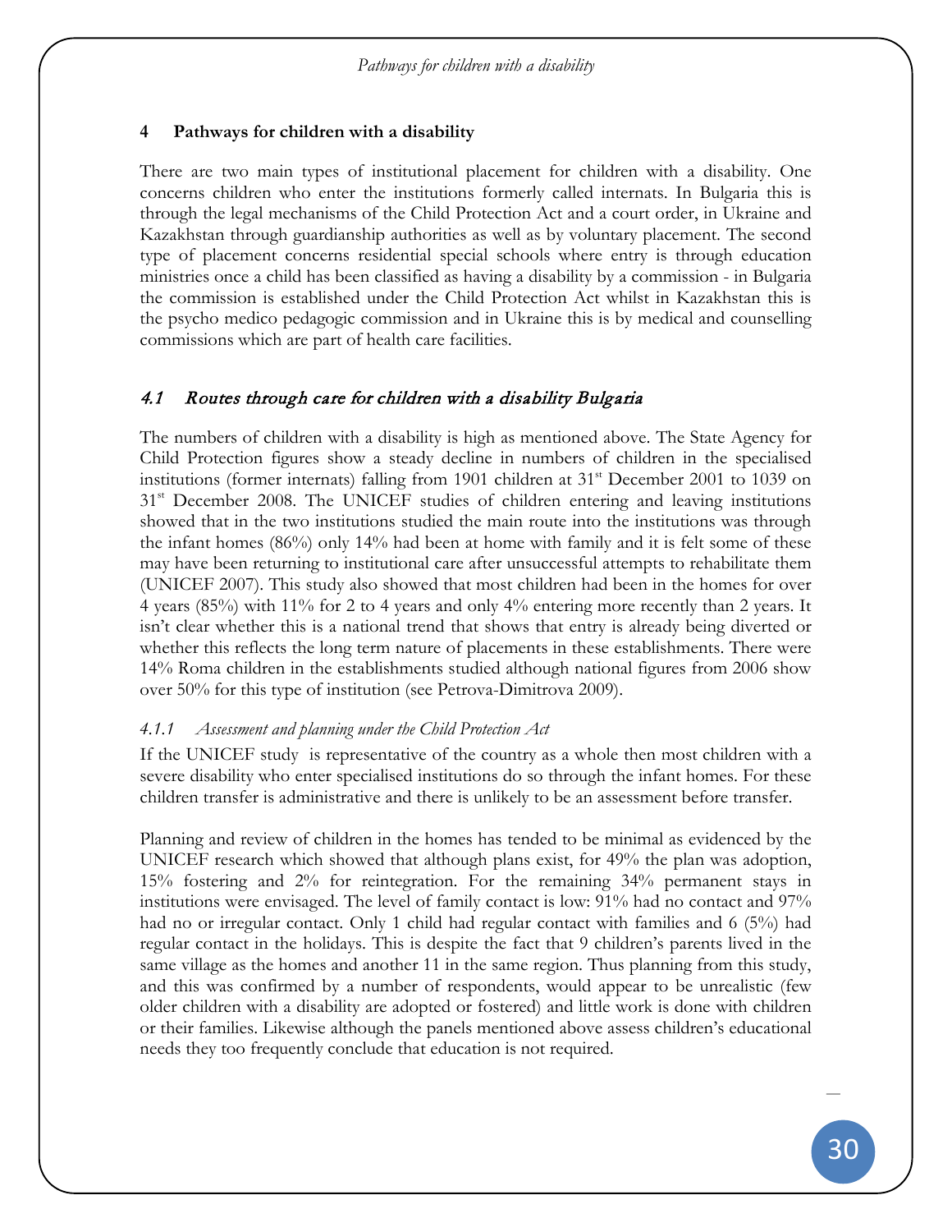## 4 Pathways for children with a disability

There are two main types of institutional placement for children with a disability. One concerns children who enter the institutions formerly called internats. In Bulgaria this is through the legal mechanisms of the Child Protection Act and a court order, in Ukraine and Kazakhstan through guardianship authorities as well as by voluntary placement. The second type of placement concerns residential special schools where entry is through education ministries once a child has been classified as having a disability by a commission - in Bulgaria the commission is established under the Child Protection Act whilst in Kazakhstan this is the psycho medico pedagogic commission and in Ukraine this is by medical and counselling commissions which are part of health care facilities.

### 4.1 *Routes through care for children with a disability Bulgaria*

The numbers of children with a disability is high as mentioned above. The State Agency for Child Protection figures show a steady decline in numbers of children in the specialised institutions (former internats) falling from 1901 children at 31st December 2001 to 1039 on 31st December 2008. The UNICEF studies of children entering and leaving institutions showed that in the two institutions studied the main route into the institutions was through the infant homes (86%) only 14% had been at home with family and it is felt some of these may have been returning to institutional care after unsuccessful attempts to rehabilitate them (UNICEF 2007). This study also showed that most children had been in the homes for over 4 years (85%) with 11% for 2 to 4 years and only 4% entering more recently than 2 years. It isn't clear whether this is a national trend that shows that entry is already being diverted or whether this reflects the long term nature of placements in these establishments. There were 14% Roma children in the establishments studied although national figures from 2006 show over 50% for this type of institution (see Petrova-Dimitrova 2009).

#### *4.1.1 Assessment and planning under the Child Protection Act*

If the UNICEF study is representative of the country as a whole then most children with a severe disability who enter specialised institutions do so through the infant homes. For these children transfer is administrative and there is unlikely to be an assessment before transfer.

Planning and review of children in the homes has tended to be minimal as evidenced by the UNICEF research which showed that although plans exist, for 49% the plan was adoption, 15% fostering and 2% for reintegration. For the remaining 34% permanent stays in institutions were envisaged. The level of family contact is low: 91% had no contact and 97% had no or irregular contact. Only 1 child had regular contact with families and 6 (5%) had regular contact in the holidays. This is despite the fact that 9 children's parents lived in the same village as the homes and another 11 in the same region. Thus planning from this study, and this was confirmed by a number of respondents, would appear to be unrealistic (few older children with a disability are adopted or fostered) and little work is done with children or their families. Likewise although the panels mentioned above assess children's educational needs they too frequently conclude that education is not required.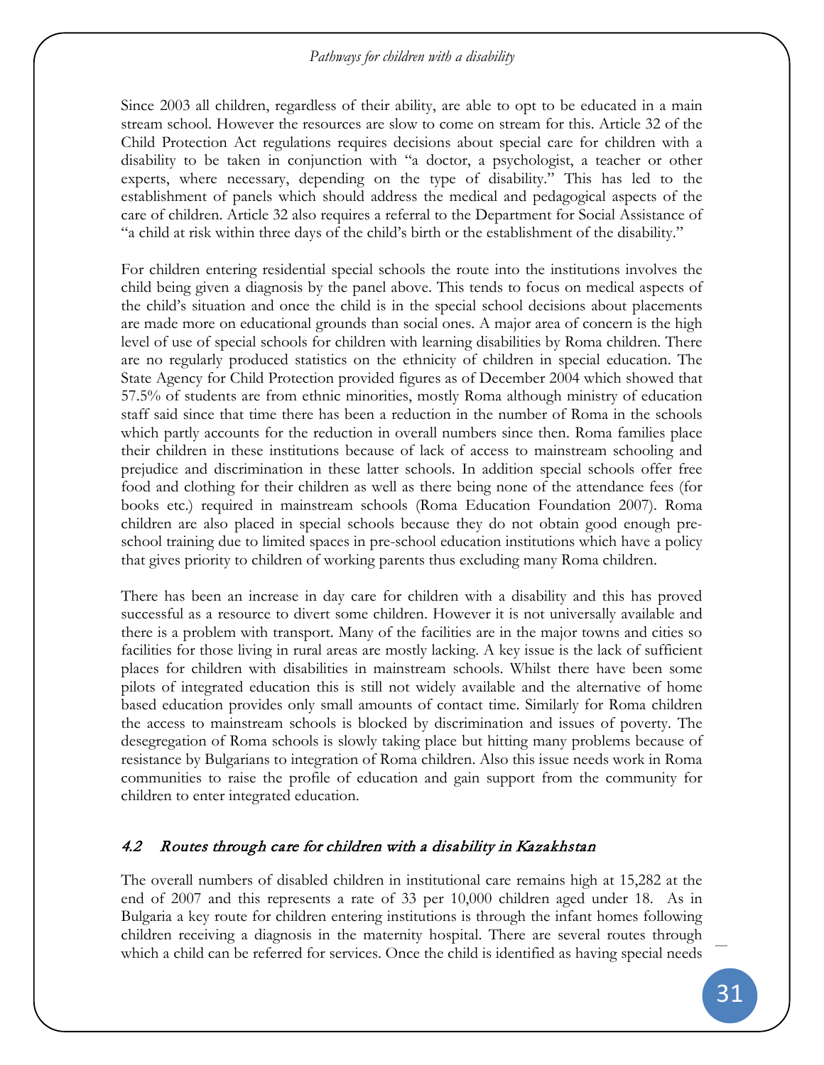Since 2003 all children, regardless of their ability, are able to opt to be educated in a main stream school. However the resources are slow to come on stream for this. Article 32 of the Child Protection Act regulations requires decisions about special care for children with a disability to be taken in conjunction with "a doctor, a psychologist, a teacher or other experts, where necessary, depending on the type of disability." This has led to the establishment of panels which should address the medical and pedagogical aspects of the care of children. Article 32 also requires a referral to the Department for Social Assistance of "a child at risk within three days of the child's birth or the establishment of the disability."

For children entering residential special schools the route into the institutions involves the child being given a diagnosis by the panel above. This tends to focus on medical aspects of the child's situation and once the child is in the special school decisions about placements are made more on educational grounds than social ones. A major area of concern is the high level of use of special schools for children with learning disabilities by Roma children. There are no regularly produced statistics on the ethnicity of children in special education. The State Agency for Child Protection provided figures as of December 2004 which showed that 57.5% of students are from ethnic minorities, mostly Roma although ministry of education staff said since that time there has been a reduction in the number of Roma in the schools which partly accounts for the reduction in overall numbers since then. Roma families place their children in these institutions because of lack of access to mainstream schooling and prejudice and discrimination in these latter schools. In addition special schools offer free food and clothing for their children as well as there being none of the attendance fees (for books etc.) required in mainstream schools (Roma Education Foundation 2007). Roma children are also placed in special schools because they do not obtain good enough pre-school training due to limited spaces in pre-school education institutions which have a policy that gives priority to children of working parents thus excluding many Roma children.

There has been an increase in day care for children with a disability and this has proved successful as a resource to divert some children. However it is not universally available and there is a problem with transport. Many of the facilities are in the major towns and cities so facilities for those living in rural areas are mostly lacking. A key issue is the lack of sufficient places for children with disabilities in mainstream schools. Whilst there have been some pilots of integrated education this is still not widely available and the alternative of home based education provides only small amounts of contact time. Similarly for Roma children the access to mainstream schools is blocked by discrimination and issues of poverty. The desegregation of Roma schools is slowly taking place but hitting many problems because of resistance by Bulgarians to integration of Roma children. Also this issue needs work in Roma communities to raise the profile of education and gain support from the community for children to enter integrated education.

### *4.2 Routes through care for children with a disability in Kazakhstan*

The overall numbers of disabled children in institutional care remains high at 15,282 at the end of 2007 and this represents a rate of 33 per 10,000 children aged under 18. As in Bulgaria a key route for children entering institutions is through the infant homes following children receiving a diagnosis in the maternity hospital. There are several routes through which a child can be referred for services. Once the child is identified as having special needs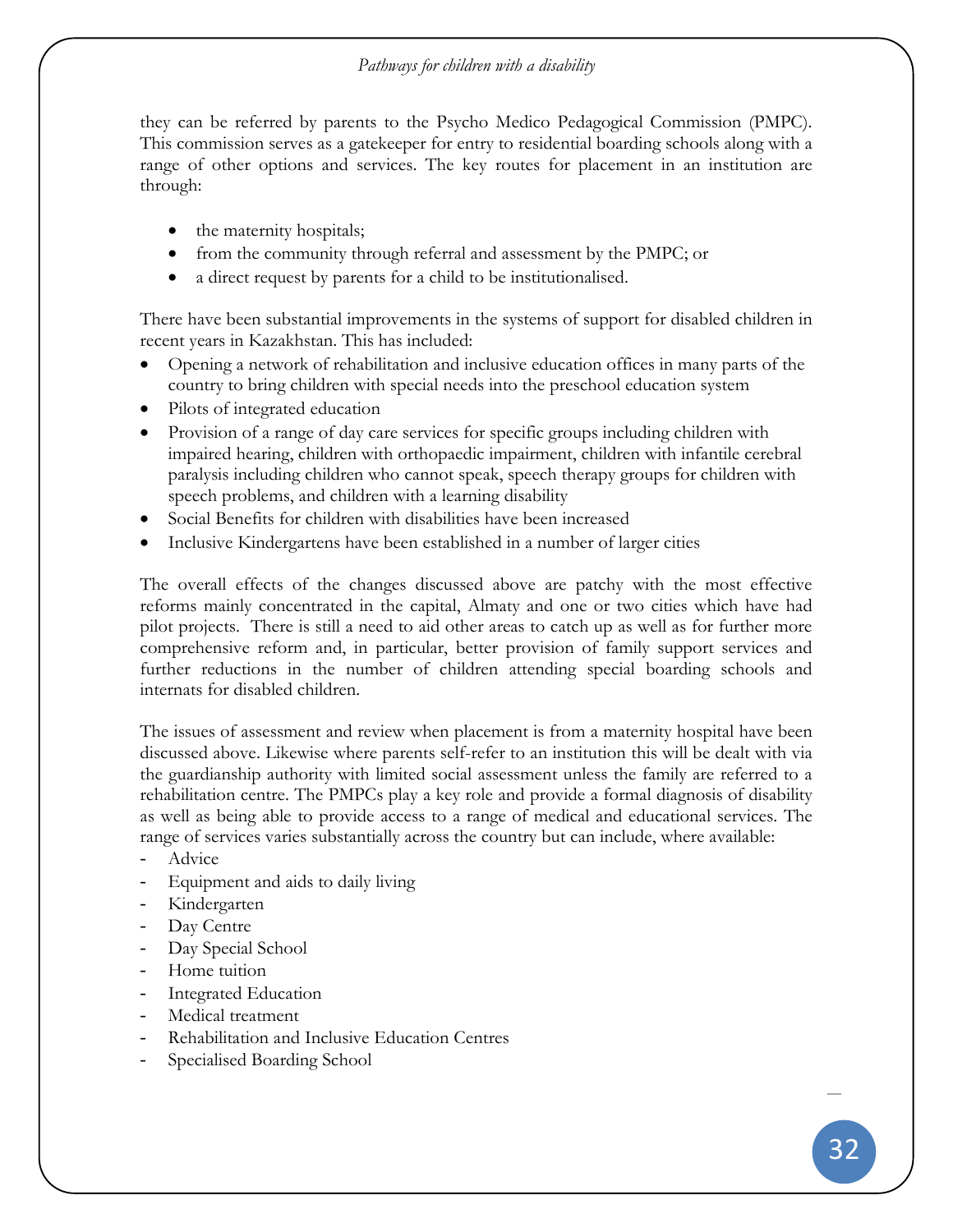they can be referred by parents to the Psycho Medico Pedagogical Commission (PMPC). This commission serves as a gatekeeper for entry to residential boarding schools along with a range of other options and services. The key routes for placement in an institution are through:

- the maternity hospitals;
- from the community through referral and assessment by the PMPC; or
- a direct request by parents for a child to be institutionalised.

There have been substantial improvements in the systems of support for disabled children in recent years in Kazakhstan. This has included:

- Opening a network of rehabilitation and inclusive education offices in many parts of the country to bring children with special needs into the preschool education system
- Pilots of integrated education
- Provision of a range of day care services for specific groups including children with impaired hearing, children with orthopaedic impairment, children with infantile cerebral paralysis including children who cannot speak, speech therapy groups for children with speech problems, and children with a learning disability
- Social Benefits for children with disabilities have been increased
- Inclusive Kindergartens have been established in a number of larger cities

The overall effects of the changes discussed above are patchy with the most effective reforms mainly concentrated in the capital, Almaty and one or two cities which have had pilot projects. There is still a need to aid other areas to catch up as well as for further more comprehensive reform and, in particular, better provision of family support services and further reductions in the number of children attending special boarding schools and internats for disabled children.

The issues of assessment and review when placement is from a maternity hospital have been discussed above. Likewise where parents self-refer to an institution this will be dealt with via the guardianship authority with limited social assessment unless the family are referred to a rehabilitation centre. The PMPCs play a key role and provide a formal diagnosis of disability as well as being able to provide access to a range of medical and educational services. The range of services varies substantially across the country but can include, where available:

- Advice
- Equipment and aids to daily living
- Kindergarten
- Day Centre
- Day Special School
- Home tuition
- Integrated Education
- Medical treatment
- Rehabilitation and Inclusive Education Centres
- Specialised Boarding School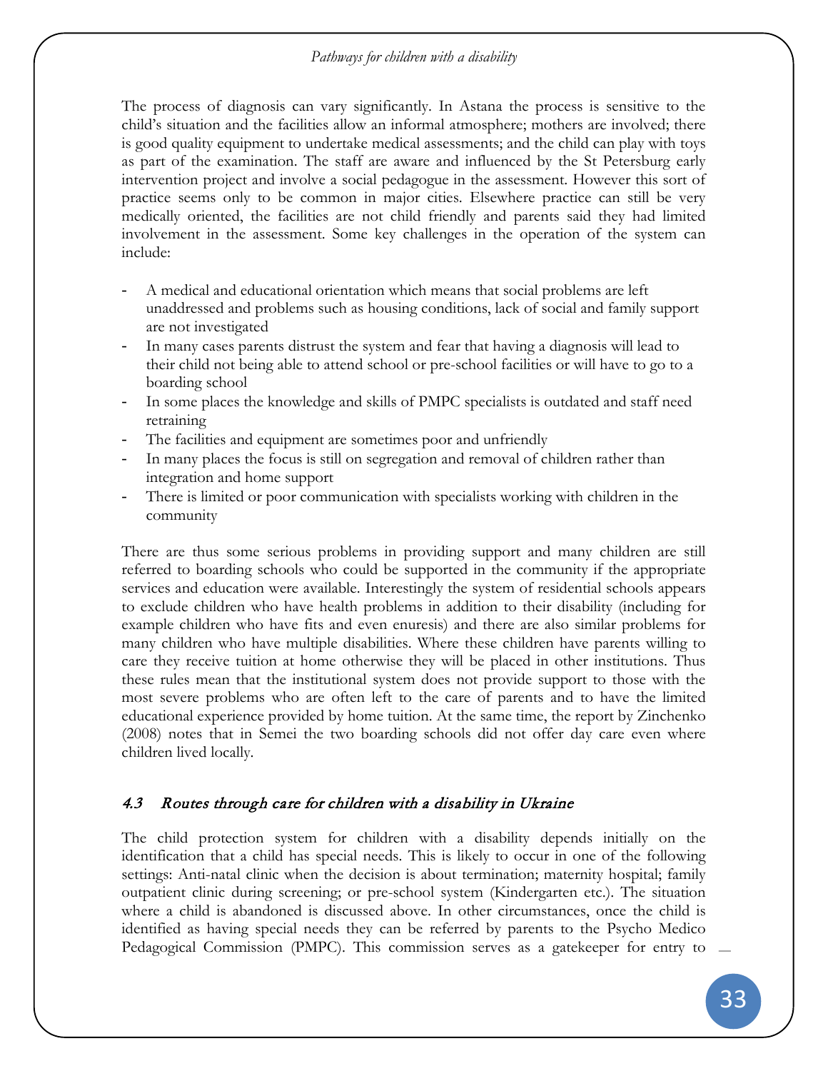The process of diagnosis can vary significantly. In Astana the process is sensitive to the child's situation and the facilities allow an informal atmosphere; mothers are involved; there is good quality equipment to undertake medical assessments; and the child can play with toys as part of the examination. The staff are aware and influenced by the St Petersburg early intervention project and involve a social pedagogue in the assessment. However this sort of practice seems only to be common in major cities. Elsewhere practice can still be very medically oriented, the facilities are not child friendly and parents said they had limited involvement in the assessment. Some key challenges in the operation of the system can include:

- A medical and educational orientation which means that social problems are left unaddressed and problems such as housing conditions, lack of social and family support are not investigated
- In many cases parents distrust the system and fear that having a diagnosis will lead to their child not being able to attend school or pre-school facilities or will have to go to a boarding school
- In some places the knowledge and skills of PMPC specialists is outdated and staff need retraining
- The facilities and equipment are sometimes poor and unfriendly
- In many places the focus is still on segregation and removal of children rather than integration and home support
- There is limited or poor communication with specialists working with children in the community

There are thus some serious problems in providing support and many children are still referred to boarding schools who could be supported in the community if the appropriate services and education were available. Interestingly the system of residential schools appears to exclude children who have health problems in addition to their disability (including for example children who have fits and even enuresis) and there are also similar problems for many children who have multiple disabilities. Where these children have parents willing to care they receive tuition at home otherwise they will be placed in other institutions. Thus these rules mean that the institutional system does not provide support to those with the most severe problems who are often left to the care of parents and to have the limited educational experience provided by home tuition. At the same time, the report by Zinchenko (2008) notes that in Semei the two boarding schools did not offer day care even where children lived locally.

### *4.3 Routes through care for children with a disability in Ukraine*

The child protection system for children with a disability depends initially on the identification that a child has special needs. This is likely to occur in one of the following settings: Anti-natal clinic when the decision is about termination; maternity hospital; family outpatient clinic during screening; or pre-school system (Kindergarten etc.). The situation where a child is abandoned is discussed above. In other circumstances, once the child is identified as having special needs they can be referred by parents to the Psycho Medico Pedagogical Commission (PMPC). This commission serves as a gatekeeper for entry to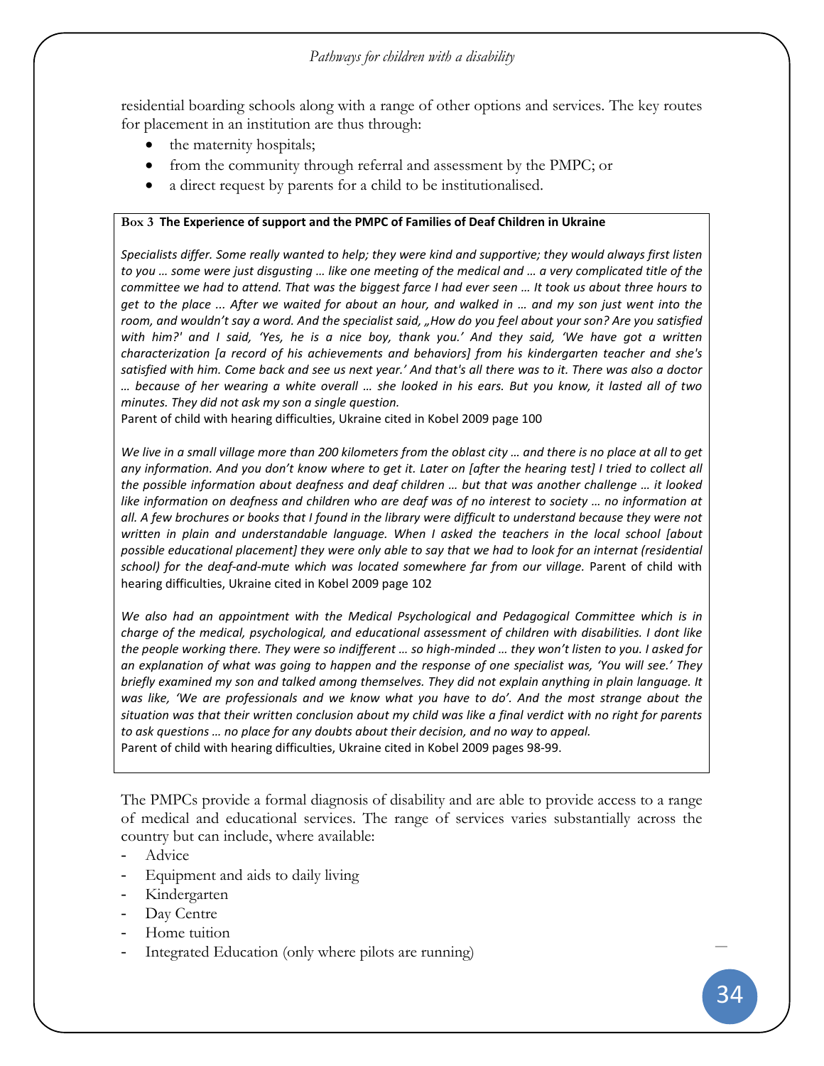residential boarding schools along with a range of other options and services. The key routes for placement in an institution are thus through:

- the maternity hospitals;
- from the community through referral and assessment by the PMPC; or
- a direct request by parents for a child to be institutionalised.

**Box 3 The Experience of support and the PMPC of Families of Deaf Children in Ukraine**

*Specialists differ. Some really wanted to help; they were kind and supportive; they would always first listen to you … some were just disgusting … like one meeting of the medical and … a very complicated title of the committee we had to attend. That was the biggest farce I had ever seen … It took us about three hours to get to the place ... After we waited for about an hour, and walked in … and my son just went into the room, and wouldn't say a word. And the specialist said, „How do you feel about your son? Are you satisfied with him?' and I said, 'Yes, he is a nice boy, thank you.' And they said, 'We have got a written characterization [a record of his achievements and behaviors] from his kindergarten teacher and she's satisfied with him. Come back and see us next year.' And that's all there was to it. There was also a doctor … because of her wearing a white overall … she looked in his ears. But you know, it lasted all of two minutes. They did not ask my son a single question.*
Parent of child with hearing difficulties, Ukraine cited in Kobel 2009 page 100

*We live in a small village more than 200 kilometers from the oblast city … and there is no place at all to get any information. And you don't know where to get it. Later on [after the hearing test] I tried to collect all the possible information about deafness and deaf children … but that was another challenge … it looked like information on deafness and children who are deaf was of no interest to society … no information at all. A few brochures or books that I found in the library were difficult to understand because they were not written in plain and understandable language. When I asked the teachers in the local school [about possible educational placement] they were only able to say that we had to look for an internat (residential school) for the deaf-and-mute which was located somewhere far from our village.* Parent of child with hearing difficulties, Ukraine cited in Kobel 2009 page 102

*We also had an appointment with the Medical Psychological and Pedagogical Committee which is in charge of the medical, psychological, and educational assessment of children with disabilities. I dont like the people working there. They were so indifferent … so high-minded … they won't listen to you. I asked for an explanation of what was going to happen and the response of one specialist was, 'You will see.' They briefly examined my son and talked among themselves. They did not explain anything in plain language. It was like, 'We are professionals and we know what you have to do'. And the most strange about the situation was that their written conclusion about my child was like a final verdict with no right for parents to ask questions … no place for any doubts about their decision, and no way to appeal.*
Parent of child with hearing difficulties, Ukraine cited in Kobel 2009 pages 98-99.

The PMPCs provide a formal diagnosis of disability and are able to provide access to a range of medical and educational services. The range of services varies substantially across the country but can include, where available:

- Advice
- Equipment and aids to daily living
- Kindergarten
- Day Centre
- Home tuition
- Integrated Education (only where pilots are running)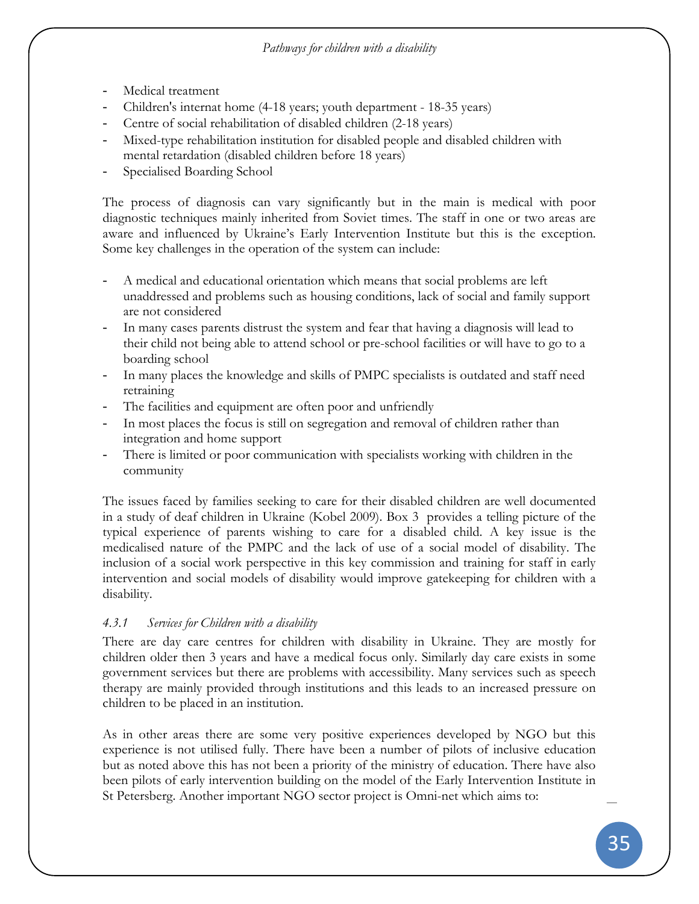- Medical treatment
- Children's internat home (4-18 years; youth department - 18-35 years)
- Centre of social rehabilitation of disabled children (2-18 years)
- Mixed-type rehabilitation institution for disabled people and disabled children with mental retardation (disabled children before 18 years)
- Specialised Boarding School

The process of diagnosis can vary significantly but in the main is medical with poor diagnostic techniques mainly inherited from Soviet times. The staff in one or two areas are aware and influenced by Ukraine's Early Intervention Institute but this is the exception. Some key challenges in the operation of the system can include:

- A medical and educational orientation which means that social problems are left unaddressed and problems such as housing conditions, lack of social and family support are not considered
- In many cases parents distrust the system and fear that having a diagnosis will lead to their child not being able to attend school or pre-school facilities or will have to go to a boarding school
- In many places the knowledge and skills of PMPC specialists is outdated and staff need retraining
- The facilities and equipment are often poor and unfriendly
- In most places the focus is still on segregation and removal of children rather than integration and home support
- There is limited or poor communication with specialists working with children in the community

The issues faced by families seeking to care for their disabled children are well documented in a study of deaf children in Ukraine (Kobel 2009). Box 3 provides a telling picture of the typical experience of parents wishing to care for a disabled child. A key issue is the medicalised nature of the PMPC and the lack of use of a social model of disability. The inclusion of a social work perspective in this key commission and training for staff in early intervention and social models of disability would improve gatekeeping for children with a disability.

#### *4.3.1 Services for Children with a disability*

There are day care centres for children with disability in Ukraine. They are mostly for children older then 3 years and have a medical focus only. Similarly day care exists in some government services but there are problems with accessibility. Many services such as speech therapy are mainly provided through institutions and this leads to an increased pressure on children to be placed in an institution.

As in other areas there are some very positive experiences developed by NGO but this experience is not utilised fully. There have been a number of pilots of inclusive education but as noted above this has not been a priority of the ministry of education. There have also been pilots of early intervention building on the model of the Early Intervention Institute in St Petersberg. Another important NGO sector project is Omni-net which aims to: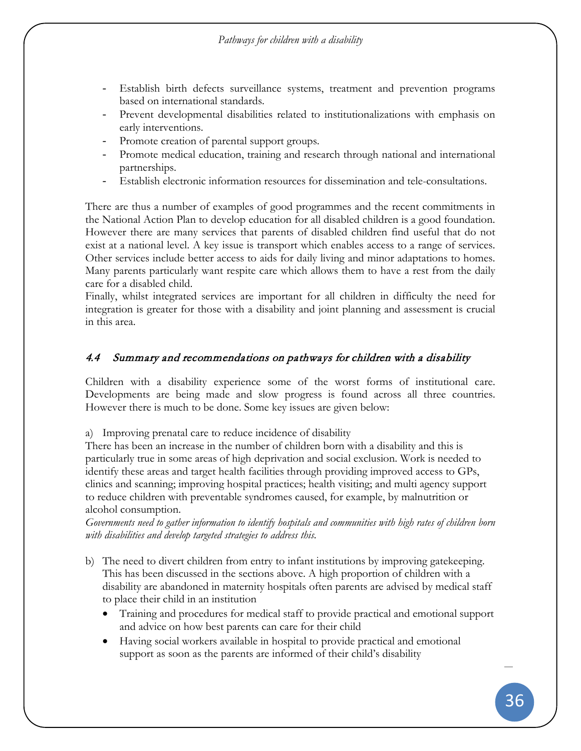- Establish birth defects surveillance systems, treatment and prevention programs based on international standards.
- Prevent developmental disabilities related to institutionalizations with emphasis on early interventions.
- Promote creation of parental support groups.
- Promote medical education, training and research through national and international partnerships.
- Establish electronic information resources for dissemination and tele-consultations.

There are thus a number of examples of good programmes and the recent commitments in the National Action Plan to develop education for all disabled children is a good foundation. However there are many services that parents of disabled children find useful that do not exist at a national level. A key issue is transport which enables access to a range of services. Other services include better access to aids for daily living and minor adaptations to homes. Many parents particularly want respite care which allows them to have a rest from the daily care for a disabled child.

Finally, whilst integrated services are important for all children in difficulty the need for integration is greater for those with a disability and joint planning and assessment is crucial in this area.

### *4.4 Summary and recommendations on pathways for children with a disability*

Children with a disability experience some of the worst forms of institutional care. Developments are being made and slow progress is found across all three countries. However there is much to be done. Some key issues are given below:

a) Improving prenatal care to reduce incidence of disability

There has been an increase in the number of children born with a disability and this is particularly true in some areas of high deprivation and social exclusion. Work is needed to identify these areas and target health facilities through providing improved access to GPs, clinics and scanning; improving hospital practices; health visiting; and multi agency support to reduce children with preventable syndromes caused, for example, by malnutrition or alcohol consumption.

*Governments need to gather information to identify hospitals and communities with high rates of children born with disabilities and develop targeted strategies to address this.*

b) The need to divert children from entry to infant institutions by improving gatekeeping. This has been discussed in the sections above. A high proportion of children with a disability are abandoned in maternity hospitals often parents are advised by medical staff to place their child in an institution
   - Training and procedures for medical staff to provide practical and emotional support and advice on how best parents can care for their child
   - Having social workers available in hospital to provide practical and emotional support as soon as the parents are informed of their child's disability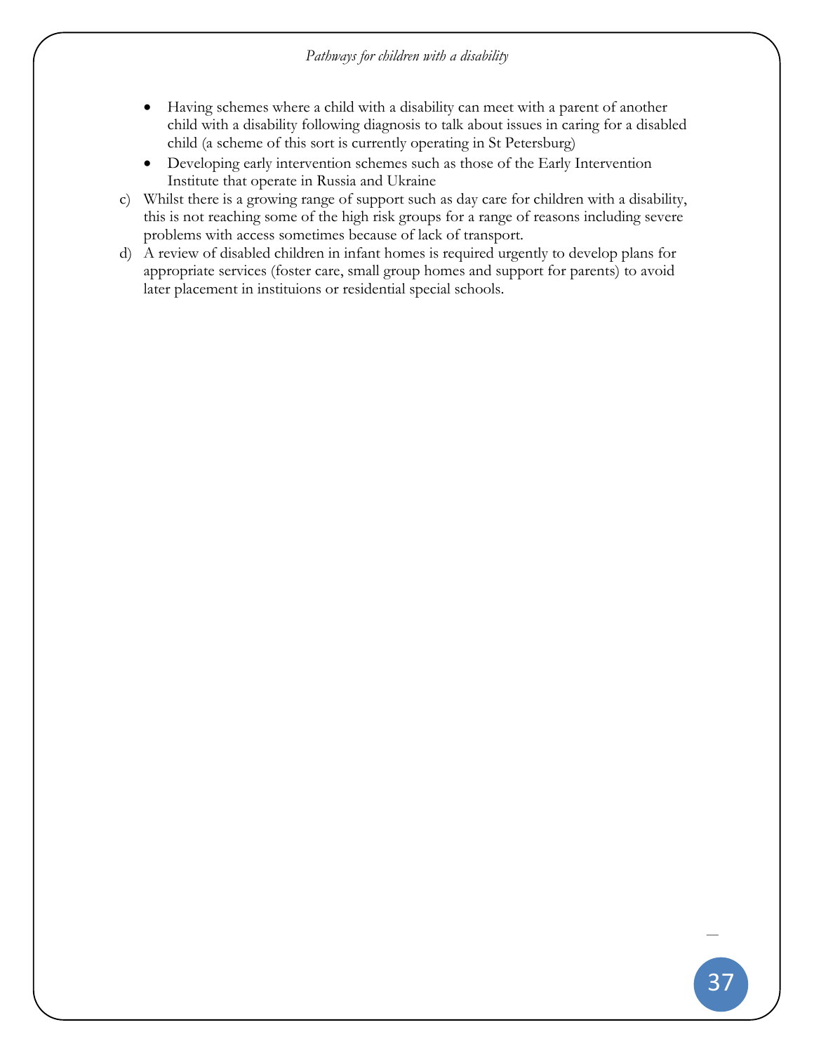- Having schemes where a child with a disability can meet with a parent of another child with a disability following diagnosis to talk about issues in caring for a disabled child (a scheme of this sort is currently operating in St Petersburg)
- Developing early intervention schemes such as those of the Early Intervention Institute that operate in Russia and Ukraine

c) Whilst there is a growing range of support such as day care for children with a disability, this is not reaching some of the high risk groups for a range of reasons including severe problems with access sometimes because of lack of transport.

d) A review of disabled children in infant homes is required urgently to develop plans for appropriate services (foster care, small group homes and support for parents) to avoid later placement in instituions or residential special schools.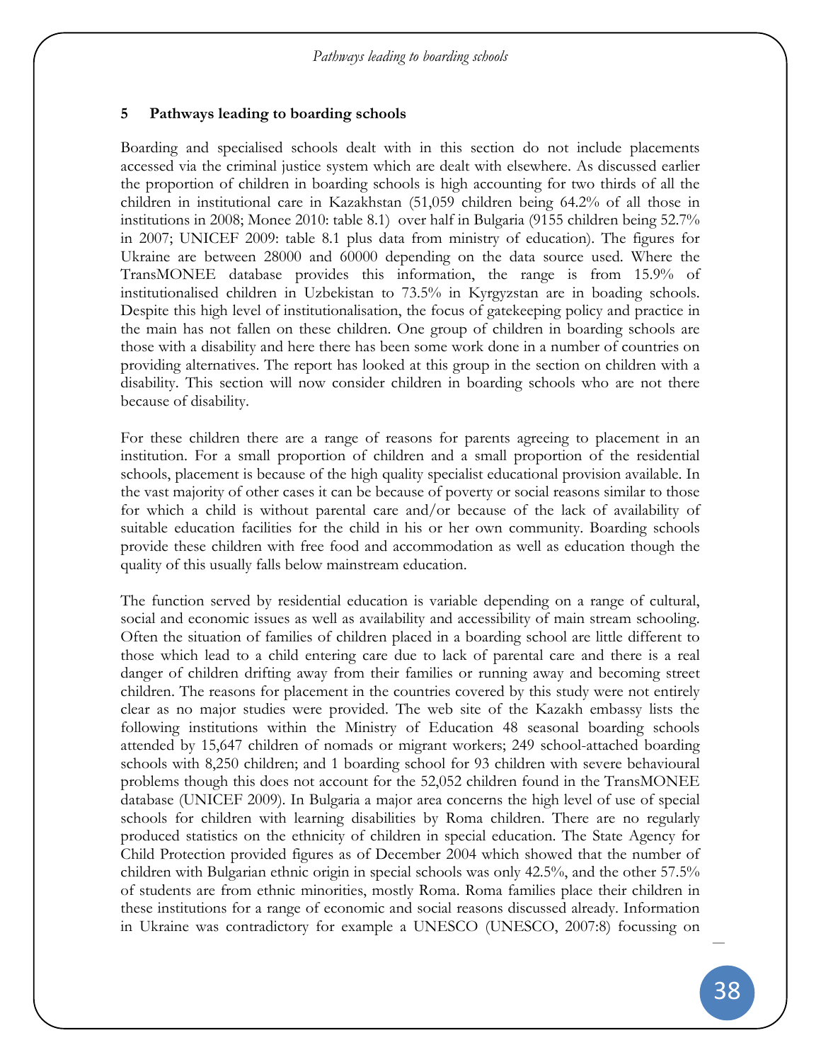## 5 Pathways leading to boarding schools

Boarding and specialised schools dealt with in this section do not include placements accessed via the criminal justice system which are dealt with elsewhere. As discussed earlier the proportion of children in boarding schools is high accounting for two thirds of all the children in institutional care in Kazakhstan (51,059 children being 64.2% of all those in institutions in 2008; Monee 2010: table 8.1) over half in Bulgaria (9155 children being 52.7% in 2007; UNICEF 2009: table 8.1 plus data from ministry of education). The figures for Ukraine are between 28000 and 60000 depending on the data source used. Where the TransMONEE database provides this information, the range is from 15.9% of institutionalised children in Uzbekistan to 73.5% in Kyrgyzstan are in boading schools. Despite this high level of institutionalisation, the focus of gatekeeping policy and practice in the main has not fallen on these children. One group of children in boarding schools are those with a disability and here there has been some work done in a number of countries on providing alternatives. The report has looked at this group in the section on children with a disability. This section will now consider children in boarding schools who are not there because of disability.

For these children there are a range of reasons for parents agreeing to placement in an institution. For a small proportion of children and a small proportion of the residential schools, placement is because of the high quality specialist educational provision available. In the vast majority of other cases it can be because of poverty or social reasons similar to those for which a child is without parental care and/or because of the lack of availability of suitable education facilities for the child in his or her own community. Boarding schools provide these children with free food and accommodation as well as education though the quality of this usually falls below mainstream education.

The function served by residential education is variable depending on a range of cultural, social and economic issues as well as availability and accessibility of main stream schooling. Often the situation of families of children placed in a boarding school are little different to those which lead to a child entering care due to lack of parental care and there is a real danger of children drifting away from their families or running away and becoming street children. The reasons for placement in the countries covered by this study were not entirely clear as no major studies were provided. The web site of the Kazakh embassy lists the following institutions within the Ministry of Education 48 seasonal boarding schools attended by 15,647 children of nomads or migrant workers; 249 school-attached boarding schools with 8,250 children; and 1 boarding school for 93 children with severe behavioural problems though this does not account for the 52,052 children found in the TransMONEE database (UNICEF 2009). In Bulgaria a major area concerns the high level of use of special schools for children with learning disabilities by Roma children. There are no regularly produced statistics on the ethnicity of children in special education. The State Agency for Child Protection provided figures as of December 2004 which showed that the number of children with Bulgarian ethnic origin in special schools was only 42.5%, and the other 57.5% of students are from ethnic minorities, mostly Roma. Roma families place their children in these institutions for a range of economic and social reasons discussed already. Information in Ukraine was contradictory for example a UNESCO (UNESCO, 2007:8) focussing on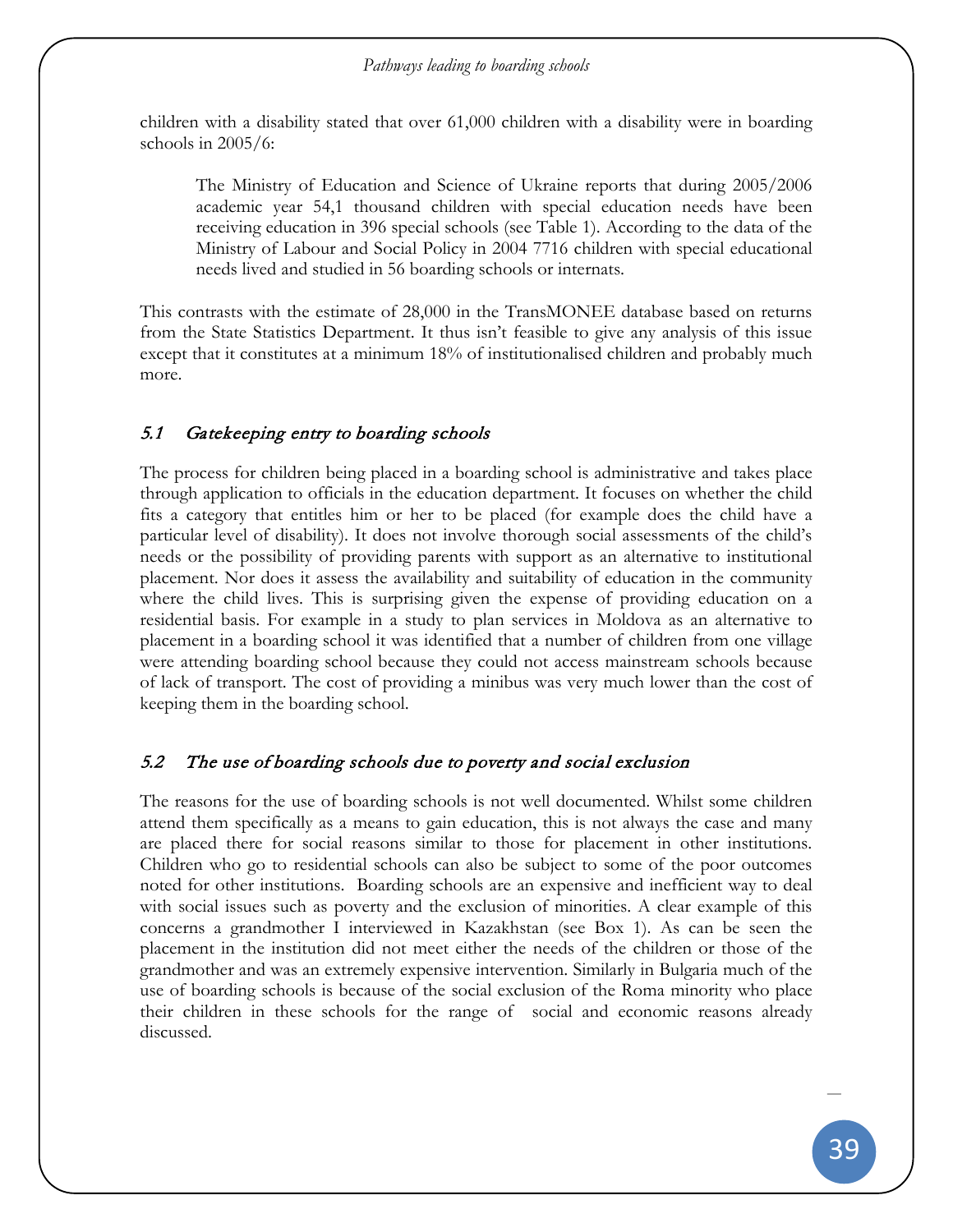children with a disability stated that over 61,000 children with a disability were in boarding schools in 2005/6:

> The Ministry of Education and Science of Ukraine reports that during 2005/2006 academic year 54,1 thousand children with special education needs have been receiving education in 396 special schools (see Table 1). According to the data of the Ministry of Labour and Social Policy in 2004 7716 children with special educational needs lived and studied in 56 boarding schools or internats.

This contrasts with the estimate of 28,000 in the TransMONEE database based on returns from the State Statistics Department. It thus isn't feasible to give any analysis of this issue except that it constitutes at a minimum 18% of institutionalised children and probably much more.

### *5.1 Gatekeeping entry to boarding schools*

The process for children being placed in a boarding school is administrative and takes place through application to officials in the education department. It focuses on whether the child fits a category that entitles him or her to be placed (for example does the child have a particular level of disability). It does not involve thorough social assessments of the child's needs or the possibility of providing parents with support as an alternative to institutional placement. Nor does it assess the availability and suitability of education in the community where the child lives. This is surprising given the expense of providing education on a residential basis. For example in a study to plan services in Moldova as an alternative to placement in a boarding school it was identified that a number of children from one village were attending boarding school because they could not access mainstream schools because of lack of transport. The cost of providing a minibus was very much lower than the cost of keeping them in the boarding school.

### *5.2 The use of boarding schools due to poverty and social exclusion*

The reasons for the use of boarding schools is not well documented. Whilst some children attend them specifically as a means to gain education, this is not always the case and many are placed there for social reasons similar to those for placement in other institutions. Children who go to residential schools can also be subject to some of the poor outcomes noted for other institutions. Boarding schools are an expensive and inefficient way to deal with social issues such as poverty and the exclusion of minorities. A clear example of this concerns a grandmother I interviewed in Kazakhstan (see Box 1). As can be seen the placement in the institution did not meet either the needs of the children or those of the grandmother and was an extremely expensive intervention. Similarly in Bulgaria much of the use of boarding schools is because of the social exclusion of the Roma minority who place their children in these schools for the range of social and economic reasons already discussed.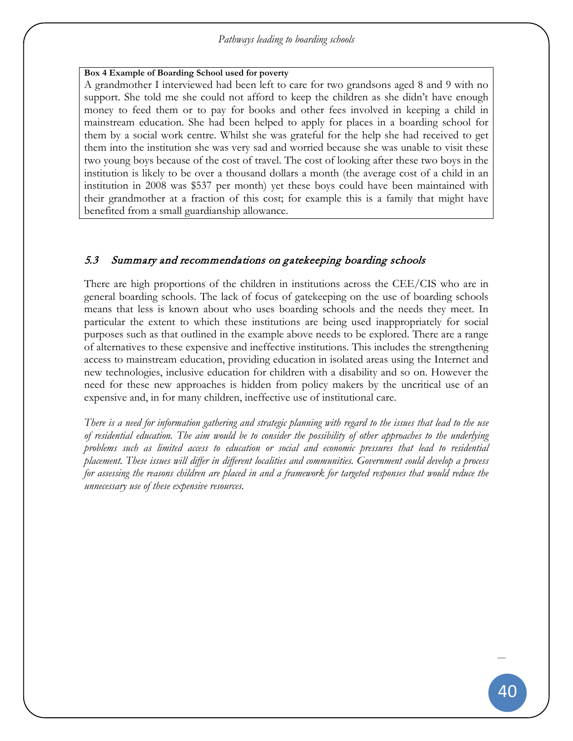**Box 4 Example of Boarding School used for poverty**

A grandmother I interviewed had been left to care for two grandsons aged 8 and 9 with no support. She told me she could not afford to keep the children as she didn't have enough money to feed them or to pay for books and other fees involved in keeping a child in mainstream education. She had been helped to apply for places in a boarding school for them by a social work centre. Whilst she was grateful for the help she had received to get them into the institution she was very sad and worried because she was unable to visit these two young boys because of the cost of travel. The cost of looking after these two boys in the institution is likely to be over a thousand dollars a month (the average cost of a child in an institution in 2008 was $537 per month) yet these boys could have been maintained with their grandmother at a fraction of this cost; for example this is a family that might have benefited from a small guardianship allowance.

### *5.3 Summary and recommendations on gatekeeping boarding schools*

There are high proportions of the children in institutions across the CEE/CIS who are in general boarding schools. The lack of focus of gatekeeping on the use of boarding schools means that less is known about who uses boarding schools and the needs they meet. In particular the extent to which these institutions are being used inappropriately for social purposes such as that outlined in the example above needs to be explored. There are a range of alternatives to these expensive and ineffective institutions. This includes the strengthening access to mainstream education, providing education in isolated areas using the Internet and new technologies, inclusive education for children with a disability and so on. However the need for these new approaches is hidden from policy makers by the uncritical use of an expensive and, in for many children, ineffective use of institutional care.

*There is a need for information gathering and strategic planning with regard to the issues that lead to the use of residential education. The aim would be to consider the possibility of other approaches to the underlying problems such as limited access to education or social and economic pressures that lead to residential placement. These issues will differ in different localities and communities. Government could develop a process for assessing the reasons children are placed in and a framework for targeted responses that would reduce the unnecessary use of these expensive resources.*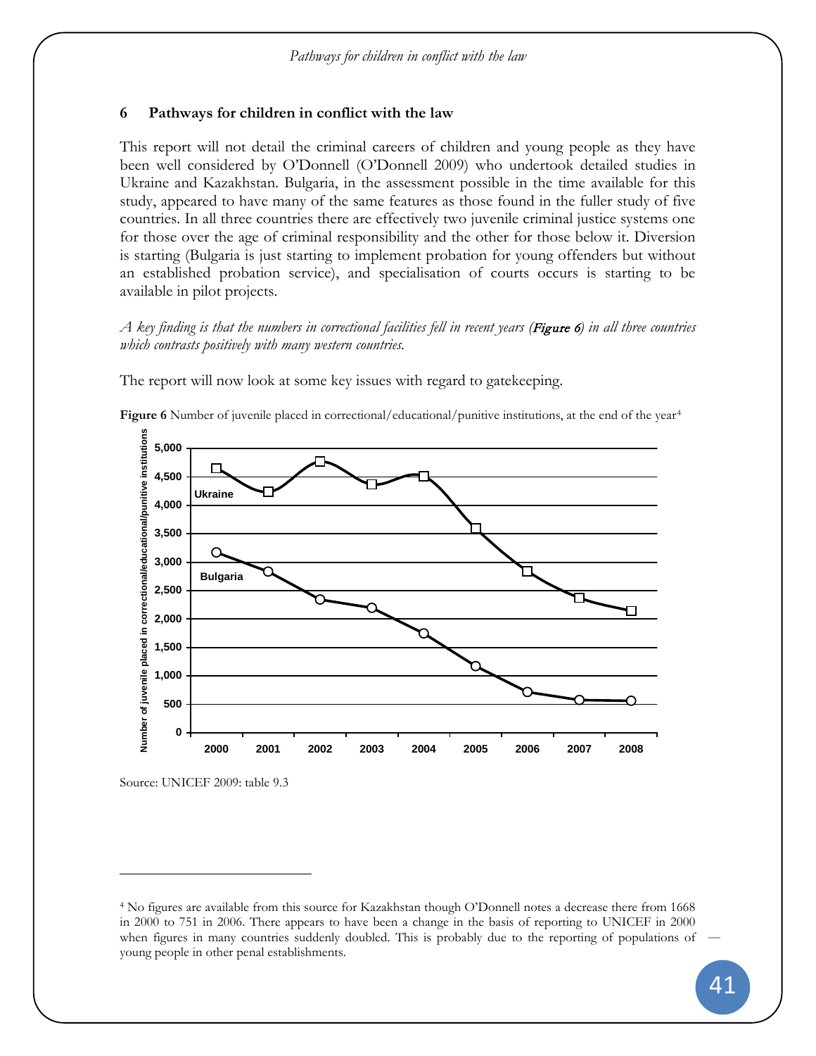## 6 Pathways for children in conflict with the law

This report will not detail the criminal careers of children and young people as they have been well considered by O'Donnell (O'Donnell 2009) who undertook detailed studies in Ukraine and Kazakhstan. Bulgaria, in the assessment possible in the time available for this study, appeared to have many of the same features as those found in the fuller study of five countries. In all three countries there are effectively two juvenile criminal justice systems one for those over the age of criminal responsibility and the other for those below it. Diversion is starting (Bulgaria is just starting to implement probation for young offenders but without an established probation service), and specialisation of courts occurs is starting to be available in pilot projects.

*A key finding is that the numbers in correctional facilities fell in recent years (**Figure 6**) in all three countries which contrasts positively with many western countries.*

The report will now look at some key issues with regard to gatekeeping.

**Figure 6** Number of juvenile placed in correctional/educational/punitive institutions, at the end of the year[4]

Source: UNICEF 2009: table 9.3

[4] No figures are available from this source for Kazakhstan though O'Donnell notes a decrease there from 1668 in 2000 to 751 in 2006. There appears to have been a change in the basis of reporting to UNICEF in 2000 when figures in many countries suddenly doubled. This is probably due to the reporting of populations of young people in other penal establishments.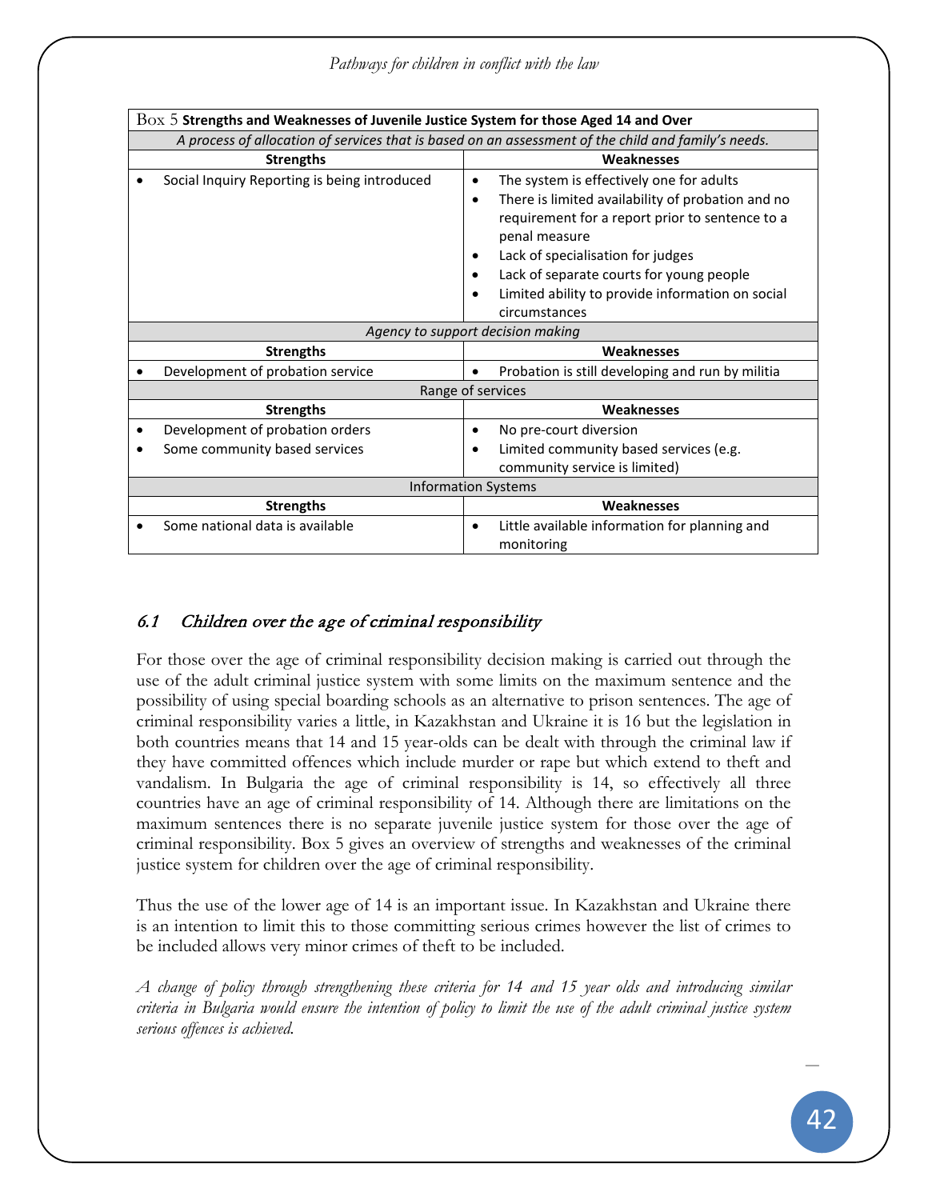| Box 5 **Strengths and Weaknesses of Juvenile Justice System for those Aged 14 and Over** | |
|---|---|
| *A process of allocation of services that is based on an assessment of the child and family's needs.* | |
| **Strengths** | **Weaknesses** |
| • Social Inquiry Reporting is being introduced | • The system is effectively one for adults<br>• There is limited availability of probation and no requirement for a report prior to sentence to a penal measure<br>• Lack of specialisation for judges<br>• Lack of separate courts for young people<br>• Limited ability to provide information on social circumstances |
| *Agency to support decision making* | |
| **Strengths** | **Weaknesses** |
| • Development of probation service | • Probation is still developing and run by militia |
| Range of services | |
| **Strengths** | **Weaknesses** |
| • Development of probation orders<br>• Some community based services | • No pre-court diversion<br>• Limited community based services (e.g. community service is limited) |
| Information Systems | |
| **Strengths** | **Weaknesses** |
| • Some national data is available | • Little available information for planning and monitoring |

## 6.1 *Children over the age of criminal responsibility*

For those over the age of criminal responsibility decision making is carried out through the use of the adult criminal justice system with some limits on the maximum sentence and the possibility of using special boarding schools as an alternative to prison sentences. The age of criminal responsibility varies a little, in Kazakhstan and Ukraine it is 16 but the legislation in both countries means that 14 and 15 year-olds can be dealt with through the criminal law if they have committed offences which include murder or rape but which extend to theft and vandalism. In Bulgaria the age of criminal responsibility is 14, so effectively all three countries have an age of criminal responsibility of 14. Although there are limitations on the maximum sentences there is no separate juvenile justice system for those over the age of criminal responsibility. Box 5 gives an overview of strengths and weaknesses of the criminal justice system for children over the age of criminal responsibility.

Thus the use of the lower age of 14 is an important issue. In Kazakhstan and Ukraine there is an intention to limit this to those committing serious crimes however the list of crimes to be included allows very minor crimes of theft to be included.

*A change of policy through strengthening these criteria for 14 and 15 year olds and introducing similar criteria in Bulgaria would ensure the intention of policy to limit the use of the adult criminal justice system serious offences is achieved.*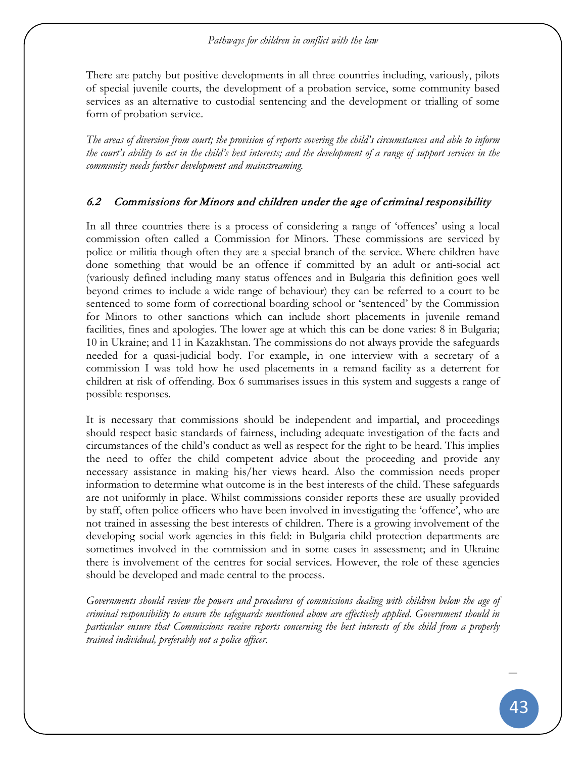There are patchy but positive developments in all three countries including, variously, pilots of special juvenile courts, the development of a probation service, some community based services as an alternative to custodial sentencing and the development or trialling of some form of probation service.

*The areas of diversion from court; the provision of reports covering the child's circumstances and able to inform the court's ability to act in the child's best interests; and the development of a range of support services in the community needs further development and mainstreaming.*

## 6.2 Commissions for Minors and children under the age of criminal responsibility

In all three countries there is a process of considering a range of 'offences' using a local commission often called a Commission for Minors. These commissions are serviced by police or militia though often they are a special branch of the service. Where children have done something that would be an offence if committed by an adult or anti-social act (variously defined including many status offences and in Bulgaria this definition goes well beyond crimes to include a wide range of behaviour) they can be referred to a court to be sentenced to some form of correctional boarding school or 'sentenced' by the Commission for Minors to other sanctions which can include short placements in juvenile remand facilities, fines and apologies. The lower age at which this can be done varies: 8 in Bulgaria; 10 in Ukraine; and 11 in Kazakhstan. The commissions do not always provide the safeguards needed for a quasi-judicial body. For example, in one interview with a secretary of a commission I was told how he used placements in a remand facility as a deterrent for children at risk of offending. Box 6 summarises issues in this system and suggests a range of possible responses.

It is necessary that commissions should be independent and impartial, and proceedings should respect basic standards of fairness, including adequate investigation of the facts and circumstances of the child's conduct as well as respect for the right to be heard. This implies the need to offer the child competent advice about the proceeding and provide any necessary assistance in making his/her views heard. Also the commission needs proper information to determine what outcome is in the best interests of the child. These safeguards are not uniformly in place. Whilst commissions consider reports these are usually provided by staff, often police officers who have been involved in investigating the 'offence', who are not trained in assessing the best interests of children. There is a growing involvement of the developing social work agencies in this field: in Bulgaria child protection departments are sometimes involved in the commission and in some cases in assessment; and in Ukraine there is involvement of the centres for social services. However, the role of these agencies should be developed and made central to the process.

*Governments should review the powers and procedures of commissions dealing with children below the age of criminal responsibility to ensure the safeguards mentioned above are effectively applied. Government should in particular ensure that Commissions receive reports concerning the best interests of the child from a properly trained individual, preferably not a police officer.*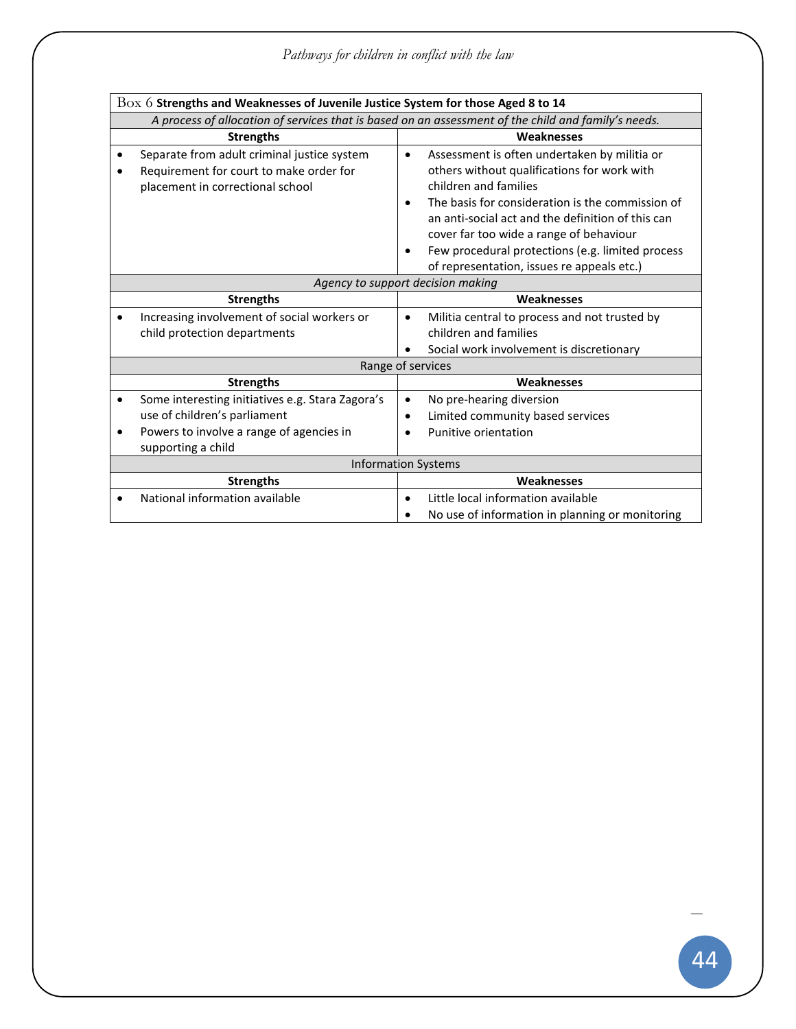**Box 6 Strengths and Weaknesses of Juvenile Justice System for those Aged 8 to 14**

| Strengths | Weaknesses |
|---|---|
| ***A process of allocation of services that is based on an assessment of the child and family's needs.*** | |
| • Separate from adult criminal justice system<br>• Requirement for court to make order for placement in correctional school | • Assessment is often undertaken by militia or others without qualifications for work with children and families<br>• The basis for consideration is the commission of an anti-social act and the definition of this can cover far too wide a range of behaviour<br>• Few procedural protections (e.g. limited process of representation, issues re appeals etc.) |
| ***Agency to support decision making*** | |
| **Strengths** | **Weaknesses** |
| • Increasing involvement of social workers or child protection departments | • Militia central to process and not trusted by children and families<br>• Social work involvement is discretionary |
| **Range of services** | |
| **Strengths** | **Weaknesses** |
| • Some interesting initiatives e.g. Stara Zagora's use of children's parliament<br>• Powers to involve a range of agencies in supporting a child | • No pre-hearing diversion<br>• Limited community based services<br>• Punitive orientation |
| **Information Systems** | |
| **Strengths** | **Weaknesses** |
| • National information available | • Little local information available<br>• No use of information in planning or monitoring |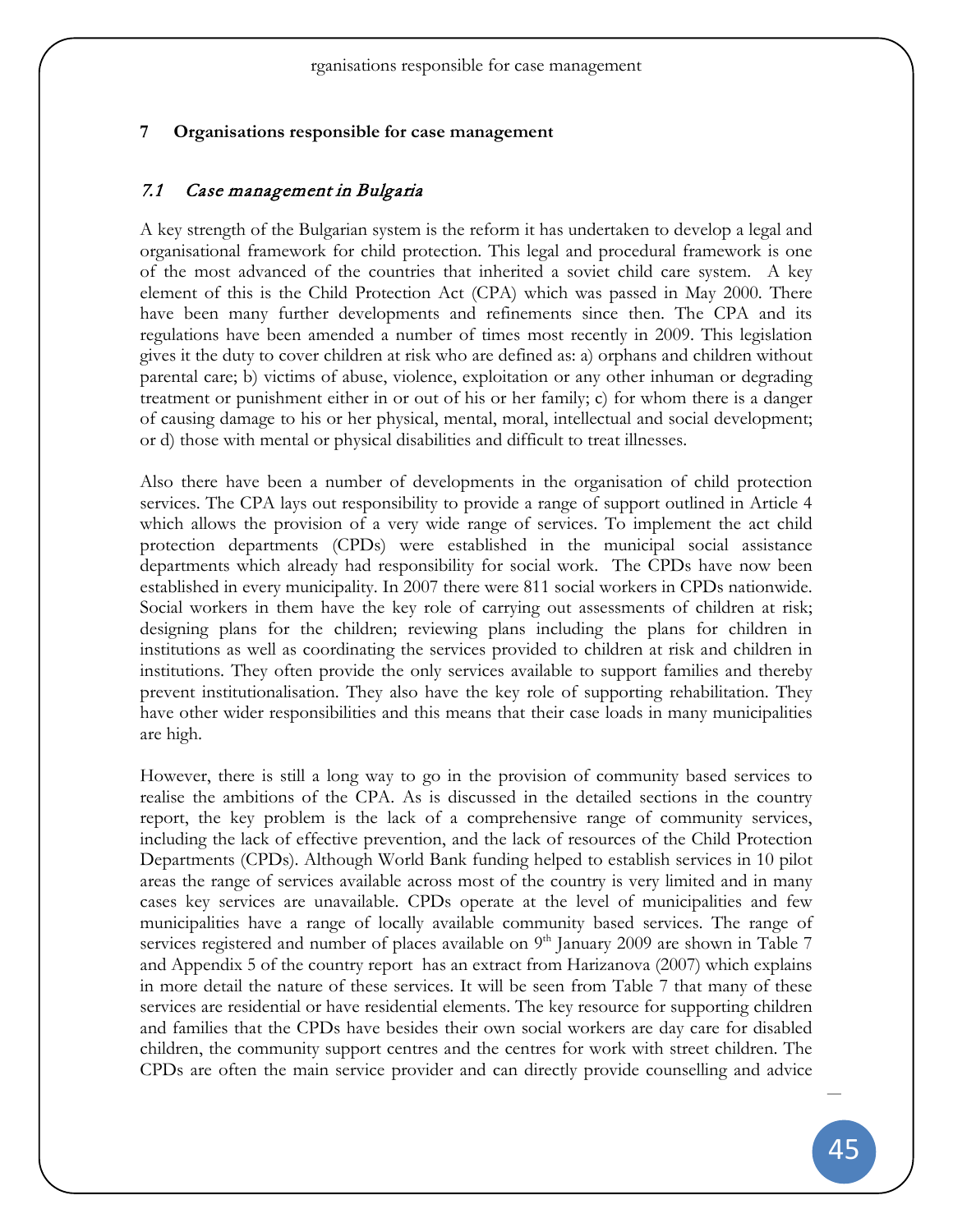## 7 Organisations responsible for case management

### *7.1 Case management in Bulgaria*

A key strength of the Bulgarian system is the reform it has undertaken to develop a legal and organisational framework for child protection. This legal and procedural framework is one of the most advanced of the countries that inherited a soviet child care system. A key element of this is the Child Protection Act (CPA) which was passed in May 2000. There have been many further developments and refinements since then. The CPA and its regulations have been amended a number of times most recently in 2009. This legislation gives it the duty to cover children at risk who are defined as: a) orphans and children without parental care; b) victims of abuse, violence, exploitation or any other inhuman or degrading treatment or punishment either in or out of his or her family; c) for whom there is a danger of causing damage to his or her physical, mental, moral, intellectual and social development; or d) those with mental or physical disabilities and difficult to treat illnesses.

Also there have been a number of developments in the organisation of child protection services. The CPA lays out responsibility to provide a range of support outlined in Article 4 which allows the provision of a very wide range of services. To implement the act child protection departments (CPDs) were established in the municipal social assistance departments which already had responsibility for social work. The CPDs have now been established in every municipality. In 2007 there were 811 social workers in CPDs nationwide. Social workers in them have the key role of carrying out assessments of children at risk; designing plans for the children; reviewing plans including the plans for children in institutions as well as coordinating the services provided to children at risk and children in institutions. They often provide the only services available to support families and thereby prevent institutionalisation. They also have the key role of supporting rehabilitation. They have other wider responsibilities and this means that their case loads in many municipalities are high.

However, there is still a long way to go in the provision of community based services to realise the ambitions of the CPA. As is discussed in the detailed sections in the country report, the key problem is the lack of a comprehensive range of community services, including the lack of effective prevention, and the lack of resources of the Child Protection Departments (CPDs). Although World Bank funding helped to establish services in 10 pilot areas the range of services available across most of the country is very limited and in many cases key services are unavailable. CPDs operate at the level of municipalities and few municipalities have a range of locally available community based services. The range of services registered and number of places available on 9th January 2009 are shown in Table 7 and Appendix 5 of the country report has an extract from Harizanova (2007) which explains in more detail the nature of these services. It will be seen from Table 7 that many of these services are residential or have residential elements. The key resource for supporting children and families that the CPDs have besides their own social workers are day care for disabled children, the community support centres and the centres for work with street children. The CPDs are often the main service provider and can directly provide counselling and advice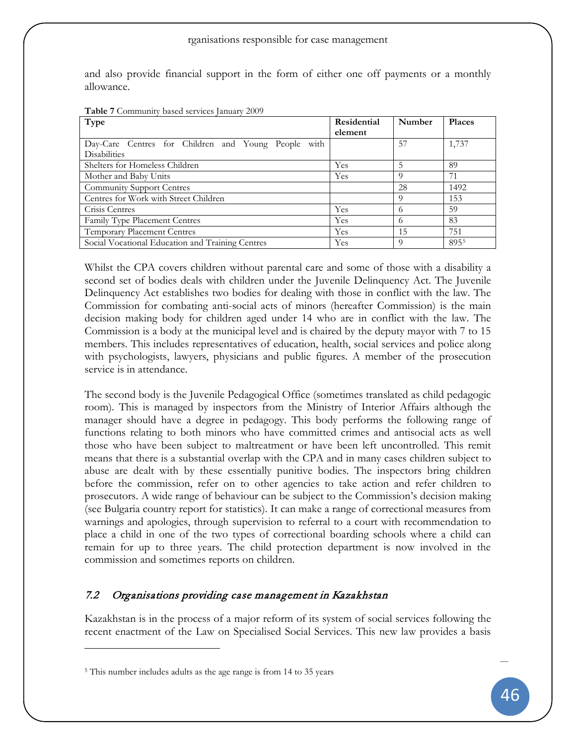and also provide financial support in the form of either one off payments or a monthly allowance.

**Table 7** Community based services January 2009

| Type | Residential element | Number | Places |
|---|---|---|---|
| Day-Care Centres for Children and Young People with Disabilities | | 57 | 1,737 |
| Shelters for Homeless Children | Yes | 5 | 89 |
| Mother and Baby Units | Yes | 9 | 71 |
| Community Support Centres | | 28 | 1492 |
| Centres for Work with Street Children | | 9 | 153 |
| Crisis Centres | Yes | 6 | 59 |
| Family Type Placement Centres | Yes | 6 | 83 |
| Temporary Placement Centres | Yes | 15 | 751 |
| Social Vocational Education and Training Centres | Yes | 9 | 895[5] |

Whilst the CPA covers children without parental care and some of those with a disability a second set of bodies deals with children under the Juvenile Delinquency Act. The Juvenile Delinquency Act establishes two bodies for dealing with those in conflict with the law. The Commission for combating anti-social acts of minors (hereafter Commission) is the main decision making body for children aged under 14 who are in conflict with the law. The Commission is a body at the municipal level and is chaired by the deputy mayor with 7 to 15 members. This includes representatives of education, health, social services and police along with psychologists, lawyers, physicians and public figures. A member of the prosecution service is in attendance.

The second body is the Juvenile Pedagogical Office (sometimes translated as child pedagogic room). This is managed by inspectors from the Ministry of Interior Affairs although the manager should have a degree in pedagogy. This body performs the following range of functions relating to both minors who have committed crimes and antisocial acts as well those who have been subject to maltreatment or have been left uncontrolled. This remit means that there is a substantial overlap with the CPA and in many cases children subject to abuse are dealt with by these essentially punitive bodies. The inspectors bring children before the commission, refer on to other agencies to take action and refer children to prosecutors. A wide range of behaviour can be subject to the Commission's decision making (see Bulgaria country report for statistics). It can make a range of correctional measures from warnings and apologies, through supervision to referral to a court with recommendation to place a child in one of the two types of correctional boarding schools where a child can remain for up to three years. The child protection department is now involved in the commission and sometimes reports on children.

## 7.2 *Organisations providing case management in Kazakhstan*

Kazakhstan is in the process of a major reform of its system of social services following the recent enactment of the Law on Specialised Social Services. This new law provides a basis

[5] This number includes adults as the age range is from 14 to 35 years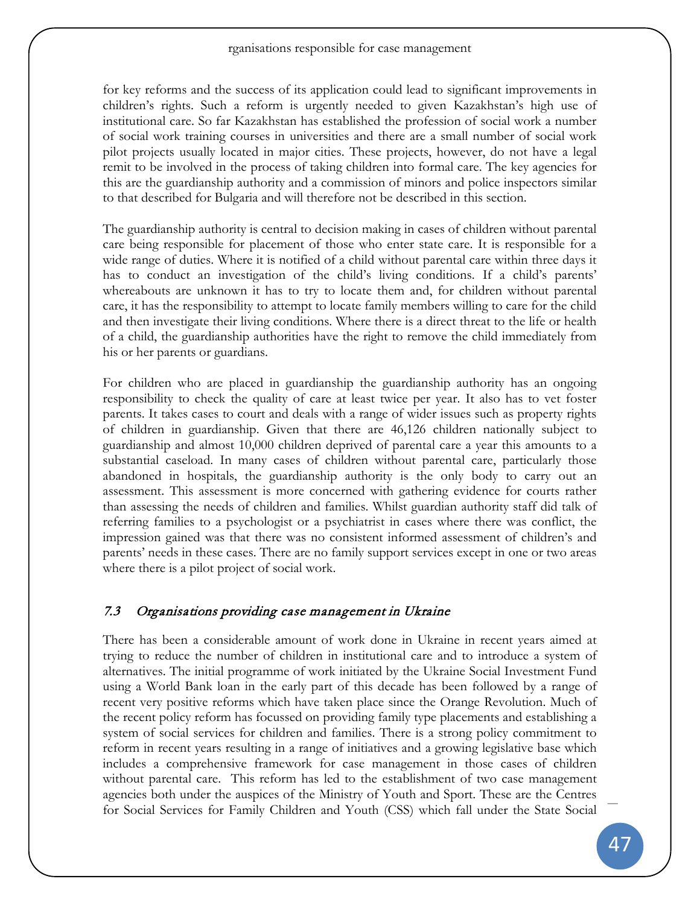for key reforms and the success of its application could lead to significant improvements in children's rights. Such a reform is urgently needed to given Kazakhstan's high use of institutional care. So far Kazakhstan has established the profession of social work a number of social work training courses in universities and there are a small number of social work pilot projects usually located in major cities. These projects, however, do not have a legal remit to be involved in the process of taking children into formal care. The key agencies for this are the guardianship authority and a commission of minors and police inspectors similar to that described for Bulgaria and will therefore not be described in this section.

The guardianship authority is central to decision making in cases of children without parental care being responsible for placement of those who enter state care. It is responsible for a wide range of duties. Where it is notified of a child without parental care within three days it has to conduct an investigation of the child's living conditions. If a child's parents' whereabouts are unknown it has to try to locate them and, for children without parental care, it has the responsibility to attempt to locate family members willing to care for the child and then investigate their living conditions. Where there is a direct threat to the life or health of a child, the guardianship authorities have the right to remove the child immediately from his or her parents or guardians.

For children who are placed in guardianship the guardianship authority has an ongoing responsibility to check the quality of care at least twice per year. It also has to vet foster parents. It takes cases to court and deals with a range of wider issues such as property rights of children in guardianship. Given that there are 46,126 children nationally subject to guardianship and almost 10,000 children deprived of parental care a year this amounts to a substantial caseload. In many cases of children without parental care, particularly those abandoned in hospitals, the guardianship authority is the only body to carry out an assessment. This assessment is more concerned with gathering evidence for courts rather than assessing the needs of children and families. Whilst guardian authority staff did talk of referring families to a psychologist or a psychiatrist in cases where there was conflict, the impression gained was that there was no consistent informed assessment of children's and parents' needs in these cases. There are no family support services except in one or two areas where there is a pilot project of social work.

### *7.3 Organisations providing case management in Ukraine*

There has been a considerable amount of work done in Ukraine in recent years aimed at trying to reduce the number of children in institutional care and to introduce a system of alternatives. The initial programme of work initiated by the Ukraine Social Investment Fund using a World Bank loan in the early part of this decade has been followed by a range of recent very positive reforms which have taken place since the Orange Revolution. Much of the recent policy reform has focussed on providing family type placements and establishing a system of social services for children and families. There is a strong policy commitment to reform in recent years resulting in a range of initiatives and a growing legislative base which includes a comprehensive framework for case management in those cases of children without parental care. This reform has led to the establishment of two case management agencies both under the auspices of the Ministry of Youth and Sport. These are the Centres for Social Services for Family Children and Youth (CSS) which fall under the State Social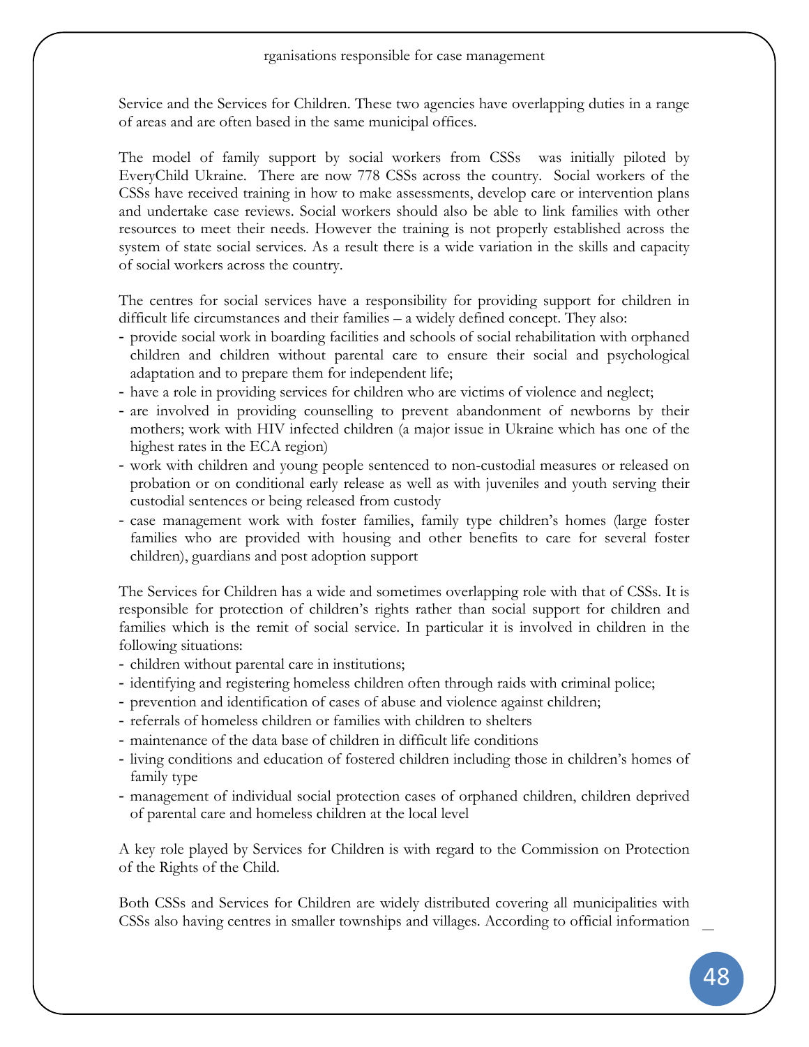Service and the Services for Children. These two agencies have overlapping duties in a range of areas and are often based in the same municipal offices.

The model of family support by social workers from CSSs was initially piloted by EveryChild Ukraine. There are now 778 CSSs across the country. Social workers of the CSSs have received training in how to make assessments, develop care or intervention plans and undertake case reviews. Social workers should also be able to link families with other resources to meet their needs. However the training is not properly established across the system of state social services. As a result there is a wide variation in the skills and capacity of social workers across the country.

The centres for social services have a responsibility for providing support for children in difficult life circumstances and their families – a widely defined concept. They also:

- provide social work in boarding facilities and schools of social rehabilitation with orphaned children and children without parental care to ensure their social and psychological adaptation and to prepare them for independent life;
- have a role in providing services for children who are victims of violence and neglect;
- are involved in providing counselling to prevent abandonment of newborns by their mothers; work with HIV infected children (a major issue in Ukraine which has one of the highest rates in the ECA region)
- work with children and young people sentenced to non-custodial measures or released on probation or on conditional early release as well as with juveniles and youth serving their custodial sentences or being released from custody
- case management work with foster families, family type children's homes (large foster families who are provided with housing and other benefits to care for several foster children), guardians and post adoption support

The Services for Children has a wide and sometimes overlapping role with that of CSSs. It is responsible for protection of children's rights rather than social support for children and families which is the remit of social service. In particular it is involved in children in the following situations:

- children without parental care in institutions;
- identifying and registering homeless children often through raids with criminal police;
- prevention and identification of cases of abuse and violence against children;
- referrals of homeless children or families with children to shelters
- maintenance of the data base of children in difficult life conditions
- living conditions and education of fostered children including those in children's homes of family type
- management of individual social protection cases of orphaned children, children deprived of parental care and homeless children at the local level

A key role played by Services for Children is with regard to the Commission on Protection of the Rights of the Child.

Both CSSs and Services for Children are widely distributed covering all municipalities with CSSs also having centres in smaller townships and villages. According to official information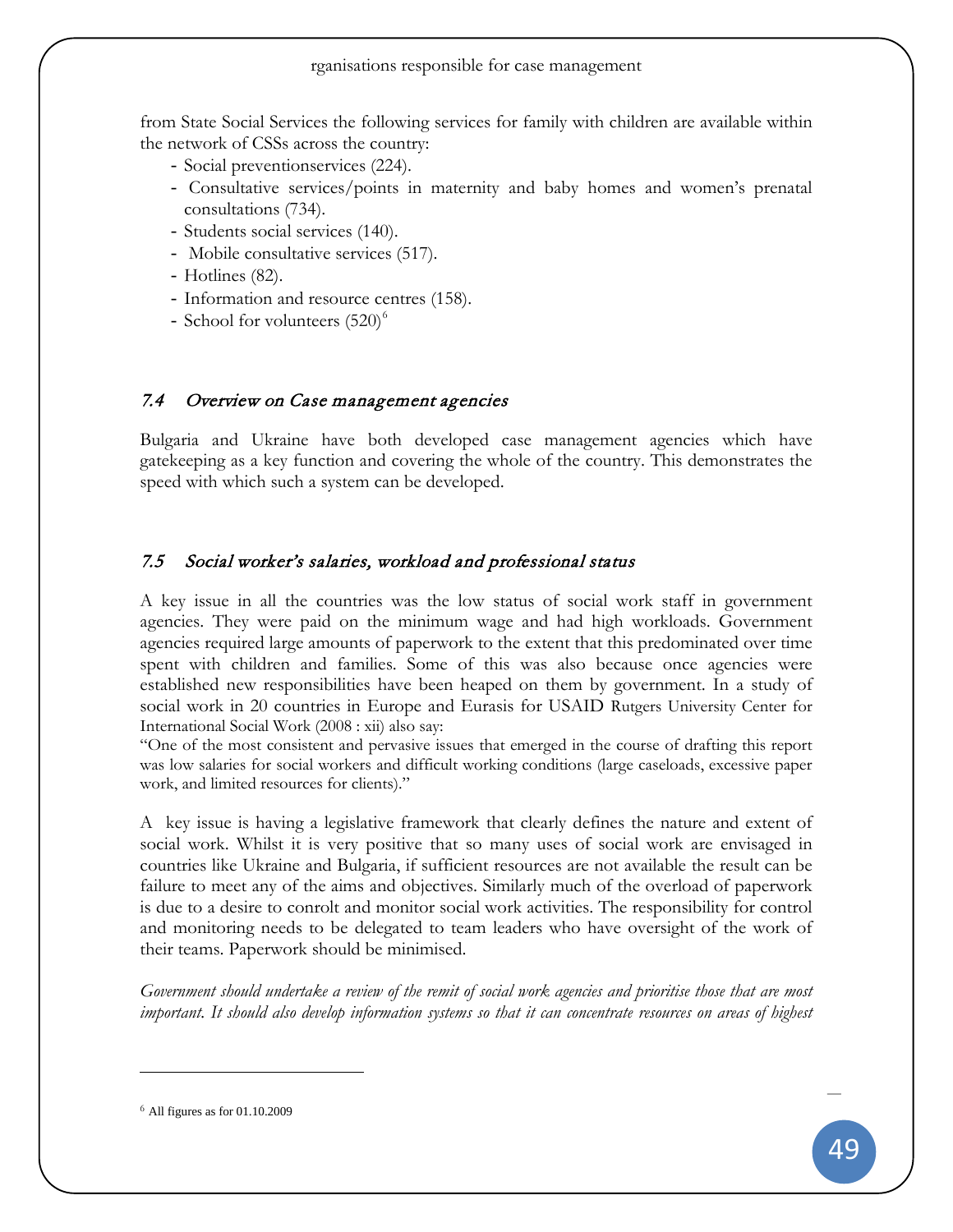from State Social Services the following services for family with children are available within the network of CSSs across the country:

- Social preventionservices (224).
- Consultative services/points in maternity and baby homes and women's prenatal consultations (734).
- Students social services (140).
- Mobile consultative services (517).
- Hotlines (82).
- Information and resource centres (158).
- School for volunteers (520)[6]

### *7.4 Overview on Case management agencies*

Bulgaria and Ukraine have both developed case management agencies which have gatekeeping as a key function and covering the whole of the country. This demonstrates the speed with which such a system can be developed.

### *7.5 Social worker's salaries, workload and professional status*

A key issue in all the countries was the low status of social work staff in government agencies. They were paid on the minimum wage and had high workloads. Government agencies required large amounts of paperwork to the extent that this predominated over time spent with children and families. Some of this was also because once agencies were established new responsibilities have been heaped on them by government. In a study of social work in 20 countries in Europe and Eurasis for USAID Rutgers University Center for International Social Work (2008 : xii) also say:

"One of the most consistent and pervasive issues that emerged in the course of drafting this report was low salaries for social workers and difficult working conditions (large caseloads, excessive paper work, and limited resources for clients)."

A key issue is having a legislative framework that clearly defines the nature and extent of social work. Whilst it is very positive that so many uses of social work are envisaged in countries like Ukraine and Bulgaria, if sufficient resources are not available the result can be failure to meet any of the aims and objectives. Similarly much of the overload of paperwork is due to a desire to conrolt and monitor social work activities. The responsibility for control and monitoring needs to be delegated to team leaders who have oversight of the work of their teams. Paperwork should be minimised.

*Government should undertake a review of the remit of social work agencies and prioritise those that are most important. It should also develop information systems so that it can concentrate resources on areas of highest*

---

[6] All figures as for 01.10.2009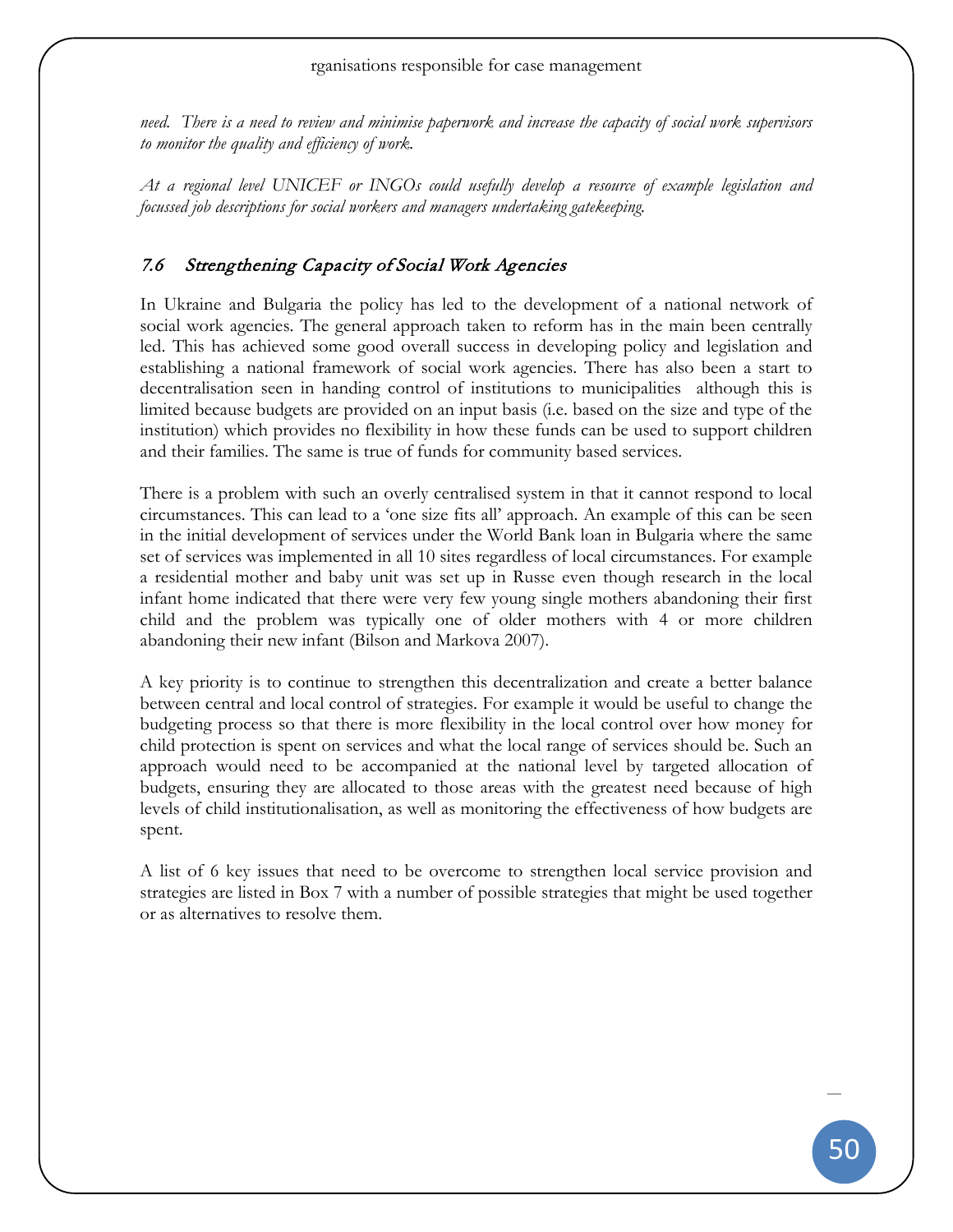*need. There is a need to review and minimise paperwork and increase the capacity of social work supervisors to monitor the quality and efficiency of work.*

*At a regional level UNICEF or INGOs could usefully develop a resource of example legislation and focussed job descriptions for social workers and managers undertaking gatekeeping.*

## *7.6 Strengthening Capacity of Social Work Agencies*

In Ukraine and Bulgaria the policy has led to the development of a national network of social work agencies. The general approach taken to reform has in the main been centrally led. This has achieved some good overall success in developing policy and legislation and establishing a national framework of social work agencies. There has also been a start to decentralisation seen in handing control of institutions to municipalities although this is limited because budgets are provided on an input basis (i.e. based on the size and type of the institution) which provides no flexibility in how these funds can be used to support children and their families. The same is true of funds for community based services.

There is a problem with such an overly centralised system in that it cannot respond to local circumstances. This can lead to a 'one size fits all' approach. An example of this can be seen in the initial development of services under the World Bank loan in Bulgaria where the same set of services was implemented in all 10 sites regardless of local circumstances. For example a residential mother and baby unit was set up in Russe even though research in the local infant home indicated that there were very few young single mothers abandoning their first child and the problem was typically one of older mothers with 4 or more children abandoning their new infant (Bilson and Markova 2007).

A key priority is to continue to strengthen this decentralization and create a better balance between central and local control of strategies. For example it would be useful to change the budgeting process so that there is more flexibility in the local control over how money for child protection is spent on services and what the local range of services should be. Such an approach would need to be accompanied at the national level by targeted allocation of budgets, ensuring they are allocated to those areas with the greatest need because of high levels of child institutionalisation, as well as monitoring the effectiveness of how budgets are spent.

A list of 6 key issues that need to be overcome to strengthen local service provision and strategies are listed in Box 7 with a number of possible strategies that might be used together or as alternatives to resolve them.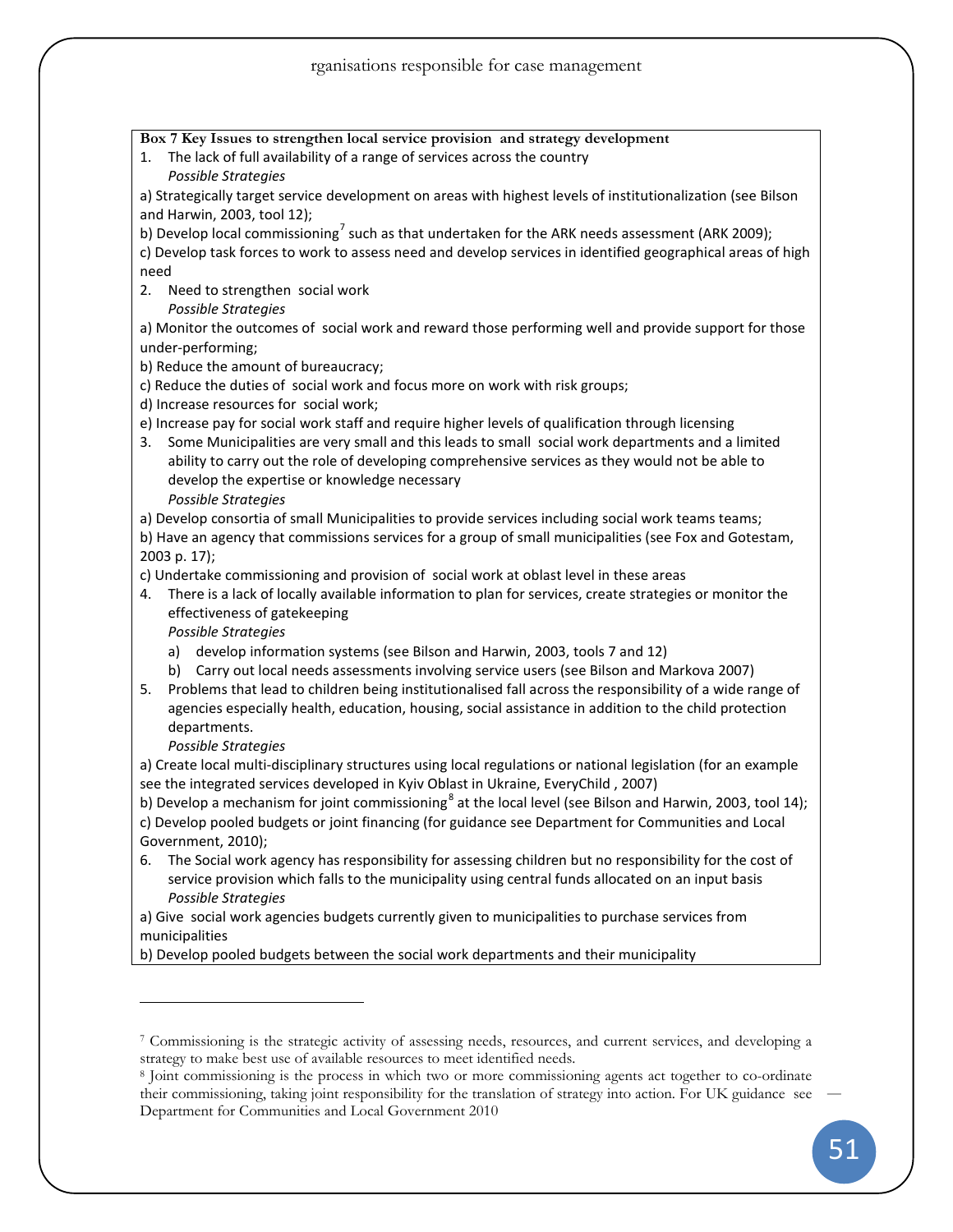rganisations responsible for case management

**Box 7 Key Issues to strengthen local service provision and strategy development**

1. The lack of full availability of a range of services across the country

   *Possible Strategies*

a) Strategically target service development on areas with highest levels of institutionalization (see Bilson and Harwin, 2003, tool 12);

b) Develop local commissioning[7] such as that undertaken for the ARK needs assessment (ARK 2009);

c) Develop task forces to work to assess need and develop services in identified geographical areas of high need

2. Need to strengthen social work

   *Possible Strategies*

a) Monitor the outcomes of social work and reward those performing well and provide support for those under-performing;

b) Reduce the amount of bureaucracy;

c) Reduce the duties of social work and focus more on work with risk groups;

d) Increase resources for social work;

e) Increase pay for social work staff and require higher levels of qualification through licensing

3. Some Municipalities are very small and this leads to small social work departments and a limited ability to carry out the role of developing comprehensive services as they would not be able to develop the expertise or knowledge necessary

   *Possible Strategies*

a) Develop consortia of small Municipalities to provide services including social work teams teams;

b) Have an agency that commissions services for a group of small municipalities (see Fox and Gotestam, 2003 p. 17);

c) Undertake commissioning and provision of social work at oblast level in these areas

4. There is a lack of locally available information to plan for services, create strategies or monitor the effectiveness of gatekeeping

   *Possible Strategies*

   a) develop information systems (see Bilson and Harwin, 2003, tools 7 and 12)
   b) Carry out local needs assessments involving service users (see Bilson and Markova 2007)

5. Problems that lead to children being institutionalised fall across the responsibility of a wide range of agencies especially health, education, housing, social assistance in addition to the child protection departments.

   *Possible Strategies*

a) Create local multi-disciplinary structures using local regulations or national legislation (for an example see the integrated services developed in Kyiv Oblast in Ukraine, EveryChild , 2007)

b) Develop a mechanism for joint commissioning[8] at the local level (see Bilson and Harwin, 2003, tool 14);

c) Develop pooled budgets or joint financing (for guidance see Department for Communities and Local Government, 2010);

6. The Social work agency has responsibility for assessing children but no responsibility for the cost of service provision which falls to the municipality using central funds allocated on an input basis

   *Possible Strategies*

a) Give social work agencies budgets currently given to municipalities to purchase services from municipalities

b) Develop pooled budgets between the social work departments and their municipality

---

[7] Commissioning is the strategic activity of assessing needs, resources, and current services, and developing a strategy to make best use of available resources to meet identified needs.

[8] Joint commissioning is the process in which two or more commissioning agents act together to co-ordinate their commissioning, taking joint responsibility for the translation of strategy into action. For UK guidance see Department for Communities and Local Government 2010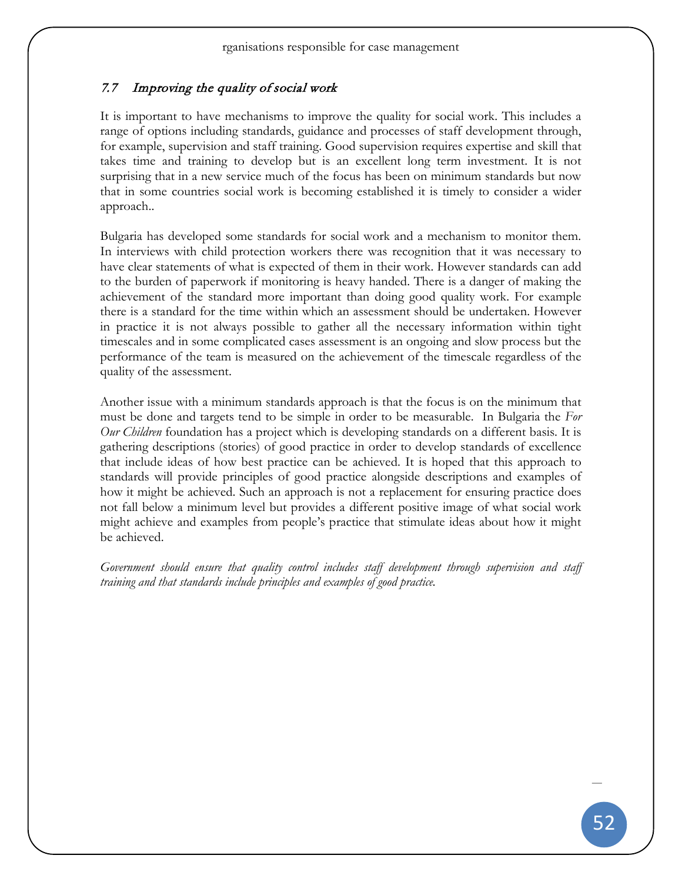## 7.7 *Improving the quality of social work*

It is important to have mechanisms to improve the quality for social work. This includes a range of options including standards, guidance and processes of staff development through, for example, supervision and staff training. Good supervision requires expertise and skill that takes time and training to develop but is an excellent long term investment. It is not surprising that in a new service much of the focus has been on minimum standards but now that in some countries social work is becoming established it is timely to consider a wider approach..

Bulgaria has developed some standards for social work and a mechanism to monitor them. In interviews with child protection workers there was recognition that it was necessary to have clear statements of what is expected of them in their work. However standards can add to the burden of paperwork if monitoring is heavy handed. There is a danger of making the achievement of the standard more important than doing good quality work. For example there is a standard for the time within which an assessment should be undertaken. However in practice it is not always possible to gather all the necessary information within tight timescales and in some complicated cases assessment is an ongoing and slow process but the performance of the team is measured on the achievement of the timescale regardless of the quality of the assessment.

Another issue with a minimum standards approach is that the focus is on the minimum that must be done and targets tend to be simple in order to be measurable. In Bulgaria the *For Our Children* foundation has a project which is developing standards on a different basis. It is gathering descriptions (stories) of good practice in order to develop standards of excellence that include ideas of how best practice can be achieved. It is hoped that this approach to standards will provide principles of good practice alongside descriptions and examples of how it might be achieved. Such an approach is not a replacement for ensuring practice does not fall below a minimum level but provides a different positive image of what social work might achieve and examples from people's practice that stimulate ideas about how it might be achieved.

*Government should ensure that quality control includes staff development through supervision and staff training and that standards include principles and examples of good practice.*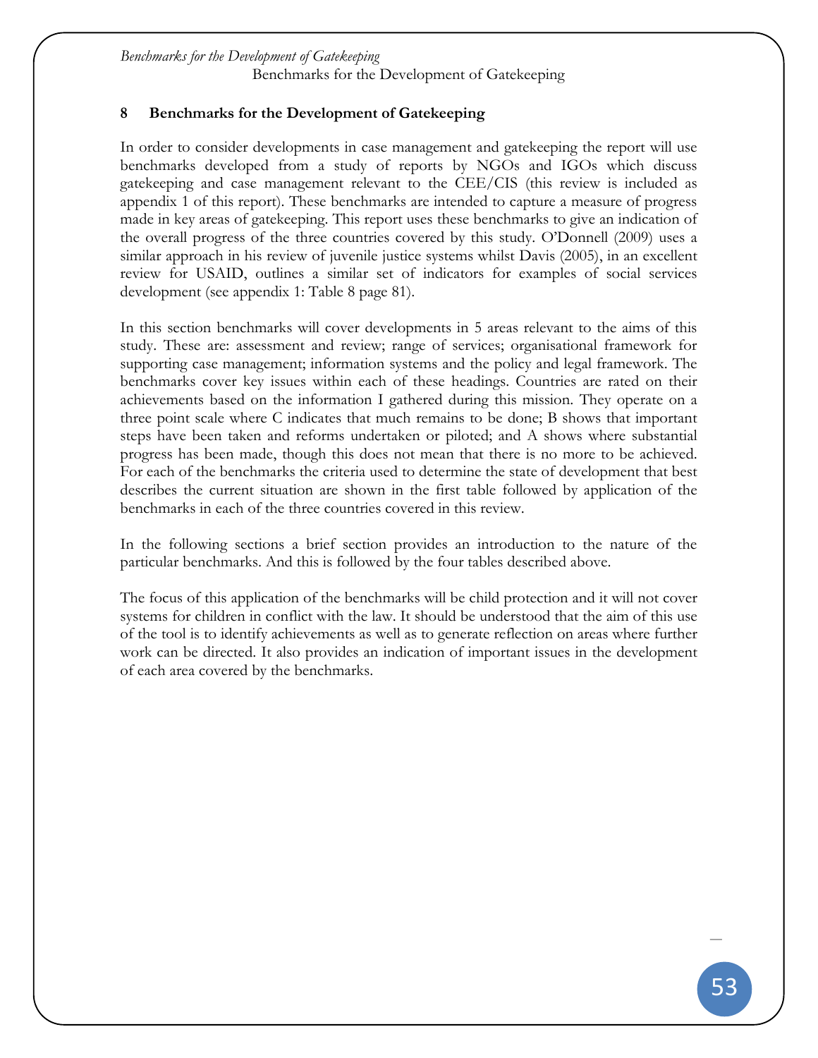## 8 Benchmarks for the Development of Gatekeeping

In order to consider developments in case management and gatekeeping the report will use benchmarks developed from a study of reports by NGOs and IGOs which discuss gatekeeping and case management relevant to the CEE/CIS (this review is included as appendix 1 of this report). These benchmarks are intended to capture a measure of progress made in key areas of gatekeeping. This report uses these benchmarks to give an indication of the overall progress of the three countries covered by this study. O'Donnell (2009) uses a similar approach in his review of juvenile justice systems whilst Davis (2005), in an excellent review for USAID, outlines a similar set of indicators for examples of social services development (see appendix 1: Table 8 page 81).

In this section benchmarks will cover developments in 5 areas relevant to the aims of this study. These are: assessment and review; range of services; organisational framework for supporting case management; information systems and the policy and legal framework. The benchmarks cover key issues within each of these headings. Countries are rated on their achievements based on the information I gathered during this mission. They operate on a three point scale where C indicates that much remains to be done; B shows that important steps have been taken and reforms undertaken or piloted; and A shows where substantial progress has been made, though this does not mean that there is no more to be achieved. For each of the benchmarks the criteria used to determine the state of development that best describes the current situation are shown in the first table followed by application of the benchmarks in each of the three countries covered in this review.

In the following sections a brief section provides an introduction to the nature of the particular benchmarks. And this is followed by the four tables described above.

The focus of this application of the benchmarks will be child protection and it will not cover systems for children in conflict with the law. It should be understood that the aim of this use of the tool is to identify achievements as well as to generate reflection on areas where further work can be directed. It also provides an indication of important issues in the development of each area covered by the benchmarks.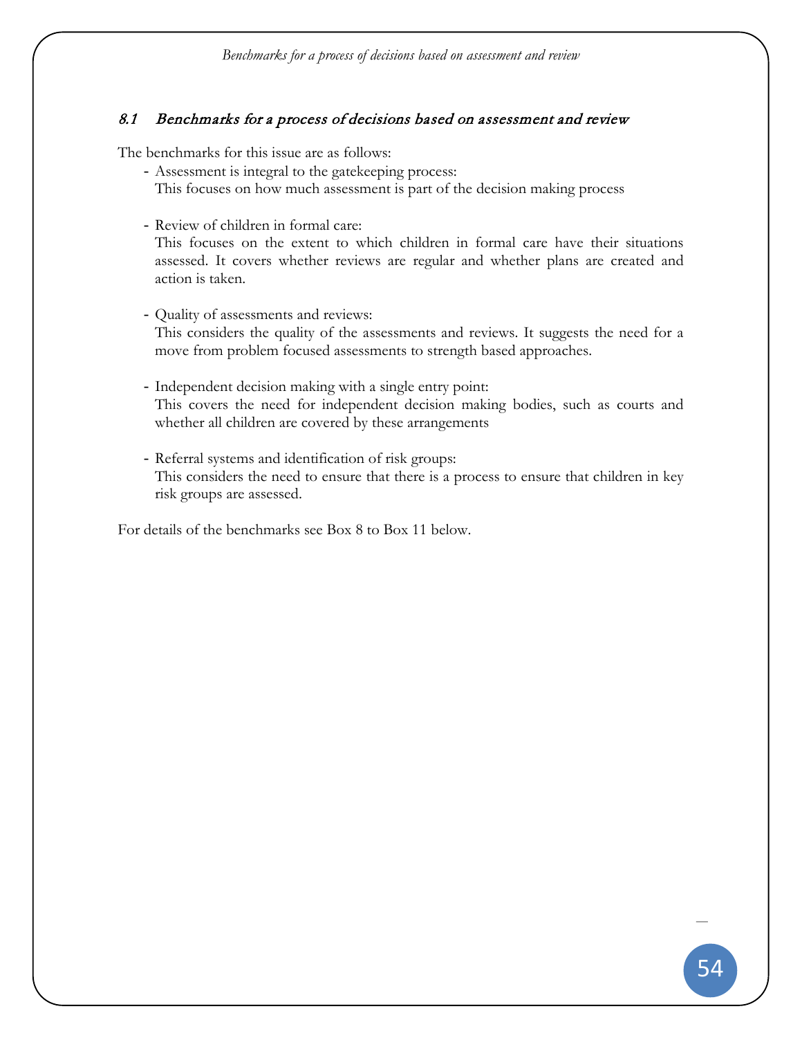### *8.1 Benchmarks for a process of decisions based on assessment and review*

The benchmarks for this issue are as follows:

- Assessment is integral to the gatekeeping process:
  This focuses on how much assessment is part of the decision making process

- Review of children in formal care:
  This focuses on the extent to which children in formal care have their situations assessed. It covers whether reviews are regular and whether plans are created and action is taken.

- Quality of assessments and reviews:
  This considers the quality of the assessments and reviews. It suggests the need for a move from problem focused assessments to strength based approaches.

- Independent decision making with a single entry point:
  This covers the need for independent decision making bodies, such as courts and whether all children are covered by these arrangements

- Referral systems and identification of risk groups:
  This considers the need to ensure that there is a process to ensure that children in key risk groups are assessed.

For details of the benchmarks see Box 8 to Box 11 below.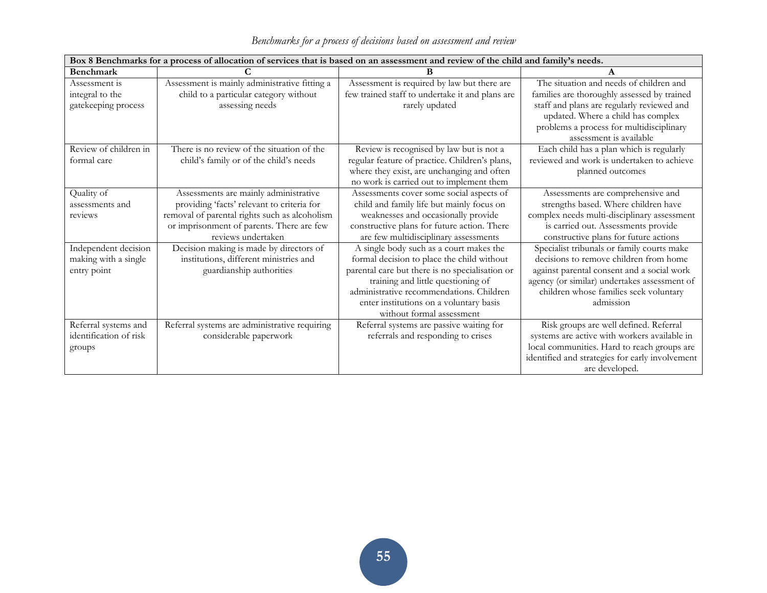| Box 8 Benchmarks for a process of allocation of services that is based on an assessment and review of the child and family's needs. | | | |
|---|---|---|---|
| **Benchmark** | **C** | **B** | **A** |
| Assessment is integral to the gatekeeping process | Assessment is mainly administrative fitting a child to a particular category without assessing needs | Assessment is required by law but there are few trained staff to undertake it and plans are rarely updated | The situation and needs of children and families are thoroughly assessed by trained staff and plans are regularly reviewed and updated. Where a child has complex problems a process for multidisciplinary assessment is available |
| Review of children in formal care | There is no review of the situation of the child's family or of the child's needs | Review is recognised by law but is not a regular feature of practice. Children's plans, where they exist, are unchanging and often no work is carried out to implement them | Each child has a plan which is regularly reviewed and work is undertaken to achieve planned outcomes |
| Quality of assessments and reviews | Assessments are mainly administrative providing 'facts' relevant to criteria for removal of parental rights such as alcoholism or imprisonment of parents. There are few reviews undertaken | Assessments cover some social aspects of child and family life but mainly focus on weaknesses and occasionally provide constructive plans for future action. There are few multidisciplinary assessments | Assessments are comprehensive and strengths based. Where children have complex needs multi-disciplinary assessment is carried out. Assessments provide constructive plans for future actions |
| Independent decision making with a single entry point | Decision making is made by directors of institutions, different ministries and guardianship authorities | A single body such as a court makes the formal decision to place the child without parental care but there is no specialisation or training and little questioning of administrative recommendations. Children enter institutions on a voluntary basis without formal assessment | Specialist tribunals or family courts make decisions to remove children from home against parental consent and a social work agency (or similar) undertakes assessment of children whose families seek voluntary admission |
| Referral systems and identification of risk groups | Referral systems are administrative requiring considerable paperwork | Referral systems are passive waiting for referrals and responding to crises | Risk groups are well defined. Referral systems are active with workers available in local communities. Hard to reach groups are identified and strategies for early involvement are developed. |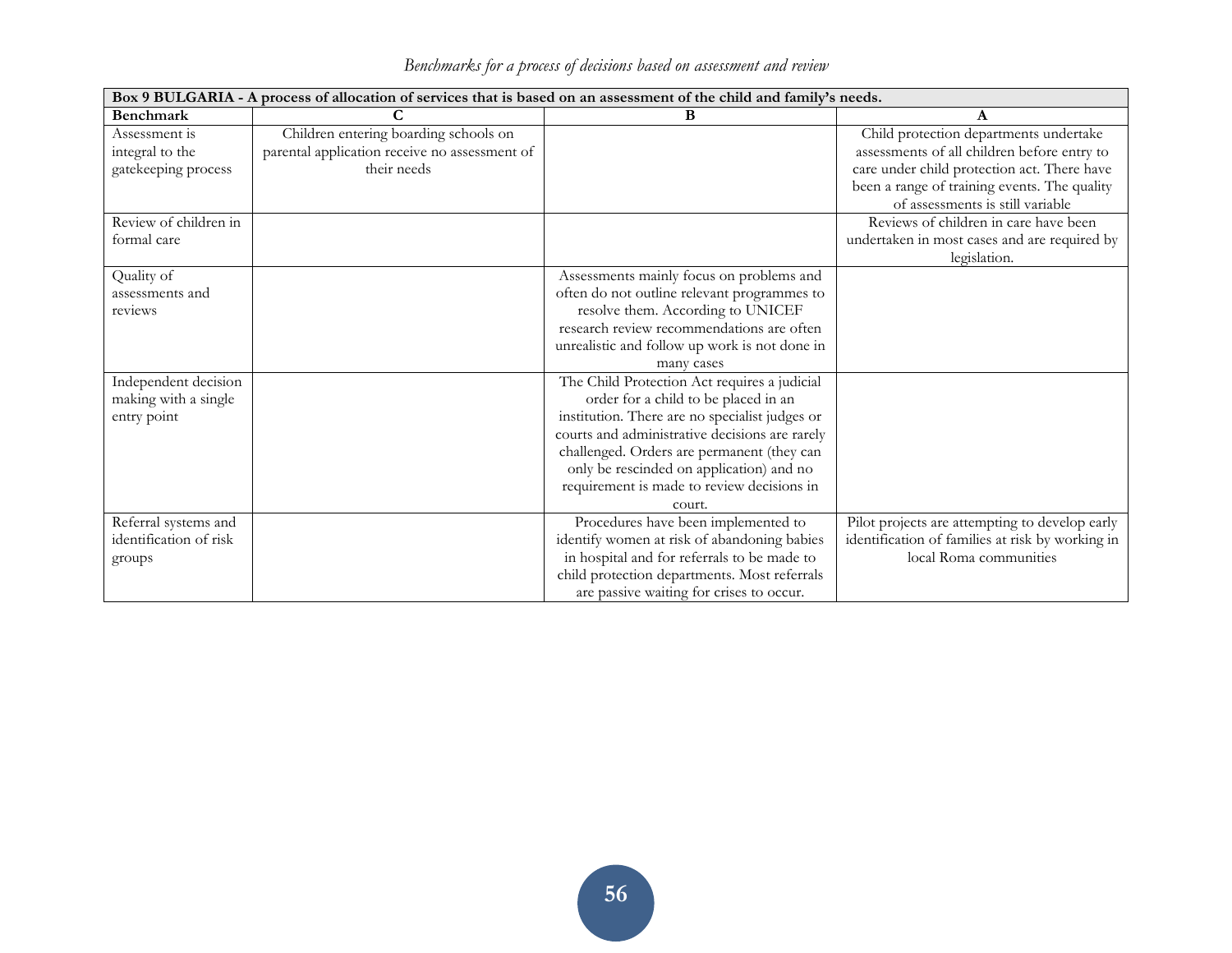*Benchmarks for a process of decisions based on assessment and review*

| **Box 9 BULGARIA - A process of allocation of services that is based on an assessment of the child and family's needs.** | | | |
|---|---|---|---|
| **Benchmark** | **C** | **B** | **A** |
| Assessment is integral to the gatekeeping process | Children entering boarding schools on parental application receive no assessment of their needs | | Child protection departments undertake assessments of all children before entry to care under child protection act. There have been a range of training events. The quality of assessments is still variable |
| Review of children in formal care | | | Reviews of children in care have been undertaken in most cases and are required by legislation. |
| Quality of assessments and reviews | | Assessments mainly focus on problems and often do not outline relevant programmes to resolve them. According to UNICEF research review recommendations are often unrealistic and follow up work is not done in many cases | |
| Independent decision making with a single entry point | | The Child Protection Act requires a judicial order for a child to be placed in an institution. There are no specialist judges or courts and administrative decisions are rarely challenged. Orders are permanent (they can only be rescinded on application) and no requirement is made to review decisions in court. | |
| Referral systems and identification of risk groups | | Procedures have been implemented to identify women at risk of abandoning babies in hospital and for referrals to be made to child protection departments. Most referrals are passive waiting for crises to occur. | Pilot projects are attempting to develop early identification of families at risk by working in local Roma communities |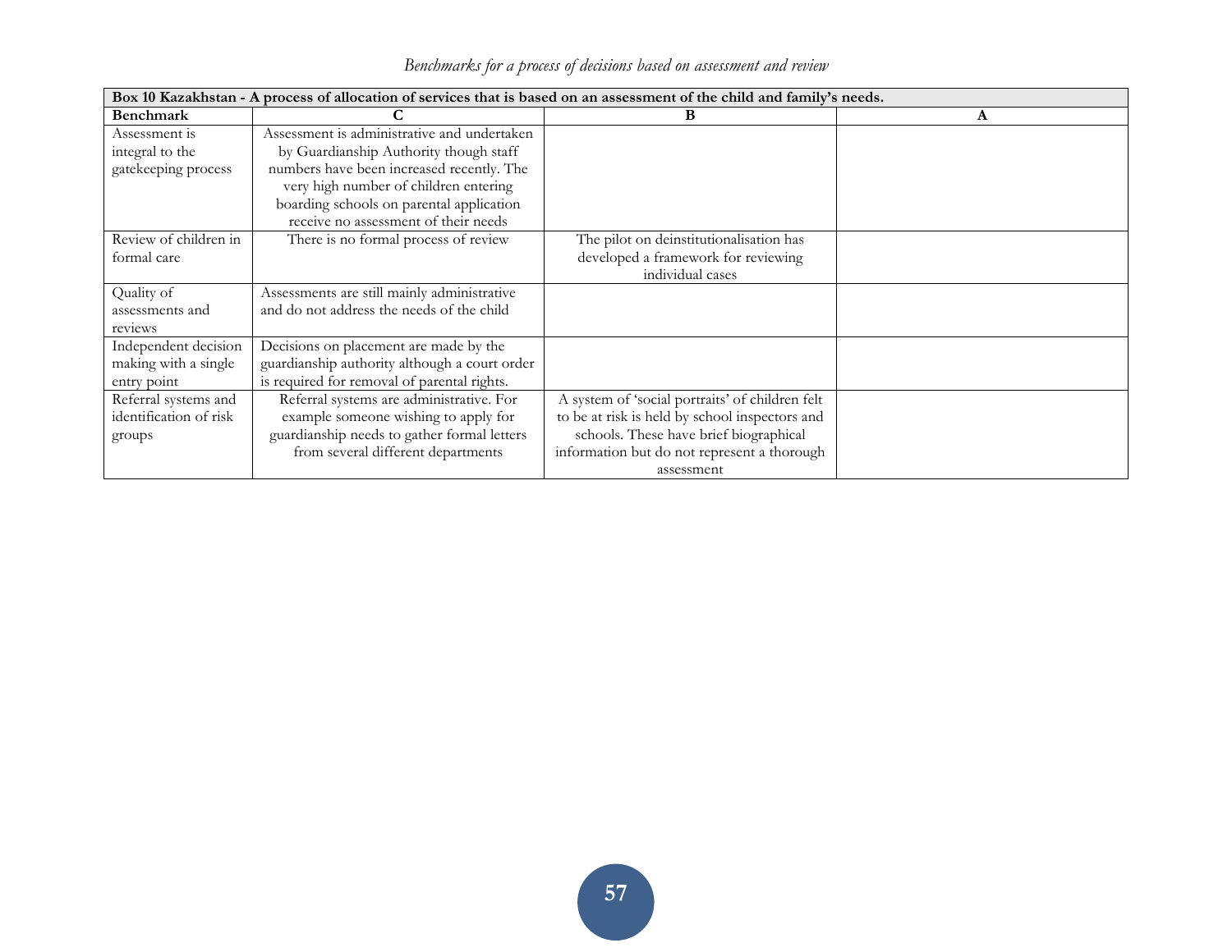*Benchmarks for a process of decisions based on assessment and review*

| **Box 10 Kazakhstan - A process of allocation of services that is based on an assessment of the child and family's needs.** | | | |
|---|---|---|---|
| **Benchmark** | **C** | **B** | **A** |
| Assessment is integral to the gatekeeping process | Assessment is administrative and undertaken by Guardianship Authority though staff numbers have been increased recently. The very high number of children entering boarding schools on parental application receive no assessment of their needs | | |
| Review of children in formal care | There is no formal process of review | The pilot on deinstitutionalisation has developed a framework for reviewing individual cases | |
| Quality of assessments and reviews | Assessments are still mainly administrative and do not address the needs of the child | | |
| Independent decision making with a single entry point | Decisions on placement are made by the guardianship authority although a court order is required for removal of parental rights. | | |
| Referral systems and identification of risk groups | Referral systems are administrative. For example someone wishing to apply for guardianship needs to gather formal letters from several different departments | A system of 'social portraits' of children felt to be at risk is held by school inspectors and schools. These have brief biographical information but do not represent a thorough assessment | |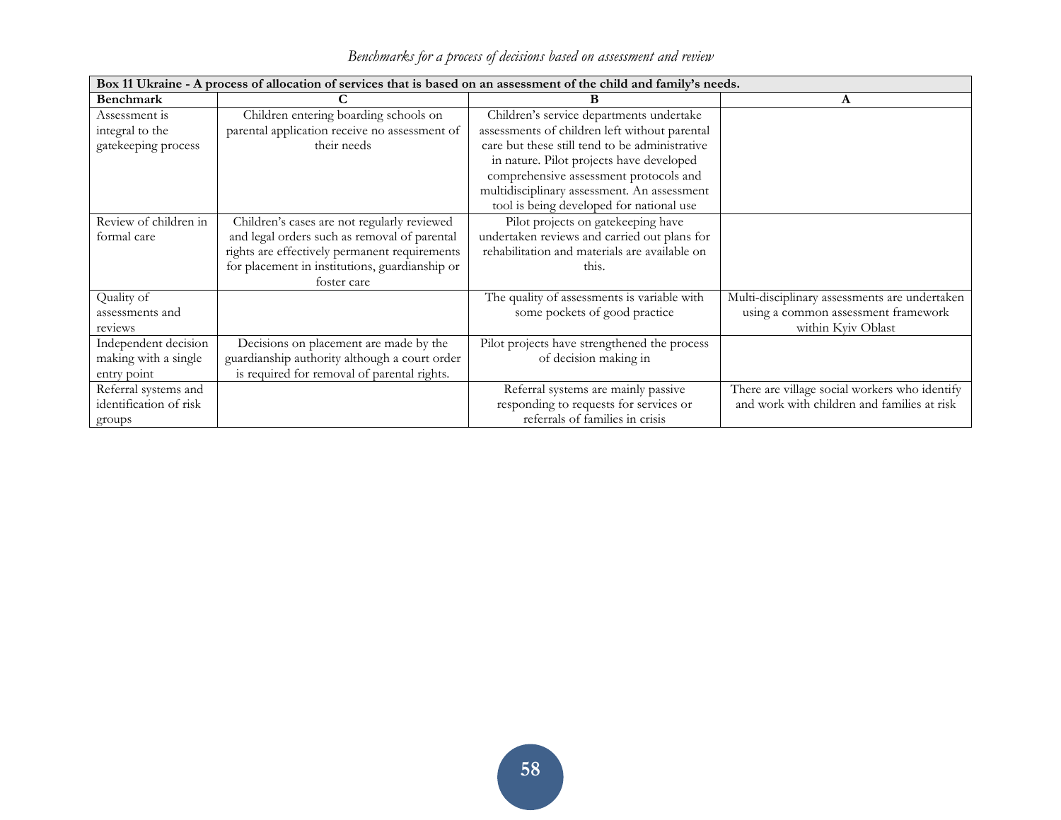*Benchmarks for a process of decisions based on assessment and review*

| **Box 11 Ukraine - A process of allocation of services that is based on an assessment of the child and family's needs.** | | | |
|---|---|---|---|
| **Benchmark** | **C** | **B** | **A** |
| Assessment is integral to the gatekeeping process | Children entering boarding schools on parental application receive no assessment of their needs | Children's service departments undertake assessments of children left without parental care but these still tend to be administrative in nature. Pilot projects have developed comprehensive assessment protocols and multidisciplinary assessment. An assessment tool is being developed for national use | |
| Review of children in formal care | Children's cases are not regularly reviewed and legal orders such as removal of parental rights are effectively permanent requirements for placement in institutions, guardianship or foster care | Pilot projects on gatekeeping have undertaken reviews and carried out plans for rehabilitation and materials are available on this. | |
| Quality of assessments and reviews | | The quality of assessments is variable with some pockets of good practice | Multi-disciplinary assessments are undertaken using a common assessment framework within Kyiv Oblast |
| Independent decision making with a single entry point | Decisions on placement are made by the guardianship authority although a court order is required for removal of parental rights. | Pilot projects have strengthened the process of decision making in | |
| Referral systems and identification of risk groups | | Referral systems are mainly passive responding to requests for services or referrals of families in crisis | There are village social workers who identify and work with children and families at risk |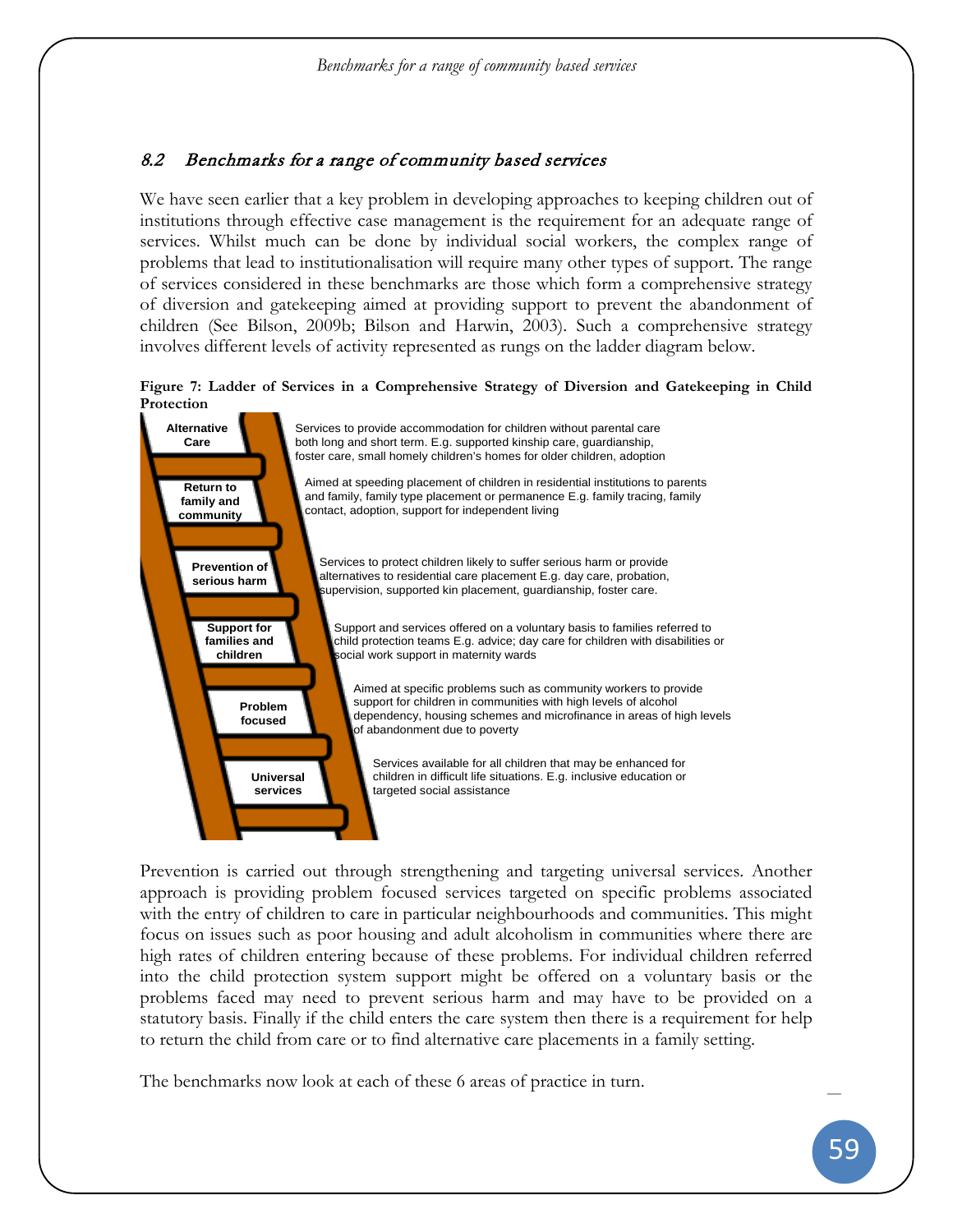## 8.2 Benchmarks for a range of community based services

We have seen earlier that a key problem in developing approaches to keeping children out of institutions through effective case management is the requirement for an adequate range of services. Whilst much can be done by individual social workers, the complex range of problems that lead to institutionalisation will require many other types of support. The range of services considered in these benchmarks are those which form a comprehensive strategy of diversion and gatekeeping aimed at providing support to prevent the abandonment of children (See Bilson, 2009b; Bilson and Harwin, 2003). Such a comprehensive strategy involves different levels of activity represented as rungs on the ladder diagram below.

**Figure 7: Ladder of Services in a Comprehensive Strategy of Diversion and Gatekeeping in Child Protection**

| Rung | Description |
|---|---|
| **Alternative Care** | Services to provide accommodation for children without parental care both long and short term. E.g. supported kinship care, guardianship, foster care, small homely children's homes for older children, adoption |
| **Return to family and community** | Aimed at speeding placement of children in residential institutions to parents and family, family type placement or permanence E.g. family tracing, family contact, adoption, support for independent living |
| **Prevention of serious harm** | Services to protect children likely to suffer serious harm or provide alternatives to residential care placement E.g. day care, probation, supervision, supported kin placement, guardianship, foster care. |
| **Support for families and children** | Support and services offered on a voluntary basis to families referred to child protection teams E.g. advice; day care for children with disabilities or social work support in maternity wards |
| **Problem focused** | Aimed at specific problems such as community workers to provide support for children in communities with high levels of alcohol dependency, housing schemes and microfinance in areas of high levels of abandonment due to poverty |
| **Universal services** | Services available for all children that may be enhanced for children in difficult life situations. E.g. inclusive education or targeted social assistance |

Prevention is carried out through strengthening and targeting universal services. Another approach is providing problem focused services targeted on specific problems associated with the entry of children to care in particular neighbourhoods and communities. This might focus on issues such as poor housing and adult alcoholism in communities where there are high rates of children entering because of these problems. For individual children referred into the child protection system support might be offered on a voluntary basis or the problems faced may need to prevent serious harm and may have to be provided on a statutory basis. Finally if the child enters the care system then there is a requirement for help to return the child from care or to find alternative care placements in a family setting.

The benchmarks now look at each of these 6 areas of practice in turn.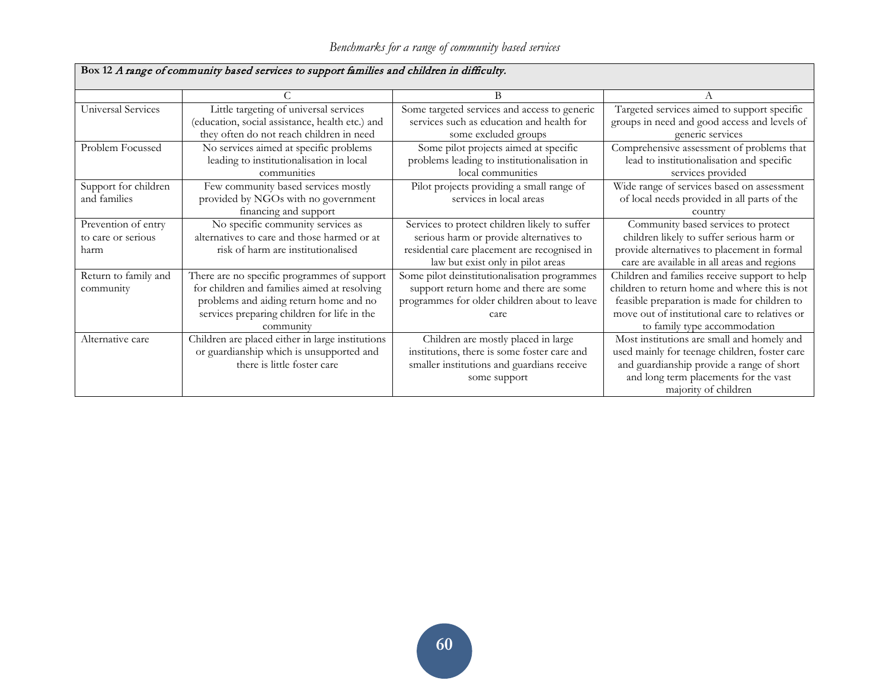*Benchmarks for a range of community based services*

**Box 12** *A range of community based services to support families and children in difficulty.*

| | C | B | A |
|---|---|---|---|
| Universal Services | Little targeting of universal services (education, social assistance, health etc.) and they often do not reach children in need | Some targeted services and access to generic services such as education and health for some excluded groups | Targeted services aimed to support specific groups in need and good access and levels of generic services |
| Problem Focussed | No services aimed at specific problems leading to institutionalisation in local communities | Some pilot projects aimed at specific problems leading to institutionalisation in local communities | Comprehensive assessment of problems that lead to institutionalisation and specific services provided |
| Support for children and families | Few community based services mostly provided by NGOs with no government financing and support | Pilot projects providing a small range of services in local areas | Wide range of services based on assessment of local needs provided in all parts of the country |
| Prevention of entry to care or serious harm | No specific community services as alternatives to care and those harmed or at risk of harm are institutionalised | Services to protect children likely to suffer serious harm or provide alternatives to residential care placement are recognised in law but exist only in pilot areas | Community based services to protect children likely to suffer serious harm or provide alternatives to placement in formal care are available in all areas and regions |
| Return to family and community | There are no specific programmes of support for children and families aimed at resolving problems and aiding return home and no services preparing children for life in the community | Some pilot deinstitutionalisation programmes support return home and there are some programmes for older children about to leave care | Children and families receive support to help children to return home and where this is not feasible preparation is made for children to move out of institutional care to relatives or to family type accommodation |
| Alternative care | Children are placed either in large institutions or guardianship which is unsupported and there is little foster care | Children are mostly placed in large institutions, there is some foster care and smaller institutions and guardians receive some support | Most institutions are small and homely and used mainly for teenage children, foster care and guardianship provide a range of short and long term placements for the vast majority of children |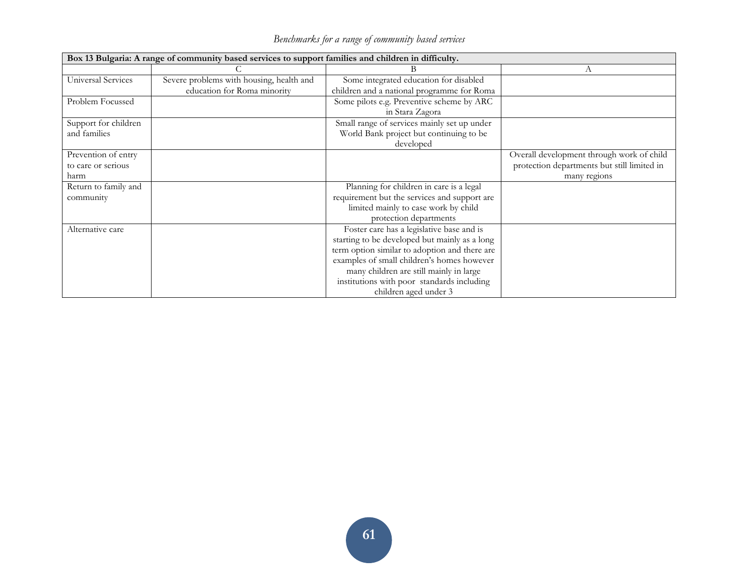| Box 13 Bulgaria: A range of community based services to support families and children in difficulty. | | | |
|---|---|---|---|
| | C | B | A |
| Universal Services | Severe problems with housing, health and education for Roma minority | Some integrated education for disabled children and a national programme for Roma | |
| Problem Focussed | | Some pilots e.g. Preventive scheme by ARC in Stara Zagora | |
| Support for children and families | | Small range of services mainly set up under World Bank project but continuing to be developed | |
| Prevention of entry to care or serious harm | | | Overall development through work of child protection departments but still limited in many regions |
| Return to family and community | | Planning for children in care is a legal requirement but the services and support are limited mainly to case work by child protection departments | |
| Alternative care | | Foster care has a legislative base and is starting to be developed but mainly as a long term option similar to adoption and there are examples of small children's homes however many children are still mainly in large institutions with poor standards including children aged under 3 | |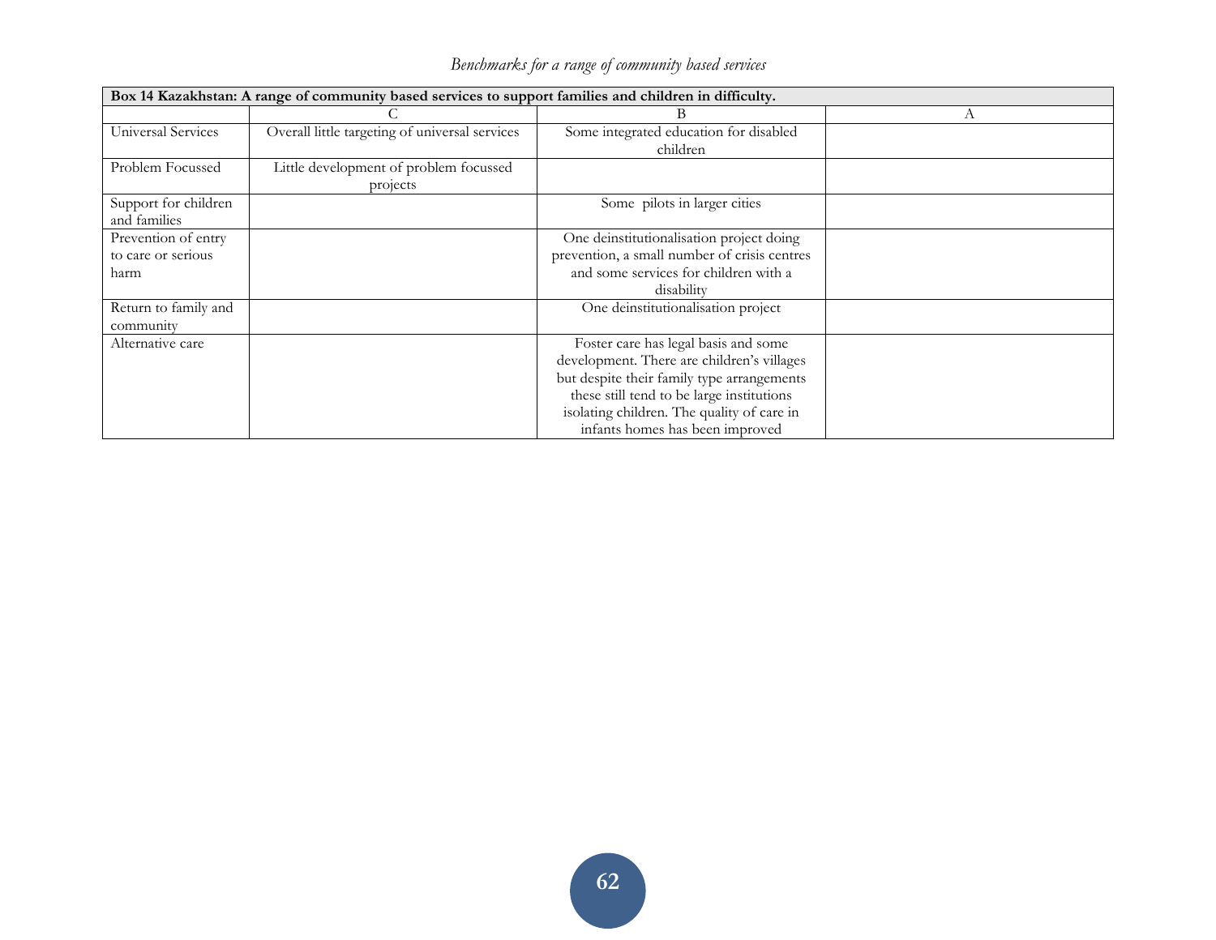| Box 14 Kazakhstan: A range of community based services to support families and children in difficulty. | | | |
|---|---|---|---|
| | C | B | A |
| Universal Services | Overall little targeting of universal services | Some integrated education for disabled children | |
| Problem Focussed | Little development of problem focussed projects | | |
| Support for children and families | | Some pilots in larger cities | |
| Prevention of entry to care or serious harm | | One deinstitutionalisation project doing prevention, a small number of crisis centres and some services for children with a disability | |
| Return to family and community | | One deinstitutionalisation project | |
| Alternative care | | Foster care has legal basis and some development. There are children's villages but despite their family type arrangements these still tend to be large institutions isolating children. The quality of care in infants homes has been improved | |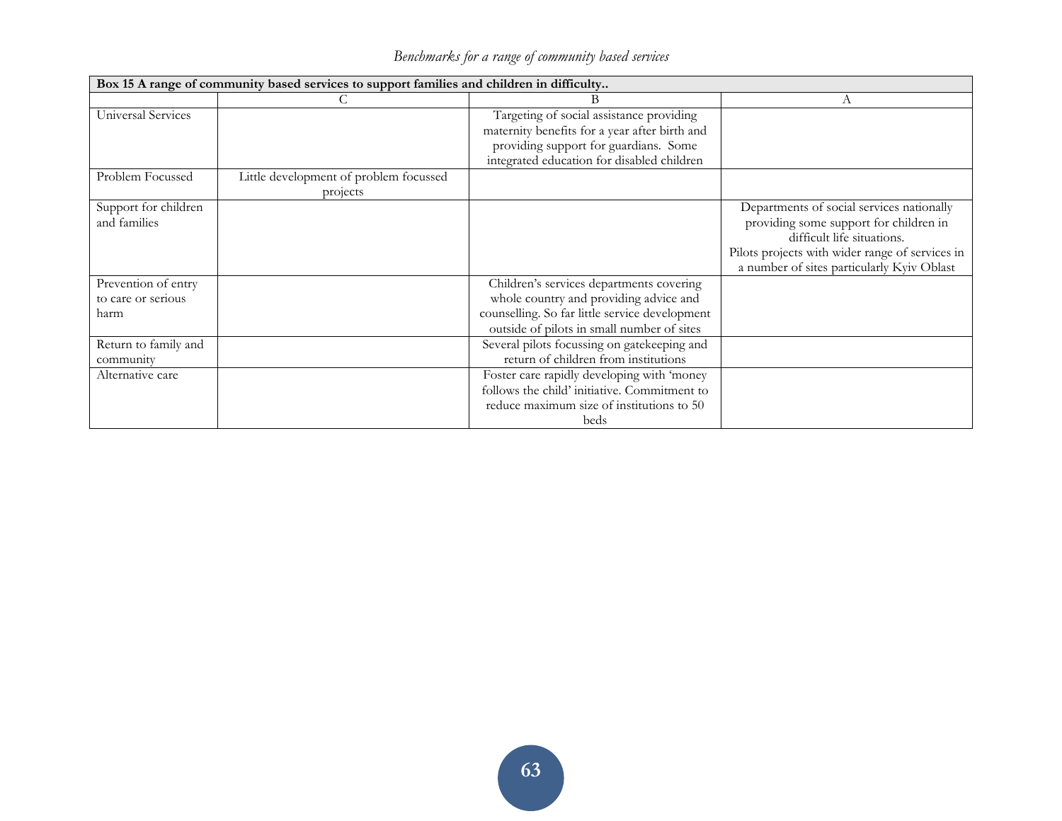*Benchmarks for a range of community based services*

| **Box 15 A range of community based services to support families and children in difficulty..** | | | |
|---|---|---|---|
| | C | B | A |
| Universal Services | | Targeting of social assistance providing maternity benefits for a year after birth and providing support for guardians. Some integrated education for disabled children | |
| Problem Focussed | Little development of problem focussed projects | | |
| Support for children and families | | | Departments of social services nationally providing some support for children in difficult life situations. Pilots projects with wider range of services in a number of sites particularly Kyiv Oblast |
| Prevention of entry to care or serious harm | | Children's services departments covering whole country and providing advice and counselling. So far little service development outside of pilots in small number of sites | |
| Return to family and community | | Several pilots focussing on gatekeeping and return of children from institutions | |
| Alternative care | | Foster care rapidly developing with 'money follows the child' initiative. Commitment to reduce maximum size of institutions to 50 beds | |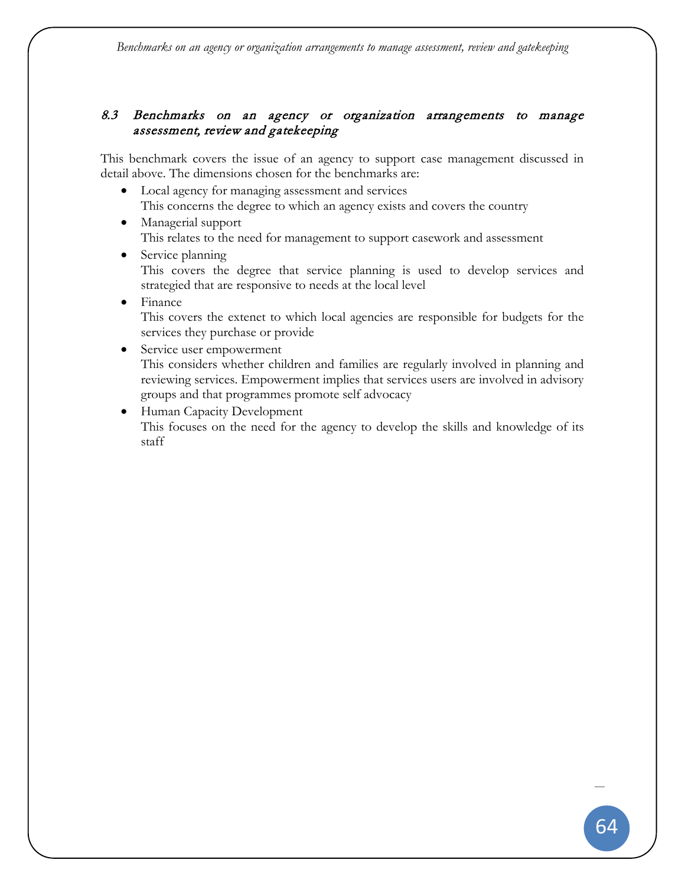### *8.3 Benchmarks on an agency or organization arrangements to manage assessment, review and gatekeeping*

This benchmark covers the issue of an agency to support case management discussed in detail above. The dimensions chosen for the benchmarks are:

- Local agency for managing assessment and services
  This concerns the degree to which an agency exists and covers the country
- Managerial support
  This relates to the need for management to support casework and assessment
- Service planning
  This covers the degree that service planning is used to develop services and strategied that are responsive to needs at the local level
- Finance
  This covers the extenet to which local agencies are responsible for budgets for the services they purchase or provide
- Service user empowerment
  This considers whether children and families are regularly involved in planning and reviewing services. Empowerment implies that services users are involved in advisory groups and that programmes promote self advocacy
- Human Capacity Development
  This focuses on the need for the agency to develop the skills and knowledge of its staff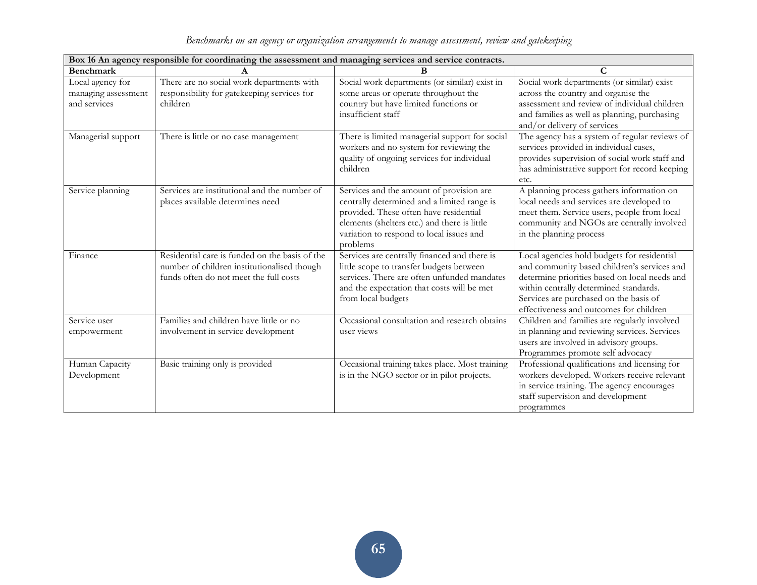*Benchmarks on an agency or organization arrangements to manage assessment, review and gatekeeping*

| **Box 16 An agency responsible for coordinating the assessment and managing services and service contracts.** | | | |
|---|---|---|---|
| **Benchmark** | **A** | **B** | **C** |
| Local agency for managing assessment and services | There are no social work departments with responsibility for gatekeeping services for children | Social work departments (or similar) exist in some areas or operate throughout the country but have limited functions or insufficient staff | Social work departments (or similar) exist across the country and organise the assessment and review of individual children and families as well as planning, purchasing and/or delivery of services |
| Managerial support | There is little or no case management | There is limited managerial support for social workers and no system for reviewing the quality of ongoing services for individual children | The agency has a system of regular reviews of services provided in individual cases, provides supervision of social work staff and has administrative support for record keeping etc. |
| Service planning | Services are institutional and the number of places available determines need | Services and the amount of provision are centrally determined and a limited range is provided. These often have residential elements (shelters etc.) and there is little variation to respond to local issues and problems | A planning process gathers information on local needs and services are developed to meet them. Service users, people from local community and NGOs are centrally involved in the planning process |
| Finance | Residential care is funded on the basis of the number of children institutionalised though funds often do not meet the full costs | Services are centrally financed and there is little scope to transfer budgets between services. There are often unfunded mandates and the expectation that costs will be met from local budgets | Local agencies hold budgets for residential and community based children's services and determine priorities based on local needs and within centrally determined standards. Services are purchased on the basis of effectiveness and outcomes for children |
| Service user empowerment | Families and children have little or no involvement in service development | Occasional consultation and research obtains user views | Children and families are regularly involved in planning and reviewing services. Services users are involved in advisory groups. Programmes promote self advocacy |
| Human Capacity Development | Basic training only is provided | Occasional training takes place. Most training is in the NGO sector or in pilot projects. | Professional qualifications and licensing for workers developed. Workers receive relevant in service training. The agency encourages staff supervision and development programmes |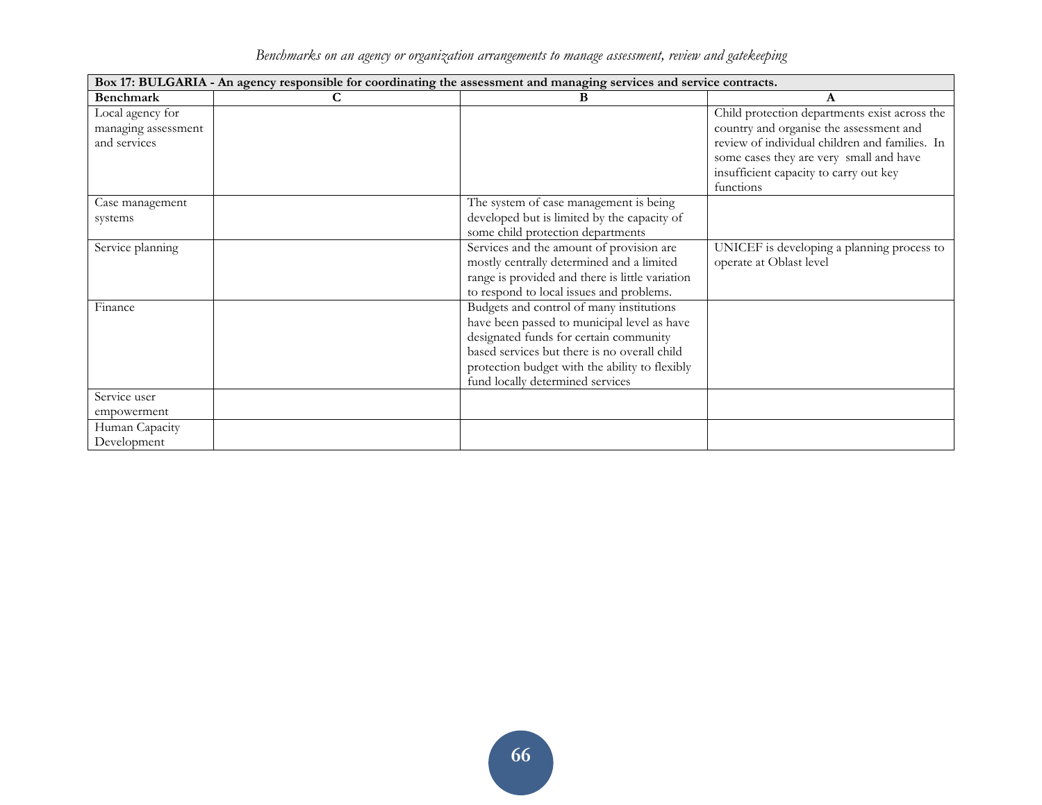*Benchmarks on an agency or organization arrangements to manage assessment, review and gatekeeping*

| Box 17: BULGARIA - An agency responsible for coordinating the assessment and managing services and service contracts. | | | |
|---|---|---|---|
| **Benchmark** | **C** | **B** | **A** |
| Local agency for managing assessment and services | | | Child protection departments exist across the country and organise the assessment and review of individual children and families. In some cases they are very small and have insufficient capacity to carry out key functions |
| Case management systems | | The system of case management is being developed but is limited by the capacity of some child protection departments | |
| Service planning | | Services and the amount of provision are mostly centrally determined and a limited range is provided and there is little variation to respond to local issues and problems. | UNICEF is developing a planning process to operate at Oblast level |
| Finance | | Budgets and control of many institutions have been passed to municipal level as have designated funds for certain community based services but there is no overall child protection budget with the ability to flexibly fund locally determined services | |
| Service user empowerment | | | |
| Human Capacity Development | | | |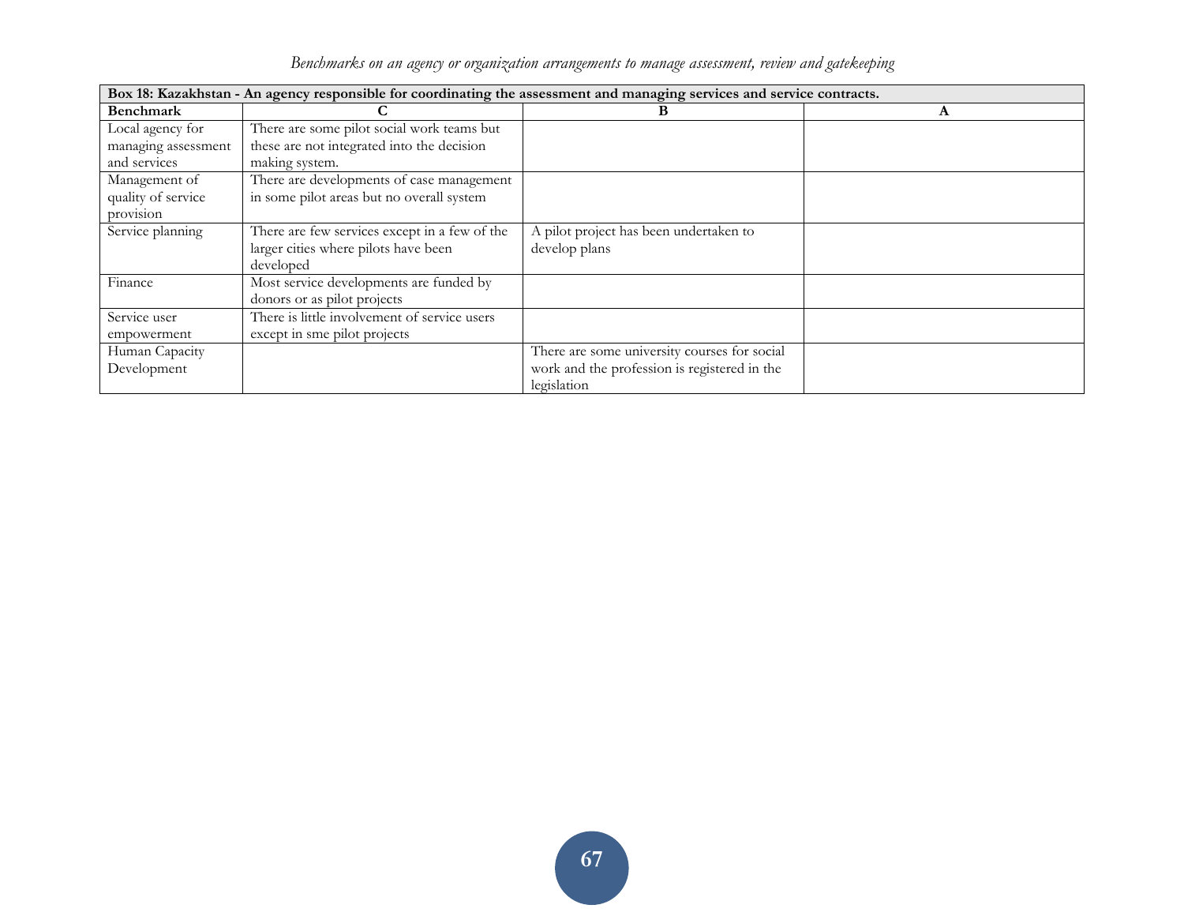*Benchmarks on an agency or organization arrangements to manage assessment, review and gatekeeping*

| Box 18: Kazakhstan - An agency responsible for coordinating the assessment and managing services and service contracts. | | | |
|---|---|---|---|
| **Benchmark** | **C** | **B** | **A** |
| Local agency for managing assessment and services | There are some pilot social work teams but these are not integrated into the decision making system. | | |
| Management of quality of service provision | There are developments of case management in some pilot areas but no overall system | | |
| Service planning | There are few services except in a few of the larger cities where pilots have been developed | A pilot project has been undertaken to develop plans | |
| Finance | Most service developments are funded by donors or as pilot projects | | |
| Service user empowerment | There is little involvement of service users except in sme pilot projects | | |
| Human Capacity Development | | There are some university courses for social work and the profession is registered in the legislation | |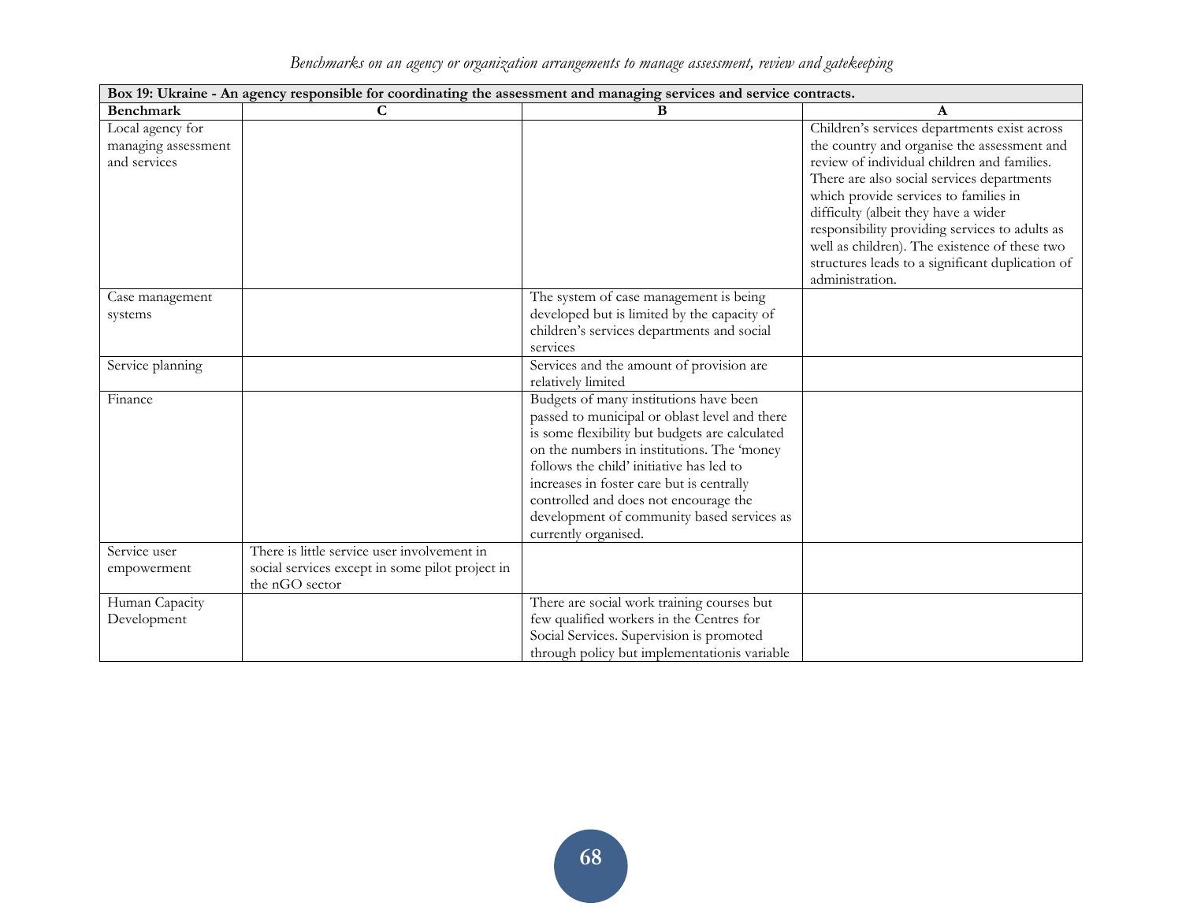*Benchmarks on an agency or organization arrangements to manage assessment, review and gatekeeping*

| **Box 19: Ukraine - An agency responsible for coordinating the assessment and managing services and service contracts.** | | | |
|---|---|---|---|
| **Benchmark** | **C** | **B** | **A** |
| Local agency for managing assessment and services | | | Children's services departments exist across the country and organise the assessment and review of individual children and families. There are also social services departments which provide services to families in difficulty (albeit they have a wider responsibility providing services to adults as well as children). The existence of these two structures leads to a significant duplication of administration. |
| Case management systems | | The system of case management is being developed but is limited by the capacity of children's services departments and social services | |
| Service planning | | Services and the amount of provision are relatively limited | |
| Finance | | Budgets of many institutions have been passed to municipal or oblast level and there is some flexibility but budgets are calculated on the numbers in institutions. The 'money follows the child' initiative has led to increases in foster care but is centrally controlled and does not encourage the development of community based services as currently organised. | |
| Service user empowerment | There is little service user involvement in social services except in some pilot project in the nGO sector | | |
| Human Capacity Development | | There are social work training courses but few qualified workers in the Centres for Social Services. Supervision is promoted through policy but implementationis variable | |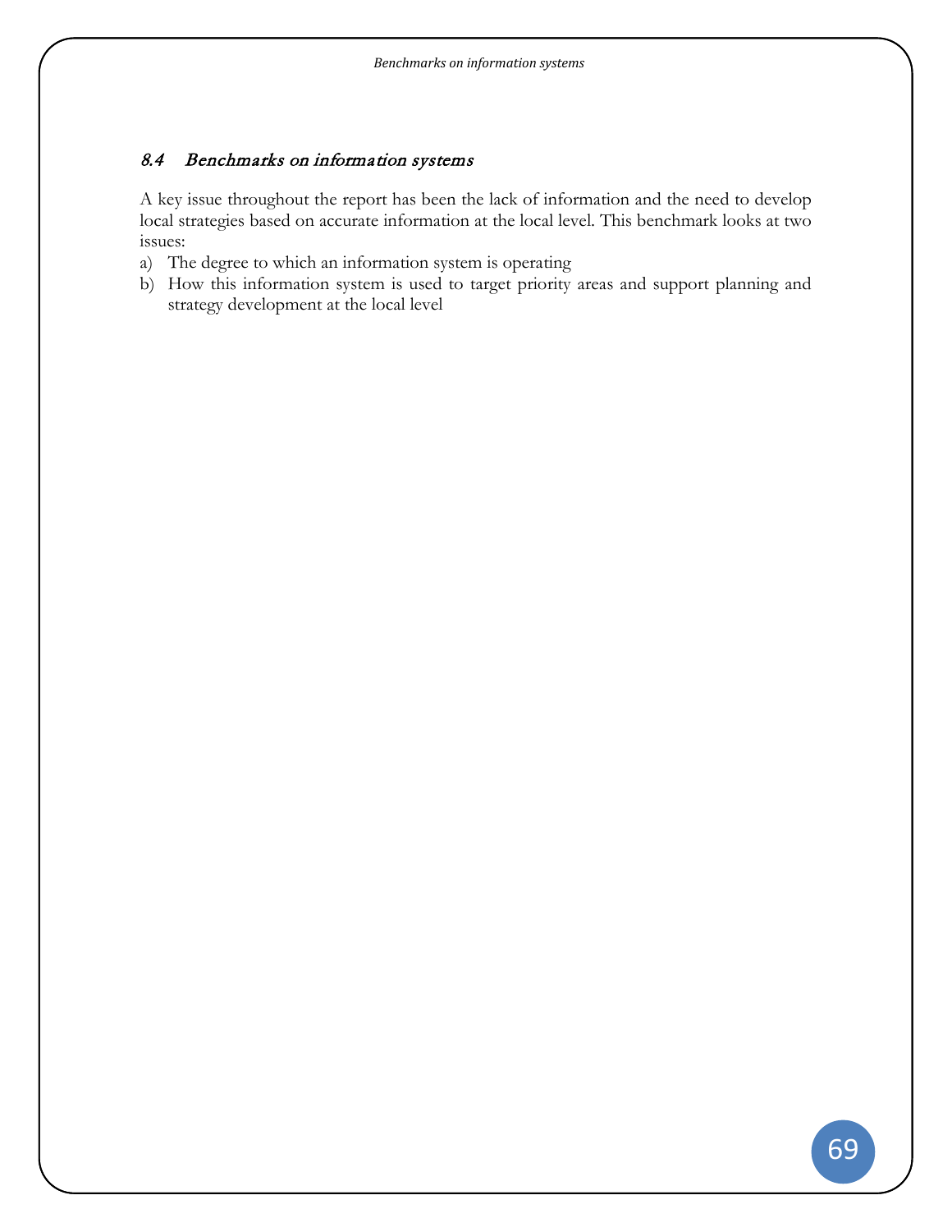### *8.4 Benchmarks on information systems*

A key issue throughout the report has been the lack of information and the need to develop local strategies based on accurate information at the local level. This benchmark looks at two issues:

a) The degree to which an information system is operating
b) How this information system is used to target priority areas and support planning and strategy development at the local level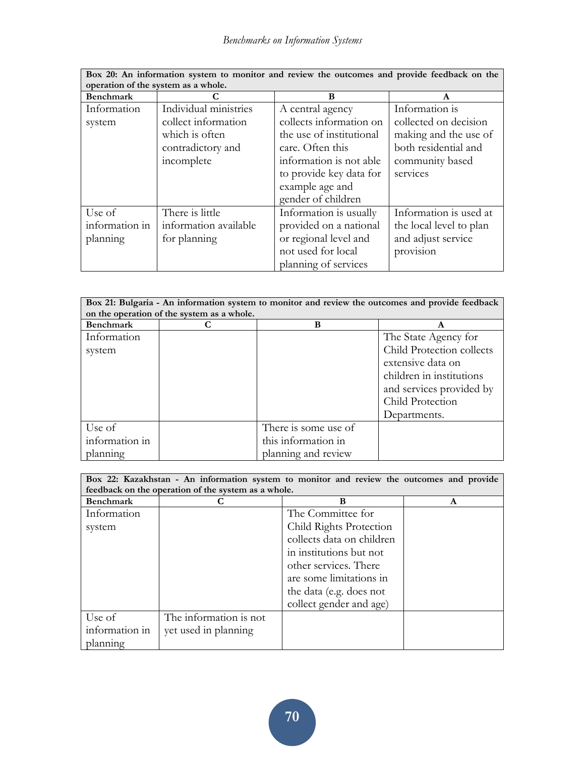| Box 20: An information system to monitor and review the outcomes and provide feedback on the operation of the system as a whole. | | | |
|---|---|---|---|
| **Benchmark** | **C** | **B** | **A** |
| Information system | Individual ministries collect information which is often contradictory and incomplete | A central agency collects information on the use of institutional care. Often this information is not able to provide key data for example age and gender of children | Information is collected on decision making and the use of both residential and community based services |
| Use of information in planning | There is little information available for planning | Information is usually provided on a national or regional level and not used for local planning of services | Information is used at the local level to plan and adjust service provision |

| Box 21: Bulgaria - An information system to monitor and review the outcomes and provide feedback on the operation of the system as a whole. | | | |
|---|---|---|---|
| **Benchmark** | **C** | **B** | **A** |
| Information system | | | The State Agency for Child Protection collects extensive data on children in institutions and services provided by Child Protection Departments. |
| Use of information in planning | | There is some use of this information in planning and review | |

| Box 22: Kazakhstan - An information system to monitor and review the outcomes and provide feedback on the operation of the system as a whole. | | | |
|---|---|---|---|
| **Benchmark** | **C** | **B** | **A** |
| Information system | | The Committee for Child Rights Protection collects data on children in institutions but not other services. There are some limitations in the data (e.g. does not collect gender and age) | |
| Use of information in planning | The information is not yet used in planning | | |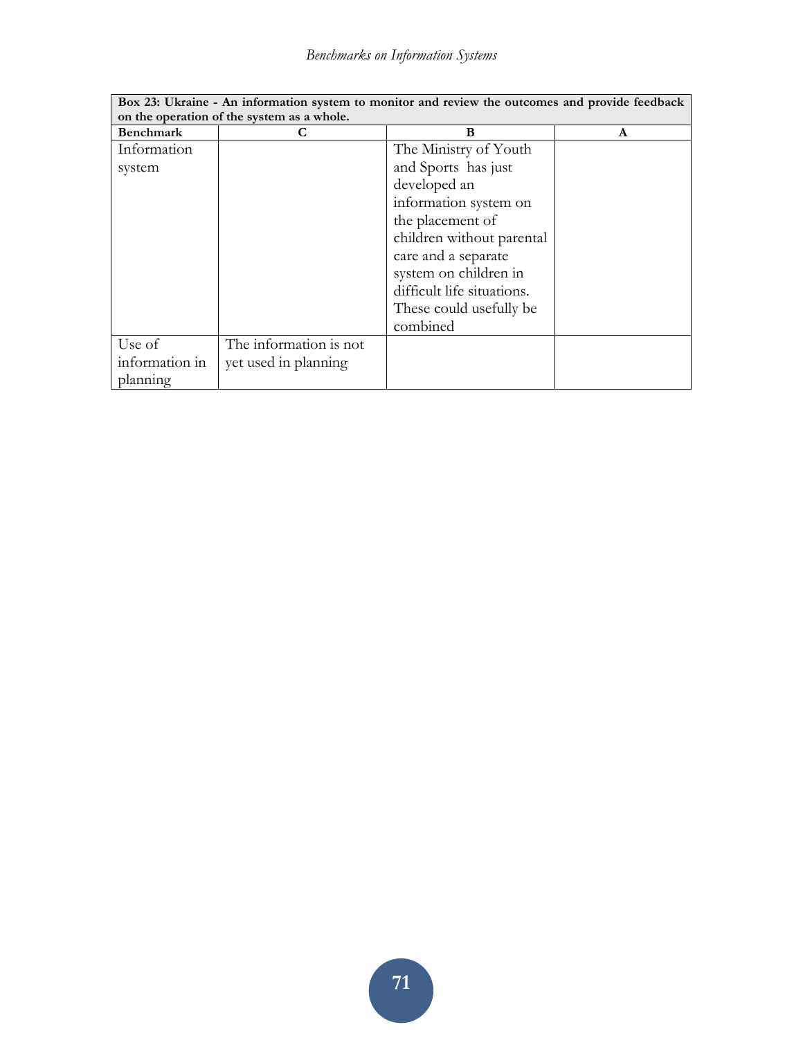| Box 23: Ukraine - An information system to monitor and review the outcomes and provide feedback on the operation of the system as a whole. | | | |
|---|---|---|---|
| **Benchmark** | **C** | **B** | **A** |
| Information system | | The Ministry of Youth and Sports has just developed an information system on the placement of children without parental care and a separate system on children in difficult life situations. These could usefully be combined | |
| Use of information in planning | The information is not yet used in planning | | |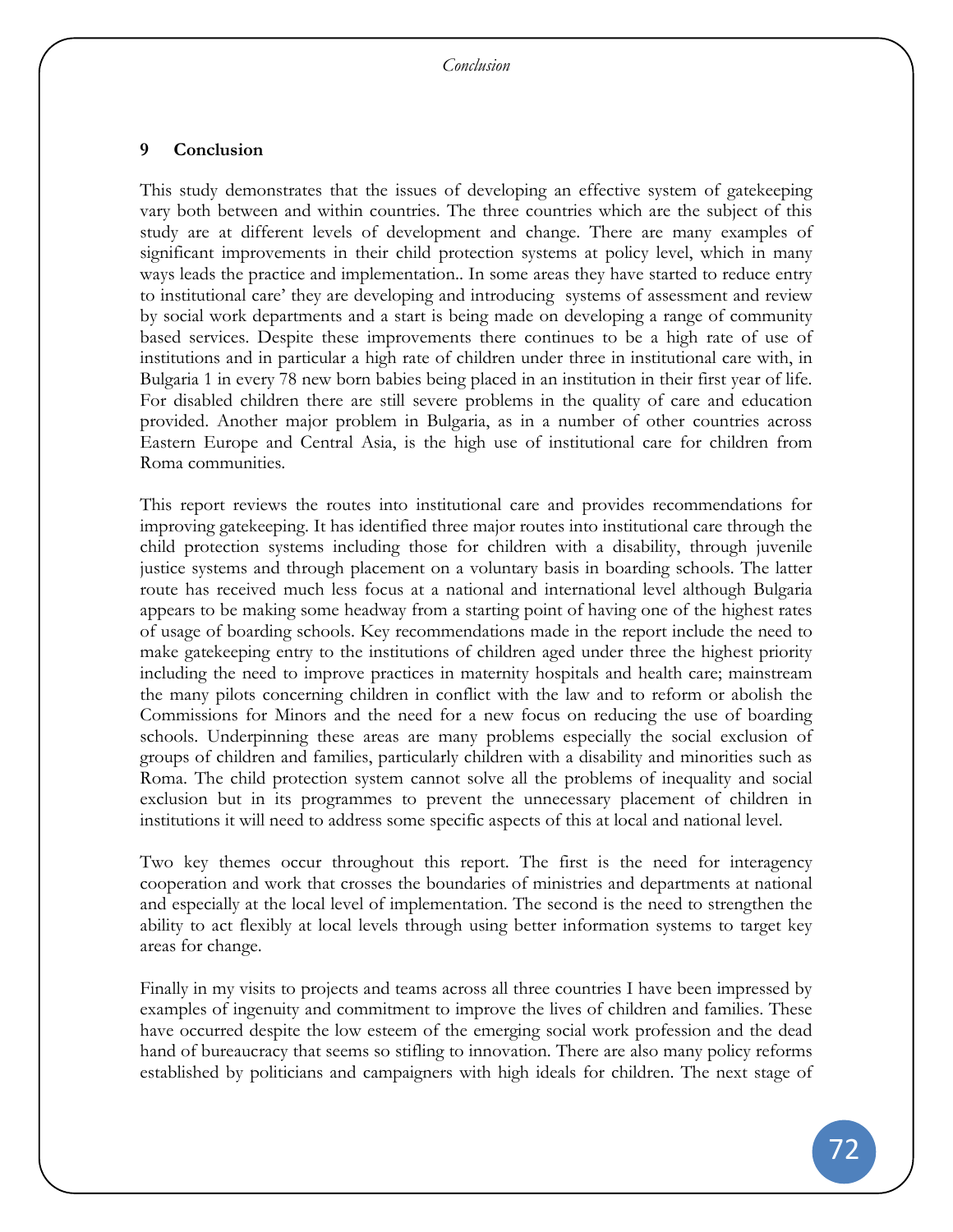## 9 Conclusion

This study demonstrates that the issues of developing an effective system of gatekeeping vary both between and within countries. The three countries which are the subject of this study are at different levels of development and change. There are many examples of significant improvements in their child protection systems at policy level, which in many ways leads the practice and implementation.. In some areas they have started to reduce entry to institutional care' they are developing and introducing systems of assessment and review by social work departments and a start is being made on developing a range of community based services. Despite these improvements there continues to be a high rate of use of institutions and in particular a high rate of children under three in institutional care with, in Bulgaria 1 in every 78 new born babies being placed in an institution in their first year of life. For disabled children there are still severe problems in the quality of care and education provided. Another major problem in Bulgaria, as in a number of other countries across Eastern Europe and Central Asia, is the high use of institutional care for children from Roma communities.

This report reviews the routes into institutional care and provides recommendations for improving gatekeeping. It has identified three major routes into institutional care through the child protection systems including those for children with a disability, through juvenile justice systems and through placement on a voluntary basis in boarding schools. The latter route has received much less focus at a national and international level although Bulgaria appears to be making some headway from a starting point of having one of the highest rates of usage of boarding schools. Key recommendations made in the report include the need to make gatekeeping entry to the institutions of children aged under three the highest priority including the need to improve practices in maternity hospitals and health care; mainstream the many pilots concerning children in conflict with the law and to reform or abolish the Commissions for Minors and the need for a new focus on reducing the use of boarding schools. Underpinning these areas are many problems especially the social exclusion of groups of children and families, particularly children with a disability and minorities such as Roma. The child protection system cannot solve all the problems of inequality and social exclusion but in its programmes to prevent the unnecessary placement of children in institutions it will need to address some specific aspects of this at local and national level.

Two key themes occur throughout this report. The first is the need for interagency cooperation and work that crosses the boundaries of ministries and departments at national and especially at the local level of implementation. The second is the need to strengthen the ability to act flexibly at local levels through using better information systems to target key areas for change.

Finally in my visits to projects and teams across all three countries I have been impressed by examples of ingenuity and commitment to improve the lives of children and families. These have occurred despite the low esteem of the emerging social work profession and the dead hand of bureaucracy that seems so stifling to innovation. There are also many policy reforms established by politicians and campaigners with high ideals for children. The next stage of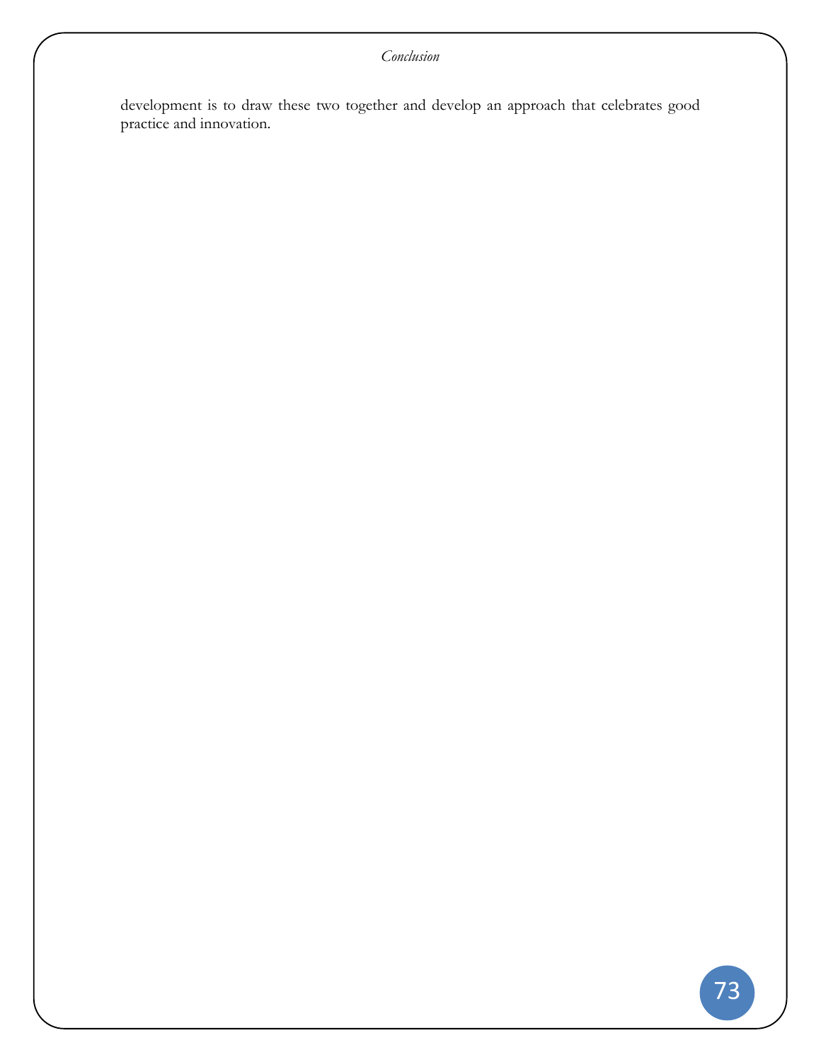development is to draw these two together and develop an approach that celebrates good practice and innovation.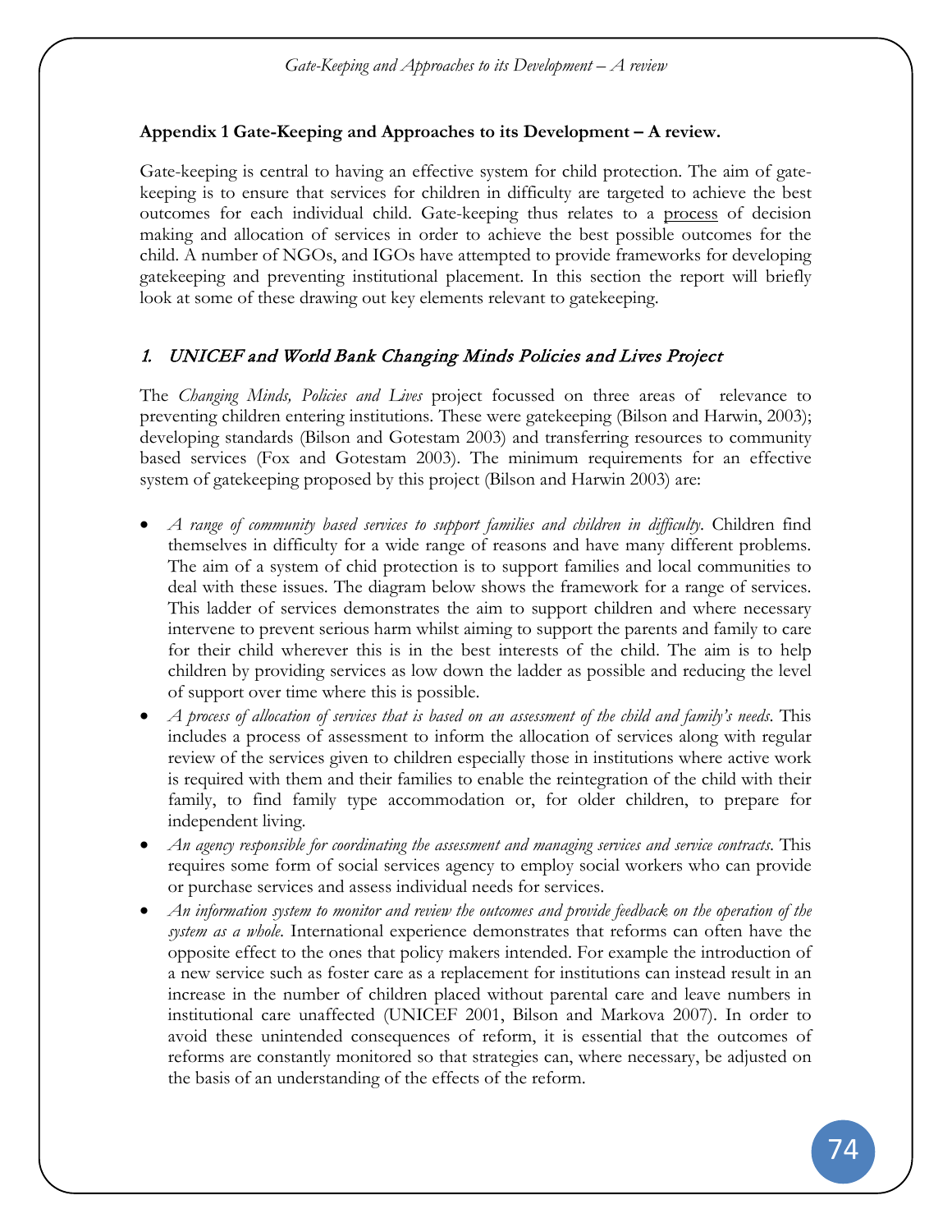## Appendix 1 Gate-Keeping and Approaches to its Development – A review.

Gate-keeping is central to having an effective system for child protection. The aim of gate-keeping is to ensure that services for children in difficulty are targeted to achieve the best outcomes for each individual child. Gate-keeping thus relates to a process of decision making and allocation of services in order to achieve the best possible outcomes for the child. A number of NGOs, and IGOs have attempted to provide frameworks for developing gatekeeping and preventing institutional placement. In this section the report will briefly look at some of these drawing out key elements relevant to gatekeeping.

### 1. UNICEF and World Bank Changing Minds Policies and Lives Project

The *Changing Minds, Policies and Lives* project focussed on three areas of relevance to preventing children entering institutions. These were gatekeeping (Bilson and Harwin, 2003); developing standards (Bilson and Gotestam 2003) and transferring resources to community based services (Fox and Gotestam 2003). The minimum requirements for an effective system of gatekeeping proposed by this project (Bilson and Harwin 2003) are:

- *A range of community based services to support families and children in difficulty*. Children find themselves in difficulty for a wide range of reasons and have many different problems. The aim of a system of chid protection is to support families and local communities to deal with these issues. The diagram below shows the framework for a range of services. This ladder of services demonstrates the aim to support children and where necessary intervene to prevent serious harm whilst aiming to support the parents and family to care for their child wherever this is in the best interests of the child. The aim is to help children by providing services as low down the ladder as possible and reducing the level of support over time where this is possible.
- *A process of allocation of services that is based on an assessment of the child and family's needs*. This includes a process of assessment to inform the allocation of services along with regular review of the services given to children especially those in institutions where active work is required with them and their families to enable the reintegration of the child with their family, to find family type accommodation or, for older children, to prepare for independent living.
- *An agency responsible for coordinating the assessment and managing services and service contracts*. This requires some form of social services agency to employ social workers who can provide or purchase services and assess individual needs for services.
- *An information system to monitor and review the outcomes and provide feedback on the operation of the system as a whole*. International experience demonstrates that reforms can often have the opposite effect to the ones that policy makers intended. For example the introduction of a new service such as foster care as a replacement for institutions can instead result in an increase in the number of children placed without parental care and leave numbers in institutional care unaffected (UNICEF 2001, Bilson and Markova 2007). In order to avoid these unintended consequences of reform, it is essential that the outcomes of reforms are constantly monitored so that strategies can, where necessary, be adjusted on the basis of an understanding of the effects of the reform.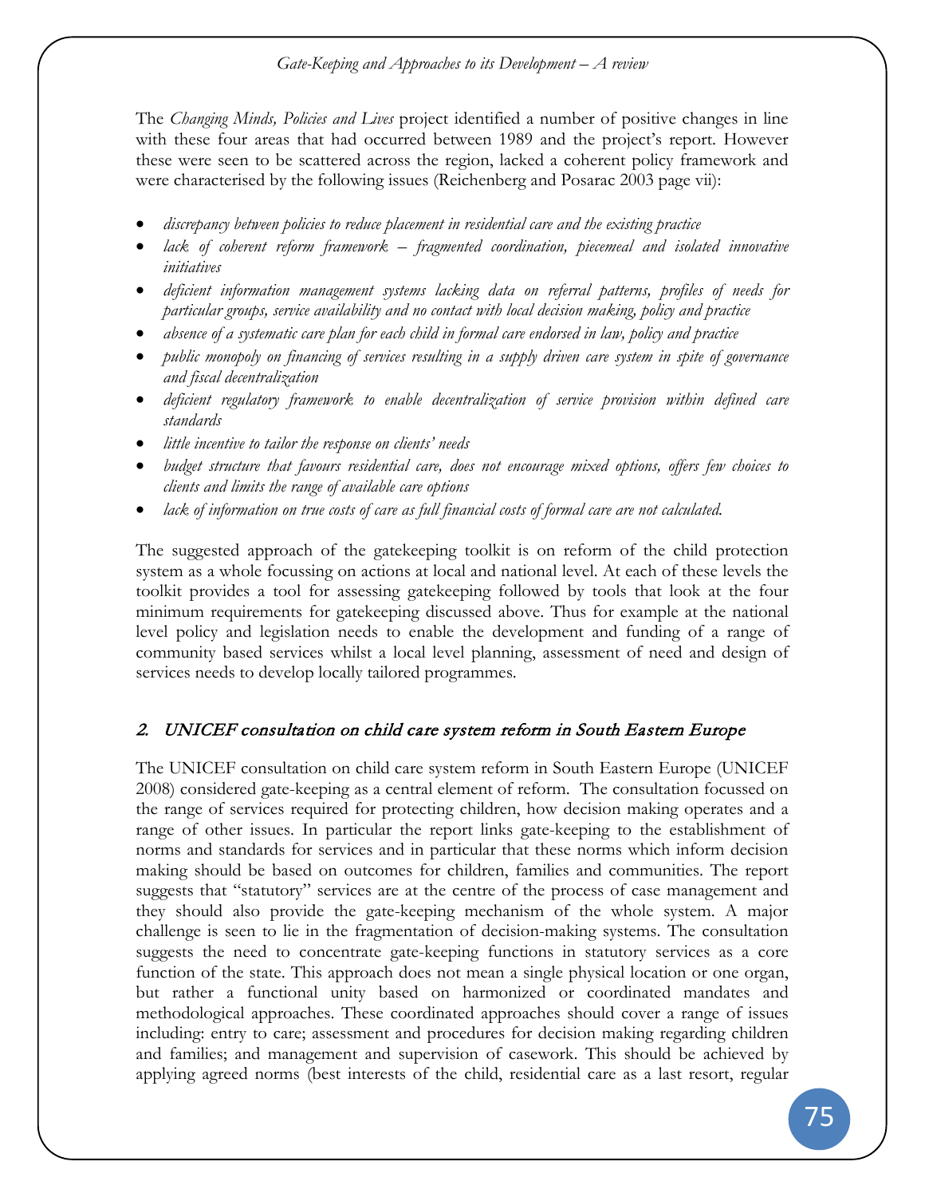The *Changing Minds, Policies and Lives* project identified a number of positive changes in line with these four areas that had occurred between 1989 and the project's report. However these were seen to be scattered across the region, lacked a coherent policy framework and were characterised by the following issues (Reichenberg and Posarac 2003 page vii):

- *discrepancy between policies to reduce placement in residential care and the existing practice*
- *lack of coherent reform framework – fragmented coordination, piecemeal and isolated innovative initiatives*
- *deficient information management systems lacking data on referral patterns, profiles of needs for particular groups, service availability and no contact with local decision making, policy and practice*
- *absence of a systematic care plan for each child in formal care endorsed in law, policy and practice*
- *public monopoly on financing of services resulting in a supply driven care system in spite of governance and fiscal decentralization*
- *deficient regulatory framework to enable decentralization of service provision within defined care standards*
- *little incentive to tailor the response on clients' needs*
- *budget structure that favours residential care, does not encourage mixed options, offers few choices to clients and limits the range of available care options*
- *lack of information on true costs of care as full financial costs of formal care are not calculated.*

The suggested approach of the gatekeeping toolkit is on reform of the child protection system as a whole focussing on actions at local and national level. At each of these levels the toolkit provides a tool for assessing gatekeeping followed by tools that look at the four minimum requirements for gatekeeping discussed above. Thus for example at the national level policy and legislation needs to enable the development and funding of a range of community based services whilst a local level planning, assessment of need and design of services needs to develop locally tailored programmes.

## 2. *UNICEF consultation on child care system reform in South Eastern Europe*

The UNICEF consultation on child care system reform in South Eastern Europe (UNICEF 2008) considered gate-keeping as a central element of reform. The consultation focussed on the range of services required for protecting children, how decision making operates and a range of other issues. In particular the report links gate-keeping to the establishment of norms and standards for services and in particular that these norms which inform decision making should be based on outcomes for children, families and communities. The report suggests that "statutory" services are at the centre of the process of case management and they should also provide the gate-keeping mechanism of the whole system. A major challenge is seen to lie in the fragmentation of decision-making systems. The consultation suggests the need to concentrate gate-keeping functions in statutory services as a core function of the state. This approach does not mean a single physical location or one organ, but rather a functional unity based on harmonized or coordinated mandates and methodological approaches. These coordinated approaches should cover a range of issues including: entry to care; assessment and procedures for decision making regarding children and families; and management and supervision of casework. This should be achieved by applying agreed norms (best interests of the child, residential care as a last resort, regular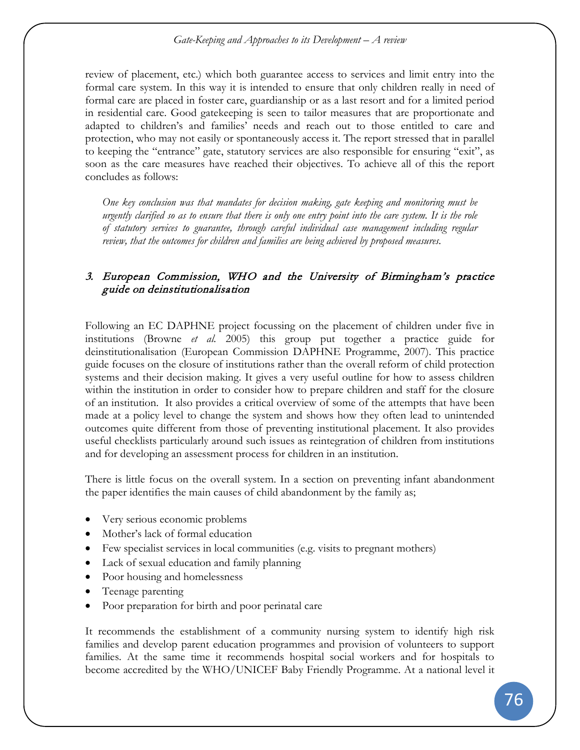review of placement, etc.) which both guarantee access to services and limit entry into the formal care system. In this way it is intended to ensure that only children really in need of formal care are placed in foster care, guardianship or as a last resort and for a limited period in residential care. Good gatekeeping is seen to tailor measures that are proportionate and adapted to children's and families' needs and reach out to those entitled to care and protection, who may not easily or spontaneously access it. The report stressed that in parallel to keeping the "entrance" gate, statutory services are also responsible for ensuring "exit", as soon as the care measures have reached their objectives. To achieve all of this the report concludes as follows:

> *One key conclusion was that mandates for decision making, gate keeping and monitoring must be urgently clarified so as to ensure that there is only one entry point into the care system. It is the role of statutory services to guarantee, through careful individual case management including regular review, that the outcomes for children and families are being achieved by proposed measures.*

### 3. *European Commission, WHO and the University of Birmingham's practice guide on deinstitutionalisation*

Following an EC DAPHNE project focussing on the placement of children under five in institutions (Browne *et al.* 2005) this group put together a practice guide for deinstitutionalisation (European Commission DAPHNE Programme, 2007). This practice guide focuses on the closure of institutions rather than the overall reform of child protection systems and their decision making. It gives a very useful outline for how to assess children within the institution in order to consider how to prepare children and staff for the closure of an institution. It also provides a critical overview of some of the attempts that have been made at a policy level to change the system and shows how they often lead to unintended outcomes quite different from those of preventing institutional placement. It also provides useful checklists particularly around such issues as reintegration of children from institutions and for developing an assessment process for children in an institution.

There is little focus on the overall system. In a section on preventing infant abandonment the paper identifies the main causes of child abandonment by the family as;

- Very serious economic problems
- Mother's lack of formal education
- Few specialist services in local communities (e.g. visits to pregnant mothers)
- Lack of sexual education and family planning
- Poor housing and homelessness
- Teenage parenting
- Poor preparation for birth and poor perinatal care

It recommends the establishment of a community nursing system to identify high risk families and develop parent education programmes and provision of volunteers to support families. At the same time it recommends hospital social workers and for hospitals to become accredited by the WHO/UNICEF Baby Friendly Programme. At a national level it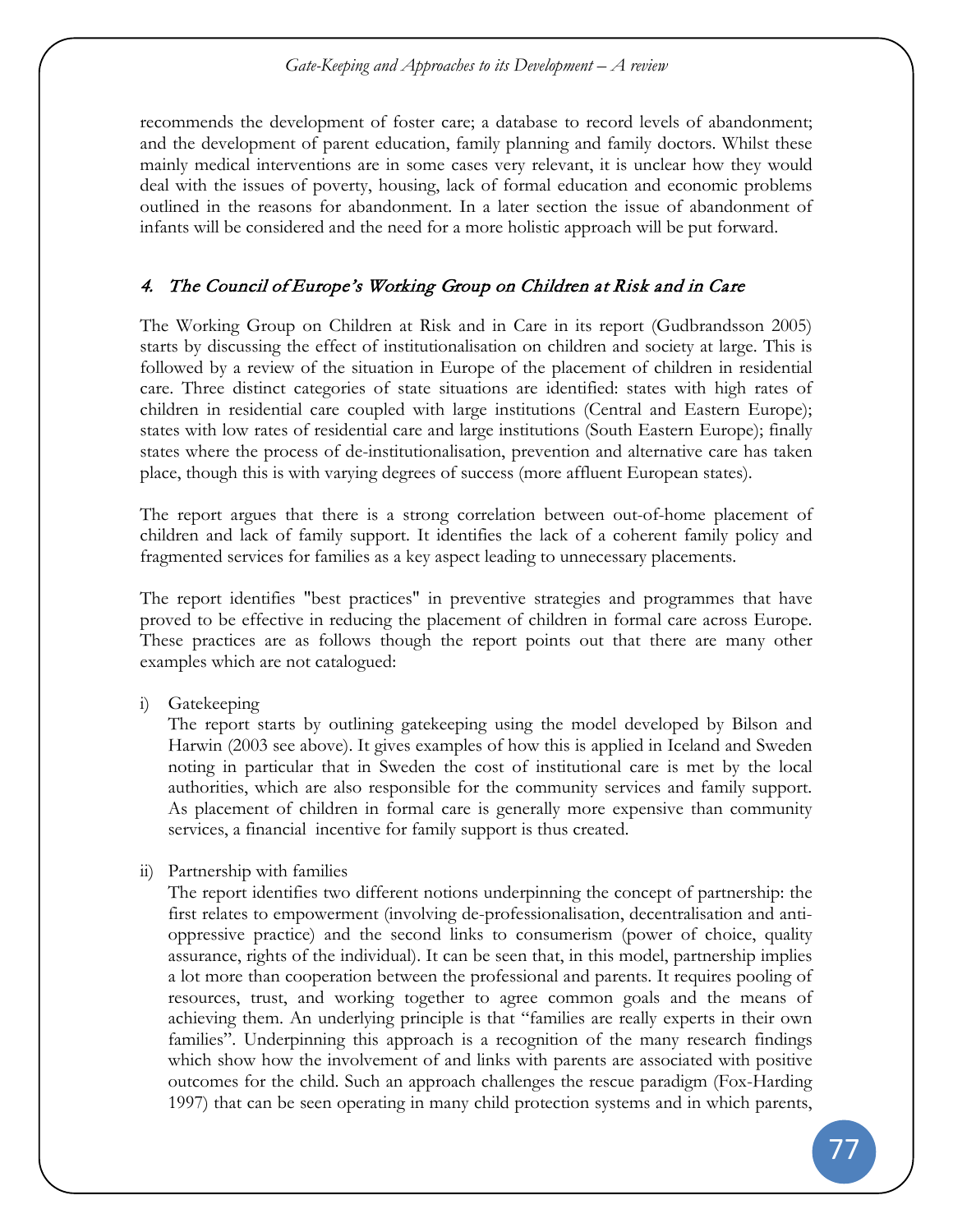recommends the development of foster care; a database to record levels of abandonment; and the development of parent education, family planning and family doctors. Whilst these mainly medical interventions are in some cases very relevant, it is unclear how they would deal with the issues of poverty, housing, lack of formal education and economic problems outlined in the reasons for abandonment. In a later section the issue of abandonment of infants will be considered and the need for a more holistic approach will be put forward.

## *4. The Council of Europe's Working Group on Children at Risk and in Care*

The Working Group on Children at Risk and in Care in its report (Gudbrandsson 2005) starts by discussing the effect of institutionalisation on children and society at large. This is followed by a review of the situation in Europe of the placement of children in residential care. Three distinct categories of state situations are identified: states with high rates of children in residential care coupled with large institutions (Central and Eastern Europe); states with low rates of residential care and large institutions (South Eastern Europe); finally states where the process of de-institutionalisation, prevention and alternative care has taken place, though this is with varying degrees of success (more affluent European states).

The report argues that there is a strong correlation between out-of-home placement of children and lack of family support. It identifies the lack of a coherent family policy and fragmented services for families as a key aspect leading to unnecessary placements.

The report identifies "best practices" in preventive strategies and programmes that have proved to be effective in reducing the placement of children in formal care across Europe. These practices are as follows though the report points out that there are many other examples which are not catalogued:

i) Gatekeeping
   The report starts by outlining gatekeeping using the model developed by Bilson and Harwin (2003 see above). It gives examples of how this is applied in Iceland and Sweden noting in particular that in Sweden the cost of institutional care is met by the local authorities, which are also responsible for the community services and family support. As placement of children in formal care is generally more expensive than community services, a financial incentive for family support is thus created.

ii) Partnership with families
   The report identifies two different notions underpinning the concept of partnership: the first relates to empowerment (involving de-professionalisation, decentralisation and anti-oppressive practice) and the second links to consumerism (power of choice, quality assurance, rights of the individual). It can be seen that, in this model, partnership implies a lot more than cooperation between the professional and parents. It requires pooling of resources, trust, and working together to agree common goals and the means of achieving them. An underlying principle is that "families are really experts in their own families". Underpinning this approach is a recognition of the many research findings which show how the involvement of and links with parents are associated with positive outcomes for the child. Such an approach challenges the rescue paradigm (Fox-Harding 1997) that can be seen operating in many child protection systems and in which parents,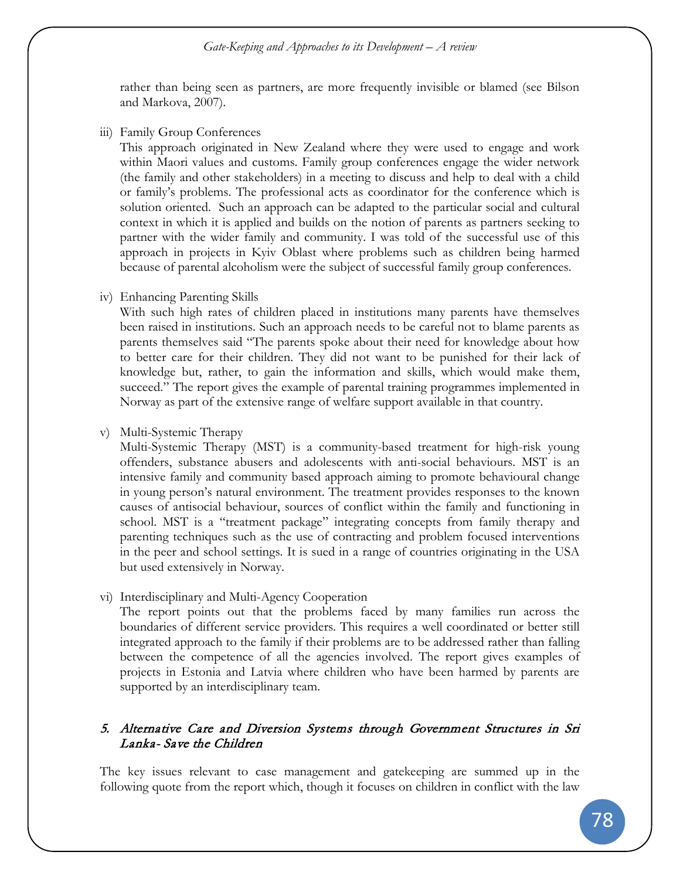rather than being seen as partners, are more frequently invisible or blamed (see Bilson and Markova, 2007).

iii) Family Group Conferences

This approach originated in New Zealand where they were used to engage and work within Maori values and customs. Family group conferences engage the wider network (the family and other stakeholders) in a meeting to discuss and help to deal with a child or family's problems. The professional acts as coordinator for the conference which is solution oriented. Such an approach can be adapted to the particular social and cultural context in which it is applied and builds on the notion of parents as partners seeking to partner with the wider family and community. I was told of the successful use of this approach in projects in Kyiv Oblast where problems such as children being harmed because of parental alcoholism were the subject of successful family group conferences.

iv) Enhancing Parenting Skills

With such high rates of children placed in institutions many parents have themselves been raised in institutions. Such an approach needs to be careful not to blame parents as parents themselves said "The parents spoke about their need for knowledge about how to better care for their children. They did not want to be punished for their lack of knowledge but, rather, to gain the information and skills, which would make them, succeed." The report gives the example of parental training programmes implemented in Norway as part of the extensive range of welfare support available in that country.

v) Multi-Systemic Therapy

Multi-Systemic Therapy (MST) is a community-based treatment for high-risk young offenders, substance abusers and adolescents with anti-social behaviours. MST is an intensive family and community based approach aiming to promote behavioural change in young person's natural environment. The treatment provides responses to the known causes of antisocial behaviour, sources of conflict within the family and functioning in school. MST is a "treatment package" integrating concepts from family therapy and parenting techniques such as the use of contracting and problem focused interventions in the peer and school settings. It is sued in a range of countries originating in the USA but used extensively in Norway.

vi) Interdisciplinary and Multi-Agency Cooperation

The report points out that the problems faced by many families run across the boundaries of different service providers. This requires a well coordinated or better still integrated approach to the family if their problems are to be addressed rather than falling between the competence of all the agencies involved. The report gives examples of projects in Estonia and Latvia where children who have been harmed by parents are supported by an interdisciplinary team.

## 5. *Alternative Care and Diversion Systems through Government Structures in Sri Lanka- Save the Children*

The key issues relevant to case management and gatekeeping are summed up in the following quote from the report which, though it focuses on children in conflict with the law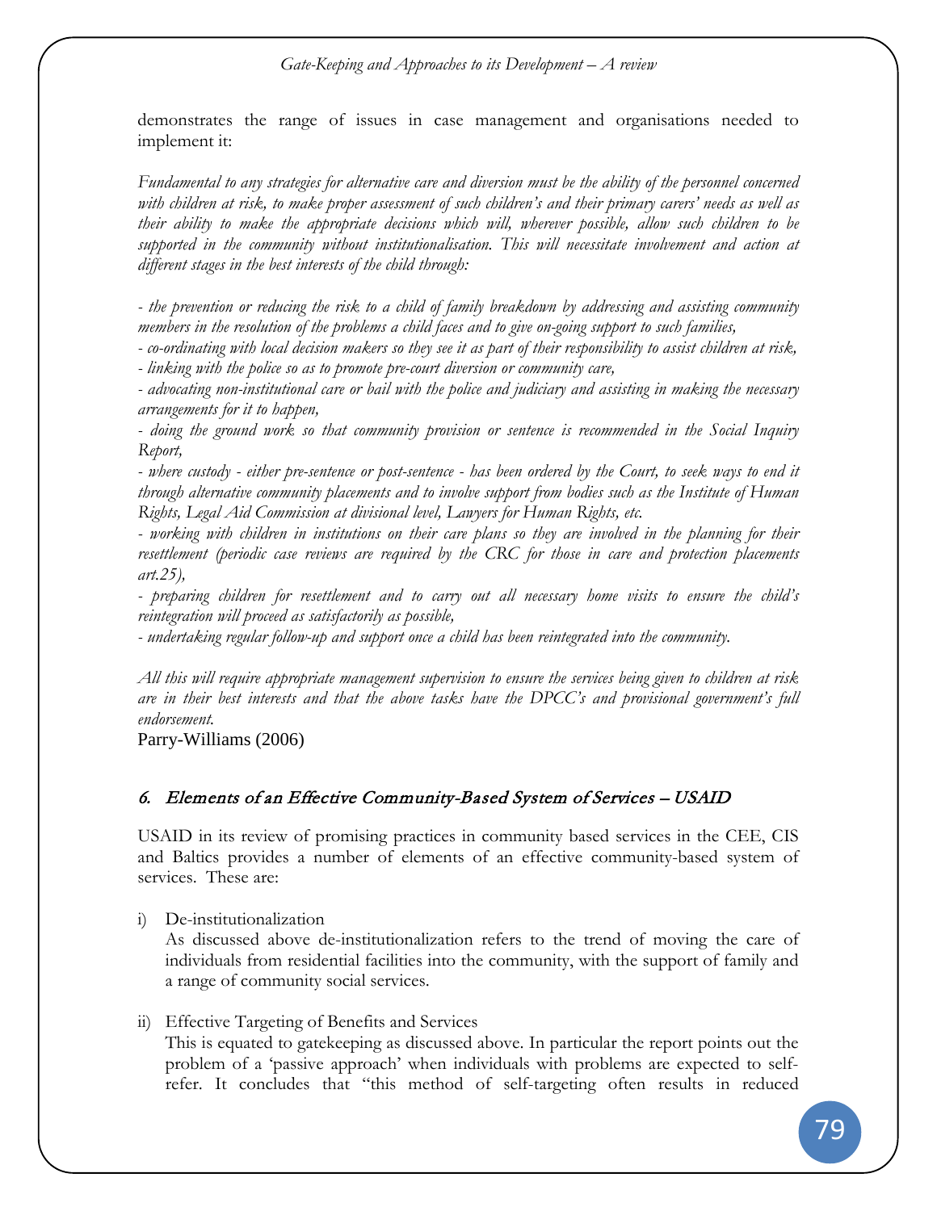demonstrates the range of issues in case management and organisations needed to implement it:

*Fundamental to any strategies for alternative care and diversion must be the ability of the personnel concerned with children at risk, to make proper assessment of such children's and their primary carers' needs as well as their ability to make the appropriate decisions which will, wherever possible, allow such children to be supported in the community without institutionalisation. This will necessitate involvement and action at different stages in the best interests of the child through:*

*- the prevention or reducing the risk to a child of family breakdown by addressing and assisting community members in the resolution of the problems a child faces and to give on-going support to such families,*
*- co-ordinating with local decision makers so they see it as part of their responsibility to assist children at risk,*
*- linking with the police so as to promote pre-court diversion or community care,*
*- advocating non-institutional care or bail with the police and judiciary and assisting in making the necessary arrangements for it to happen,*
*- doing the ground work so that community provision or sentence is recommended in the Social Inquiry Report,*
*- where custody - either pre-sentence or post-sentence - has been ordered by the Court, to seek ways to end it through alternative community placements and to involve support from bodies such as the Institute of Human Rights, Legal Aid Commission at divisional level, Lawyers for Human Rights, etc.*
*- working with children in institutions on their care plans so they are involved in the planning for their resettlement (periodic case reviews are required by the CRC for those in care and protection placements art.25),*
*- preparing children for resettlement and to carry out all necessary home visits to ensure the child's reintegration will proceed as satisfactorily as possible,*
*- undertaking regular follow-up and support once a child has been reintegrated into the community.*

*All this will require appropriate management supervision to ensure the services being given to children at risk are in their best interests and that the above tasks have the DPCC's and provisional government's full endorsement.*

Parry-Williams (2006)

### 6. Elements of an Effective Community-Based System of Services – USAID

USAID in its review of promising practices in community based services in the CEE, CIS and Baltics provides a number of elements of an effective community-based system of services. These are:

i) De-institutionalization
   As discussed above de-institutionalization refers to the trend of moving the care of individuals from residential facilities into the community, with the support of family and a range of community social services.

ii) Effective Targeting of Benefits and Services
   This is equated to gatekeeping as discussed above. In particular the report points out the problem of a 'passive approach' when individuals with problems are expected to self-refer. It concludes that "this method of self-targeting often results in reduced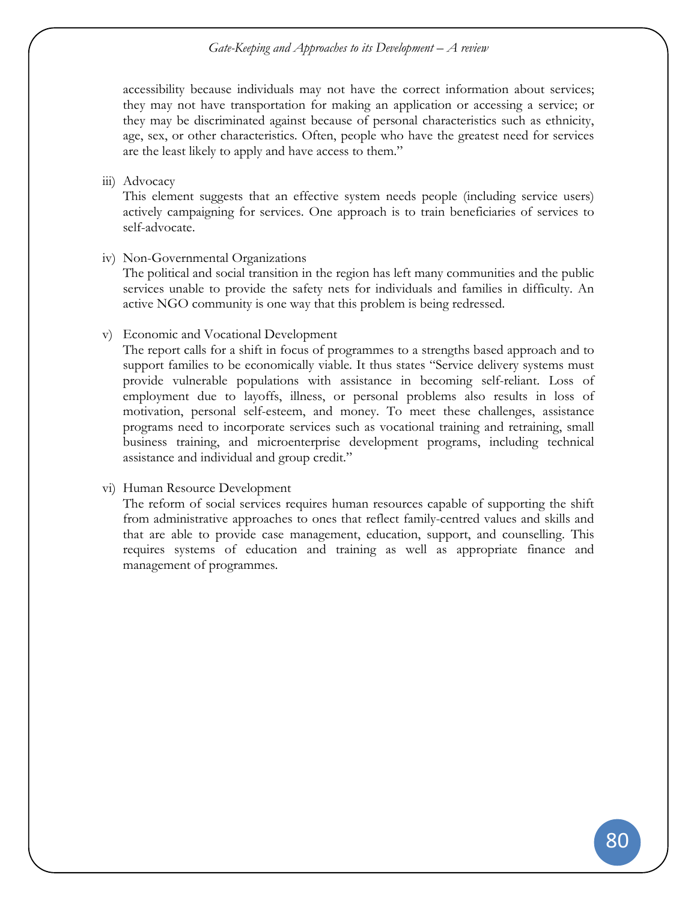accessibility because individuals may not have the correct information about services; they may not have transportation for making an application or accessing a service; or they may be discriminated against because of personal characteristics such as ethnicity, age, sex, or other characteristics. Often, people who have the greatest need for services are the least likely to apply and have access to them."

iii) Advocacy

This element suggests that an effective system needs people (including service users) actively campaigning for services. One approach is to train beneficiaries of services to self-advocate.

iv) Non-Governmental Organizations

The political and social transition in the region has left many communities and the public services unable to provide the safety nets for individuals and families in difficulty. An active NGO community is one way that this problem is being redressed.

v) Economic and Vocational Development

The report calls for a shift in focus of programmes to a strengths based approach and to support families to be economically viable. It thus states "Service delivery systems must provide vulnerable populations with assistance in becoming self-reliant. Loss of employment due to layoffs, illness, or personal problems also results in loss of motivation, personal self-esteem, and money. To meet these challenges, assistance programs need to incorporate services such as vocational training and retraining, small business training, and microenterprise development programs, including technical assistance and individual and group credit."

vi) Human Resource Development

The reform of social services requires human resources capable of supporting the shift from administrative approaches to ones that reflect family-centred values and skills and that are able to provide case management, education, support, and counselling. This requires systems of education and training as well as appropriate finance and management of programmes.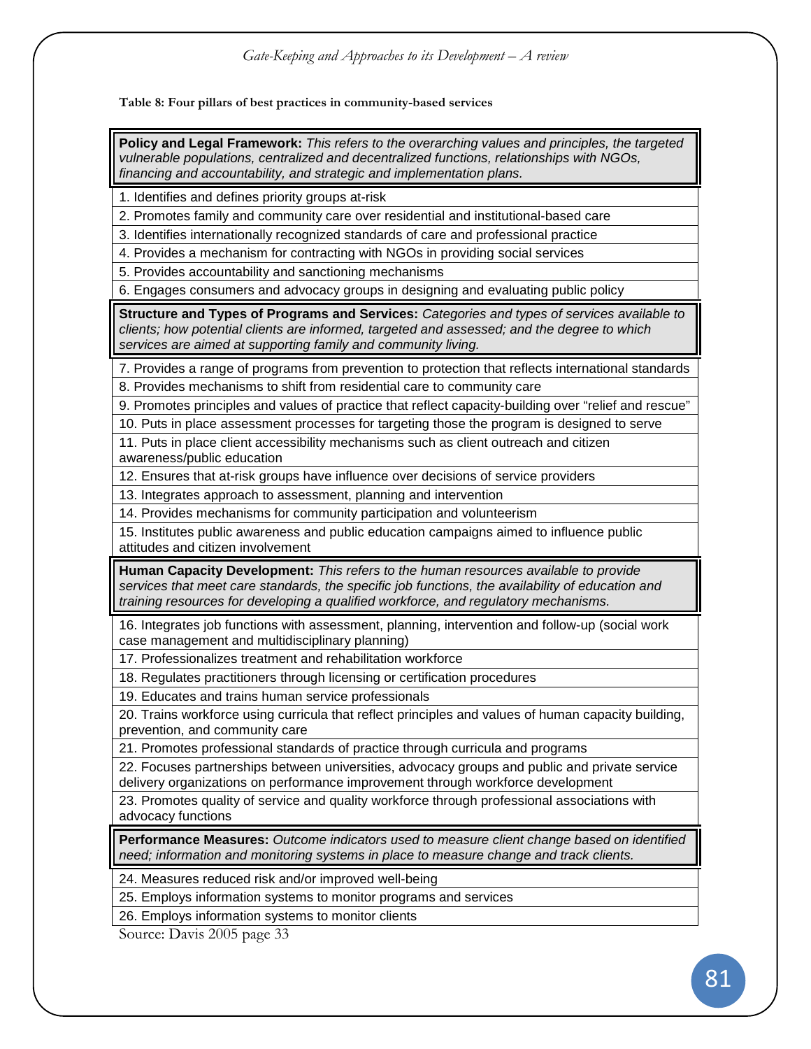**Table 8: Four pillars of best practices in community-based services**

| **Policy and Legal Framework:** *This refers to the overarching values and principles, the targeted vulnerable populations, centralized and decentralized functions, relationships with NGOs, financing and accountability, and strategic and implementation plans.* |
|---|
| 1. Identifies and defines priority groups at-risk |
| 2. Promotes family and community care over residential and institutional-based care |
| 3. Identifies internationally recognized standards of care and professional practice |
| 4. Provides a mechanism for contracting with NGOs in providing social services |
| 5. Provides accountability and sanctioning mechanisms |
| 6. Engages consumers and advocacy groups in designing and evaluating public policy |
| **Structure and Types of Programs and Services:** *Categories and types of services available to clients; how potential clients are informed, targeted and assessed; and the degree to which services are aimed at supporting family and community living.* |
| 7. Provides a range of programs from prevention to protection that reflects international standards |
| 8. Provides mechanisms to shift from residential care to community care |
| 9. Promotes principles and values of practice that reflect capacity-building over "relief and rescue" |
| 10. Puts in place assessment processes for targeting those the program is designed to serve |
| 11. Puts in place client accessibility mechanisms such as client outreach and citizen awareness/public education |
| 12. Ensures that at-risk groups have influence over decisions of service providers |
| 13. Integrates approach to assessment, planning and intervention |
| 14. Provides mechanisms for community participation and volunteerism |
| 15. Institutes public awareness and public education campaigns aimed to influence public attitudes and citizen involvement |
| **Human Capacity Development:** *This refers to the human resources available to provide services that meet care standards, the specific job functions, the availability of education and training resources for developing a qualified workforce, and regulatory mechanisms.* |
| 16. Integrates job functions with assessment, planning, intervention and follow-up (social work case management and multidisciplinary planning) |
| 17. Professionalizes treatment and rehabilitation workforce |
| 18. Regulates practitioners through licensing or certification procedures |
| 19. Educates and trains human service professionals |
| 20. Trains workforce using curricula that reflect principles and values of human capacity building, prevention, and community care |
| 21. Promotes professional standards of practice through curricula and programs |
| 22. Focuses partnerships between universities, advocacy groups and public and private service delivery organizations on performance improvement through workforce development |
| 23. Promotes quality of service and quality workforce through professional associations with advocacy functions |
| **Performance Measures:** *Outcome indicators used to measure client change based on identified need; information and monitoring systems in place to measure change and track clients.* |
| 24. Measures reduced risk and/or improved well-being |
| 25. Employs information systems to monitor programs and services |
| 26. Employs information systems to monitor clients |

Source: Davis 2005 page 33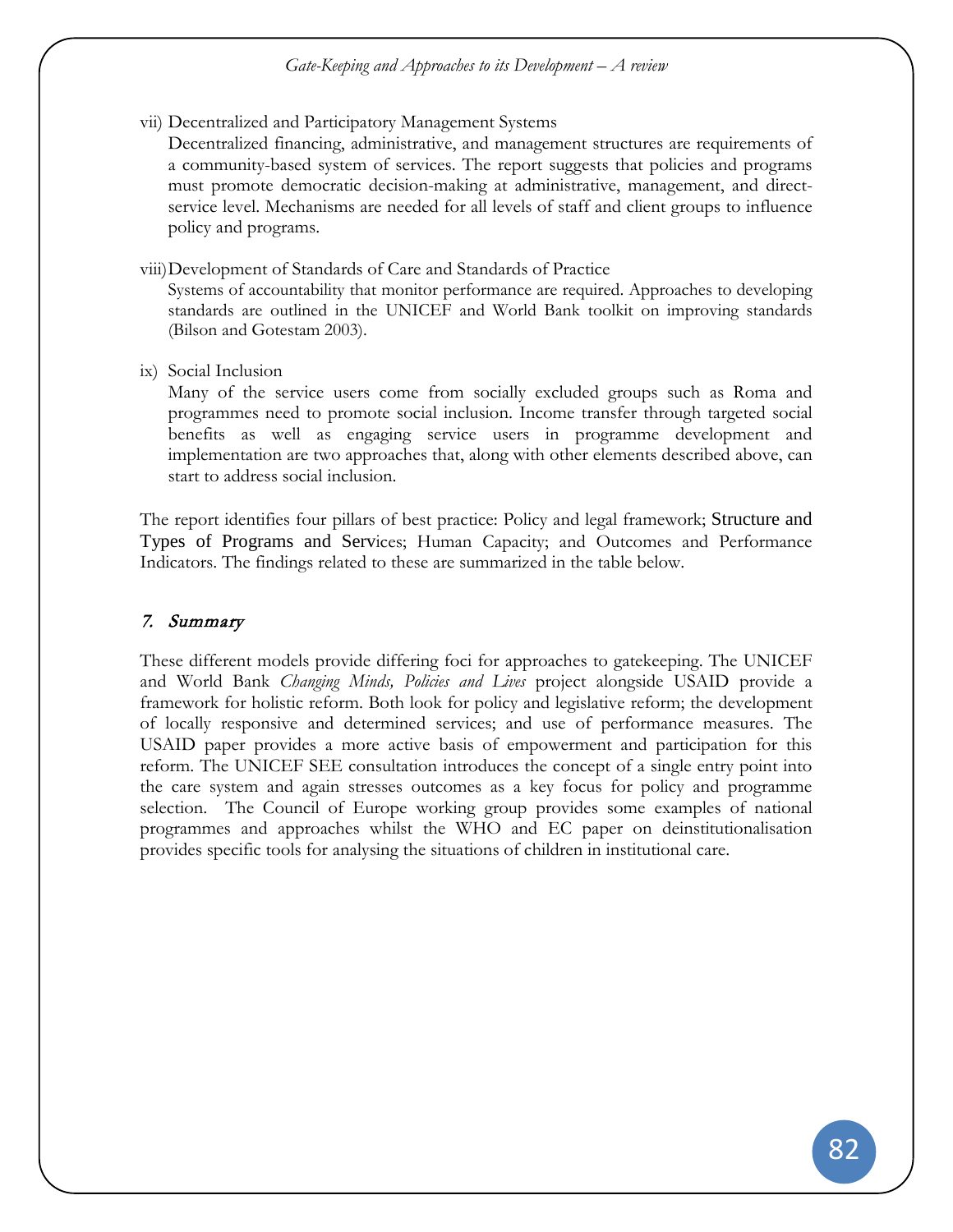vii) Decentralized and Participatory Management Systems

Decentralized financing, administrative, and management structures are requirements of a community-based system of services. The report suggests that policies and programs must promote democratic decision-making at administrative, management, and direct-service level. Mechanisms are needed for all levels of staff and client groups to influence policy and programs.

viii) Development of Standards of Care and Standards of Practice

Systems of accountability that monitor performance are required. Approaches to developing standards are outlined in the UNICEF and World Bank toolkit on improving standards (Bilson and Gotestam 2003).

ix) Social Inclusion

Many of the service users come from socially excluded groups such as Roma and programmes need to promote social inclusion. Income transfer through targeted social benefits as well as engaging service users in programme development and implementation are two approaches that, along with other elements described above, can start to address social inclusion.

The report identifies four pillars of best practice: Policy and legal framework; Structure and Types of Programs and Services; Human Capacity; and Outcomes and Performance Indicators. The findings related to these are summarized in the table below.

## *7. Summary*

These different models provide differing foci for approaches to gatekeeping. The UNICEF and World Bank *Changing Minds, Policies and Lives* project alongside USAID provide a framework for holistic reform. Both look for policy and legislative reform; the development of locally responsive and determined services; and use of performance measures. The USAID paper provides a more active basis of empowerment and participation for this reform. The UNICEF SEE consultation introduces the concept of a single entry point into the care system and again stresses outcomes as a key focus for policy and programme selection. The Council of Europe working group provides some examples of national programmes and approaches whilst the WHO and EC paper on deinstitutionalisation provides specific tools for analysing the situations of children in institutional care.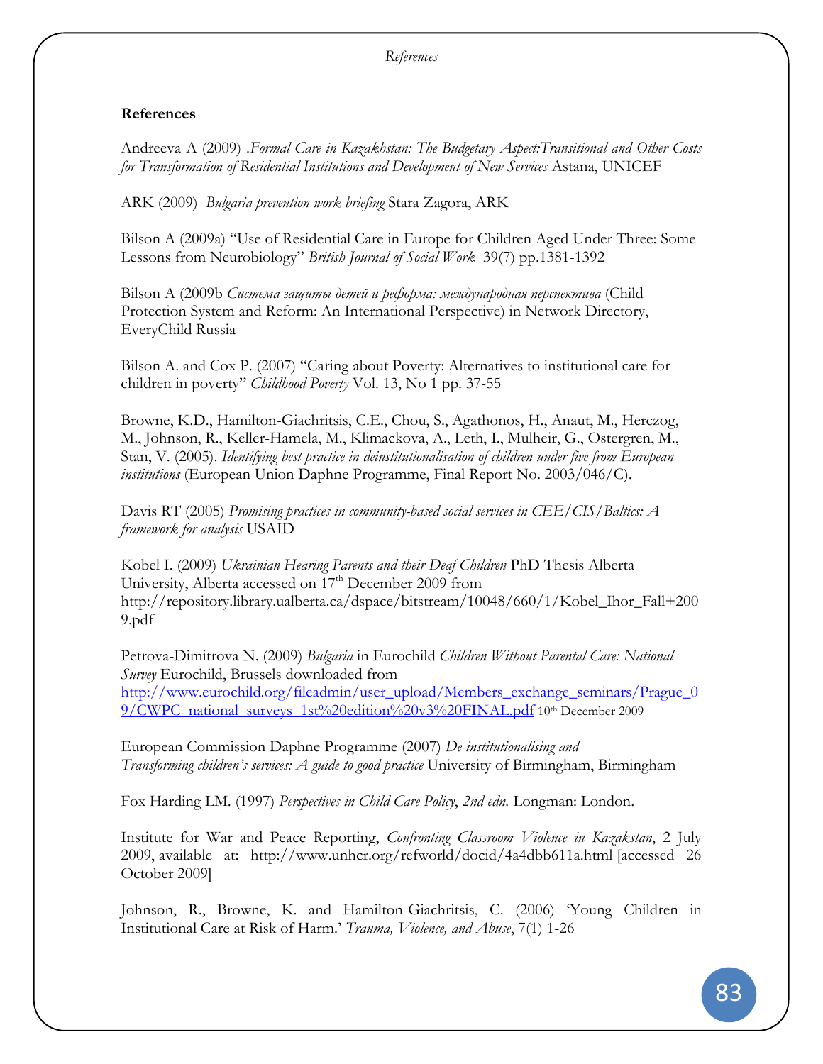## References

Andreeva A (2009) .*Formal Care in Kazakhstan: The Budgetary Aspect:Transitional and Other Costs for Transformation of Residential Institutions and Development of New Services* Astana, UNICEF

ARK (2009) *Bulgaria prevention work briefing* Stara Zagora, ARK

Bilson A (2009a) "Use of Residential Care in Europe for Children Aged Under Three: Some Lessons from Neurobiology" *British Journal of Social Work* 39(7) pp.1381-1392

Bilson A (2009b *Система защиты детей и реформа: международная перспектива* (Child Protection System and Reform: An International Perspective) in Network Directory, EveryChild Russia

Bilson A. and Cox P. (2007) "Caring about Poverty: Alternatives to institutional care for children in poverty" *Childhood Poverty* Vol. 13, No 1 pp. 37-55

Browne, K.D., Hamilton-Giachritsis, C.E., Chou, S., Agathonos, H., Anaut, M., Herczog, M., Johnson, R., Keller-Hamela, M., Klimackova, A., Leth, I., Mulheir, G., Ostergren, M., Stan, V. (2005). *Identifying best practice in deinstitutionalisation of children under five from European institutions* (European Union Daphne Programme, Final Report No. 2003/046/C).

Davis RT (2005) *Promising practices in community-based social services in CEE/CIS/Baltics: A framework for analysis* USAID

Kobel I. (2009) *Ukrainian Hearing Parents and their Deaf Children* PhD Thesis Alberta University, Alberta accessed on 17th December 2009 from http://repository.library.ualberta.ca/dspace/bitstream/10048/660/1/Kobel_Ihor_Fall+2009.pdf

Petrova-Dimitrova N. (2009) *Bulgaria* in Eurochild *Children Without Parental Care: National Survey* Eurochild, Brussels downloaded from http://www.eurochild.org/fileadmin/user_upload/Members_exchange_seminars/Prague_09/CWPC_national_surveys_1st%20edition%20v3%20FINAL.pdf 10th December 2009

European Commission Daphne Programme (2007) *De-institutionalising and Transforming children's services: A guide to good practice* University of Birmingham, Birmingham

Fox Harding LM. (1997) *Perspectives in Child Care Policy*, *2nd edn.* Longman: London.

Institute for War and Peace Reporting, *Confronting Classroom Violence in Kazakstan*, 2 July 2009, available at: http://www.unhcr.org/refworld/docid/4a4dbb611a.html [accessed 26 October 2009]

Johnson, R., Browne, K. and Hamilton-Giachritsis, C. (2006) 'Young Children in Institutional Care at Risk of Harm.' *Trauma, Violence, and Abuse*, 7(1) 1-26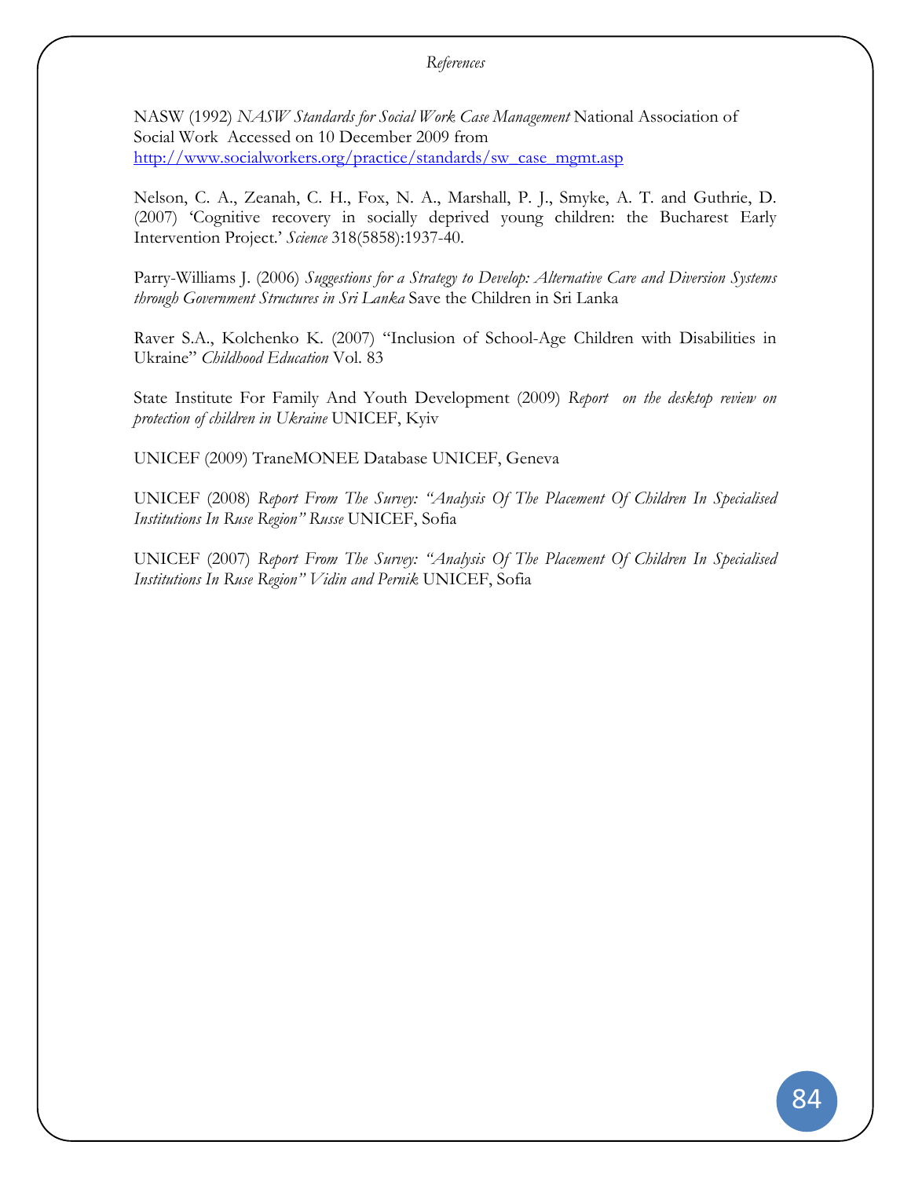NASW (1992) *NASW Standards for Social Work Case Management* National Association of Social Work Accessed on 10 December 2009 from http://www.socialworkers.org/practice/standards/sw_case_mgmt.asp

Nelson, C. A., Zeanah, C. H., Fox, N. A., Marshall, P. J., Smyke, A. T. and Guthrie, D. (2007) 'Cognitive recovery in socially deprived young children: the Bucharest Early Intervention Project.' *Science* 318(5858):1937-40.

Parry-Williams J. (2006) *Suggestions for a Strategy to Develop: Alternative Care and Diversion Systems through Government Structures in Sri Lanka* Save the Children in Sri Lanka

Raver S.A., Kolchenko K. (2007) "Inclusion of School-Age Children with Disabilities in Ukraine" *Childhood Education* Vol. 83

State Institute For Family And Youth Development (2009) *Report on the desktop review on protection of children in Ukraine* UNICEF, Kyiv

UNICEF (2009) TraneMONEE Database UNICEF, Geneva

UNICEF (2008) *Report From The Survey: "Analysis Of The Placement Of Children In Specialised Institutions In Ruse Region" Russe* UNICEF, Sofia

UNICEF (2007) *Report From The Survey: "Analysis Of The Placement Of Children In Specialised Institutions In Ruse Region" Vidin and Pernik* UNICEF, Sofia